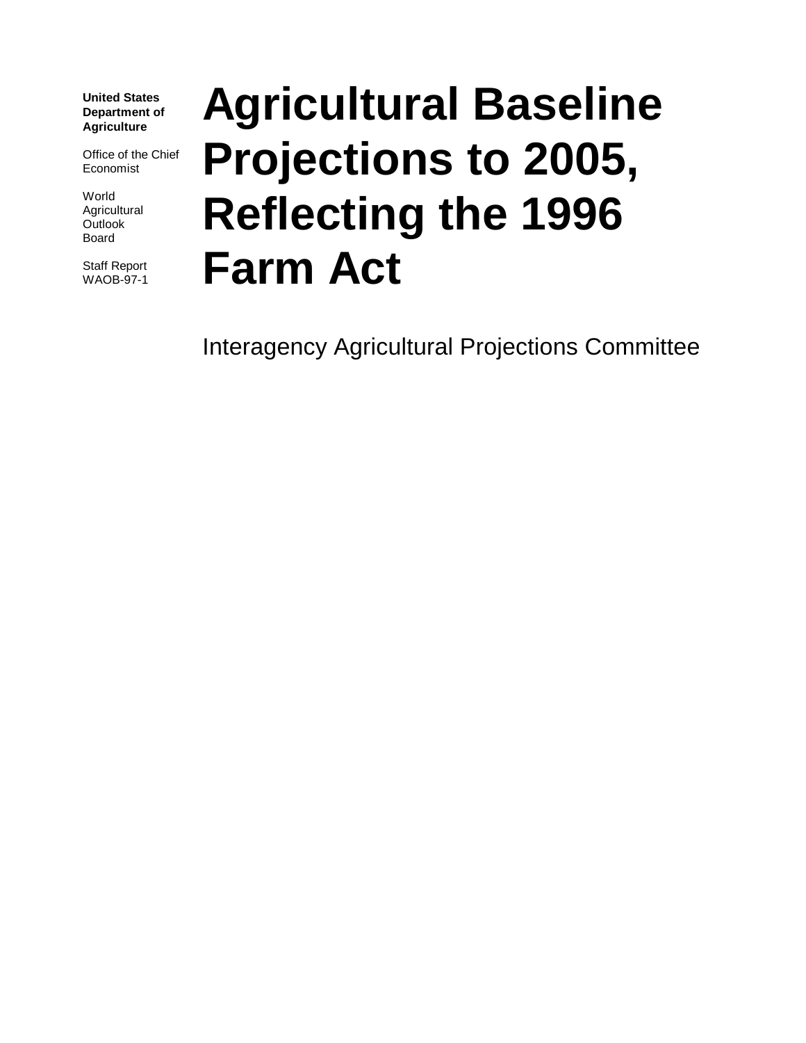**United States Department of Agriculture**

Office of the Chief Economist

World Agricultural Outlook Board

Staff Report WAOB-97-1

# Agricultural Baseline Projections to 2005, Reflecting the 1996 Farm Act

Interagency Agricultural Projections Committee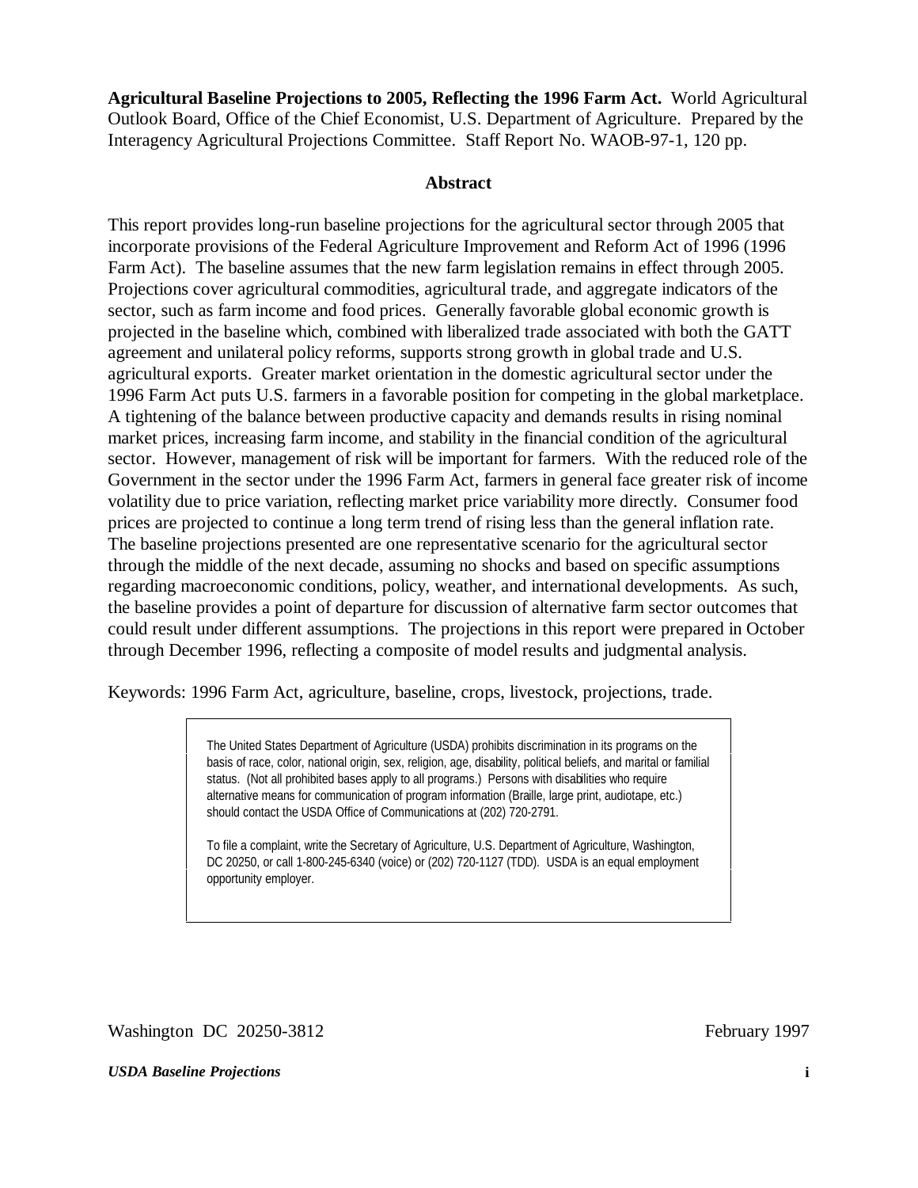**Agricultural Baseline Projections to 2005, Reflecting the 1996 Farm Act.** World Agricultural Outlook Board, Office of the Chief Economist, U.S. Department of Agriculture. Prepared by the Interagency Agricultural Projections Committee. Staff Report No. WAOB-97-1, 120 pp.

## Abstract

This report provides long-run baseline projections for the agricultural sector through 2005 that incorporate provisions of the Federal Agriculture Improvement and Reform Act of 1996 (1996 Farm Act). The baseline assumes that the new farm legislation remains in effect through 2005. Projections cover agricultural commodities, agricultural trade, and aggregate indicators of the sector, such as farm income and food prices. Generally favorable global economic growth is projected in the baseline which, combined with liberalized trade associated with both the GATT agreement and unilateral policy reforms, supports strong growth in global trade and U.S. agricultural exports. Greater market orientation in the domestic agricultural sector under the 1996 Farm Act puts U.S. farmers in a favorable position for competing in the global marketplace. A tightening of the balance between productive capacity and demands results in rising nominal market prices, increasing farm income, and stability in the financial condition of the agricultural sector. However, management of risk will be important for farmers. With the reduced role of the Government in the sector under the 1996 Farm Act, farmers in general face greater risk of income volatility due to price variation, reflecting market price variability more directly. Consumer food prices are projected to continue a long term trend of rising less than the general inflation rate. The baseline projections presented are one representative scenario for the agricultural sector through the middle of the next decade, assuming no shocks and based on specific assumptions regarding macroeconomic conditions, policy, weather, and international developments. As such, the baseline provides a point of departure for discussion of alternative farm sector outcomes that could result under different assumptions. The projections in this report were prepared in October through December 1996, reflecting a composite of model results and judgmental analysis.

Keywords: 1996 Farm Act, agriculture, baseline, crops, livestock, projections, trade.

> The United States Department of Agriculture (USDA) prohibits discrimination in its programs on the basis of race, color, national origin, sex, religion, age, disability, political beliefs, and marital or familial status. (Not all prohibited bases apply to all programs.) Persons with disabilities who require alternative means for communication of program information (Braille, large print, audiotape, etc.) should contact the USDA Office of Communications at (202) 720-2791.
>
> To file a complaint, write the Secretary of Agriculture, U.S. Department of Agriculture, Washington, DC 20250, or call 1-800-245-6340 (voice) or (202) 720-1127 (TDD). USDA is an equal employment opportunity employer.

Washington DC 20250-3812

February 1997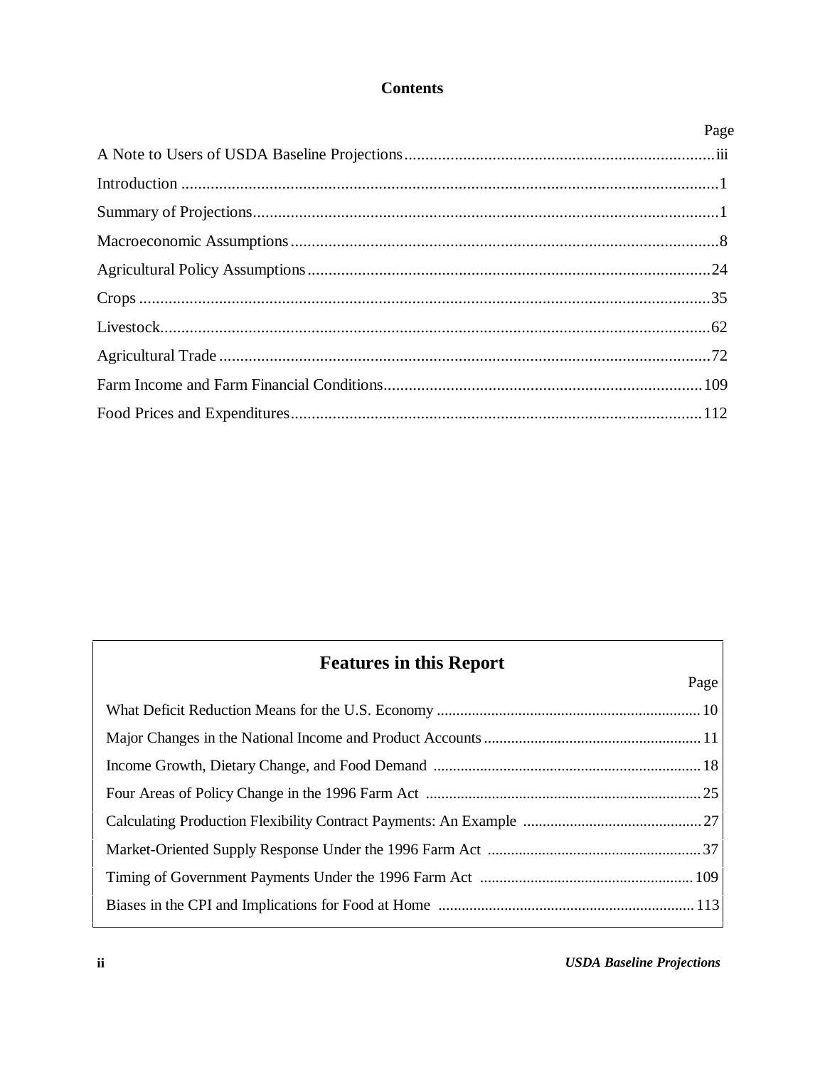# Contents

| | Page |
|---|---|
| A Note to Users of USDA Baseline Projections | iii |
| Introduction | 1 |
| Summary of Projections | 1 |
| Macroeconomic Assumptions | 8 |
| Agricultural Policy Assumptions | 24 |
| Crops | 35 |
| Livestock | 62 |
| Agricultural Trade | 72 |
| Farm Income and Farm Financial Conditions | 109 |
| Food Prices and Expenditures | 112 |

## Features in this Report

| | Page |
|---|---|
| What Deficit Reduction Means for the U.S. Economy | 10 |
| Major Changes in the National Income and Product Accounts | 11 |
| Income Growth, Dietary Change, and Food Demand | 18 |
| Four Areas of Policy Change in the 1996 Farm Act | 25 |
| Calculating Production Flexibility Contract Payments: An Example | 27 |
| Market-Oriented Supply Response Under the 1996 Farm Act | 37 |
| Timing of Government Payments Under the 1996 Farm Act | 109 |
| Biases in the CPI and Implications for Food at Home | 113 |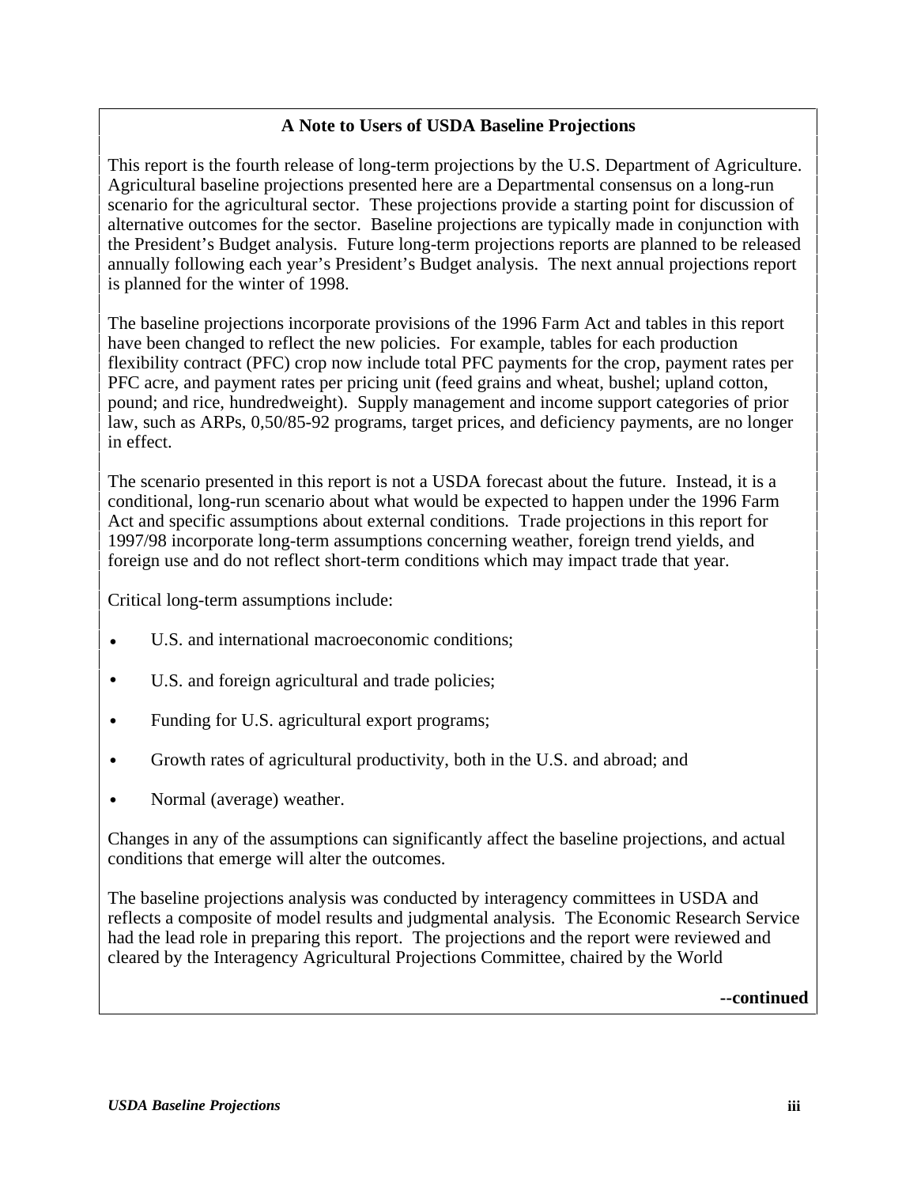## A Note to Users of USDA Baseline Projections

This report is the fourth release of long-term projections by the U.S. Department of Agriculture. Agricultural baseline projections presented here are a Departmental consensus on a long-run scenario for the agricultural sector. These projections provide a starting point for discussion of alternative outcomes for the sector. Baseline projections are typically made in conjunction with the President's Budget analysis. Future long-term projections reports are planned to be released annually following each year's President's Budget analysis. The next annual projections report is planned for the winter of 1998.

The baseline projections incorporate provisions of the 1996 Farm Act and tables in this report have been changed to reflect the new policies. For example, tables for each production flexibility contract (PFC) crop now include total PFC payments for the crop, payment rates per PFC acre, and payment rates per pricing unit (feed grains and wheat, bushel; upland cotton, pound; and rice, hundredweight). Supply management and income support categories of prior law, such as ARPs, 0,50/85-92 programs, target prices, and deficiency payments, are no longer in effect.

The scenario presented in this report is not a USDA forecast about the future. Instead, it is a conditional, long-run scenario about what would be expected to happen under the 1996 Farm Act and specific assumptions about external conditions. Trade projections in this report for 1997/98 incorporate long-term assumptions concerning weather, foreign trend yields, and foreign use and do not reflect short-term conditions which may impact trade that year.

Critical long-term assumptions include:

- U.S. and international macroeconomic conditions;
- U.S. and foreign agricultural and trade policies;
- Funding for U.S. agricultural export programs;
- Growth rates of agricultural productivity, both in the U.S. and abroad; and
- Normal (average) weather.

Changes in any of the assumptions can significantly affect the baseline projections, and actual conditions that emerge will alter the outcomes.

The baseline projections analysis was conducted by interagency committees in USDA and reflects a composite of model results and judgmental analysis. The Economic Research Service had the lead role in preparing this report. The projections and the report were reviewed and cleared by the Interagency Agricultural Projections Committee, chaired by the World

**--continued**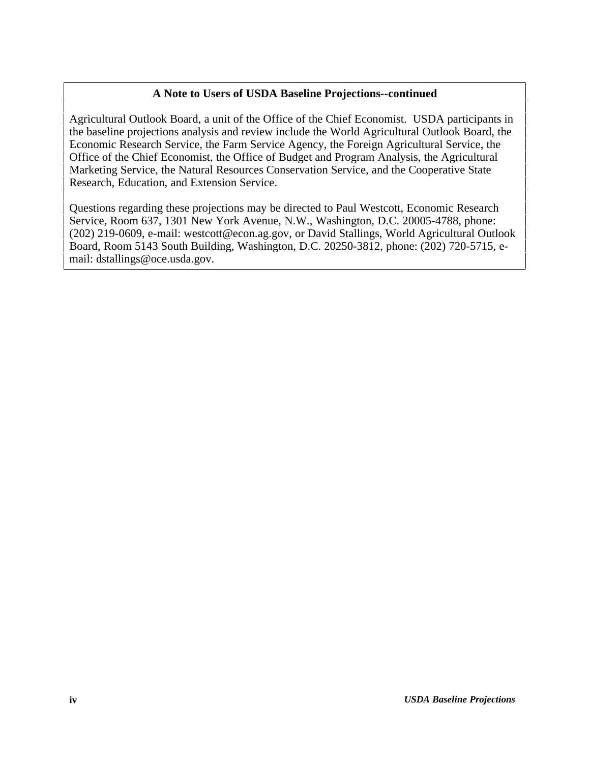### A Note to Users of USDA Baseline Projections--continued

Agricultural Outlook Board, a unit of the Office of the Chief Economist. USDA participants in the baseline projections analysis and review include the World Agricultural Outlook Board, the Economic Research Service, the Farm Service Agency, the Foreign Agricultural Service, the Office of the Chief Economist, the Office of Budget and Program Analysis, the Agricultural Marketing Service, the Natural Resources Conservation Service, and the Cooperative State Research, Education, and Extension Service.

Questions regarding these projections may be directed to Paul Westcott, Economic Research Service, Room 637, 1301 New York Avenue, N.W., Washington, D.C. 20005-4788, phone: (202) 219-0609, e-mail: westcott@econ.ag.gov, or David Stallings, World Agricultural Outlook Board, Room 5143 South Building, Washington, D.C. 20250-3812, phone: (202) 720-5715, e-mail: dstallings@oce.usda.gov.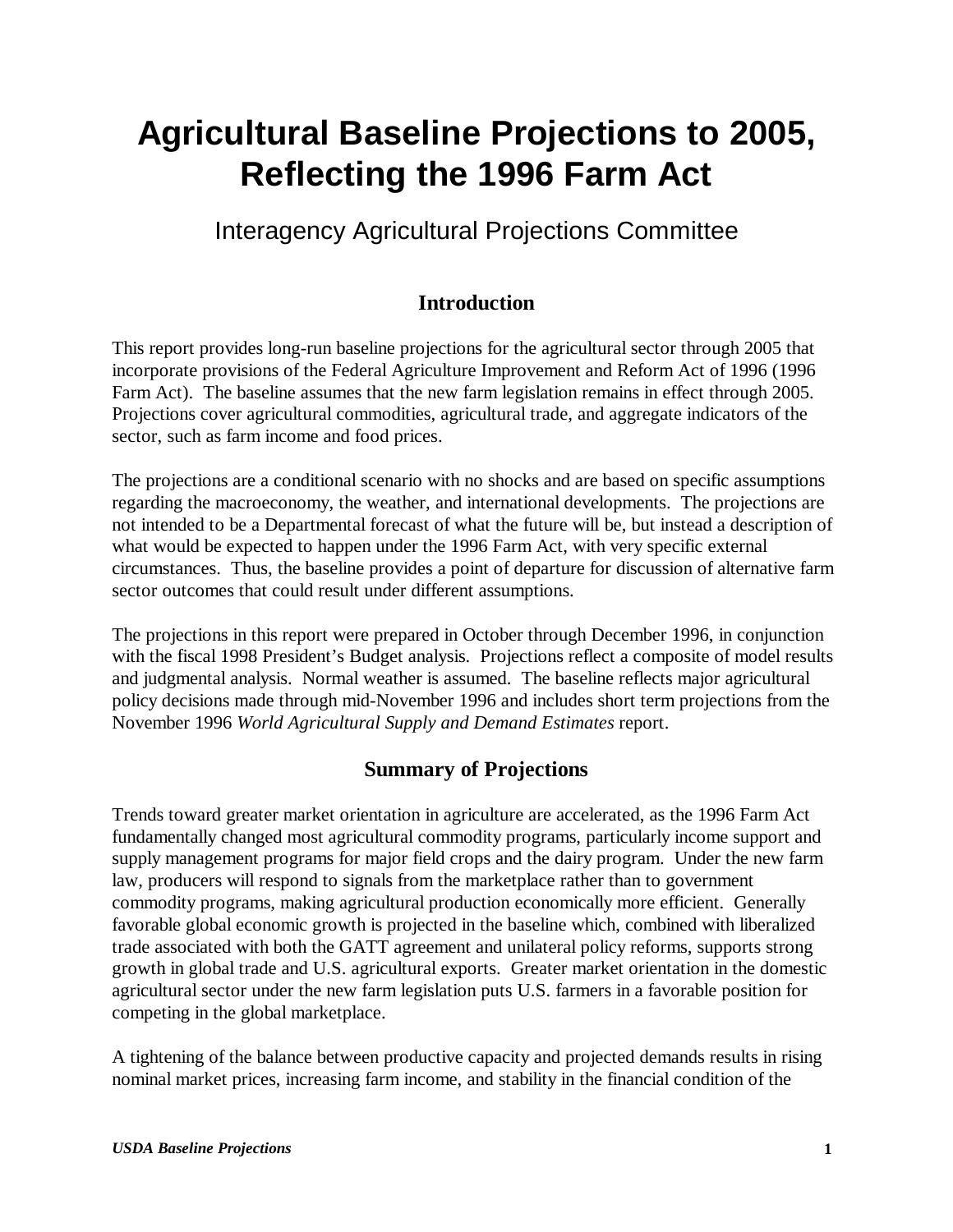# Agricultural Baseline Projections to 2005, Reflecting the 1996 Farm Act

Interagency Agricultural Projections Committee

## Introduction

This report provides long-run baseline projections for the agricultural sector through 2005 that incorporate provisions of the Federal Agriculture Improvement and Reform Act of 1996 (1996 Farm Act). The baseline assumes that the new farm legislation remains in effect through 2005. Projections cover agricultural commodities, agricultural trade, and aggregate indicators of the sector, such as farm income and food prices.

The projections are a conditional scenario with no shocks and are based on specific assumptions regarding the macroeconomy, the weather, and international developments. The projections are not intended to be a Departmental forecast of what the future will be, but instead a description of what would be expected to happen under the 1996 Farm Act, with very specific external circumstances. Thus, the baseline provides a point of departure for discussion of alternative farm sector outcomes that could result under different assumptions.

The projections in this report were prepared in October through December 1996, in conjunction with the fiscal 1998 President's Budget analysis. Projections reflect a composite of model results and judgmental analysis. Normal weather is assumed. The baseline reflects major agricultural policy decisions made through mid-November 1996 and includes short term projections from the November 1996 *World Agricultural Supply and Demand Estimates* report.

## Summary of Projections

Trends toward greater market orientation in agriculture are accelerated, as the 1996 Farm Act fundamentally changed most agricultural commodity programs, particularly income support and supply management programs for major field crops and the dairy program. Under the new farm law, producers will respond to signals from the marketplace rather than to government commodity programs, making agricultural production economically more efficient. Generally favorable global economic growth is projected in the baseline which, combined with liberalized trade associated with both the GATT agreement and unilateral policy reforms, supports strong growth in global trade and U.S. agricultural exports. Greater market orientation in the domestic agricultural sector under the new farm legislation puts U.S. farmers in a favorable position for competing in the global marketplace.

A tightening of the balance between productive capacity and projected demands results in rising nominal market prices, increasing farm income, and stability in the financial condition of the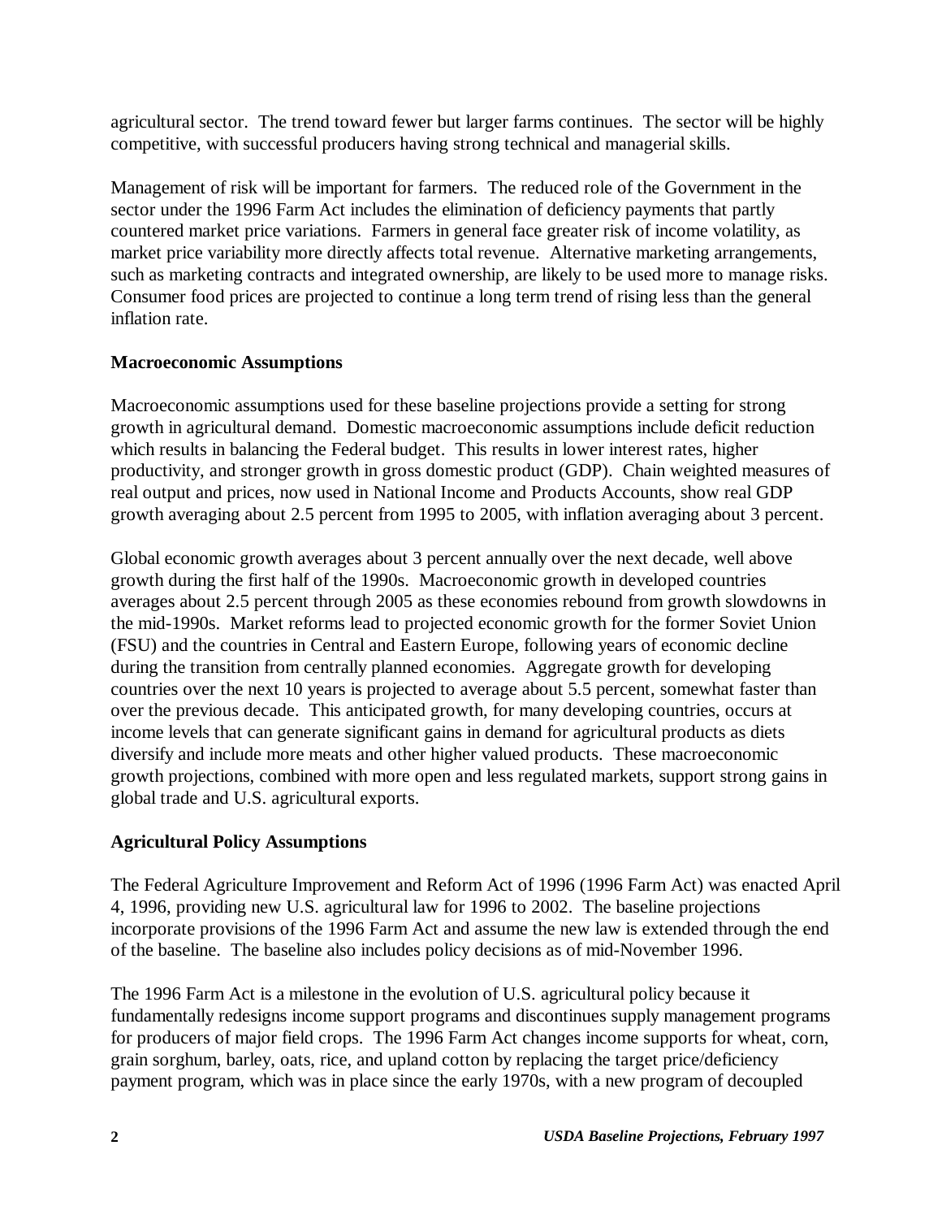agricultural sector. The trend toward fewer but larger farms continues. The sector will be highly competitive, with successful producers having strong technical and managerial skills.

Management of risk will be important for farmers. The reduced role of the Government in the sector under the 1996 Farm Act includes the elimination of deficiency payments that partly countered market price variations. Farmers in general face greater risk of income volatility, as market price variability more directly affects total revenue. Alternative marketing arrangements, such as marketing contracts and integrated ownership, are likely to be used more to manage risks. Consumer food prices are projected to continue a long term trend of rising less than the general inflation rate.

**Macroeconomic Assumptions**

Macroeconomic assumptions used for these baseline projections provide a setting for strong growth in agricultural demand. Domestic macroeconomic assumptions include deficit reduction which results in balancing the Federal budget. This results in lower interest rates, higher productivity, and stronger growth in gross domestic product (GDP). Chain weighted measures of real output and prices, now used in National Income and Products Accounts, show real GDP growth averaging about 2.5 percent from 1995 to 2005, with inflation averaging about 3 percent.

Global economic growth averages about 3 percent annually over the next decade, well above growth during the first half of the 1990s. Macroeconomic growth in developed countries averages about 2.5 percent through 2005 as these economies rebound from growth slowdowns in the mid-1990s. Market reforms lead to projected economic growth for the former Soviet Union (FSU) and the countries in Central and Eastern Europe, following years of economic decline during the transition from centrally planned economies. Aggregate growth for developing countries over the next 10 years is projected to average about 5.5 percent, somewhat faster than over the previous decade. This anticipated growth, for many developing countries, occurs at income levels that can generate significant gains in demand for agricultural products as diets diversify and include more meats and other higher valued products. These macroeconomic growth projections, combined with more open and less regulated markets, support strong gains in global trade and U.S. agricultural exports.

**Agricultural Policy Assumptions**

The Federal Agriculture Improvement and Reform Act of 1996 (1996 Farm Act) was enacted April 4, 1996, providing new U.S. agricultural law for 1996 to 2002. The baseline projections incorporate provisions of the 1996 Farm Act and assume the new law is extended through the end of the baseline. The baseline also includes policy decisions as of mid-November 1996.

The 1996 Farm Act is a milestone in the evolution of U.S. agricultural policy because it fundamentally redesigns income support programs and discontinues supply management programs for producers of major field crops. The 1996 Farm Act changes income supports for wheat, corn, grain sorghum, barley, oats, rice, and upland cotton by replacing the target price/deficiency payment program, which was in place since the early 1970s, with a new program of decoupled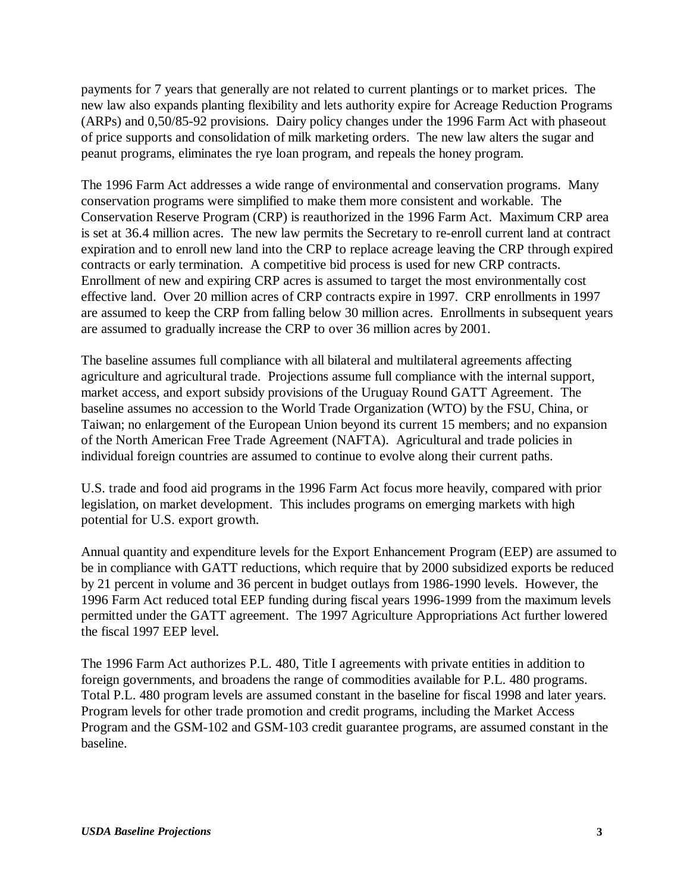payments for 7 years that generally are not related to current plantings or to market prices. The new law also expands planting flexibility and lets authority expire for Acreage Reduction Programs (ARPs) and 0,50/85-92 provisions. Dairy policy changes under the 1996 Farm Act with phaseout of price supports and consolidation of milk marketing orders. The new law alters the sugar and peanut programs, eliminates the rye loan program, and repeals the honey program.

The 1996 Farm Act addresses a wide range of environmental and conservation programs. Many conservation programs were simplified to make them more consistent and workable. The Conservation Reserve Program (CRP) is reauthorized in the 1996 Farm Act. Maximum CRP area is set at 36.4 million acres. The new law permits the Secretary to re-enroll current land at contract expiration and to enroll new land into the CRP to replace acreage leaving the CRP through expired contracts or early termination. A competitive bid process is used for new CRP contracts. Enrollment of new and expiring CRP acres is assumed to target the most environmentally cost effective land. Over 20 million acres of CRP contracts expire in 1997. CRP enrollments in 1997 are assumed to keep the CRP from falling below 30 million acres. Enrollments in subsequent years are assumed to gradually increase the CRP to over 36 million acres by 2001.

The baseline assumes full compliance with all bilateral and multilateral agreements affecting agriculture and agricultural trade. Projections assume full compliance with the internal support, market access, and export subsidy provisions of the Uruguay Round GATT Agreement. The baseline assumes no accession to the World Trade Organization (WTO) by the FSU, China, or Taiwan; no enlargement of the European Union beyond its current 15 members; and no expansion of the North American Free Trade Agreement (NAFTA). Agricultural and trade policies in individual foreign countries are assumed to continue to evolve along their current paths.

U.S. trade and food aid programs in the 1996 Farm Act focus more heavily, compared with prior legislation, on market development. This includes programs on emerging markets with high potential for U.S. export growth.

Annual quantity and expenditure levels for the Export Enhancement Program (EEP) are assumed to be in compliance with GATT reductions, which require that by 2000 subsidized exports be reduced by 21 percent in volume and 36 percent in budget outlays from 1986-1990 levels. However, the 1996 Farm Act reduced total EEP funding during fiscal years 1996-1999 from the maximum levels permitted under the GATT agreement. The 1997 Agriculture Appropriations Act further lowered the fiscal 1997 EEP level.

The 1996 Farm Act authorizes P.L. 480, Title I agreements with private entities in addition to foreign governments, and broadens the range of commodities available for P.L. 480 programs. Total P.L. 480 program levels are assumed constant in the baseline for fiscal 1998 and later years. Program levels for other trade promotion and credit programs, including the Market Access Program and the GSM-102 and GSM-103 credit guarantee programs, are assumed constant in the baseline.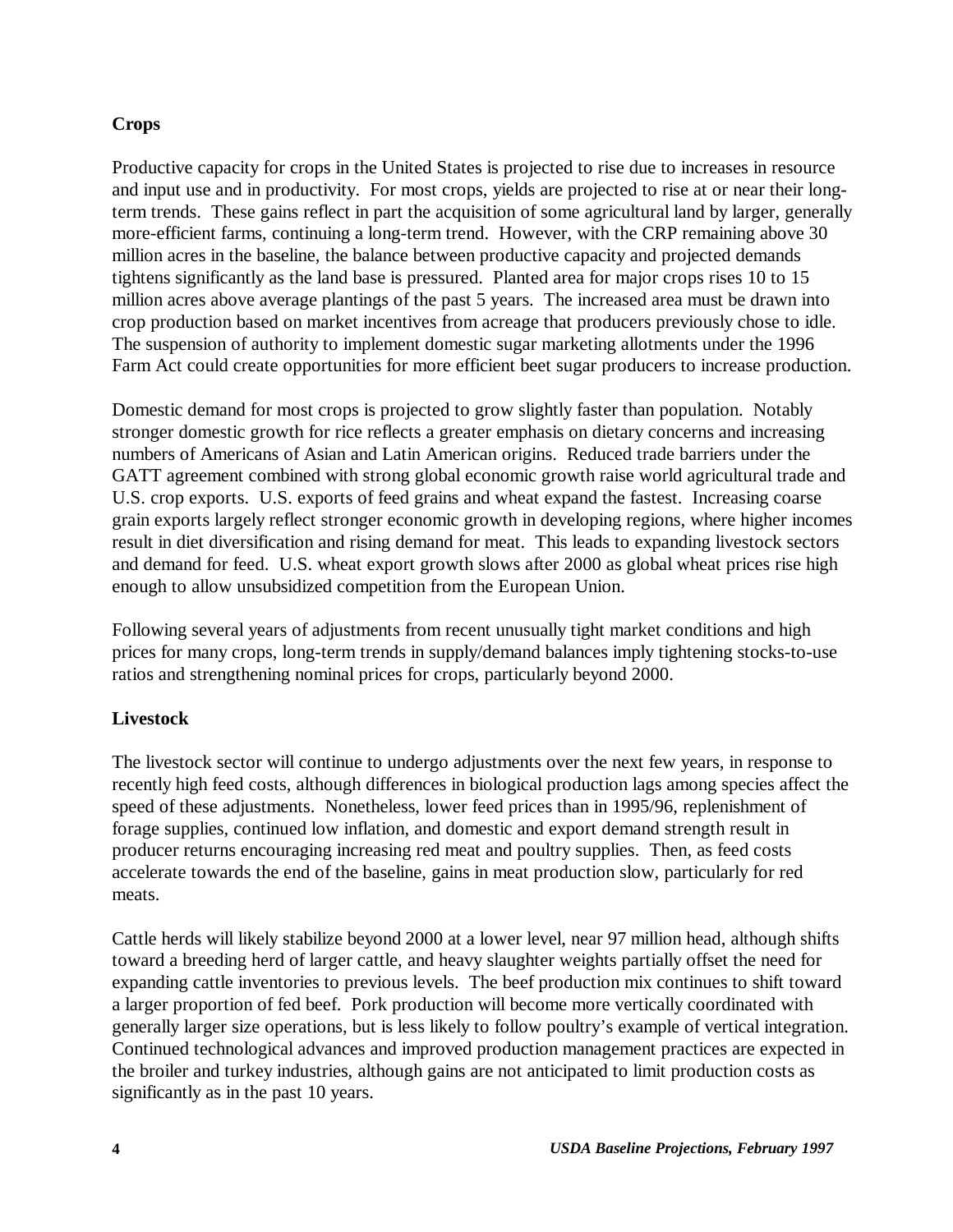### Crops

Productive capacity for crops in the United States is projected to rise due to increases in resource and input use and in productivity. For most crops, yields are projected to rise at or near their long-term trends. These gains reflect in part the acquisition of some agricultural land by larger, generally more-efficient farms, continuing a long-term trend. However, with the CRP remaining above 30 million acres in the baseline, the balance between productive capacity and projected demands tightens significantly as the land base is pressured. Planted area for major crops rises 10 to 15 million acres above average plantings of the past 5 years. The increased area must be drawn into crop production based on market incentives from acreage that producers previously chose to idle. The suspension of authority to implement domestic sugar marketing allotments under the 1996 Farm Act could create opportunities for more efficient beet sugar producers to increase production.

Domestic demand for most crops is projected to grow slightly faster than population. Notably stronger domestic growth for rice reflects a greater emphasis on dietary concerns and increasing numbers of Americans of Asian and Latin American origins. Reduced trade barriers under the GATT agreement combined with strong global economic growth raise world agricultural trade and U.S. crop exports. U.S. exports of feed grains and wheat expand the fastest. Increasing coarse grain exports largely reflect stronger economic growth in developing regions, where higher incomes result in diet diversification and rising demand for meat. This leads to expanding livestock sectors and demand for feed. U.S. wheat export growth slows after 2000 as global wheat prices rise high enough to allow unsubsidized competition from the European Union.

Following several years of adjustments from recent unusually tight market conditions and high prices for many crops, long-term trends in supply/demand balances imply tightening stocks-to-use ratios and strengthening nominal prices for crops, particularly beyond 2000.

### Livestock

The livestock sector will continue to undergo adjustments over the next few years, in response to recently high feed costs, although differences in biological production lags among species affect the speed of these adjustments. Nonetheless, lower feed prices than in 1995/96, replenishment of forage supplies, continued low inflation, and domestic and export demand strength result in producer returns encouraging increasing red meat and poultry supplies. Then, as feed costs accelerate towards the end of the baseline, gains in meat production slow, particularly for red meats.

Cattle herds will likely stabilize beyond 2000 at a lower level, near 97 million head, although shifts toward a breeding herd of larger cattle, and heavy slaughter weights partially offset the need for expanding cattle inventories to previous levels. The beef production mix continues to shift toward a larger proportion of fed beef. Pork production will become more vertically coordinated with generally larger size operations, but is less likely to follow poultry's example of vertical integration. Continued technological advances and improved production management practices are expected in the broiler and turkey industries, although gains are not anticipated to limit production costs as significantly as in the past 10 years.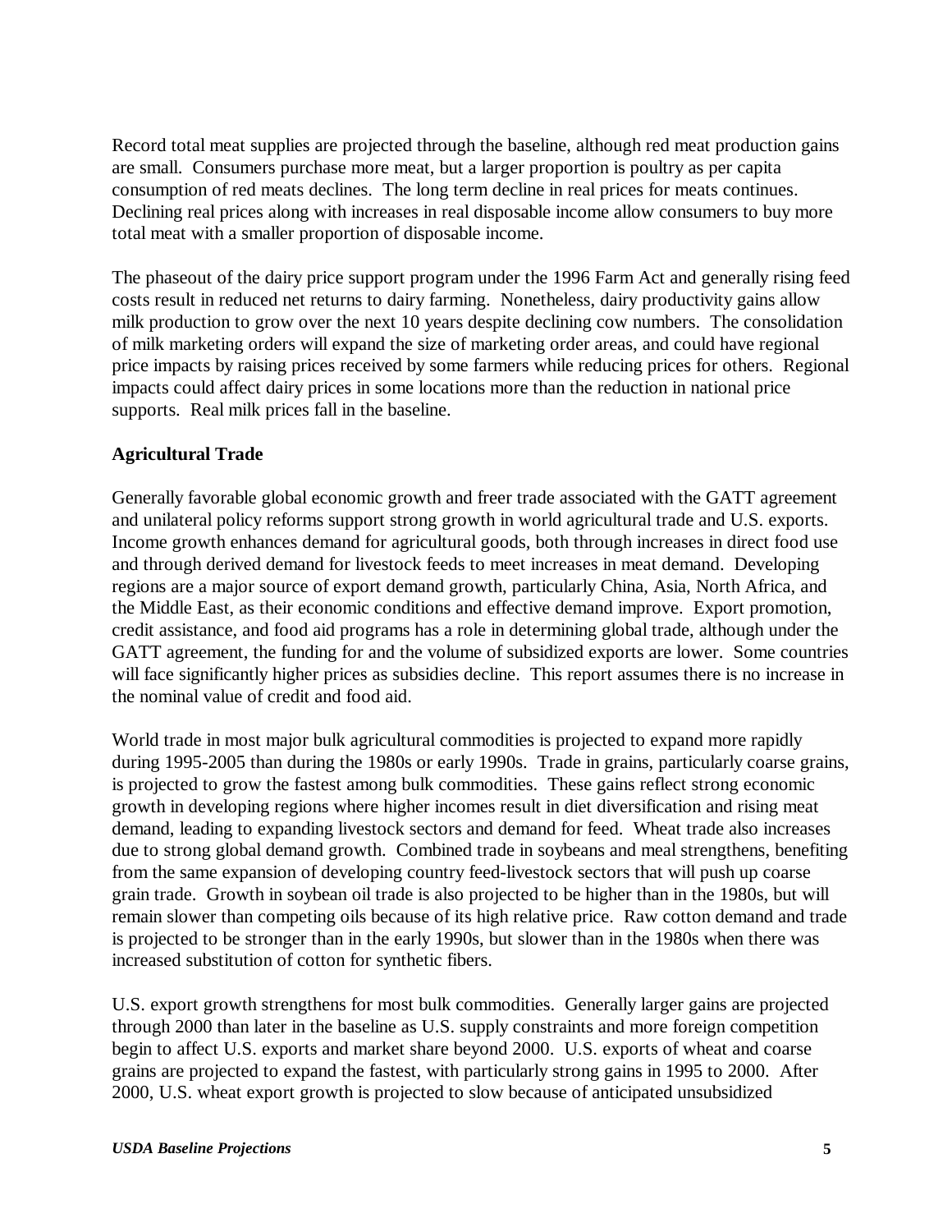Record total meat supplies are projected through the baseline, although red meat production gains are small. Consumers purchase more meat, but a larger proportion is poultry as per capita consumption of red meats declines. The long term decline in real prices for meats continues. Declining real prices along with increases in real disposable income allow consumers to buy more total meat with a smaller proportion of disposable income.

The phaseout of the dairy price support program under the 1996 Farm Act and generally rising feed costs result in reduced net returns to dairy farming. Nonetheless, dairy productivity gains allow milk production to grow over the next 10 years despite declining cow numbers. The consolidation of milk marketing orders will expand the size of marketing order areas, and could have regional price impacts by raising prices received by some farmers while reducing prices for others. Regional impacts could affect dairy prices in some locations more than the reduction in national price supports. Real milk prices fall in the baseline.

**Agricultural Trade**

Generally favorable global economic growth and freer trade associated with the GATT agreement and unilateral policy reforms support strong growth in world agricultural trade and U.S. exports. Income growth enhances demand for agricultural goods, both through increases in direct food use and through derived demand for livestock feeds to meet increases in meat demand. Developing regions are a major source of export demand growth, particularly China, Asia, North Africa, and the Middle East, as their economic conditions and effective demand improve. Export promotion, credit assistance, and food aid programs has a role in determining global trade, although under the GATT agreement, the funding for and the volume of subsidized exports are lower. Some countries will face significantly higher prices as subsidies decline. This report assumes there is no increase in the nominal value of credit and food aid.

World trade in most major bulk agricultural commodities is projected to expand more rapidly during 1995-2005 than during the 1980s or early 1990s. Trade in grains, particularly coarse grains, is projected to grow the fastest among bulk commodities. These gains reflect strong economic growth in developing regions where higher incomes result in diet diversification and rising meat demand, leading to expanding livestock sectors and demand for feed. Wheat trade also increases due to strong global demand growth. Combined trade in soybeans and meal strengthens, benefiting from the same expansion of developing country feed-livestock sectors that will push up coarse grain trade. Growth in soybean oil trade is also projected to be higher than in the 1980s, but will remain slower than competing oils because of its high relative price. Raw cotton demand and trade is projected to be stronger than in the early 1990s, but slower than in the 1980s when there was increased substitution of cotton for synthetic fibers.

U.S. export growth strengthens for most bulk commodities. Generally larger gains are projected through 2000 than later in the baseline as U.S. supply constraints and more foreign competition begin to affect U.S. exports and market share beyond 2000. U.S. exports of wheat and coarse grains are projected to expand the fastest, with particularly strong gains in 1995 to 2000. After 2000, U.S. wheat export growth is projected to slow because of anticipated unsubsidized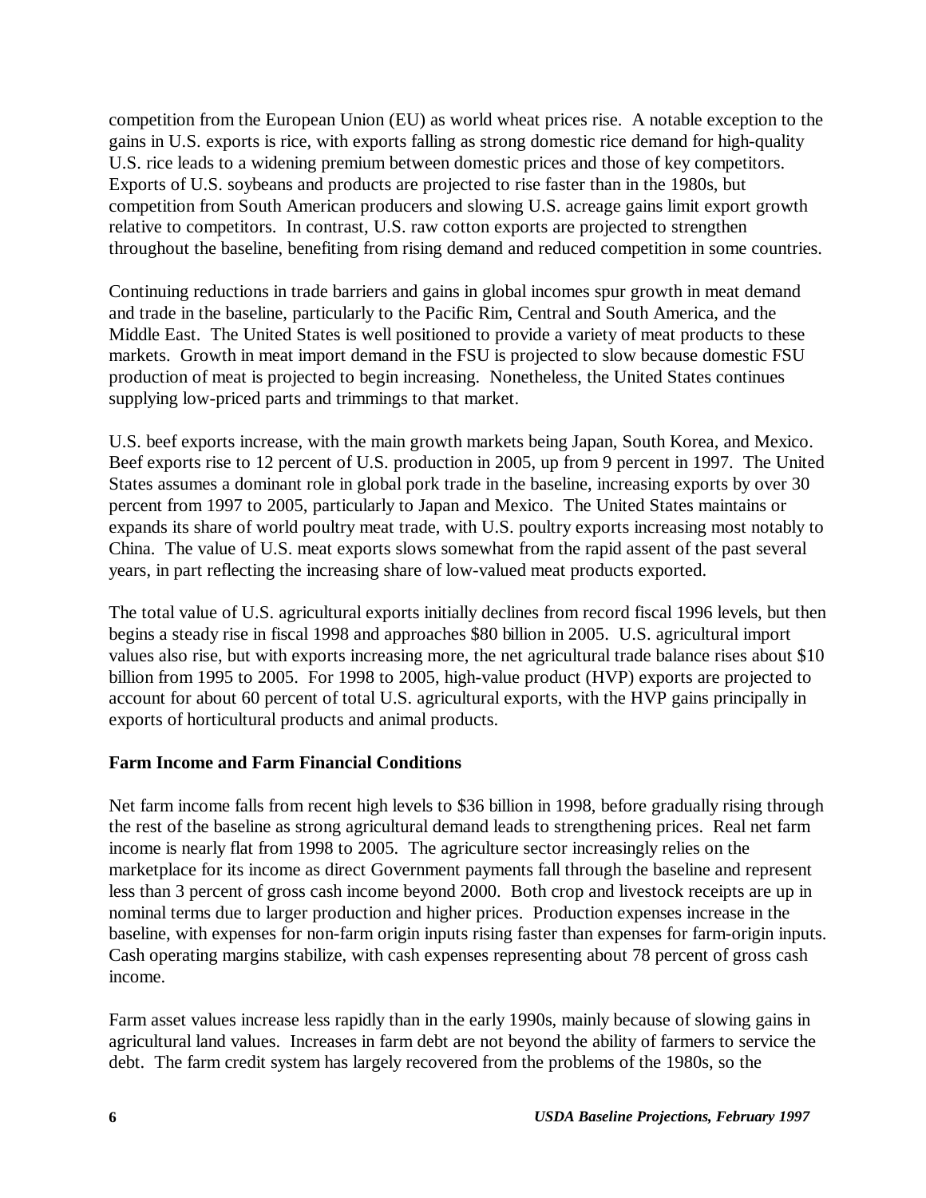competition from the European Union (EU) as world wheat prices rise. A notable exception to the gains in U.S. exports is rice, with exports falling as strong domestic rice demand for high-quality U.S. rice leads to a widening premium between domestic prices and those of key competitors. Exports of U.S. soybeans and products are projected to rise faster than in the 1980s, but competition from South American producers and slowing U.S. acreage gains limit export growth relative to competitors. In contrast, U.S. raw cotton exports are projected to strengthen throughout the baseline, benefiting from rising demand and reduced competition in some countries.

Continuing reductions in trade barriers and gains in global incomes spur growth in meat demand and trade in the baseline, particularly to the Pacific Rim, Central and South America, and the Middle East. The United States is well positioned to provide a variety of meat products to these markets. Growth in meat import demand in the FSU is projected to slow because domestic FSU production of meat is projected to begin increasing. Nonetheless, the United States continues supplying low-priced parts and trimmings to that market.

U.S. beef exports increase, with the main growth markets being Japan, South Korea, and Mexico. Beef exports rise to 12 percent of U.S. production in 2005, up from 9 percent in 1997. The United States assumes a dominant role in global pork trade in the baseline, increasing exports by over 30 percent from 1997 to 2005, particularly to Japan and Mexico. The United States maintains or expands its share of world poultry meat trade, with U.S. poultry exports increasing most notably to China. The value of U.S. meat exports slows somewhat from the rapid assent of the past several years, in part reflecting the increasing share of low-valued meat products exported.

The total value of U.S. agricultural exports initially declines from record fiscal 1996 levels, but then begins a steady rise in fiscal 1998 and approaches $80 billion in 2005. U.S. agricultural import values also rise, but with exports increasing more, the net agricultural trade balance rises about $10 billion from 1995 to 2005. For 1998 to 2005, high-value product (HVP) exports are projected to account for about 60 percent of total U.S. agricultural exports, with the HVP gains principally in exports of horticultural products and animal products.

**Farm Income and Farm Financial Conditions**

Net farm income falls from recent high levels to $36 billion in 1998, before gradually rising through the rest of the baseline as strong agricultural demand leads to strengthening prices. Real net farm income is nearly flat from 1998 to 2005. The agriculture sector increasingly relies on the marketplace for its income as direct Government payments fall through the baseline and represent less than 3 percent of gross cash income beyond 2000. Both crop and livestock receipts are up in nominal terms due to larger production and higher prices. Production expenses increase in the baseline, with expenses for non-farm origin inputs rising faster than expenses for farm-origin inputs. Cash operating margins stabilize, with cash expenses representing about 78 percent of gross cash income.

Farm asset values increase less rapidly than in the early 1990s, mainly because of slowing gains in agricultural land values. Increases in farm debt are not beyond the ability of farmers to service the debt. The farm credit system has largely recovered from the problems of the 1980s, so the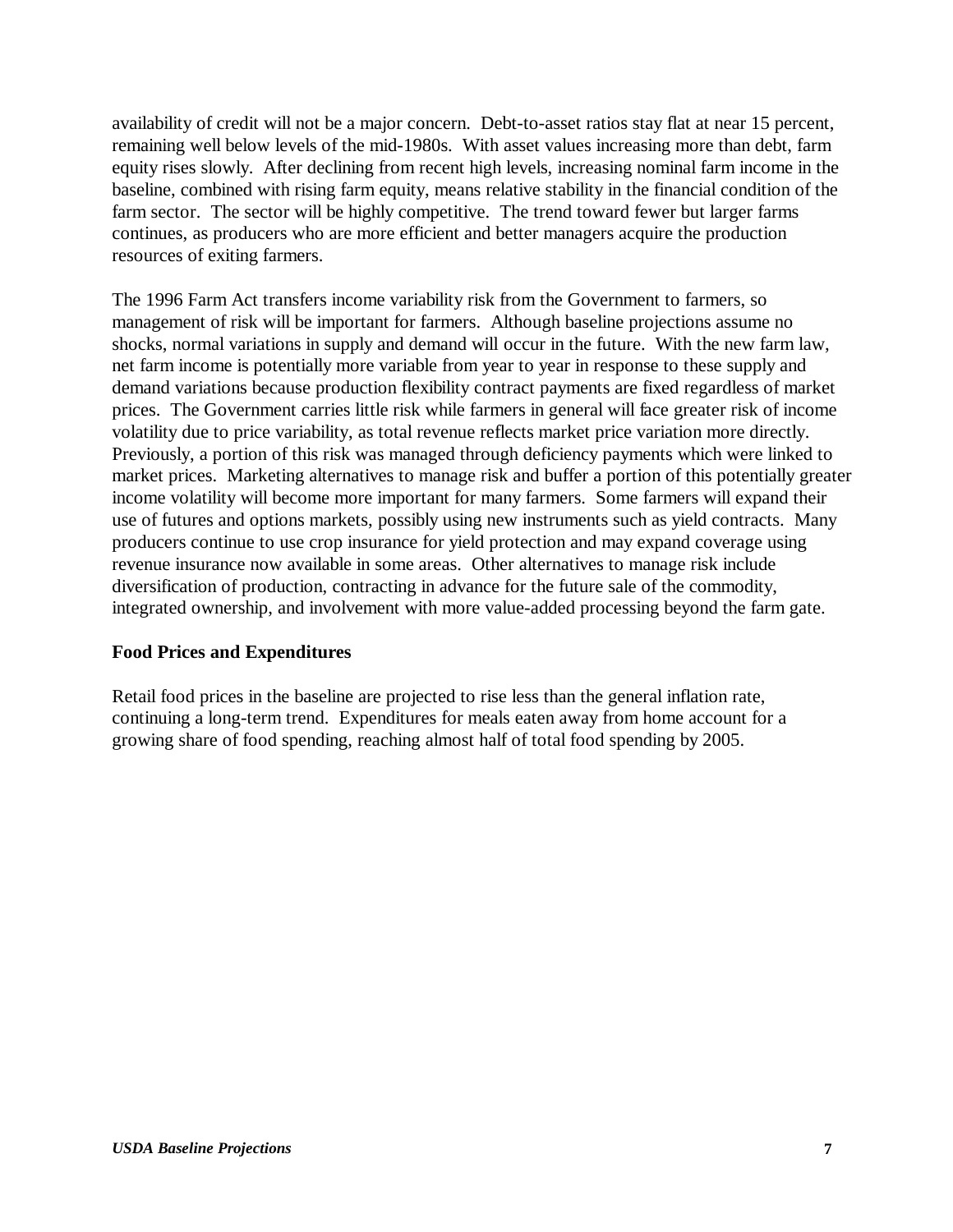availability of credit will not be a major concern. Debt-to-asset ratios stay flat at near 15 percent, remaining well below levels of the mid-1980s. With asset values increasing more than debt, farm equity rises slowly. After declining from recent high levels, increasing nominal farm income in the baseline, combined with rising farm equity, means relative stability in the financial condition of the farm sector. The sector will be highly competitive. The trend toward fewer but larger farms continues, as producers who are more efficient and better managers acquire the production resources of exiting farmers.

The 1996 Farm Act transfers income variability risk from the Government to farmers, so management of risk will be important for farmers. Although baseline projections assume no shocks, normal variations in supply and demand will occur in the future. With the new farm law, net farm income is potentially more variable from year to year in response to these supply and demand variations because production flexibility contract payments are fixed regardless of market prices. The Government carries little risk while farmers in general will face greater risk of income volatility due to price variability, as total revenue reflects market price variation more directly. Previously, a portion of this risk was managed through deficiency payments which were linked to market prices. Marketing alternatives to manage risk and buffer a portion of this potentially greater income volatility will become more important for many farmers. Some farmers will expand their use of futures and options markets, possibly using new instruments such as yield contracts. Many producers continue to use crop insurance for yield protection and may expand coverage using revenue insurance now available in some areas. Other alternatives to manage risk include diversification of production, contracting in advance for the future sale of the commodity, integrated ownership, and involvement with more value-added processing beyond the farm gate.

**Food Prices and Expenditures**

Retail food prices in the baseline are projected to rise less than the general inflation rate, continuing a long-term trend. Expenditures for meals eaten away from home account for a growing share of food spending, reaching almost half of total food spending by 2005.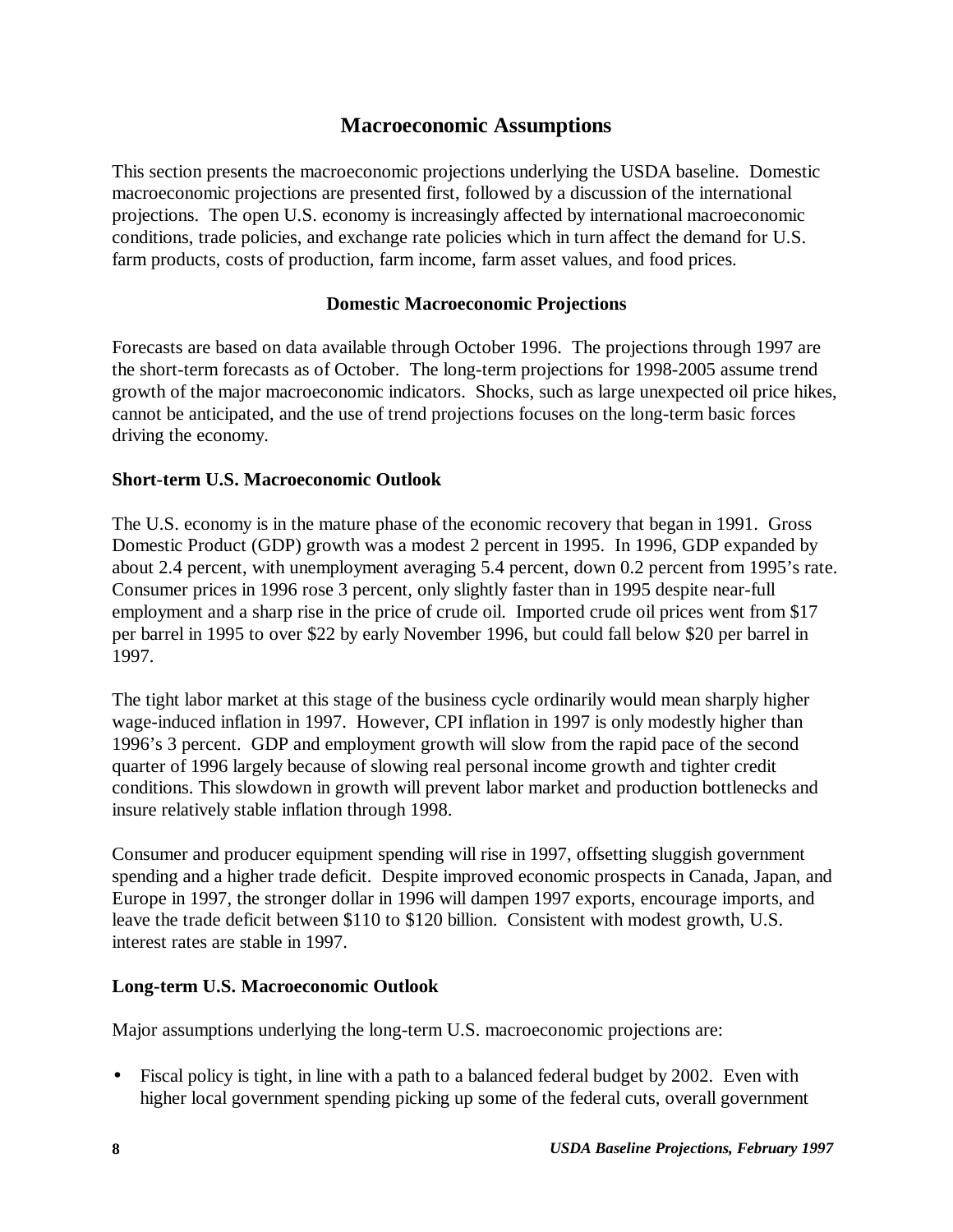## Macroeconomic Assumptions

This section presents the macroeconomic projections underlying the USDA baseline. Domestic macroeconomic projections are presented first, followed by a discussion of the international projections. The open U.S. economy is increasingly affected by international macroeconomic conditions, trade policies, and exchange rate policies which in turn affect the demand for U.S. farm products, costs of production, farm income, farm asset values, and food prices.

### Domestic Macroeconomic Projections

Forecasts are based on data available through October 1996. The projections through 1997 are the short-term forecasts as of October. The long-term projections for 1998-2005 assume trend growth of the major macroeconomic indicators. Shocks, such as large unexpected oil price hikes, cannot be anticipated, and the use of trend projections focuses on the long-term basic forces driving the economy.

#### Short-term U.S. Macroeconomic Outlook

The U.S. economy is in the mature phase of the economic recovery that began in 1991. Gross Domestic Product (GDP) growth was a modest 2 percent in 1995. In 1996, GDP expanded by about 2.4 percent, with unemployment averaging 5.4 percent, down 0.2 percent from 1995's rate. Consumer prices in 1996 rose 3 percent, only slightly faster than in 1995 despite near-full employment and a sharp rise in the price of crude oil. Imported crude oil prices went from $17 per barrel in 1995 to over $22 by early November 1996, but could fall below $20 per barrel in 1997.

The tight labor market at this stage of the business cycle ordinarily would mean sharply higher wage-induced inflation in 1997. However, CPI inflation in 1997 is only modestly higher than 1996's 3 percent. GDP and employment growth will slow from the rapid pace of the second quarter of 1996 largely because of slowing real personal income growth and tighter credit conditions. This slowdown in growth will prevent labor market and production bottlenecks and insure relatively stable inflation through 1998.

Consumer and producer equipment spending will rise in 1997, offsetting sluggish government spending and a higher trade deficit. Despite improved economic prospects in Canada, Japan, and Europe in 1997, the stronger dollar in 1996 will dampen 1997 exports, encourage imports, and leave the trade deficit between $110 to $120 billion. Consistent with modest growth, U.S. interest rates are stable in 1997.

#### Long-term U.S. Macroeconomic Outlook

Major assumptions underlying the long-term U.S. macroeconomic projections are:

- Fiscal policy is tight, in line with a path to a balanced federal budget by 2002. Even with higher local government spending picking up some of the federal cuts, overall government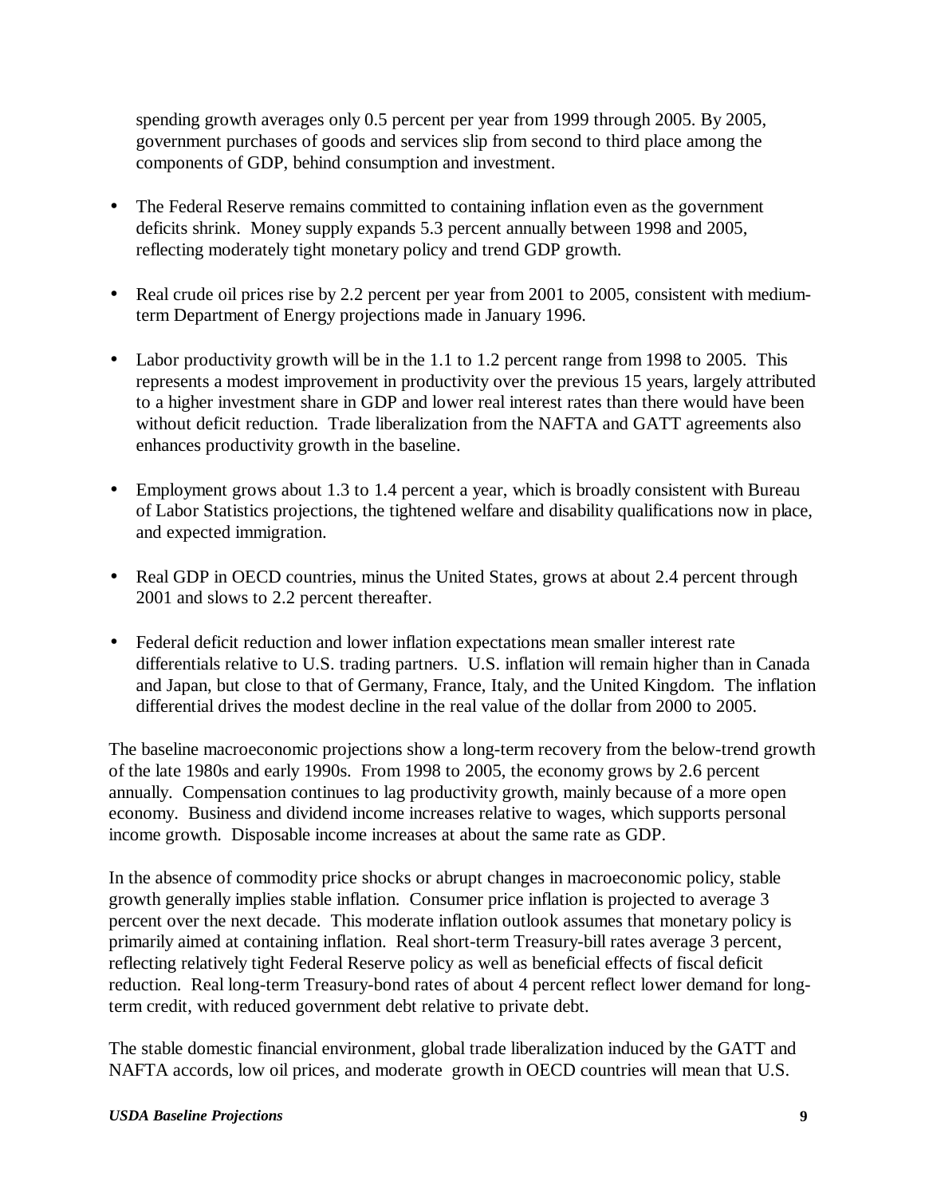spending growth averages only 0.5 percent per year from 1999 through 2005. By 2005, government purchases of goods and services slip from second to third place among the components of GDP, behind consumption and investment.

- The Federal Reserve remains committed to containing inflation even as the government deficits shrink. Money supply expands 5.3 percent annually between 1998 and 2005, reflecting moderately tight monetary policy and trend GDP growth.

- Real crude oil prices rise by 2.2 percent per year from 2001 to 2005, consistent with medium-term Department of Energy projections made in January 1996.

- Labor productivity growth will be in the 1.1 to 1.2 percent range from 1998 to 2005. This represents a modest improvement in productivity over the previous 15 years, largely attributed to a higher investment share in GDP and lower real interest rates than there would have been without deficit reduction. Trade liberalization from the NAFTA and GATT agreements also enhances productivity growth in the baseline.

- Employment grows about 1.3 to 1.4 percent a year, which is broadly consistent with Bureau of Labor Statistics projections, the tightened welfare and disability qualifications now in place, and expected immigration.

- Real GDP in OECD countries, minus the United States, grows at about 2.4 percent through 2001 and slows to 2.2 percent thereafter.

- Federal deficit reduction and lower inflation expectations mean smaller interest rate differentials relative to U.S. trading partners. U.S. inflation will remain higher than in Canada and Japan, but close to that of Germany, France, Italy, and the United Kingdom. The inflation differential drives the modest decline in the real value of the dollar from 2000 to 2005.

The baseline macroeconomic projections show a long-term recovery from the below-trend growth of the late 1980s and early 1990s. From 1998 to 2005, the economy grows by 2.6 percent annually. Compensation continues to lag productivity growth, mainly because of a more open economy. Business and dividend income increases relative to wages, which supports personal income growth. Disposable income increases at about the same rate as GDP.

In the absence of commodity price shocks or abrupt changes in macroeconomic policy, stable growth generally implies stable inflation. Consumer price inflation is projected to average 3 percent over the next decade. This moderate inflation outlook assumes that monetary policy is primarily aimed at containing inflation. Real short-term Treasury-bill rates average 3 percent, reflecting relatively tight Federal Reserve policy as well as beneficial effects of fiscal deficit reduction. Real long-term Treasury-bond rates of about 4 percent reflect lower demand for long-term credit, with reduced government debt relative to private debt.

The stable domestic financial environment, global trade liberalization induced by the GATT and NAFTA accords, low oil prices, and moderate growth in OECD countries will mean that U.S.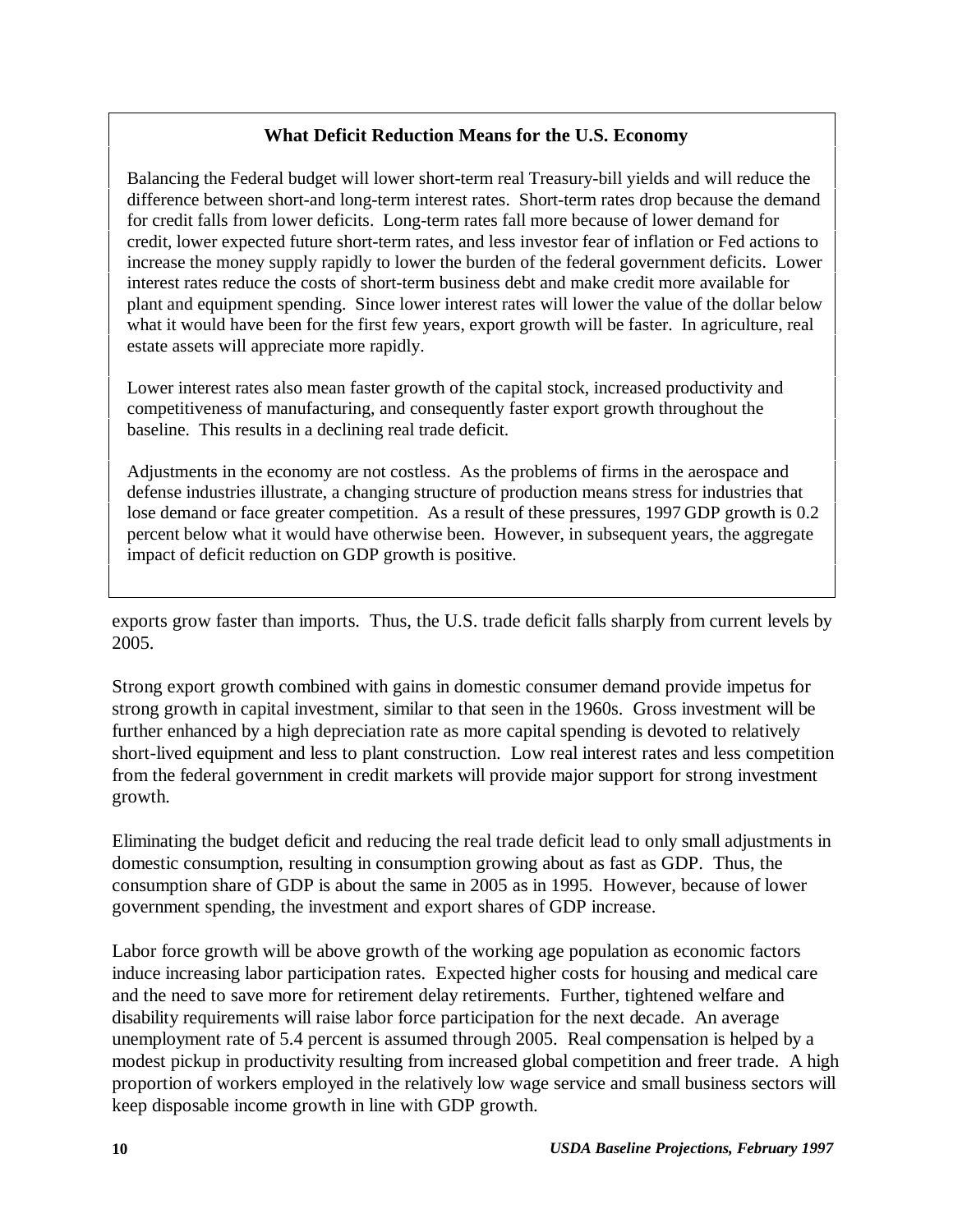### What Deficit Reduction Means for the U.S. Economy

Balancing the Federal budget will lower short-term real Treasury-bill yields and will reduce the difference between short-and long-term interest rates. Short-term rates drop because the demand for credit falls from lower deficits. Long-term rates fall more because of lower demand for credit, lower expected future short-term rates, and less investor fear of inflation or Fed actions to increase the money supply rapidly to lower the burden of the federal government deficits. Lower interest rates reduce the costs of short-term business debt and make credit more available for plant and equipment spending. Since lower interest rates will lower the value of the dollar below what it would have been for the first few years, export growth will be faster. In agriculture, real estate assets will appreciate more rapidly.

Lower interest rates also mean faster growth of the capital stock, increased productivity and competitiveness of manufacturing, and consequently faster export growth throughout the baseline. This results in a declining real trade deficit.

Adjustments in the economy are not costless. As the problems of firms in the aerospace and defense industries illustrate, a changing structure of production means stress for industries that lose demand or face greater competition. As a result of these pressures, 1997 GDP growth is 0.2 percent below what it would have otherwise been. However, in subsequent years, the aggregate impact of deficit reduction on GDP growth is positive.

exports grow faster than imports. Thus, the U.S. trade deficit falls sharply from current levels by 2005.

Strong export growth combined with gains in domestic consumer demand provide impetus for strong growth in capital investment, similar to that seen in the 1960s. Gross investment will be further enhanced by a high depreciation rate as more capital spending is devoted to relatively short-lived equipment and less to plant construction. Low real interest rates and less competition from the federal government in credit markets will provide major support for strong investment growth.

Eliminating the budget deficit and reducing the real trade deficit lead to only small adjustments in domestic consumption, resulting in consumption growing about as fast as GDP. Thus, the consumption share of GDP is about the same in 2005 as in 1995. However, because of lower government spending, the investment and export shares of GDP increase.

Labor force growth will be above growth of the working age population as economic factors induce increasing labor participation rates. Expected higher costs for housing and medical care and the need to save more for retirement delay retirements. Further, tightened welfare and disability requirements will raise labor force participation for the next decade. An average unemployment rate of 5.4 percent is assumed through 2005. Real compensation is helped by a modest pickup in productivity resulting from increased global competition and freer trade. A high proportion of workers employed in the relatively low wage service and small business sectors will keep disposable income growth in line with GDP growth.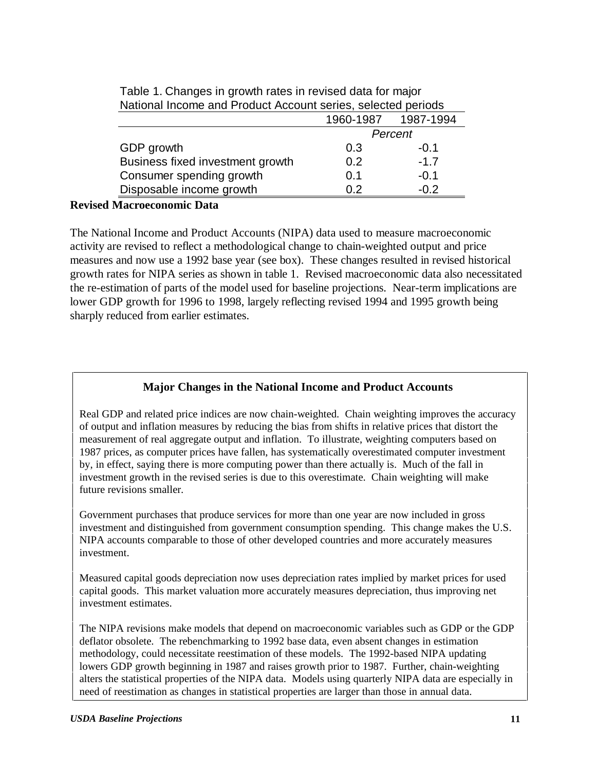Table 1. Changes in growth rates in revised data for major National Income and Product Account series, selected periods

| | 1960-1987 | 1987-1994 |
|---|---|---|
| | *Percent* | |
| GDP growth | 0.3 | -0.1 |
| Business fixed investment growth | 0.2 | -1.7 |
| Consumer spending growth | 0.1 | -0.1 |
| Disposable income growth | 0.2 | -0.2 |

**Revised Macroeconomic Data**

The National Income and Product Accounts (NIPA) data used to measure macroeconomic activity are revised to reflect a methodological change to chain-weighted output and price measures and now use a 1992 base year (see box). These changes resulted in revised historical growth rates for NIPA series as shown in table 1. Revised macroeconomic data also necessitated the re-estimation of parts of the model used for baseline projections. Near-term implications are lower GDP growth for 1996 to 1998, largely reflecting revised 1994 and 1995 growth being sharply reduced from earlier estimates.

### Major Changes in the National Income and Product Accounts

Real GDP and related price indices are now chain-weighted. Chain weighting improves the accuracy of output and inflation measures by reducing the bias from shifts in relative prices that distort the measurement of real aggregate output and inflation. To illustrate, weighting computers based on 1987 prices, as computer prices have fallen, has systematically overestimated computer investment by, in effect, saying there is more computing power than there actually is. Much of the fall in investment growth in the revised series is due to this overestimate. Chain weighting will make future revisions smaller.

Government purchases that produce services for more than one year are now included in gross investment and distinguished from government consumption spending. This change makes the U.S. NIPA accounts comparable to those of other developed countries and more accurately measures investment.

Measured capital goods depreciation now uses depreciation rates implied by market prices for used capital goods. This market valuation more accurately measures depreciation, thus improving net investment estimates.

The NIPA revisions make models that depend on macroeconomic variables such as GDP or the GDP deflator obsolete. The rebenchmarking to 1992 base data, even absent changes in estimation methodology, could necessitate reestimation of these models. The 1992-based NIPA updating lowers GDP growth beginning in 1987 and raises growth prior to 1987. Further, chain-weighting alters the statistical properties of the NIPA data. Models using quarterly NIPA data are especially in need of reestimation as changes in statistical properties are larger than those in annual data.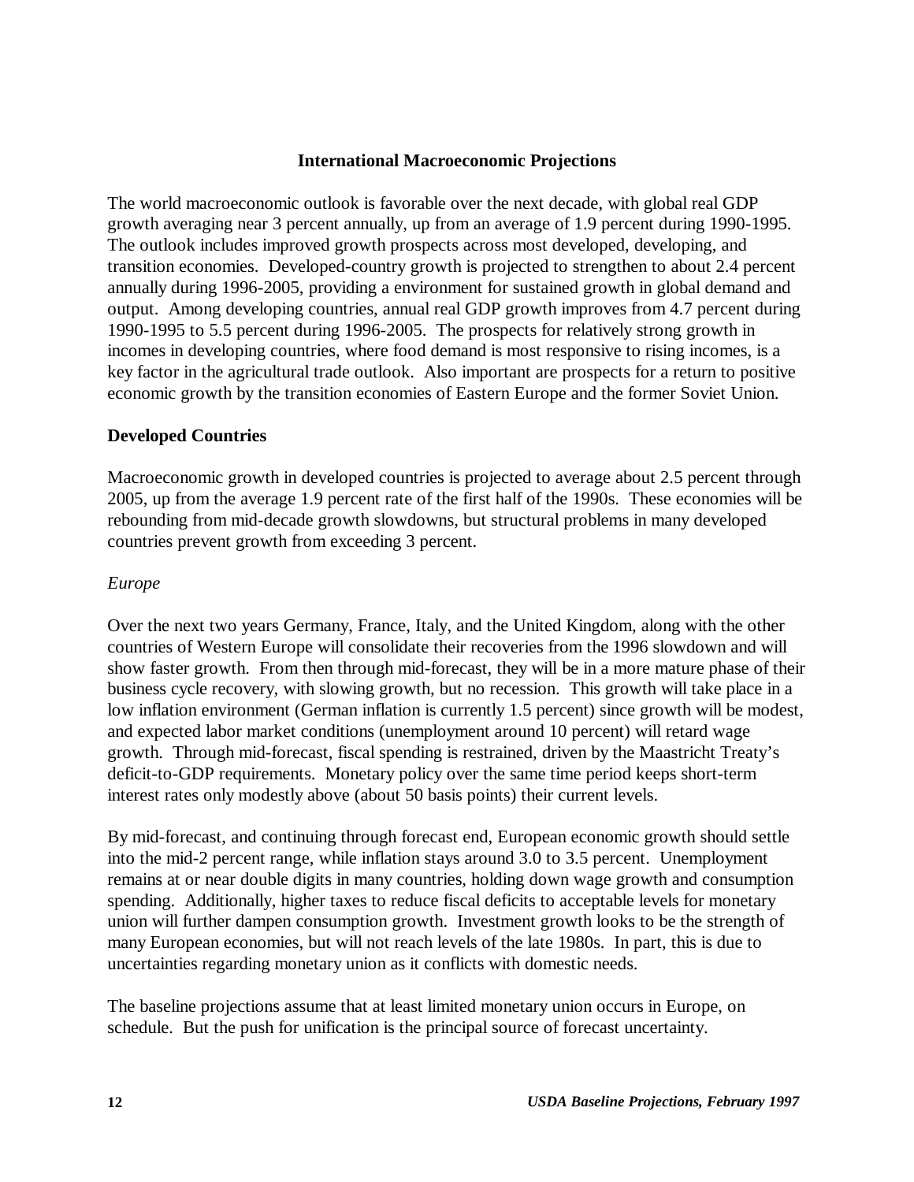## International Macroeconomic Projections

The world macroeconomic outlook is favorable over the next decade, with global real GDP growth averaging near 3 percent annually, up from an average of 1.9 percent during 1990-1995. The outlook includes improved growth prospects across most developed, developing, and transition economies. Developed-country growth is projected to strengthen to about 2.4 percent annually during 1996-2005, providing a environment for sustained growth in global demand and output. Among developing countries, annual real GDP growth improves from 4.7 percent during 1990-1995 to 5.5 percent during 1996-2005. The prospects for relatively strong growth in incomes in developing countries, where food demand is most responsive to rising incomes, is a key factor in the agricultural trade outlook. Also important are prospects for a return to positive economic growth by the transition economies of Eastern Europe and the former Soviet Union.

### Developed Countries

Macroeconomic growth in developed countries is projected to average about 2.5 percent through 2005, up from the average 1.9 percent rate of the first half of the 1990s. These economies will be rebounding from mid-decade growth slowdowns, but structural problems in many developed countries prevent growth from exceeding 3 percent.

*Europe*

Over the next two years Germany, France, Italy, and the United Kingdom, along with the other countries of Western Europe will consolidate their recoveries from the 1996 slowdown and will show faster growth. From then through mid-forecast, they will be in a more mature phase of their business cycle recovery, with slowing growth, but no recession. This growth will take place in a low inflation environment (German inflation is currently 1.5 percent) since growth will be modest, and expected labor market conditions (unemployment around 10 percent) will retard wage growth. Through mid-forecast, fiscal spending is restrained, driven by the Maastricht Treaty's deficit-to-GDP requirements. Monetary policy over the same time period keeps short-term interest rates only modestly above (about 50 basis points) their current levels.

By mid-forecast, and continuing through forecast end, European economic growth should settle into the mid-2 percent range, while inflation stays around 3.0 to 3.5 percent. Unemployment remains at or near double digits in many countries, holding down wage growth and consumption spending. Additionally, higher taxes to reduce fiscal deficits to acceptable levels for monetary union will further dampen consumption growth. Investment growth looks to be the strength of many European economies, but will not reach levels of the late 1980s. In part, this is due to uncertainties regarding monetary union as it conflicts with domestic needs.

The baseline projections assume that at least limited monetary union occurs in Europe, on schedule. But the push for unification is the principal source of forecast uncertainty.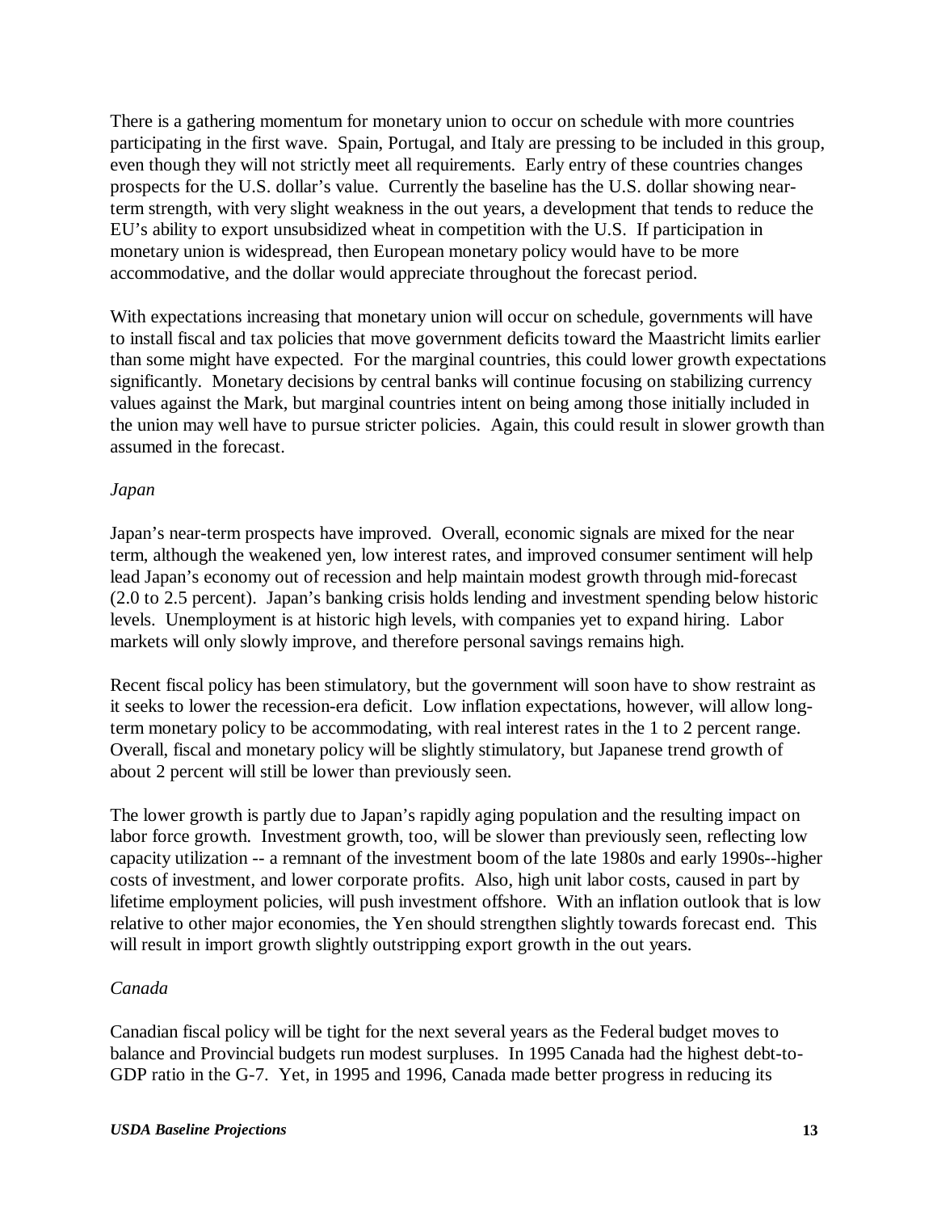There is a gathering momentum for monetary union to occur on schedule with more countries participating in the first wave. Spain, Portugal, and Italy are pressing to be included in this group, even though they will not strictly meet all requirements. Early entry of these countries changes prospects for the U.S. dollar's value. Currently the baseline has the U.S. dollar showing near-term strength, with very slight weakness in the out years, a development that tends to reduce the EU's ability to export unsubsidized wheat in competition with the U.S. If participation in monetary union is widespread, then European monetary policy would have to be more accommodative, and the dollar would appreciate throughout the forecast period.

With expectations increasing that monetary union will occur on schedule, governments will have to install fiscal and tax policies that move government deficits toward the Maastricht limits earlier than some might have expected. For the marginal countries, this could lower growth expectations significantly. Monetary decisions by central banks will continue focusing on stabilizing currency values against the Mark, but marginal countries intent on being among those initially included in the union may well have to pursue stricter policies. Again, this could result in slower growth than assumed in the forecast.

*Japan*

Japan's near-term prospects have improved. Overall, economic signals are mixed for the near term, although the weakened yen, low interest rates, and improved consumer sentiment will help lead Japan's economy out of recession and help maintain modest growth through mid-forecast (2.0 to 2.5 percent). Japan's banking crisis holds lending and investment spending below historic levels. Unemployment is at historic high levels, with companies yet to expand hiring. Labor markets will only slowly improve, and therefore personal savings remains high.

Recent fiscal policy has been stimulatory, but the government will soon have to show restraint as it seeks to lower the recession-era deficit. Low inflation expectations, however, will allow long-term monetary policy to be accommodating, with real interest rates in the 1 to 2 percent range. Overall, fiscal and monetary policy will be slightly stimulatory, but Japanese trend growth of about 2 percent will still be lower than previously seen.

The lower growth is partly due to Japan's rapidly aging population and the resulting impact on labor force growth. Investment growth, too, will be slower than previously seen, reflecting low capacity utilization -- a remnant of the investment boom of the late 1980s and early 1990s--higher costs of investment, and lower corporate profits. Also, high unit labor costs, caused in part by lifetime employment policies, will push investment offshore. With an inflation outlook that is low relative to other major economies, the Yen should strengthen slightly towards forecast end. This will result in import growth slightly outstripping export growth in the out years.

*Canada*

Canadian fiscal policy will be tight for the next several years as the Federal budget moves to balance and Provincial budgets run modest surpluses. In 1995 Canada had the highest debt-to-GDP ratio in the G-7. Yet, in 1995 and 1996, Canada made better progress in reducing its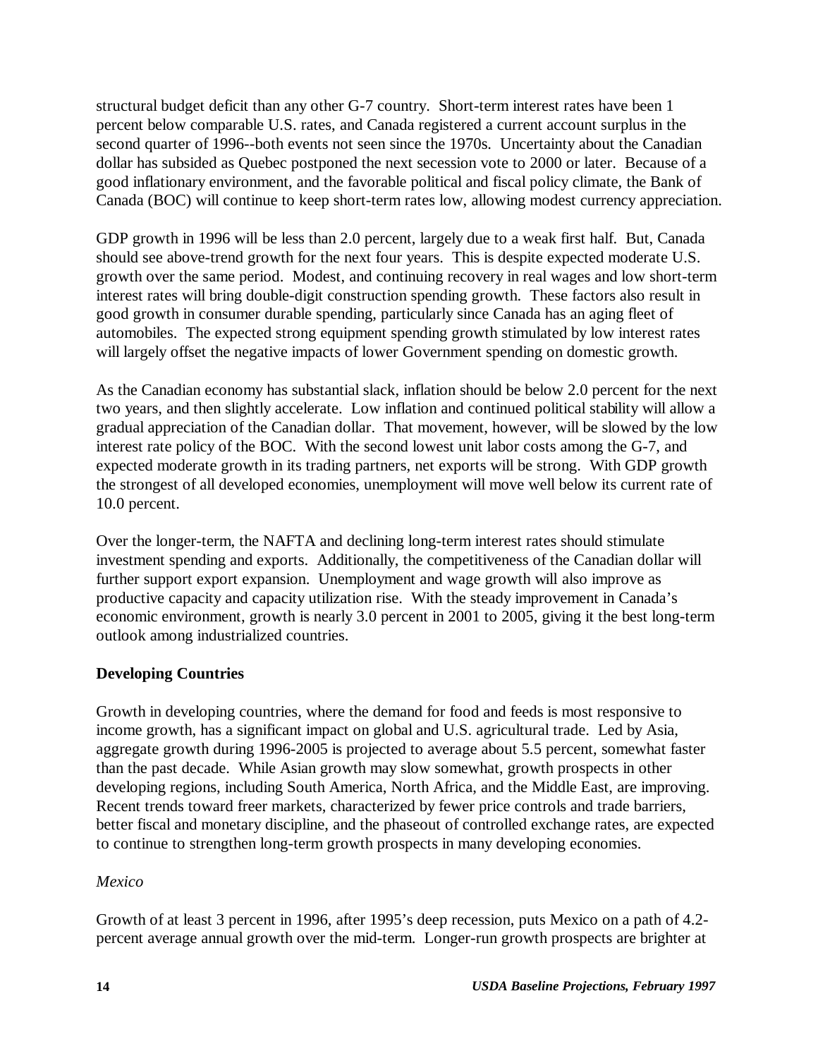structural budget deficit than any other G-7 country. Short-term interest rates have been 1 percent below comparable U.S. rates, and Canada registered a current account surplus in the second quarter of 1996--both events not seen since the 1970s. Uncertainty about the Canadian dollar has subsided as Quebec postponed the next secession vote to 2000 or later. Because of a good inflationary environment, and the favorable political and fiscal policy climate, the Bank of Canada (BOC) will continue to keep short-term rates low, allowing modest currency appreciation.

GDP growth in 1996 will be less than 2.0 percent, largely due to a weak first half. But, Canada should see above-trend growth for the next four years. This is despite expected moderate U.S. growth over the same period. Modest, and continuing recovery in real wages and low short-term interest rates will bring double-digit construction spending growth. These factors also result in good growth in consumer durable spending, particularly since Canada has an aging fleet of automobiles. The expected strong equipment spending growth stimulated by low interest rates will largely offset the negative impacts of lower Government spending on domestic growth.

As the Canadian economy has substantial slack, inflation should be below 2.0 percent for the next two years, and then slightly accelerate. Low inflation and continued political stability will allow a gradual appreciation of the Canadian dollar. That movement, however, will be slowed by the low interest rate policy of the BOC. With the second lowest unit labor costs among the G-7, and expected moderate growth in its trading partners, net exports will be strong. With GDP growth the strongest of all developed economies, unemployment will move well below its current rate of 10.0 percent.

Over the longer-term, the NAFTA and declining long-term interest rates should stimulate investment spending and exports. Additionally, the competitiveness of the Canadian dollar will further support export expansion. Unemployment and wage growth will also improve as productive capacity and capacity utilization rise. With the steady improvement in Canada's economic environment, growth is nearly 3.0 percent in 2001 to 2005, giving it the best long-term outlook among industrialized countries.

### Developing Countries

Growth in developing countries, where the demand for food and feeds is most responsive to income growth, has a significant impact on global and U.S. agricultural trade. Led by Asia, aggregate growth during 1996-2005 is projected to average about 5.5 percent, somewhat faster than the past decade. While Asian growth may slow somewhat, growth prospects in other developing regions, including South America, North Africa, and the Middle East, are improving. Recent trends toward freer markets, characterized by fewer price controls and trade barriers, better fiscal and monetary discipline, and the phaseout of controlled exchange rates, are expected to continue to strengthen long-term growth prospects in many developing economies.

*Mexico*

Growth of at least 3 percent in 1996, after 1995's deep recession, puts Mexico on a path of 4.2-percent average annual growth over the mid-term. Longer-run growth prospects are brighter at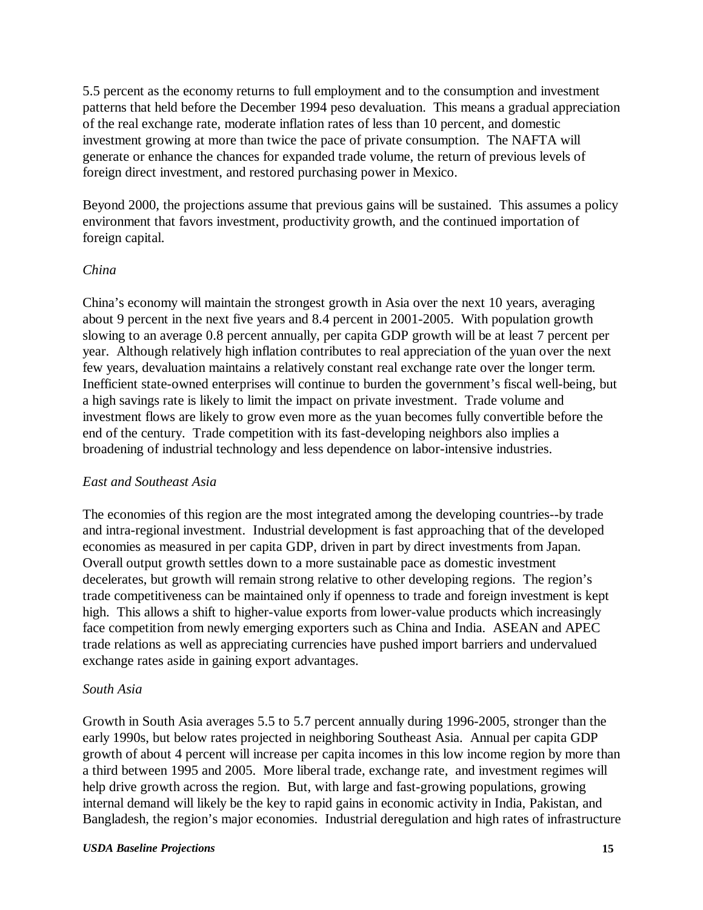5.5 percent as the economy returns to full employment and to the consumption and investment patterns that held before the December 1994 peso devaluation. This means a gradual appreciation of the real exchange rate, moderate inflation rates of less than 10 percent, and domestic investment growing at more than twice the pace of private consumption. The NAFTA will generate or enhance the chances for expanded trade volume, the return of previous levels of foreign direct investment, and restored purchasing power in Mexico.

Beyond 2000, the projections assume that previous gains will be sustained. This assumes a policy environment that favors investment, productivity growth, and the continued importation of foreign capital.

*China*

China's economy will maintain the strongest growth in Asia over the next 10 years, averaging about 9 percent in the next five years and 8.4 percent in 2001-2005. With population growth slowing to an average 0.8 percent annually, per capita GDP growth will be at least 7 percent per year. Although relatively high inflation contributes to real appreciation of the yuan over the next few years, devaluation maintains a relatively constant real exchange rate over the longer term. Inefficient state-owned enterprises will continue to burden the government's fiscal well-being, but a high savings rate is likely to limit the impact on private investment. Trade volume and investment flows are likely to grow even more as the yuan becomes fully convertible before the end of the century. Trade competition with its fast-developing neighbors also implies a broadening of industrial technology and less dependence on labor-intensive industries.

*East and Southeast Asia*

The economies of this region are the most integrated among the developing countries--by trade and intra-regional investment. Industrial development is fast approaching that of the developed economies as measured in per capita GDP, driven in part by direct investments from Japan. Overall output growth settles down to a more sustainable pace as domestic investment decelerates, but growth will remain strong relative to other developing regions. The region's trade competitiveness can be maintained only if openness to trade and foreign investment is kept high. This allows a shift to higher-value exports from lower-value products which increasingly face competition from newly emerging exporters such as China and India. ASEAN and APEC trade relations as well as appreciating currencies have pushed import barriers and undervalued exchange rates aside in gaining export advantages.

*South Asia*

Growth in South Asia averages 5.5 to 5.7 percent annually during 1996-2005, stronger than the early 1990s, but below rates projected in neighboring Southeast Asia. Annual per capita GDP growth of about 4 percent will increase per capita incomes in this low income region by more than a third between 1995 and 2005. More liberal trade, exchange rate, and investment regimes will help drive growth across the region. But, with large and fast-growing populations, growing internal demand will likely be the key to rapid gains in economic activity in India, Pakistan, and Bangladesh, the region's major economies. Industrial deregulation and high rates of infrastructure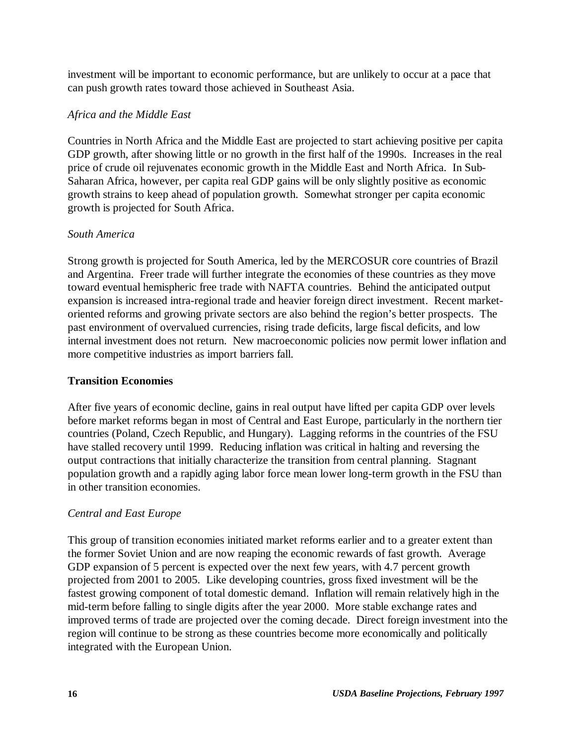investment will be important to economic performance, but are unlikely to occur at a pace that can push growth rates toward those achieved in Southeast Asia.

*Africa and the Middle East*

Countries in North Africa and the Middle East are projected to start achieving positive per capita GDP growth, after showing little or no growth in the first half of the 1990s. Increases in the real price of crude oil rejuvenates economic growth in the Middle East and North Africa. In Sub-Saharan Africa, however, per capita real GDP gains will be only slightly positive as economic growth strains to keep ahead of population growth. Somewhat stronger per capita economic growth is projected for South Africa.

*South America*

Strong growth is projected for South America, led by the MERCOSUR core countries of Brazil and Argentina. Freer trade will further integrate the economies of these countries as they move toward eventual hemispheric free trade with NAFTA countries. Behind the anticipated output expansion is increased intra-regional trade and heavier foreign direct investment. Recent market-oriented reforms and growing private sectors are also behind the region's better prospects. The past environment of overvalued currencies, rising trade deficits, large fiscal deficits, and low internal investment does not return. New macroeconomic policies now permit lower inflation and more competitive industries as import barriers fall.

**Transition Economies**

After five years of economic decline, gains in real output have lifted per capita GDP over levels before market reforms began in most of Central and East Europe, particularly in the northern tier countries (Poland, Czech Republic, and Hungary). Lagging reforms in the countries of the FSU have stalled recovery until 1999. Reducing inflation was critical in halting and reversing the output contractions that initially characterize the transition from central planning. Stagnant population growth and a rapidly aging labor force mean lower long-term growth in the FSU than in other transition economies.

*Central and East Europe*

This group of transition economies initiated market reforms earlier and to a greater extent than the former Soviet Union and are now reaping the economic rewards of fast growth. Average GDP expansion of 5 percent is expected over the next few years, with 4.7 percent growth projected from 2001 to 2005. Like developing countries, gross fixed investment will be the fastest growing component of total domestic demand. Inflation will remain relatively high in the mid-term before falling to single digits after the year 2000. More stable exchange rates and improved terms of trade are projected over the coming decade. Direct foreign investment into the region will continue to be strong as these countries become more economically and politically integrated with the European Union.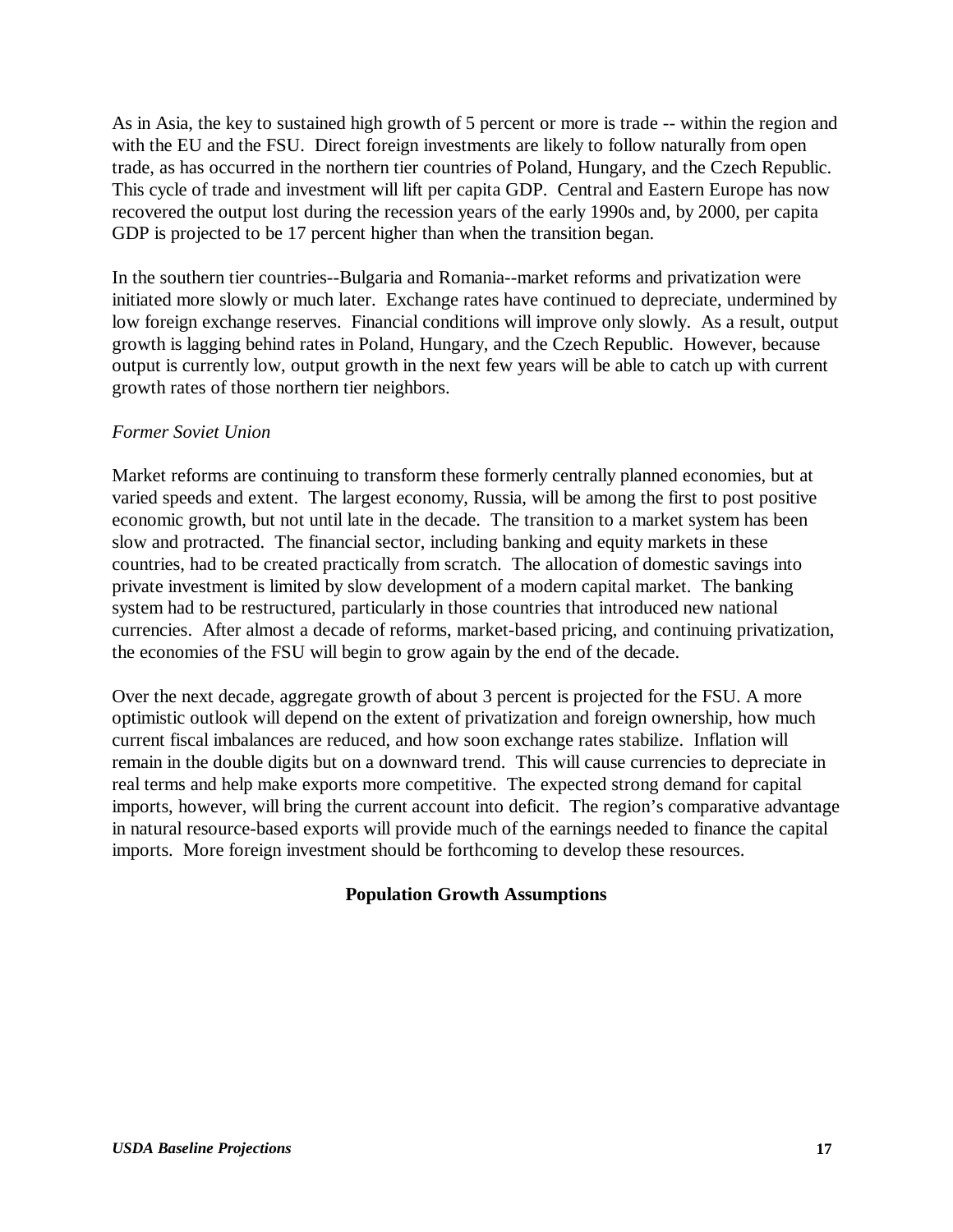As in Asia, the key to sustained high growth of 5 percent or more is trade -- within the region and with the EU and the FSU. Direct foreign investments are likely to follow naturally from open trade, as has occurred in the northern tier countries of Poland, Hungary, and the Czech Republic. This cycle of trade and investment will lift per capita GDP. Central and Eastern Europe has now recovered the output lost during the recession years of the early 1990s and, by 2000, per capita GDP is projected to be 17 percent higher than when the transition began.

In the southern tier countries--Bulgaria and Romania--market reforms and privatization were initiated more slowly or much later. Exchange rates have continued to depreciate, undermined by low foreign exchange reserves. Financial conditions will improve only slowly. As a result, output growth is lagging behind rates in Poland, Hungary, and the Czech Republic. However, because output is currently low, output growth in the next few years will be able to catch up with current growth rates of those northern tier neighbors.

*Former Soviet Union*

Market reforms are continuing to transform these formerly centrally planned economies, but at varied speeds and extent. The largest economy, Russia, will be among the first to post positive economic growth, but not until late in the decade. The transition to a market system has been slow and protracted. The financial sector, including banking and equity markets in these countries, had to be created practically from scratch. The allocation of domestic savings into private investment is limited by slow development of a modern capital market. The banking system had to be restructured, particularly in those countries that introduced new national currencies. After almost a decade of reforms, market-based pricing, and continuing privatization, the economies of the FSU will begin to grow again by the end of the decade.

Over the next decade, aggregate growth of about 3 percent is projected for the FSU. A more optimistic outlook will depend on the extent of privatization and foreign ownership, how much current fiscal imbalances are reduced, and how soon exchange rates stabilize. Inflation will remain in the double digits but on a downward trend. This will cause currencies to depreciate in real terms and help make exports more competitive. The expected strong demand for capital imports, however, will bring the current account into deficit. The region's comparative advantage in natural resource-based exports will provide much of the earnings needed to finance the capital imports. More foreign investment should be forthcoming to develop these resources.

## Population Growth Assumptions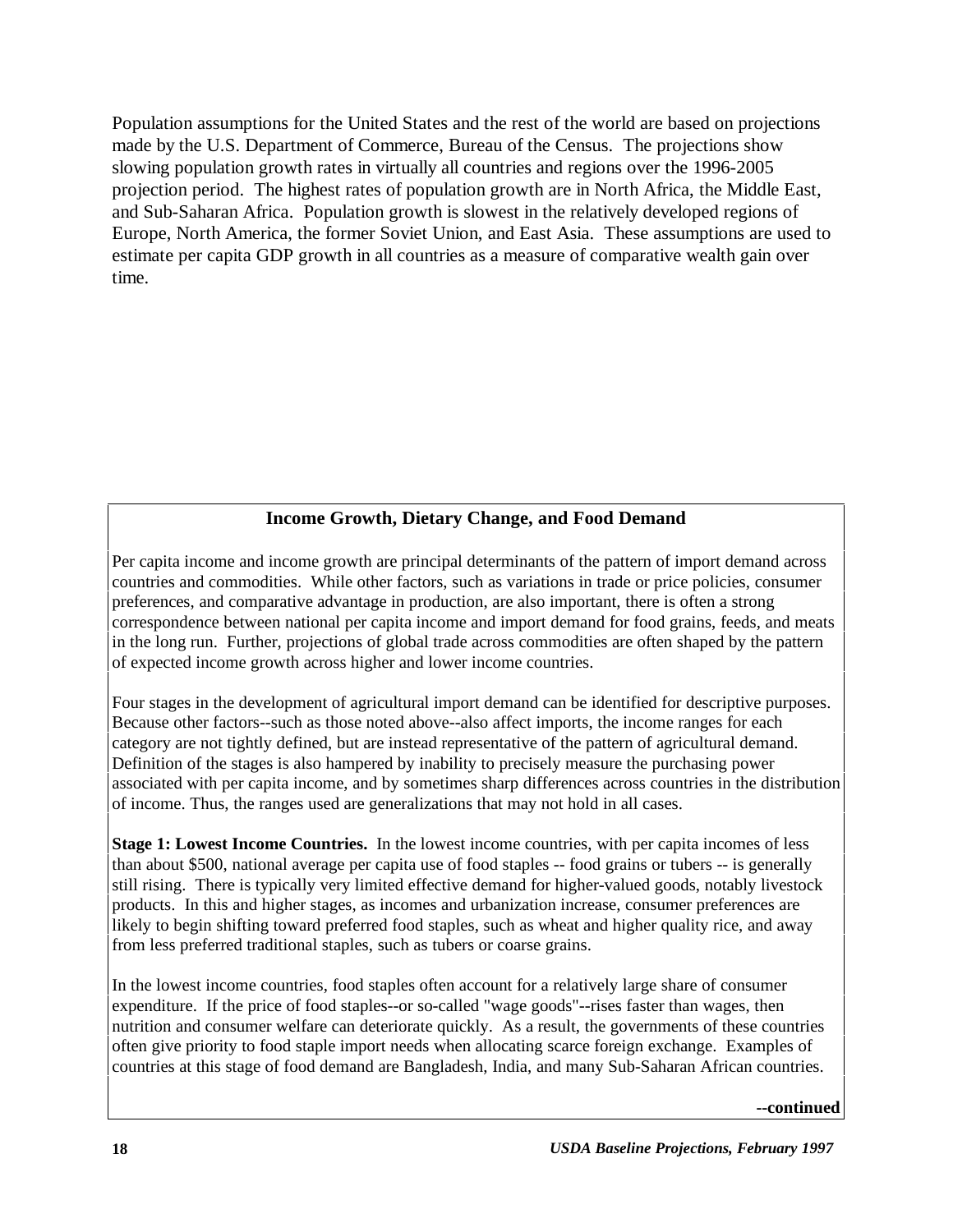Population assumptions for the United States and the rest of the world are based on projections made by the U.S. Department of Commerce, Bureau of the Census. The projections show slowing population growth rates in virtually all countries and regions over the 1996-2005 projection period. The highest rates of population growth are in North Africa, the Middle East, and Sub-Saharan Africa. Population growth is slowest in the relatively developed regions of Europe, North America, the former Soviet Union, and East Asia. These assumptions are used to estimate per capita GDP growth in all countries as a measure of comparative wealth gain over time.

## Income Growth, Dietary Change, and Food Demand

Per capita income and income growth are principal determinants of the pattern of import demand across countries and commodities. While other factors, such as variations in trade or price policies, consumer preferences, and comparative advantage in production, are also important, there is often a strong correspondence between national per capita income and import demand for food grains, feeds, and meats in the long run. Further, projections of global trade across commodities are often shaped by the pattern of expected income growth across higher and lower income countries.

Four stages in the development of agricultural import demand can be identified for descriptive purposes. Because other factors--such as those noted above--also affect imports, the income ranges for each category are not tightly defined, but are instead representative of the pattern of agricultural demand. Definition of the stages is also hampered by inability to precisely measure the purchasing power associated with per capita income, and by sometimes sharp differences across countries in the distribution of income. Thus, the ranges used are generalizations that may not hold in all cases.

**Stage 1: Lowest Income Countries.** In the lowest income countries, with per capita incomes of less than about $500, national average per capita use of food staples -- food grains or tubers -- is generally still rising. There is typically very limited effective demand for higher-valued goods, notably livestock products. In this and higher stages, as incomes and urbanization increase, consumer preferences are likely to begin shifting toward preferred food staples, such as wheat and higher quality rice, and away from less preferred traditional staples, such as tubers or coarse grains.

In the lowest income countries, food staples often account for a relatively large share of consumer expenditure. If the price of food staples--or so-called "wage goods"--rises faster than wages, then nutrition and consumer welfare can deteriorate quickly. As a result, the governments of these countries often give priority to food staple import needs when allocating scarce foreign exchange. Examples of countries at this stage of food demand are Bangladesh, India, and many Sub-Saharan African countries.

**--continued**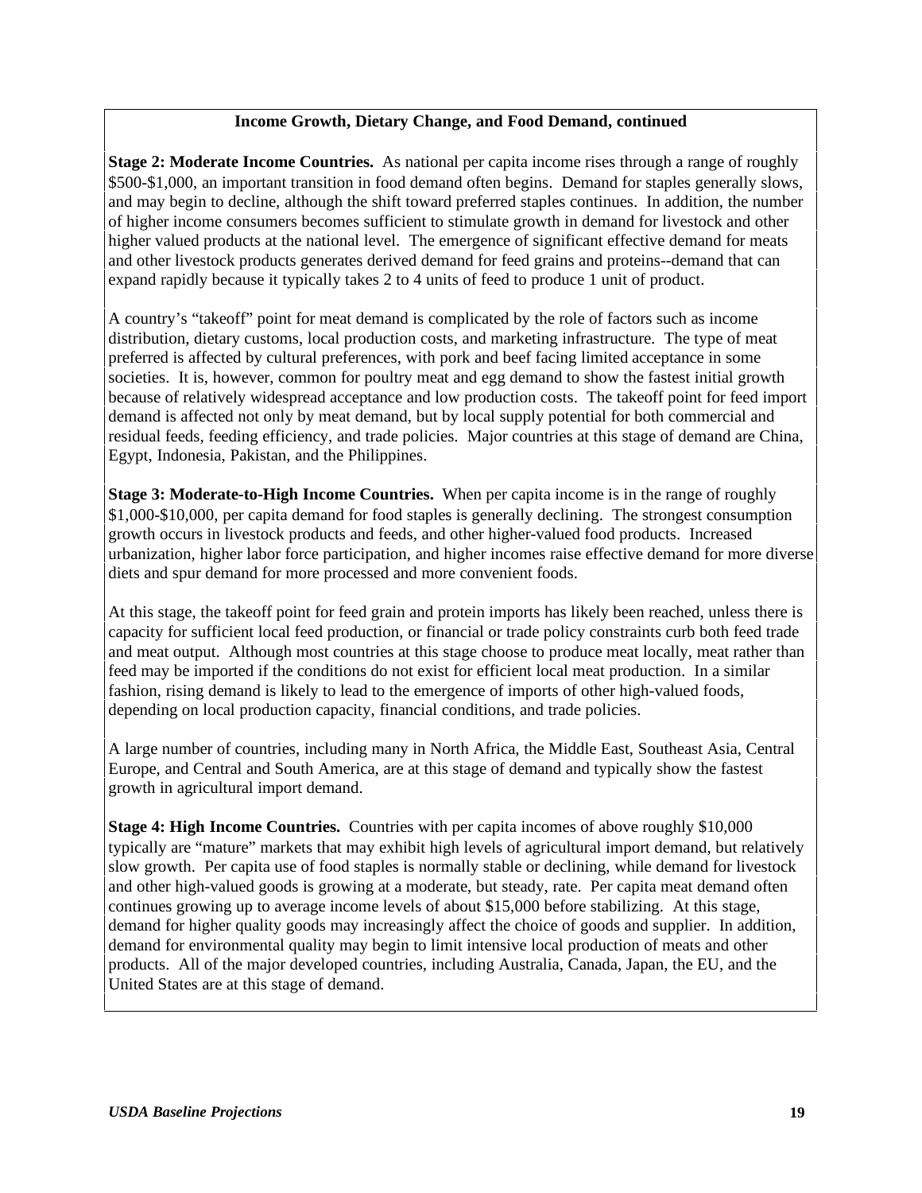### Income Growth, Dietary Change, and Food Demand, continued

**Stage 2: Moderate Income Countries.** As national per capita income rises through a range of roughly \$500-\$1,000, an important transition in food demand often begins. Demand for staples generally slows, and may begin to decline, although the shift toward preferred staples continues. In addition, the number of higher income consumers becomes sufficient to stimulate growth in demand for livestock and other higher valued products at the national level. The emergence of significant effective demand for meats and other livestock products generates derived demand for feed grains and proteins--demand that can expand rapidly because it typically takes 2 to 4 units of feed to produce 1 unit of product.

A country's "takeoff" point for meat demand is complicated by the role of factors such as income distribution, dietary customs, local production costs, and marketing infrastructure. The type of meat preferred is affected by cultural preferences, with pork and beef facing limited acceptance in some societies. It is, however, common for poultry meat and egg demand to show the fastest initial growth because of relatively widespread acceptance and low production costs. The takeoff point for feed import demand is affected not only by meat demand, but by local supply potential for both commercial and residual feeds, feeding efficiency, and trade policies. Major countries at this stage of demand are China, Egypt, Indonesia, Pakistan, and the Philippines.

**Stage 3: Moderate-to-High Income Countries.** When per capita income is in the range of roughly \$1,000-\$10,000, per capita demand for food staples is generally declining. The strongest consumption growth occurs in livestock products and feeds, and other higher-valued food products. Increased urbanization, higher labor force participation, and higher incomes raise effective demand for more diverse diets and spur demand for more processed and more convenient foods.

At this stage, the takeoff point for feed grain and protein imports has likely been reached, unless there is capacity for sufficient local feed production, or financial or trade policy constraints curb both feed trade and meat output. Although most countries at this stage choose to produce meat locally, meat rather than feed may be imported if the conditions do not exist for efficient local meat production. In a similar fashion, rising demand is likely to lead to the emergence of imports of other high-valued foods, depending on local production capacity, financial conditions, and trade policies.

A large number of countries, including many in North Africa, the Middle East, Southeast Asia, Central Europe, and Central and South America, are at this stage of demand and typically show the fastest growth in agricultural import demand.

**Stage 4: High Income Countries.** Countries with per capita incomes of above roughly \$10,000 typically are "mature" markets that may exhibit high levels of agricultural import demand, but relatively slow growth. Per capita use of food staples is normally stable or declining, while demand for livestock and other high-valued goods is growing at a moderate, but steady, rate. Per capita meat demand often continues growing up to average income levels of about \$15,000 before stabilizing. At this stage, demand for higher quality goods may increasingly affect the choice of goods and supplier. In addition, demand for environmental quality may begin to limit intensive local production of meats and other products. All of the major developed countries, including Australia, Canada, Japan, the EU, and the United States are at this stage of demand.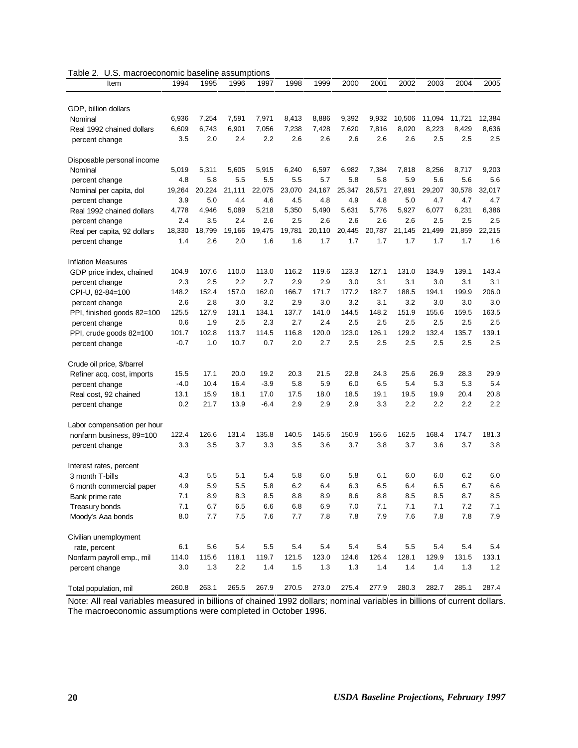Table 2. U.S. macroeconomic baseline assumptions

| Item | 1994 | 1995 | 1996 | 1997 | 1998 | 1999 | 2000 | 2001 | 2002 | 2003 | 2004 | 2005 |
|---|---|---|---|---|---|---|---|---|---|---|---|---|
| GDP, billion dollars | | | | | | | | | | | | |
| Nominal | 6,936 | 7,254 | 7,591 | 7,971 | 8,413 | 8,886 | 9,392 | 9,932 | 10,506 | 11,094 | 11,721 | 12,384 |
| Real 1992 chained dollars | 6,609 | 6,743 | 6,901 | 7,056 | 7,238 | 7,428 | 7,620 | 7,816 | 8,020 | 8,223 | 8,429 | 8,636 |
| percent change | 3.5 | 2.0 | 2.4 | 2.2 | 2.6 | 2.6 | 2.6 | 2.6 | 2.6 | 2.5 | 2.5 | 2.5 |
| Disposable personal income | | | | | | | | | | | | |
| Nominal | 5,019 | 5,311 | 5,605 | 5,915 | 6,240 | 6,597 | 6,982 | 7,384 | 7,818 | 8,256 | 8,717 | 9,203 |
| percent change | 4.8 | 5.8 | 5.5 | 5.5 | 5.5 | 5.7 | 5.8 | 5.8 | 5.9 | 5.6 | 5.6 | 5.6 |
| Nominal per capita, dol | 19,264 | 20,224 | 21,111 | 22,075 | 23,070 | 24,167 | 25,347 | 26,571 | 27,891 | 29,207 | 30,578 | 32,017 |
| percent change | 3.9 | 5.0 | 4.4 | 4.6 | 4.5 | 4.8 | 4.9 | 4.8 | 5.0 | 4.7 | 4.7 | 4.7 |
| Real 1992 chained dollars | 4,778 | 4,946 | 5,089 | 5,218 | 5,350 | 5,490 | 5,631 | 5,776 | 5,927 | 6,077 | 6,231 | 6,386 |
| percent change | 2.4 | 3.5 | 2.4 | 2.6 | 2.5 | 2.6 | 2.6 | 2.6 | 2.6 | 2.5 | 2.5 | 2.5 |
| Real per capita, 92 dollars | 18,330 | 18,799 | 19,166 | 19,475 | 19,781 | 20,110 | 20,445 | 20,787 | 21,145 | 21,499 | 21,859 | 22,215 |
| percent change | 1.4 | 2.6 | 2.0 | 1.6 | 1.6 | 1.7 | 1.7 | 1.7 | 1.7 | 1.7 | 1.7 | 1.6 |
| Inflation Measures | | | | | | | | | | | | |
| GDP price index, chained | 104.9 | 107.6 | 110.0 | 113.0 | 116.2 | 119.6 | 123.3 | 127.1 | 131.0 | 134.9 | 139.1 | 143.4 |
| percent change | 2.3 | 2.5 | 2.2 | 2.7 | 2.9 | 2.9 | 3.0 | 3.1 | 3.1 | 3.0 | 3.1 | 3.1 |
| CPI-U, 82-84=100 | 148.2 | 152.4 | 157.0 | 162.0 | 166.7 | 171.7 | 177.2 | 182.7 | 188.5 | 194.1 | 199.9 | 206.0 |
| percent change | 2.6 | 2.8 | 3.0 | 3.2 | 2.9 | 3.0 | 3.2 | 3.1 | 3.2 | 3.0 | 3.0 | 3.0 |
| PPI, finished goods 82=100 | 125.5 | 127.9 | 131.1 | 134.1 | 137.7 | 141.0 | 144.5 | 148.2 | 151.9 | 155.6 | 159.5 | 163.5 |
| percent change | 0.6 | 1.9 | 2.5 | 2.3 | 2.7 | 2.4 | 2.5 | 2.5 | 2.5 | 2.5 | 2.5 | 2.5 |
| PPI, crude goods 82=100 | 101.7 | 102.8 | 113.7 | 114.5 | 116.8 | 120.0 | 123.0 | 126.1 | 129.2 | 132.4 | 135.7 | 139.1 |
| percent change | -0.7 | 1.0 | 10.7 | 0.7 | 2.0 | 2.7 | 2.5 | 2.5 | 2.5 | 2.5 | 2.5 | 2.5 |
| Crude oil price, $/barrel | | | | | | | | | | | | |
| Refiner acq. cost, imports | 15.5 | 17.1 | 20.0 | 19.2 | 20.3 | 21.5 | 22.8 | 24.3 | 25.6 | 26.9 | 28.3 | 29.9 |
| percent change | -4.0 | 10.4 | 16.4 | -3.9 | 5.8 | 5.9 | 6.0 | 6.5 | 5.4 | 5.3 | 5.3 | 5.4 |
| Real cost, 92 chained | 13.1 | 15.9 | 18.1 | 17.0 | 17.5 | 18.0 | 18.5 | 19.1 | 19.5 | 19.9 | 20.4 | 20.8 |
| percent change | 0.2 | 21.7 | 13.9 | -6.4 | 2.9 | 2.9 | 2.9 | 3.3 | 2.2 | 2.2 | 2.2 | 2.2 |
| Labor compensation per hour | | | | | | | | | | | | |
| nonfarm business, 89=100 | 122.4 | 126.6 | 131.4 | 135.8 | 140.5 | 145.6 | 150.9 | 156.6 | 162.5 | 168.4 | 174.7 | 181.3 |
| percent change | 3.3 | 3.5 | 3.7 | 3.3 | 3.5 | 3.6 | 3.7 | 3.8 | 3.7 | 3.6 | 3.7 | 3.8 |
| Interest rates, percent | | | | | | | | | | | | |
| 3 month T-bills | 4.3 | 5.5 | 5.1 | 5.4 | 5.8 | 6.0 | 5.8 | 6.1 | 6.0 | 6.0 | 6.2 | 6.0 |
| 6 month commercial paper | 4.9 | 5.9 | 5.5 | 5.8 | 6.2 | 6.4 | 6.3 | 6.5 | 6.4 | 6.5 | 6.7 | 6.6 |
| Bank prime rate | 7.1 | 8.9 | 8.3 | 8.5 | 8.8 | 8.9 | 8.6 | 8.8 | 8.5 | 8.5 | 8.7 | 8.5 |
| Treasury bonds | 7.1 | 6.7 | 6.5 | 6.6 | 6.8 | 6.9 | 7.0 | 7.1 | 7.1 | 7.1 | 7.2 | 7.1 |
| Moody's Aaa bonds | 8.0 | 7.7 | 7.5 | 7.6 | 7.7 | 7.8 | 7.8 | 7.9 | 7.6 | 7.8 | 7.8 | 7.9 |
| Civilian unemployment | | | | | | | | | | | | |
| rate, percent | 6.1 | 5.6 | 5.4 | 5.5 | 5.4 | 5.4 | 5.4 | 5.4 | 5.5 | 5.4 | 5.4 | 5.4 |
| Nonfarm payroll emp., mil | 114.0 | 115.6 | 118.1 | 119.7 | 121.5 | 123.0 | 124.6 | 126.4 | 128.1 | 129.9 | 131.5 | 133.1 |
| percent change | 3.0 | 1.3 | 2.2 | 1.4 | 1.5 | 1.3 | 1.3 | 1.4 | 1.4 | 1.4 | 1.3 | 1.2 |
| Total population, mil | 260.8 | 263.1 | 265.5 | 267.9 | 270.5 | 273.0 | 275.4 | 277.9 | 280.3 | 282.7 | 285.1 | 287.4 |

Note: All real variables measured in billions of chained 1992 dollars; nominal variables in billions of current dollars. The macroeconomic assumptions were completed in October 1996.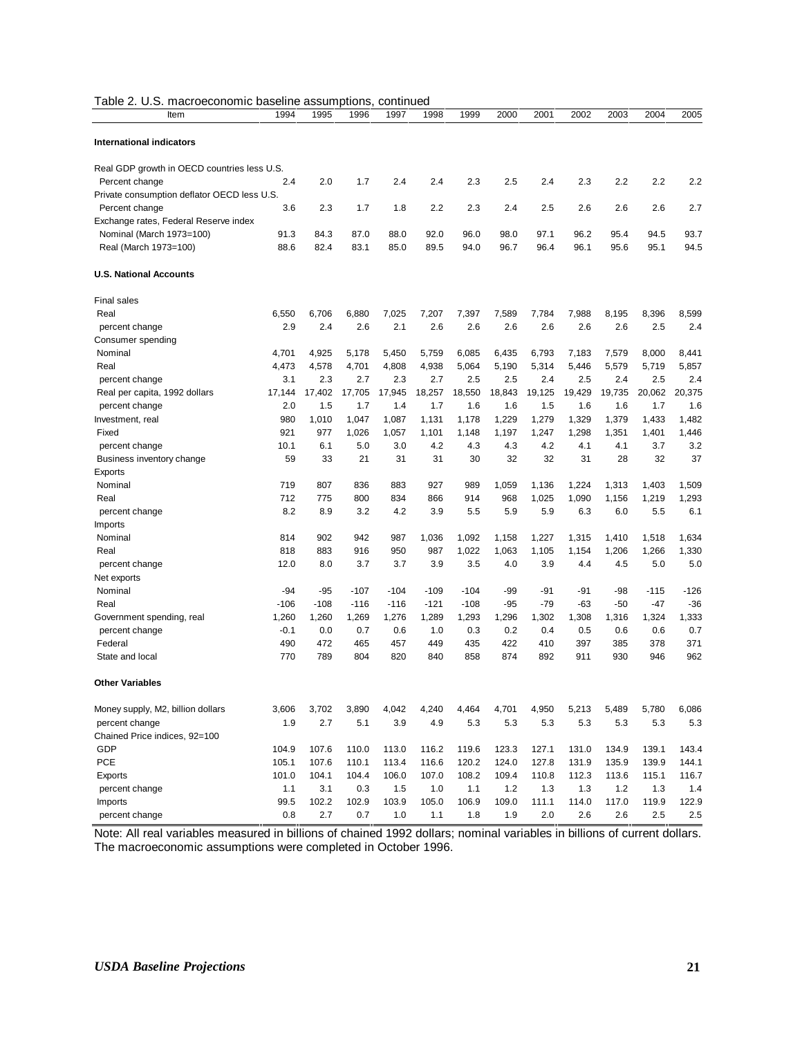Table 2. U.S. macroeconomic baseline assumptions, continued

| Item | 1994 | 1995 | 1996 | 1997 | 1998 | 1999 | 2000 | 2001 | 2002 | 2003 | 2004 | 2005 |
|---|---|---|---|---|---|---|---|---|---|---|---|---|
| **International indicators** | | | | | | | | | | | | |
| Real GDP growth in OECD countries less U.S. | | | | | | | | | | | | |
| Percent change | 2.4 | 2.0 | 1.7 | 2.4 | 2.4 | 2.3 | 2.5 | 2.4 | 2.3 | 2.2 | 2.2 | 2.2 |
| Private consumption deflator OECD less U.S. | | | | | | | | | | | | |
| Percent change | 3.6 | 2.3 | 1.7 | 1.8 | 2.2 | 2.3 | 2.4 | 2.5 | 2.6 | 2.6 | 2.6 | 2.7 |
| Exchange rates, Federal Reserve index | | | | | | | | | | | | |
| Nominal (March 1973=100) | 91.3 | 84.3 | 87.0 | 88.0 | 92.0 | 96.0 | 98.0 | 97.1 | 96.2 | 95.4 | 94.5 | 93.7 |
| Real (March 1973=100) | 88.6 | 82.4 | 83.1 | 85.0 | 89.5 | 94.0 | 96.7 | 96.4 | 96.1 | 95.6 | 95.1 | 94.5 |
| **U.S. National Accounts** | | | | | | | | | | | | |
| Final sales | | | | | | | | | | | | |
| Real | 6,550 | 6,706 | 6,880 | 7,025 | 7,207 | 7,397 | 7,589 | 7,784 | 7,988 | 8,195 | 8,396 | 8,599 |
| percent change | 2.9 | 2.4 | 2.6 | 2.1 | 2.6 | 2.6 | 2.6 | 2.6 | 2.6 | 2.6 | 2.5 | 2.4 |
| Consumer spending | | | | | | | | | | | | |
| Nominal | 4,701 | 4,925 | 5,178 | 5,450 | 5,759 | 6,085 | 6,435 | 6,793 | 7,183 | 7,579 | 8,000 | 8,441 |
| Real | 4,473 | 4,578 | 4,701 | 4,808 | 4,938 | 5,064 | 5,190 | 5,314 | 5,446 | 5,579 | 5,719 | 5,857 |
| percent change | 3.1 | 2.3 | 2.7 | 2.3 | 2.7 | 2.5 | 2.5 | 2.4 | 2.5 | 2.4 | 2.5 | 2.4 |
| Real per capita, 1992 dollars | 17,144 | 17,402 | 17,705 | 17,945 | 18,257 | 18,550 | 18,843 | 19,125 | 19,429 | 19,735 | 20,062 | 20,375 |
| percent change | 2.0 | 1.5 | 1.7 | 1.4 | 1.7 | 1.6 | 1.6 | 1.5 | 1.6 | 1.6 | 1.7 | 1.6 |
| Investment, real | 980 | 1,010 | 1,047 | 1,087 | 1,131 | 1,178 | 1,229 | 1,279 | 1,329 | 1,379 | 1,433 | 1,482 |
| Fixed | 921 | 977 | 1,026 | 1,057 | 1,101 | 1,148 | 1,197 | 1,247 | 1,298 | 1,351 | 1,401 | 1,446 |
| percent change | 10.1 | 6.1 | 5.0 | 3.0 | 4.2 | 4.3 | 4.3 | 4.2 | 4.1 | 4.1 | 3.7 | 3.2 |
| Business inventory change | 59 | 33 | 21 | 31 | 31 | 30 | 32 | 32 | 31 | 28 | 32 | 37 |
| Exports | | | | | | | | | | | | |
| Nominal | 719 | 807 | 836 | 883 | 927 | 989 | 1,059 | 1,136 | 1,224 | 1,313 | 1,403 | 1,509 |
| Real | 712 | 775 | 800 | 834 | 866 | 914 | 968 | 1,025 | 1,090 | 1,156 | 1,219 | 1,293 |
| percent change | 8.2 | 8.9 | 3.2 | 4.2 | 3.9 | 5.5 | 5.9 | 5.9 | 6.3 | 6.0 | 5.5 | 6.1 |
| Imports | | | | | | | | | | | | |
| Nominal | 814 | 902 | 942 | 987 | 1,036 | 1,092 | 1,158 | 1,227 | 1,315 | 1,410 | 1,518 | 1,634 |
| Real | 818 | 883 | 916 | 950 | 987 | 1,022 | 1,063 | 1,105 | 1,154 | 1,206 | 1,266 | 1,330 |
| percent change | 12.0 | 8.0 | 3.7 | 3.7 | 3.9 | 3.5 | 4.0 | 3.9 | 4.4 | 4.5 | 5.0 | 5.0 |
| Net exports | | | | | | | | | | | | |
| Nominal | -94 | -95 | -107 | -104 | -109 | -104 | -99 | -91 | -91 | -98 | -115 | -126 |
| Real | -106 | -108 | -116 | -116 | -121 | -108 | -95 | -79 | -63 | -50 | -47 | -36 |
| Government spending, real | 1,260 | 1,260 | 1,269 | 1,276 | 1,289 | 1,293 | 1,296 | 1,302 | 1,308 | 1,316 | 1,324 | 1,333 |
| percent change | -0.1 | 0.0 | 0.7 | 0.6 | 1.0 | 0.3 | 0.2 | 0.4 | 0.5 | 0.6 | 0.6 | 0.7 |
| Federal | 490 | 472 | 465 | 457 | 449 | 435 | 422 | 410 | 397 | 385 | 378 | 371 |
| State and local | 770 | 789 | 804 | 820 | 840 | 858 | 874 | 892 | 911 | 930 | 946 | 962 |
| **Other Variables** | | | | | | | | | | | | |
| Money supply, M2, billion dollars | 3,606 | 3,702 | 3,890 | 4,042 | 4,240 | 4,464 | 4,701 | 4,950 | 5,213 | 5,489 | 5,780 | 6,086 |
| percent change | 1.9 | 2.7 | 5.1 | 3.9 | 4.9 | 5.3 | 5.3 | 5.3 | 5.3 | 5.3 | 5.3 | 5.3 |
| Chained Price indices, 92=100 | | | | | | | | | | | | |
| GDP | 104.9 | 107.6 | 110.0 | 113.0 | 116.2 | 119.6 | 123.3 | 127.1 | 131.0 | 134.9 | 139.1 | 143.4 |
| PCE | 105.1 | 107.6 | 110.1 | 113.4 | 116.6 | 120.2 | 124.0 | 127.8 | 131.9 | 135.9 | 139.9 | 144.1 |
| Exports | 101.0 | 104.1 | 104.4 | 106.0 | 107.0 | 108.2 | 109.4 | 110.8 | 112.3 | 113.6 | 115.1 | 116.7 |
| percent change | 1.1 | 3.1 | 0.3 | 1.5 | 1.0 | 1.1 | 1.2 | 1.3 | 1.3 | 1.2 | 1.3 | 1.4 |
| Imports | 99.5 | 102.2 | 102.9 | 103.9 | 105.0 | 106.9 | 109.0 | 111.1 | 114.0 | 117.0 | 119.9 | 122.9 |
| percent change | 0.8 | 2.7 | 0.7 | 1.0 | 1.1 | 1.8 | 1.9 | 2.0 | 2.6 | 2.6 | 2.5 | 2.5 |

Note: All real variables measured in billions of chained 1992 dollars; nominal variables in billions of current dollars. The macroeconomic assumptions were completed in October 1996.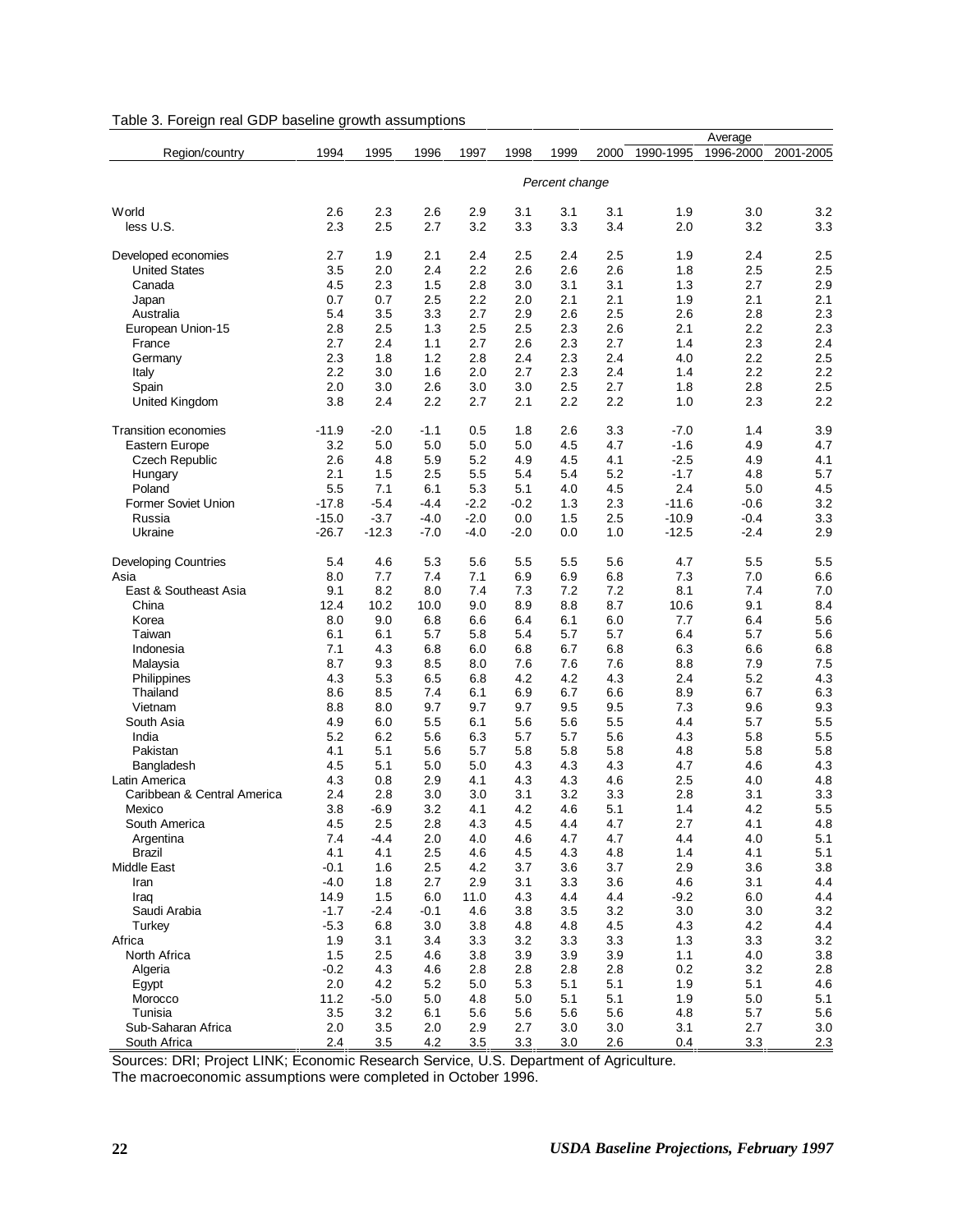Table 3. Foreign real GDP baseline growth assumptions

| Region/country | 1994 | 1995 | 1996 | 1997 | 1998 | 1999 | 2000 | Average 1990-1995 | Average 1996-2000 | Average 2001-2005 |
|---|---|---|---|---|---|---|---|---|---|---|
| | | | | | | *Percent change* | | | | |
| World | 2.6 | 2.3 | 2.6 | 2.9 | 3.1 | 3.1 | 3.1 | 1.9 | 3.0 | 3.2 |
| less U.S. | 2.3 | 2.5 | 2.7 | 3.2 | 3.3 | 3.3 | 3.4 | 2.0 | 3.2 | 3.3 |
| Developed economies | 2.7 | 1.9 | 2.1 | 2.4 | 2.5 | 2.4 | 2.5 | 1.9 | 2.4 | 2.5 |
| United States | 3.5 | 2.0 | 2.4 | 2.2 | 2.6 | 2.6 | 2.6 | 1.8 | 2.5 | 2.5 |
| Canada | 4.5 | 2.3 | 1.5 | 2.8 | 3.0 | 3.1 | 3.1 | 1.3 | 2.7 | 2.9 |
| Japan | 0.7 | 0.7 | 2.5 | 2.2 | 2.0 | 2.1 | 2.1 | 1.9 | 2.1 | 2.1 |
| Australia | 5.4 | 3.5 | 3.3 | 2.7 | 2.9 | 2.6 | 2.5 | 2.6 | 2.8 | 2.3 |
| European Union-15 | 2.8 | 2.5 | 1.3 | 2.5 | 2.5 | 2.3 | 2.6 | 2.1 | 2.2 | 2.3 |
| France | 2.7 | 2.4 | 1.1 | 2.7 | 2.6 | 2.3 | 2.7 | 1.4 | 2.3 | 2.4 |
| Germany | 2.3 | 1.8 | 1.2 | 2.8 | 2.4 | 2.3 | 2.4 | 4.0 | 2.2 | 2.5 |
| Italy | 2.2 | 3.0 | 1.6 | 2.0 | 2.7 | 2.3 | 2.4 | 1.4 | 2.2 | 2.2 |
| Spain | 2.0 | 3.0 | 2.6 | 3.0 | 3.0 | 2.5 | 2.7 | 1.8 | 2.8 | 2.5 |
| United Kingdom | 3.8 | 2.4 | 2.2 | 2.7 | 2.1 | 2.2 | 2.2 | 1.0 | 2.3 | 2.2 |
| Transition economies | -11.9 | -2.0 | -1.1 | 0.5 | 1.8 | 2.6 | 3.3 | -7.0 | 1.4 | 3.9 |
| Eastern Europe | 3.2 | 5.0 | 5.0 | 5.0 | 5.0 | 4.5 | 4.7 | -1.6 | 4.9 | 4.7 |
| Czech Republic | 2.6 | 4.8 | 5.9 | 5.2 | 4.9 | 4.5 | 4.1 | -2.5 | 4.9 | 4.1 |
| Hungary | 2.1 | 1.5 | 2.5 | 5.5 | 5.4 | 5.4 | 5.2 | -1.7 | 4.8 | 5.7 |
| Poland | 5.5 | 7.1 | 6.1 | 5.3 | 5.1 | 4.0 | 4.5 | 2.4 | 5.0 | 4.5 |
| Former Soviet Union | -17.8 | -5.4 | -4.4 | -2.2 | -0.2 | 1.3 | 2.3 | -11.6 | -0.6 | 3.2 |
| Russia | -15.0 | -3.7 | -4.0 | -2.0 | 0.0 | 1.5 | 2.5 | -10.9 | -0.4 | 3.3 |
| Ukraine | -26.7 | -12.3 | -7.0 | -4.0 | -2.0 | 0.0 | 1.0 | -12.5 | -2.4 | 2.9 |
| Developing Countries | 5.4 | 4.6 | 5.3 | 5.6 | 5.5 | 5.5 | 5.6 | 4.7 | 5.5 | 5.5 |
| Asia | 8.0 | 7.7 | 7.4 | 7.1 | 6.9 | 6.9 | 6.8 | 7.3 | 7.0 | 6.6 |
| East & Southeast Asia | 9.1 | 8.2 | 8.0 | 7.4 | 7.3 | 7.2 | 7.2 | 8.1 | 7.4 | 7.0 |
| China | 12.4 | 10.2 | 10.0 | 9.0 | 8.9 | 8.8 | 8.7 | 10.6 | 9.1 | 8.4 |
| Korea | 8.0 | 9.0 | 6.8 | 6.6 | 6.4 | 6.1 | 6.0 | 7.7 | 6.4 | 5.6 |
| Taiwan | 6.1 | 6.1 | 5.7 | 5.8 | 5.4 | 5.7 | 5.7 | 6.4 | 5.7 | 5.6 |
| Indonesia | 7.1 | 4.3 | 6.8 | 6.0 | 6.8 | 6.7 | 6.8 | 6.3 | 6.6 | 6.8 |
| Malaysia | 8.7 | 9.3 | 8.5 | 8.0 | 7.6 | 7.6 | 7.6 | 8.8 | 7.9 | 7.5 |
| Philippines | 4.3 | 5.3 | 6.5 | 6.8 | 4.2 | 4.2 | 4.3 | 2.4 | 5.2 | 4.3 |
| Thailand | 8.6 | 8.5 | 7.4 | 6.1 | 6.9 | 6.7 | 6.6 | 8.9 | 6.7 | 6.3 |
| Vietnam | 8.8 | 8.0 | 9.7 | 9.7 | 9.7 | 9.5 | 9.5 | 7.3 | 9.6 | 9.3 |
| South Asia | 4.9 | 6.0 | 5.5 | 6.1 | 5.6 | 5.6 | 5.5 | 4.4 | 5.7 | 5.5 |
| India | 5.2 | 6.2 | 5.6 | 6.3 | 5.7 | 5.7 | 5.6 | 4.3 | 5.8 | 5.5 |
| Pakistan | 4.1 | 5.1 | 5.6 | 5.7 | 5.8 | 5.8 | 5.8 | 4.8 | 5.8 | 5.8 |
| Bangladesh | 4.5 | 5.1 | 5.0 | 5.0 | 4.3 | 4.3 | 4.3 | 4.7 | 4.6 | 4.3 |
| Latin America | 4.3 | 0.8 | 2.9 | 4.1 | 4.3 | 4.3 | 4.6 | 2.5 | 4.0 | 4.8 |
| Caribbean & Central America | 2.4 | 2.8 | 3.0 | 3.0 | 3.1 | 3.2 | 3.3 | 2.8 | 3.1 | 3.3 |
| Mexico | 3.8 | -6.9 | 3.2 | 4.1 | 4.2 | 4.6 | 5.1 | 1.4 | 4.2 | 5.5 |
| South America | 4.5 | 2.5 | 2.8 | 4.3 | 4.5 | 4.4 | 4.7 | 2.7 | 4.1 | 4.8 |
| Argentina | 7.4 | -4.4 | 2.0 | 4.0 | 4.6 | 4.7 | 4.7 | 4.4 | 4.0 | 5.1 |
| Brazil | 4.1 | 4.1 | 2.5 | 4.6 | 4.5 | 4.3 | 4.8 | 1.4 | 4.1 | 5.1 |
| Middle East | -0.1 | 1.6 | 2.5 | 4.2 | 3.7 | 3.6 | 3.7 | 2.9 | 3.6 | 3.8 |
| Iran | -4.0 | 1.8 | 2.7 | 2.9 | 3.1 | 3.3 | 3.6 | 4.6 | 3.1 | 4.4 |
| Iraq | 14.9 | 1.5 | 6.0 | 11.0 | 4.3 | 4.4 | 4.4 | -9.2 | 6.0 | 4.4 |
| Saudi Arabia | -1.7 | -2.4 | -0.1 | 4.6 | 3.8 | 3.5 | 3.2 | 3.0 | 3.0 | 3.2 |
| Turkey | -5.3 | 6.8 | 3.0 | 3.8 | 4.8 | 4.8 | 4.5 | 4.3 | 4.2 | 4.4 |
| Africa | 1.9 | 3.1 | 3.4 | 3.3 | 3.2 | 3.3 | 3.3 | 1.3 | 3.3 | 3.2 |
| North Africa | 1.5 | 2.5 | 4.6 | 3.8 | 3.9 | 3.9 | 3.9 | 1.1 | 4.0 | 3.8 |
| Algeria | -0.2 | 4.3 | 4.6 | 2.8 | 2.8 | 2.8 | 2.8 | 0.2 | 3.2 | 2.8 |
| Egypt | 2.0 | 4.2 | 5.2 | 5.0 | 5.3 | 5.1 | 5.1 | 1.9 | 5.1 | 4.6 |
| Morocco | 11.2 | -5.0 | 5.0 | 4.8 | 5.0 | 5.1 | 5.1 | 1.9 | 5.0 | 5.1 |
| Tunisia | 3.5 | 3.2 | 6.1 | 5.6 | 5.6 | 5.6 | 5.6 | 4.8 | 5.7 | 5.6 |
| Sub-Saharan Africa | 2.0 | 3.5 | 2.0 | 2.9 | 2.7 | 3.0 | 3.0 | 3.1 | 2.7 | 3.0 |
| South Africa | 2.4 | 3.5 | 4.2 | 3.5 | 3.3 | 3.0 | 2.6 | 0.4 | 3.3 | 2.3 |

Sources: DRI; Project LINK; Economic Research Service, U.S. Department of Agriculture.
The macroeconomic assumptions were completed in October 1996.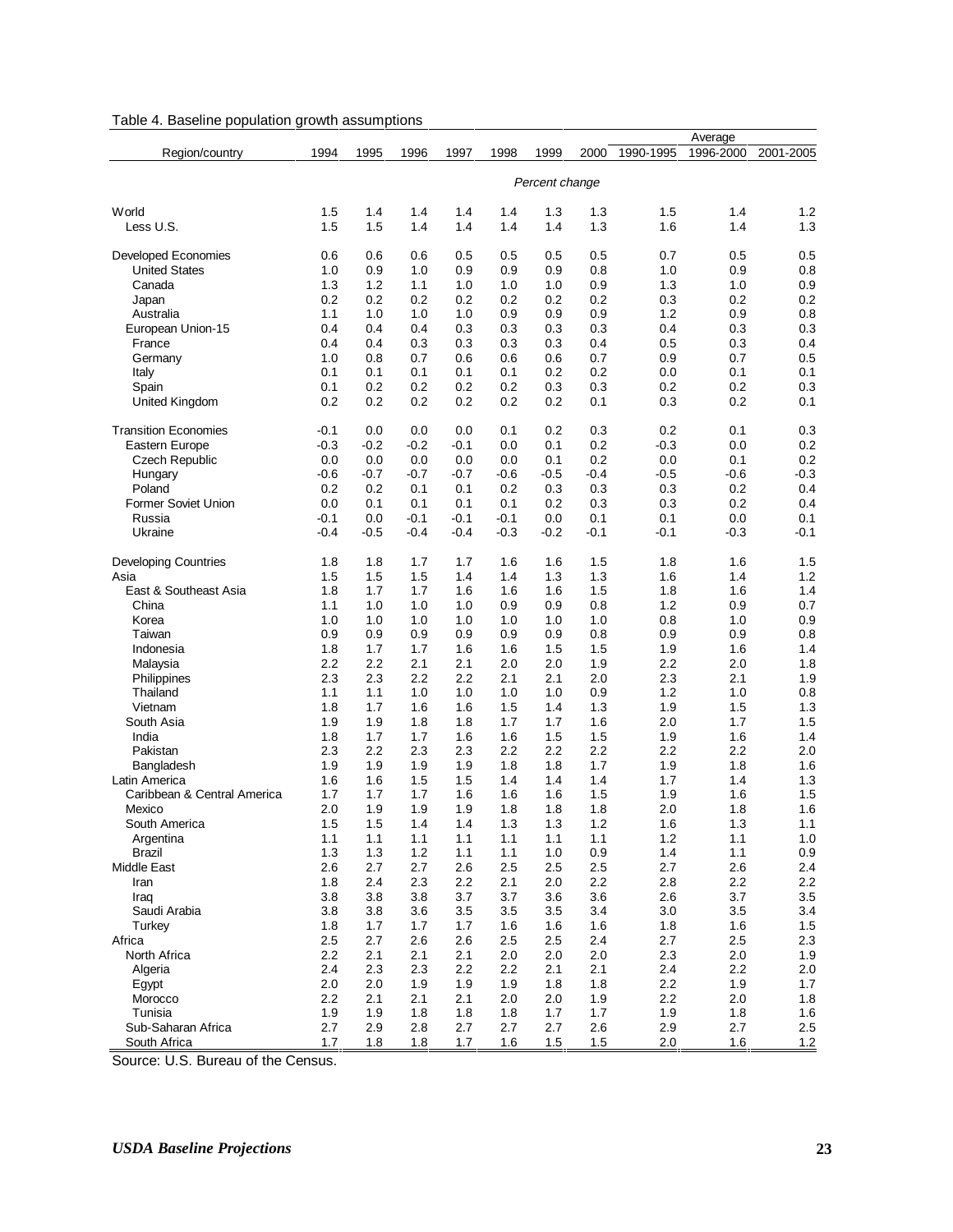Table 4. Baseline population growth assumptions

| Region/country | 1994 | 1995 | 1996 | 1997 | 1998 | 1999 | 2000 | Average 1990-1995 | Average 1996-2000 | Average 2001-2005 |
|---|---|---|---|---|---|---|---|---|---|---|
| | | | | | | *Percent change* | | | | |
| World | 1.5 | 1.4 | 1.4 | 1.4 | 1.4 | 1.3 | 1.3 | 1.5 | 1.4 | 1.2 |
| Less U.S. | 1.5 | 1.5 | 1.4 | 1.4 | 1.4 | 1.4 | 1.3 | 1.6 | 1.4 | 1.3 |
| Developed Economies | 0.6 | 0.6 | 0.6 | 0.5 | 0.5 | 0.5 | 0.5 | 0.7 | 0.5 | 0.5 |
| United States | 1.0 | 0.9 | 1.0 | 0.9 | 0.9 | 0.9 | 0.8 | 1.0 | 0.9 | 0.8 |
| Canada | 1.3 | 1.2 | 1.1 | 1.0 | 1.0 | 1.0 | 0.9 | 1.3 | 1.0 | 0.9 |
| Japan | 0.2 | 0.2 | 0.2 | 0.2 | 0.2 | 0.2 | 0.2 | 0.3 | 0.2 | 0.2 |
| Australia | 1.1 | 1.0 | 1.0 | 1.0 | 0.9 | 0.9 | 0.9 | 1.2 | 0.9 | 0.8 |
| European Union-15 | 0.4 | 0.4 | 0.4 | 0.3 | 0.3 | 0.3 | 0.3 | 0.4 | 0.3 | 0.3 |
| France | 0.4 | 0.4 | 0.3 | 0.3 | 0.3 | 0.3 | 0.4 | 0.5 | 0.3 | 0.4 |
| Germany | 1.0 | 0.8 | 0.7 | 0.6 | 0.6 | 0.6 | 0.7 | 0.9 | 0.7 | 0.5 |
| Italy | 0.1 | 0.1 | 0.1 | 0.1 | 0.1 | 0.2 | 0.2 | 0.0 | 0.1 | 0.1 |
| Spain | 0.1 | 0.2 | 0.2 | 0.2 | 0.2 | 0.3 | 0.3 | 0.2 | 0.2 | 0.3 |
| United Kingdom | 0.2 | 0.2 | 0.2 | 0.2 | 0.2 | 0.2 | 0.1 | 0.3 | 0.2 | 0.1 |
| Transition Economies | -0.1 | 0.0 | 0.0 | 0.0 | 0.1 | 0.2 | 0.3 | 0.2 | 0.1 | 0.3 |
| Eastern Europe | -0.3 | -0.2 | -0.2 | -0.1 | 0.0 | 0.1 | 0.2 | -0.3 | 0.0 | 0.2 |
| Czech Republic | 0.0 | 0.0 | 0.0 | 0.0 | 0.0 | 0.1 | 0.2 | 0.0 | 0.1 | 0.2 |
| Hungary | -0.6 | -0.7 | -0.7 | -0.7 | -0.6 | -0.5 | -0.4 | -0.5 | -0.6 | -0.3 |
| Poland | 0.2 | 0.2 | 0.1 | 0.1 | 0.2 | 0.3 | 0.3 | 0.3 | 0.2 | 0.4 |
| Former Soviet Union | 0.0 | 0.1 | 0.1 | 0.1 | 0.1 | 0.2 | 0.3 | 0.3 | 0.2 | 0.4 |
| Russia | -0.1 | 0.0 | -0.1 | -0.1 | -0.1 | 0.0 | 0.1 | 0.1 | 0.0 | 0.1 |
| Ukraine | -0.4 | -0.5 | -0.4 | -0.4 | -0.3 | -0.2 | -0.1 | -0.1 | -0.3 | -0.1 |
| Developing Countries | 1.8 | 1.8 | 1.7 | 1.7 | 1.6 | 1.6 | 1.5 | 1.8 | 1.6 | 1.5 |
| Asia | 1.5 | 1.5 | 1.5 | 1.4 | 1.4 | 1.3 | 1.3 | 1.6 | 1.4 | 1.2 |
| East & Southeast Asia | 1.8 | 1.7 | 1.7 | 1.6 | 1.6 | 1.6 | 1.5 | 1.8 | 1.6 | 1.4 |
| China | 1.1 | 1.0 | 1.0 | 1.0 | 0.9 | 0.9 | 0.8 | 1.2 | 0.9 | 0.7 |
| Korea | 1.0 | 1.0 | 1.0 | 1.0 | 1.0 | 1.0 | 1.0 | 0.8 | 1.0 | 0.9 |
| Taiwan | 0.9 | 0.9 | 0.9 | 0.9 | 0.9 | 0.9 | 0.8 | 0.9 | 0.9 | 0.8 |
| Indonesia | 1.8 | 1.7 | 1.7 | 1.6 | 1.6 | 1.5 | 1.5 | 1.9 | 1.6 | 1.4 |
| Malaysia | 2.2 | 2.2 | 2.1 | 2.1 | 2.0 | 2.0 | 1.9 | 2.2 | 2.0 | 1.8 |
| Philippines | 2.3 | 2.3 | 2.2 | 2.2 | 2.1 | 2.1 | 2.0 | 2.3 | 2.1 | 1.9 |
| Thailand | 1.1 | 1.1 | 1.0 | 1.0 | 1.0 | 1.0 | 0.9 | 1.2 | 1.0 | 0.8 |
| Vietnam | 1.8 | 1.7 | 1.6 | 1.6 | 1.5 | 1.4 | 1.3 | 1.9 | 1.5 | 1.3 |
| South Asia | 1.9 | 1.9 | 1.8 | 1.8 | 1.7 | 1.7 | 1.6 | 2.0 | 1.7 | 1.5 |
| India | 1.8 | 1.7 | 1.7 | 1.6 | 1.6 | 1.5 | 1.5 | 1.9 | 1.6 | 1.4 |
| Pakistan | 2.3 | 2.2 | 2.3 | 2.3 | 2.2 | 2.2 | 2.2 | 2.2 | 2.2 | 2.0 |
| Bangladesh | 1.9 | 1.9 | 1.9 | 1.9 | 1.8 | 1.8 | 1.7 | 1.9 | 1.8 | 1.6 |
| Latin America | 1.6 | 1.6 | 1.5 | 1.5 | 1.4 | 1.4 | 1.4 | 1.7 | 1.4 | 1.3 |
| Caribbean & Central America | 1.7 | 1.7 | 1.7 | 1.6 | 1.6 | 1.6 | 1.5 | 1.9 | 1.6 | 1.5 |
| Mexico | 2.0 | 1.9 | 1.9 | 1.9 | 1.8 | 1.8 | 1.8 | 2.0 | 1.8 | 1.6 |
| South America | 1.5 | 1.5 | 1.4 | 1.4 | 1.3 | 1.3 | 1.2 | 1.6 | 1.3 | 1.1 |
| Argentina | 1.1 | 1.1 | 1.1 | 1.1 | 1.1 | 1.1 | 1.1 | 1.2 | 1.1 | 1.0 |
| Brazil | 1.3 | 1.3 | 1.2 | 1.1 | 1.1 | 1.0 | 0.9 | 1.4 | 1.1 | 0.9 |
| Middle East | 2.6 | 2.7 | 2.7 | 2.6 | 2.5 | 2.5 | 2.5 | 2.7 | 2.6 | 2.4 |
| Iran | 1.8 | 2.4 | 2.3 | 2.2 | 2.1 | 2.0 | 2.2 | 2.8 | 2.2 | 2.2 |
| Iraq | 3.8 | 3.8 | 3.8 | 3.7 | 3.7 | 3.6 | 3.6 | 2.6 | 3.7 | 3.5 |
| Saudi Arabia | 3.8 | 3.8 | 3.6 | 3.5 | 3.5 | 3.5 | 3.4 | 3.0 | 3.5 | 3.4 |
| Turkey | 1.8 | 1.7 | 1.7 | 1.7 | 1.6 | 1.6 | 1.6 | 1.8 | 1.6 | 1.5 |
| Africa | 2.5 | 2.7 | 2.6 | 2.6 | 2.5 | 2.5 | 2.4 | 2.7 | 2.5 | 2.3 |
| North Africa | 2.2 | 2.1 | 2.1 | 2.1 | 2.0 | 2.0 | 2.0 | 2.3 | 2.0 | 1.9 |
| Algeria | 2.4 | 2.3 | 2.3 | 2.2 | 2.2 | 2.1 | 2.1 | 2.4 | 2.2 | 2.0 |
| Egypt | 2.0 | 2.0 | 1.9 | 1.9 | 1.9 | 1.8 | 1.8 | 2.2 | 1.9 | 1.7 |
| Morocco | 2.2 | 2.1 | 2.1 | 2.1 | 2.0 | 2.0 | 1.9 | 2.2 | 2.0 | 1.8 |
| Tunisia | 1.9 | 1.9 | 1.8 | 1.8 | 1.8 | 1.7 | 1.7 | 1.9 | 1.8 | 1.6 |
| Sub-Saharan Africa | 2.7 | 2.9 | 2.8 | 2.7 | 2.7 | 2.7 | 2.6 | 2.9 | 2.7 | 2.5 |
| South Africa | 1.7 | 1.8 | 1.8 | 1.7 | 1.6 | 1.5 | 1.5 | 2.0 | 1.6 | 1.2 |

Source: U.S. Bureau of the Census.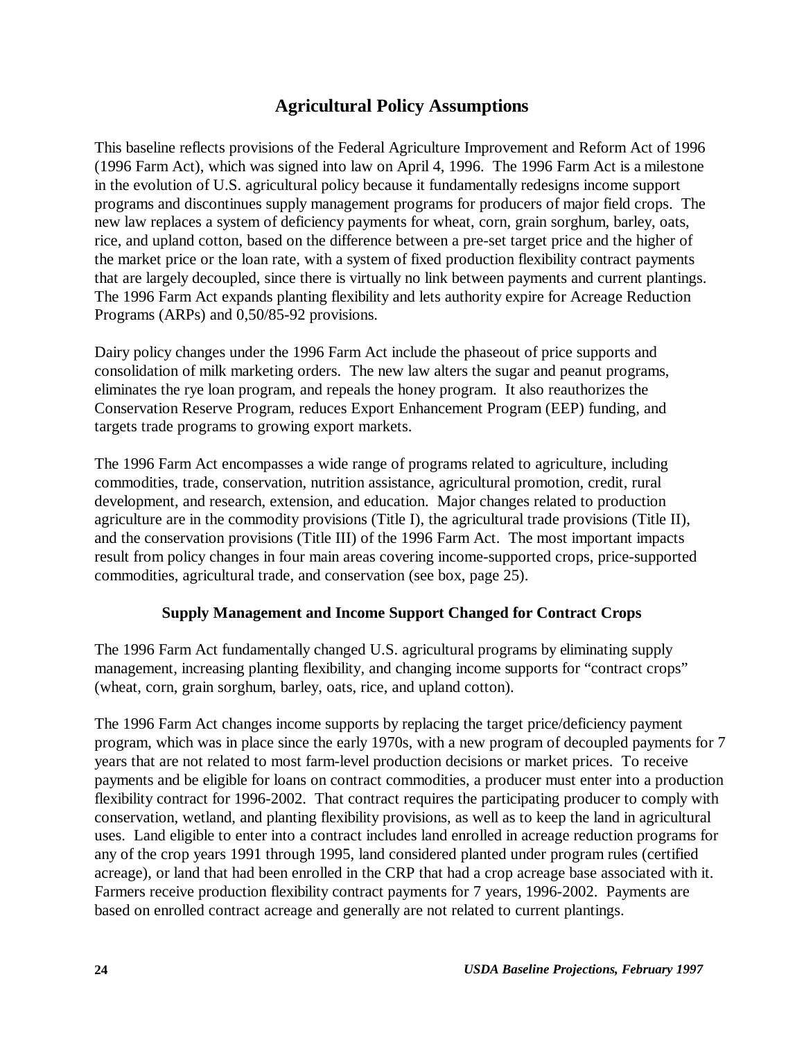## Agricultural Policy Assumptions

This baseline reflects provisions of the Federal Agriculture Improvement and Reform Act of 1996 (1996 Farm Act), which was signed into law on April 4, 1996. The 1996 Farm Act is a milestone in the evolution of U.S. agricultural policy because it fundamentally redesigns income support programs and discontinues supply management programs for producers of major field crops. The new law replaces a system of deficiency payments for wheat, corn, grain sorghum, barley, oats, rice, and upland cotton, based on the difference between a pre-set target price and the higher of the market price or the loan rate, with a system of fixed production flexibility contract payments that are largely decoupled, since there is virtually no link between payments and current plantings. The 1996 Farm Act expands planting flexibility and lets authority expire for Acreage Reduction Programs (ARPs) and 0,50/85-92 provisions.

Dairy policy changes under the 1996 Farm Act include the phaseout of price supports and consolidation of milk marketing orders. The new law alters the sugar and peanut programs, eliminates the rye loan program, and repeals the honey program. It also reauthorizes the Conservation Reserve Program, reduces Export Enhancement Program (EEP) funding, and targets trade programs to growing export markets.

The 1996 Farm Act encompasses a wide range of programs related to agriculture, including commodities, trade, conservation, nutrition assistance, agricultural promotion, credit, rural development, and research, extension, and education. Major changes related to production agriculture are in the commodity provisions (Title I), the agricultural trade provisions (Title II), and the conservation provisions (Title III) of the 1996 Farm Act. The most important impacts result from policy changes in four main areas covering income-supported crops, price-supported commodities, agricultural trade, and conservation (see box, page 25).

### Supply Management and Income Support Changed for Contract Crops

The 1996 Farm Act fundamentally changed U.S. agricultural programs by eliminating supply management, increasing planting flexibility, and changing income supports for "contract crops" (wheat, corn, grain sorghum, barley, oats, rice, and upland cotton).

The 1996 Farm Act changes income supports by replacing the target price/deficiency payment program, which was in place since the early 1970s, with a new program of decoupled payments for 7 years that are not related to most farm-level production decisions or market prices. To receive payments and be eligible for loans on contract commodities, a producer must enter into a production flexibility contract for 1996-2002. That contract requires the participating producer to comply with conservation, wetland, and planting flexibility provisions, as well as to keep the land in agricultural uses. Land eligible to enter into a contract includes land enrolled in acreage reduction programs for any of the crop years 1991 through 1995, land considered planted under program rules (certified acreage), or land that had been enrolled in the CRP that had a crop acreage base associated with it. Farmers receive production flexibility contract payments for 7 years, 1996-2002. Payments are based on enrolled contract acreage and generally are not related to current plantings.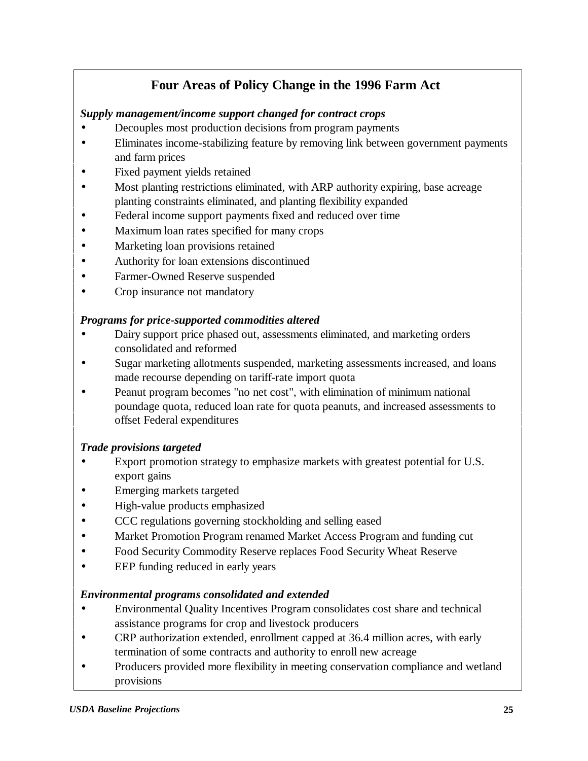## Four Areas of Policy Change in the 1996 Farm Act

***Supply management/income support changed for contract crops***

- Decouples most production decisions from program payments
- Eliminates income-stabilizing feature by removing link between government payments and farm prices
- Fixed payment yields retained
- Most planting restrictions eliminated, with ARP authority expiring, base acreage planting constraints eliminated, and planting flexibility expanded
- Federal income support payments fixed and reduced over time
- Maximum loan rates specified for many crops
- Marketing loan provisions retained
- Authority for loan extensions discontinued
- Farmer-Owned Reserve suspended
- Crop insurance not mandatory

***Programs for price-supported commodities altered***

- Dairy support price phased out, assessments eliminated, and marketing orders consolidated and reformed
- Sugar marketing allotments suspended, marketing assessments increased, and loans made recourse depending on tariff-rate import quota
- Peanut program becomes "no net cost", with elimination of minimum national poundage quota, reduced loan rate for quota peanuts, and increased assessments to offset Federal expenditures

***Trade provisions targeted***

- Export promotion strategy to emphasize markets with greatest potential for U.S. export gains
- Emerging markets targeted
- High-value products emphasized
- CCC regulations governing stockholding and selling eased
- Market Promotion Program renamed Market Access Program and funding cut
- Food Security Commodity Reserve replaces Food Security Wheat Reserve
- EEP funding reduced in early years

***Environmental programs consolidated and extended***

- Environmental Quality Incentives Program consolidates cost share and technical assistance programs for crop and livestock producers
- CRP authorization extended, enrollment capped at 36.4 million acres, with early termination of some contracts and authority to enroll new acreage
- Producers provided more flexibility in meeting conservation compliance and wetland provisions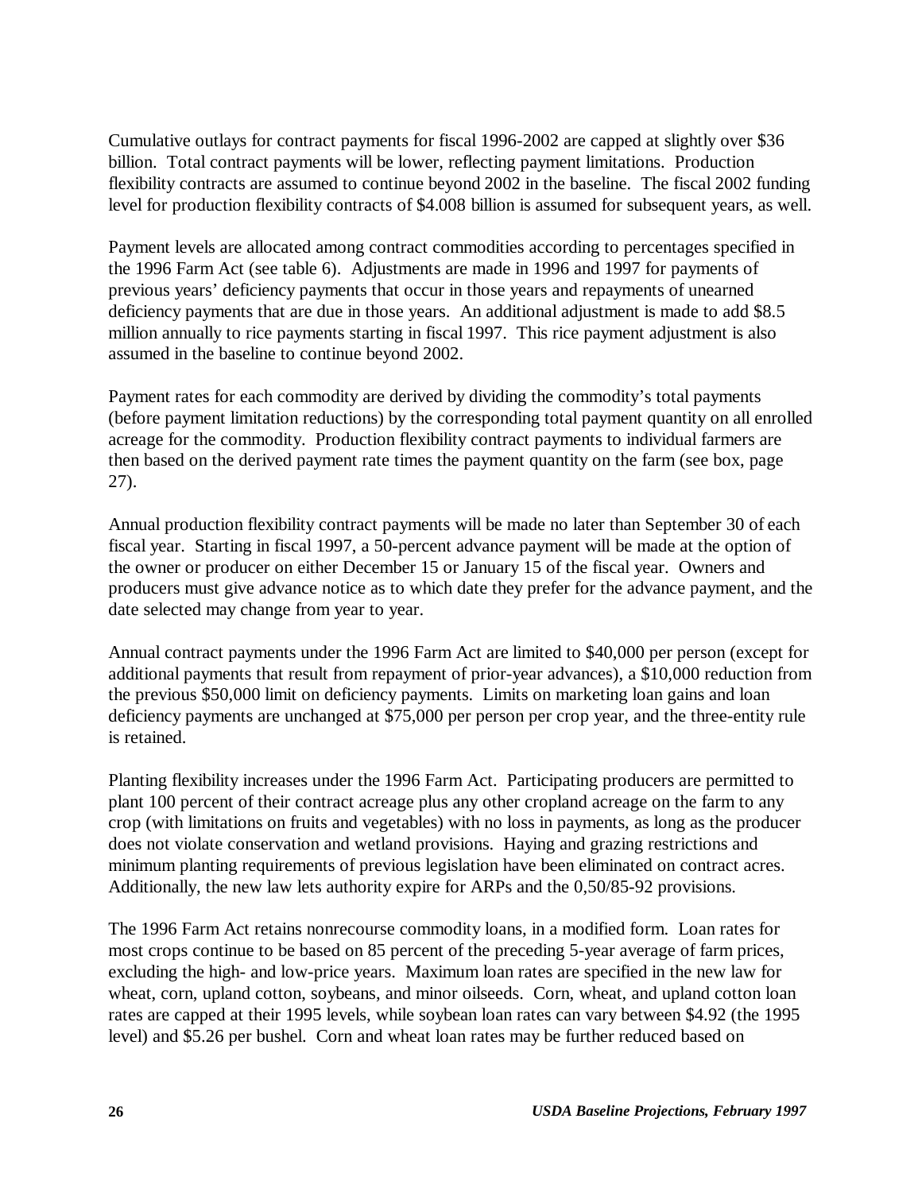Cumulative outlays for contract payments for fiscal 1996-2002 are capped at slightly over $36 billion. Total contract payments will be lower, reflecting payment limitations. Production flexibility contracts are assumed to continue beyond 2002 in the baseline. The fiscal 2002 funding level for production flexibility contracts of $4.008 billion is assumed for subsequent years, as well.

Payment levels are allocated among contract commodities according to percentages specified in the 1996 Farm Act (see table 6). Adjustments are made in 1996 and 1997 for payments of previous years' deficiency payments that occur in those years and repayments of unearned deficiency payments that are due in those years. An additional adjustment is made to add $8.5 million annually to rice payments starting in fiscal 1997. This rice payment adjustment is also assumed in the baseline to continue beyond 2002.

Payment rates for each commodity are derived by dividing the commodity's total payments (before payment limitation reductions) by the corresponding total payment quantity on all enrolled acreage for the commodity. Production flexibility contract payments to individual farmers are then based on the derived payment rate times the payment quantity on the farm (see box, page 27).

Annual production flexibility contract payments will be made no later than September 30 of each fiscal year. Starting in fiscal 1997, a 50-percent advance payment will be made at the option of the owner or producer on either December 15 or January 15 of the fiscal year. Owners and producers must give advance notice as to which date they prefer for the advance payment, and the date selected may change from year to year.

Annual contract payments under the 1996 Farm Act are limited to $40,000 per person (except for additional payments that result from repayment of prior-year advances), a $10,000 reduction from the previous $50,000 limit on deficiency payments. Limits on marketing loan gains and loan deficiency payments are unchanged at $75,000 per person per crop year, and the three-entity rule is retained.

Planting flexibility increases under the 1996 Farm Act. Participating producers are permitted to plant 100 percent of their contract acreage plus any other cropland acreage on the farm to any crop (with limitations on fruits and vegetables) with no loss in payments, as long as the producer does not violate conservation and wetland provisions. Haying and grazing restrictions and minimum planting requirements of previous legislation have been eliminated on contract acres. Additionally, the new law lets authority expire for ARPs and the 0,50/85-92 provisions.

The 1996 Farm Act retains nonrecourse commodity loans, in a modified form. Loan rates for most crops continue to be based on 85 percent of the preceding 5-year average of farm prices, excluding the high- and low-price years. Maximum loan rates are specified in the new law for wheat, corn, upland cotton, soybeans, and minor oilseeds. Corn, wheat, and upland cotton loan rates are capped at their 1995 levels, while soybean loan rates can vary between $4.92 (the 1995 level) and $5.26 per bushel. Corn and wheat loan rates may be further reduced based on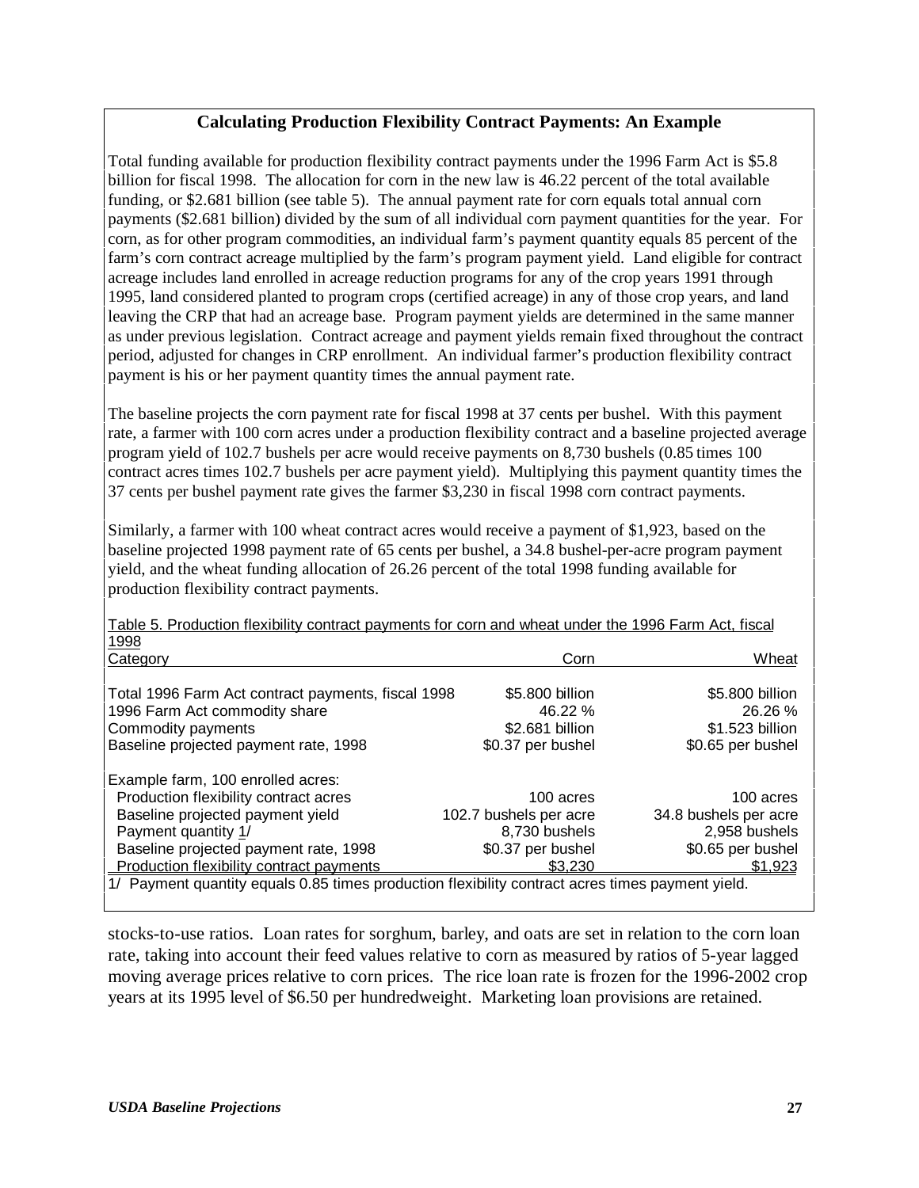### Calculating Production Flexibility Contract Payments: An Example

Total funding available for production flexibility contract payments under the 1996 Farm Act is $5.8 billion for fiscal 1998. The allocation for corn in the new law is 46.22 percent of the total available funding, or $2.681 billion (see table 5). The annual payment rate for corn equals total annual corn payments ($2.681 billion) divided by the sum of all individual corn payment quantities for the year. For corn, as for other program commodities, an individual farm's payment quantity equals 85 percent of the farm's corn contract acreage multiplied by the farm's program payment yield. Land eligible for contract acreage includes land enrolled in acreage reduction programs for any of the crop years 1991 through 1995, land considered planted to program crops (certified acreage) in any of those crop years, and land leaving the CRP that had an acreage base. Program payment yields are determined in the same manner as under previous legislation. Contract acreage and payment yields remain fixed throughout the contract period, adjusted for changes in CRP enrollment. An individual farmer's production flexibility contract payment is his or her payment quantity times the annual payment rate.

The baseline projects the corn payment rate for fiscal 1998 at 37 cents per bushel. With this payment rate, a farmer with 100 corn acres under a production flexibility contract and a baseline projected average program yield of 102.7 bushels per acre would receive payments on 8,730 bushels (0.85 times 100 contract acres times 102.7 bushels per acre payment yield). Multiplying this payment quantity times the 37 cents per bushel payment rate gives the farmer $3,230 in fiscal 1998 corn contract payments.

Similarly, a farmer with 100 wheat contract acres would receive a payment of $1,923, based on the baseline projected 1998 payment rate of 65 cents per bushel, a 34.8 bushel-per-acre program payment yield, and the wheat funding allocation of 26.26 percent of the total 1998 funding available for production flexibility contract payments.

Table 5. Production flexibility contract payments for corn and wheat under the 1996 Farm Act, fiscal 1998

| Category | Corn | Wheat |
|---|---|---|
| Total 1996 Farm Act contract payments, fiscal 1998 | $5.800 billion | $5.800 billion |
| 1996 Farm Act commodity share | 46.22 % | 26.26 % |
| Commodity payments | $2.681 billion | $1.523 billion |
| Baseline projected payment rate, 1998 | $0.37 per bushel | $0.65 per bushel |
| Example farm, 100 enrolled acres: | | |
| Production flexibility contract acres | 100 acres | 100 acres |
| Baseline projected payment yield | 102.7 bushels per acre | 34.8 bushels per acre |
| Payment quantity 1/ | 8,730 bushels | 2,958 bushels |
| Baseline projected payment rate, 1998 | $0.37 per bushel | $0.65 per bushel |
| Production flexibility contract payments | $3,230 | $1,923 |

1/ Payment quantity equals 0.85 times production flexibility contract acres times payment yield.

stocks-to-use ratios. Loan rates for sorghum, barley, and oats are set in relation to the corn loan rate, taking into account their feed values relative to corn as measured by ratios of 5-year lagged moving average prices relative to corn prices. The rice loan rate is frozen for the 1996-2002 crop years at its 1995 level of $6.50 per hundredweight. Marketing loan provisions are retained.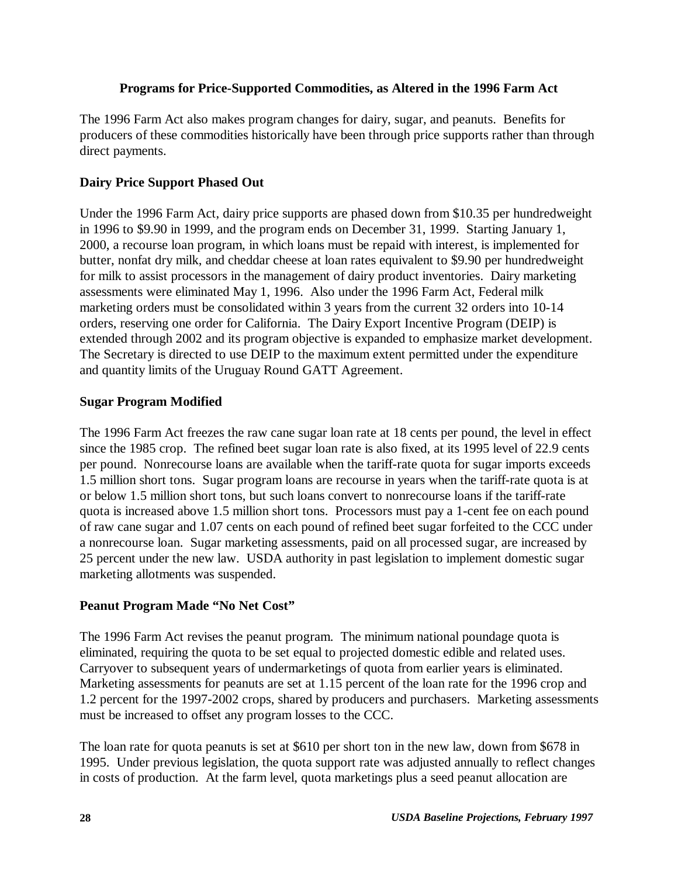## Programs for Price-Supported Commodities, as Altered in the 1996 Farm Act

The 1996 Farm Act also makes program changes for dairy, sugar, and peanuts. Benefits for producers of these commodities historically have been through price supports rather than through direct payments.

### Dairy Price Support Phased Out

Under the 1996 Farm Act, dairy price supports are phased down from $10.35 per hundredweight in 1996 to $9.90 in 1999, and the program ends on December 31, 1999. Starting January 1, 2000, a recourse loan program, in which loans must be repaid with interest, is implemented for butter, nonfat dry milk, and cheddar cheese at loan rates equivalent to $9.90 per hundredweight for milk to assist processors in the management of dairy product inventories. Dairy marketing assessments were eliminated May 1, 1996. Also under the 1996 Farm Act, Federal milk marketing orders must be consolidated within 3 years from the current 32 orders into 10-14 orders, reserving one order for California. The Dairy Export Incentive Program (DEIP) is extended through 2002 and its program objective is expanded to emphasize market development. The Secretary is directed to use DEIP to the maximum extent permitted under the expenditure and quantity limits of the Uruguay Round GATT Agreement.

### Sugar Program Modified

The 1996 Farm Act freezes the raw cane sugar loan rate at 18 cents per pound, the level in effect since the 1985 crop. The refined beet sugar loan rate is also fixed, at its 1995 level of 22.9 cents per pound. Nonrecourse loans are available when the tariff-rate quota for sugar imports exceeds 1.5 million short tons. Sugar program loans are recourse in years when the tariff-rate quota is at or below 1.5 million short tons, but such loans convert to nonrecourse loans if the tariff-rate quota is increased above 1.5 million short tons. Processors must pay a 1-cent fee on each pound of raw cane sugar and 1.07 cents on each pound of refined beet sugar forfeited to the CCC under a nonrecourse loan. Sugar marketing assessments, paid on all processed sugar, are increased by 25 percent under the new law. USDA authority in past legislation to implement domestic sugar marketing allotments was suspended.

### Peanut Program Made "No Net Cost"

The 1996 Farm Act revises the peanut program. The minimum national poundage quota is eliminated, requiring the quota to be set equal to projected domestic edible and related uses. Carryover to subsequent years of undermarketings of quota from earlier years is eliminated. Marketing assessments for peanuts are set at 1.15 percent of the loan rate for the 1996 crop and 1.2 percent for the 1997-2002 crops, shared by producers and purchasers. Marketing assessments must be increased to offset any program losses to the CCC.

The loan rate for quota peanuts is set at $610 per short ton in the new law, down from $678 in 1995. Under previous legislation, the quota support rate was adjusted annually to reflect changes in costs of production. At the farm level, quota marketings plus a seed peanut allocation are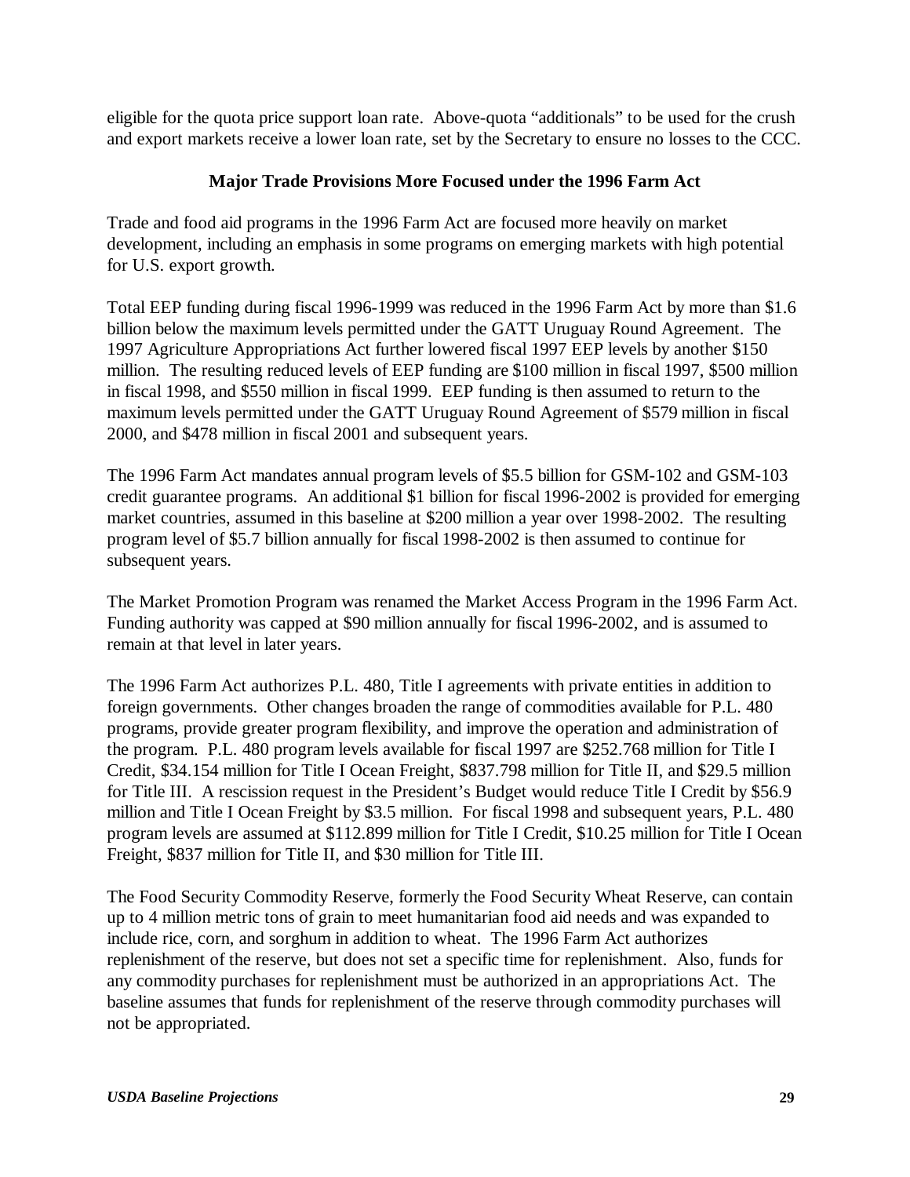eligible for the quota price support loan rate. Above-quota "additionals" to be used for the crush and export markets receive a lower loan rate, set by the Secretary to ensure no losses to the CCC.

## Major Trade Provisions More Focused under the 1996 Farm Act

Trade and food aid programs in the 1996 Farm Act are focused more heavily on market development, including an emphasis in some programs on emerging markets with high potential for U.S. export growth.

Total EEP funding during fiscal 1996-1999 was reduced in the 1996 Farm Act by more than $1.6 billion below the maximum levels permitted under the GATT Uruguay Round Agreement. The 1997 Agriculture Appropriations Act further lowered fiscal 1997 EEP levels by another $150 million. The resulting reduced levels of EEP funding are $100 million in fiscal 1997, $500 million in fiscal 1998, and $550 million in fiscal 1999. EEP funding is then assumed to return to the maximum levels permitted under the GATT Uruguay Round Agreement of $579 million in fiscal 2000, and $478 million in fiscal 2001 and subsequent years.

The 1996 Farm Act mandates annual program levels of $5.5 billion for GSM-102 and GSM-103 credit guarantee programs. An additional $1 billion for fiscal 1996-2002 is provided for emerging market countries, assumed in this baseline at $200 million a year over 1998-2002. The resulting program level of $5.7 billion annually for fiscal 1998-2002 is then assumed to continue for subsequent years.

The Market Promotion Program was renamed the Market Access Program in the 1996 Farm Act. Funding authority was capped at $90 million annually for fiscal 1996-2002, and is assumed to remain at that level in later years.

The 1996 Farm Act authorizes P.L. 480, Title I agreements with private entities in addition to foreign governments. Other changes broaden the range of commodities available for P.L. 480 programs, provide greater program flexibility, and improve the operation and administration of the program. P.L. 480 program levels available for fiscal 1997 are $252.768 million for Title I Credit, $34.154 million for Title I Ocean Freight, $837.798 million for Title II, and $29.5 million for Title III. A rescission request in the President's Budget would reduce Title I Credit by $56.9 million and Title I Ocean Freight by $3.5 million. For fiscal 1998 and subsequent years, P.L. 480 program levels are assumed at $112.899 million for Title I Credit, $10.25 million for Title I Ocean Freight, $837 million for Title II, and $30 million for Title III.

The Food Security Commodity Reserve, formerly the Food Security Wheat Reserve, can contain up to 4 million metric tons of grain to meet humanitarian food aid needs and was expanded to include rice, corn, and sorghum in addition to wheat. The 1996 Farm Act authorizes replenishment of the reserve, but does not set a specific time for replenishment. Also, funds for any commodity purchases for replenishment must be authorized in an appropriations Act. The baseline assumes that funds for replenishment of the reserve through commodity purchases will not be appropriated.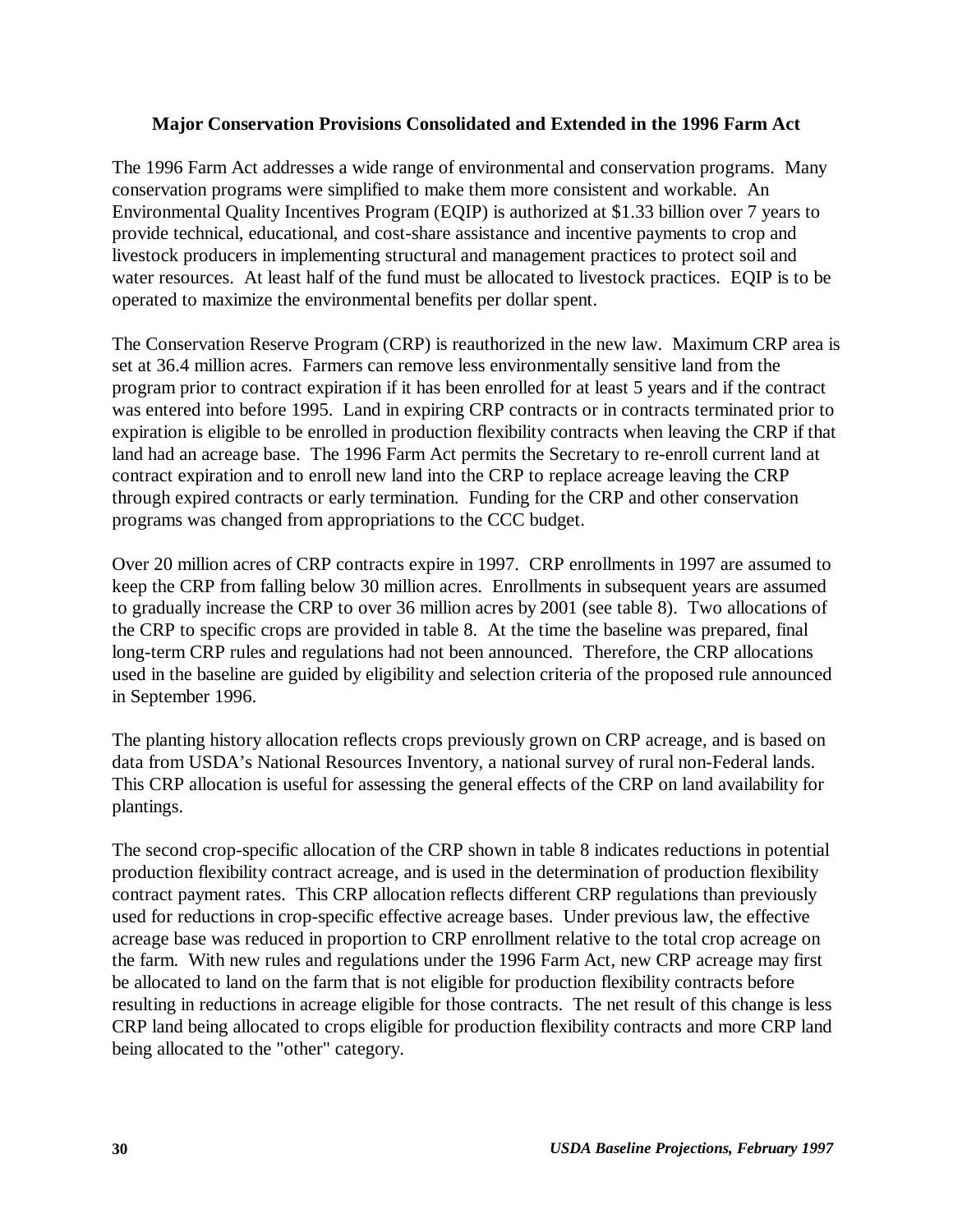### Major Conservation Provisions Consolidated and Extended in the 1996 Farm Act

The 1996 Farm Act addresses a wide range of environmental and conservation programs. Many conservation programs were simplified to make them more consistent and workable. An Environmental Quality Incentives Program (EQIP) is authorized at $1.33 billion over 7 years to provide technical, educational, and cost-share assistance and incentive payments to crop and livestock producers in implementing structural and management practices to protect soil and water resources. At least half of the fund must be allocated to livestock practices. EQIP is to be operated to maximize the environmental benefits per dollar spent.

The Conservation Reserve Program (CRP) is reauthorized in the new law. Maximum CRP area is set at 36.4 million acres. Farmers can remove less environmentally sensitive land from the program prior to contract expiration if it has been enrolled for at least 5 years and if the contract was entered into before 1995. Land in expiring CRP contracts or in contracts terminated prior to expiration is eligible to be enrolled in production flexibility contracts when leaving the CRP if that land had an acreage base. The 1996 Farm Act permits the Secretary to re-enroll current land at contract expiration and to enroll new land into the CRP to replace acreage leaving the CRP through expired contracts or early termination. Funding for the CRP and other conservation programs was changed from appropriations to the CCC budget.

Over 20 million acres of CRP contracts expire in 1997. CRP enrollments in 1997 are assumed to keep the CRP from falling below 30 million acres. Enrollments in subsequent years are assumed to gradually increase the CRP to over 36 million acres by 2001 (see table 8). Two allocations of the CRP to specific crops are provided in table 8. At the time the baseline was prepared, final long-term CRP rules and regulations had not been announced. Therefore, the CRP allocations used in the baseline are guided by eligibility and selection criteria of the proposed rule announced in September 1996.

The planting history allocation reflects crops previously grown on CRP acreage, and is based on data from USDA's National Resources Inventory, a national survey of rural non-Federal lands. This CRP allocation is useful for assessing the general effects of the CRP on land availability for plantings.

The second crop-specific allocation of the CRP shown in table 8 indicates reductions in potential production flexibility contract acreage, and is used in the determination of production flexibility contract payment rates. This CRP allocation reflects different CRP regulations than previously used for reductions in crop-specific effective acreage bases. Under previous law, the effective acreage base was reduced in proportion to CRP enrollment relative to the total crop acreage on the farm. With new rules and regulations under the 1996 Farm Act, new CRP acreage may first be allocated to land on the farm that is not eligible for production flexibility contracts before resulting in reductions in acreage eligible for those contracts. The net result of this change is less CRP land being allocated to crops eligible for production flexibility contracts and more CRP land being allocated to the "other" category.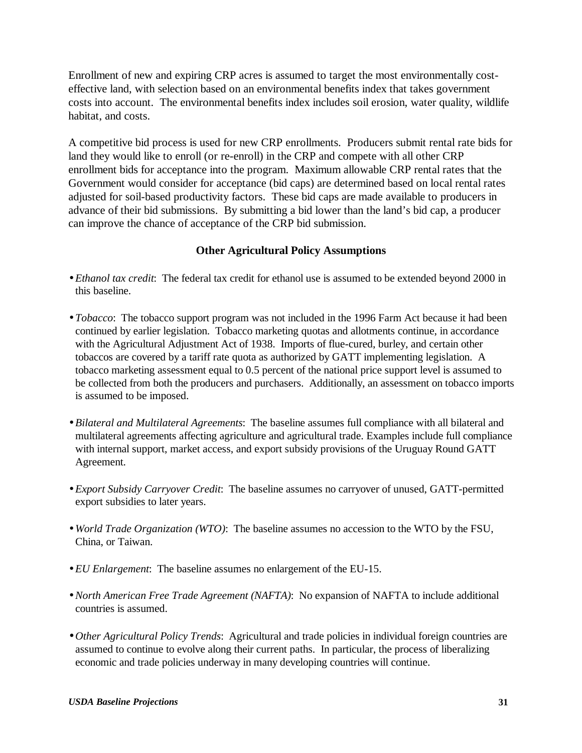Enrollment of new and expiring CRP acres is assumed to target the most environmentally cost-effective land, with selection based on an environmental benefits index that takes government costs into account. The environmental benefits index includes soil erosion, water quality, wildlife habitat, and costs.

A competitive bid process is used for new CRP enrollments. Producers submit rental rate bids for land they would like to enroll (or re-enroll) in the CRP and compete with all other CRP enrollment bids for acceptance into the program. Maximum allowable CRP rental rates that the Government would consider for acceptance (bid caps) are determined based on local rental rates adjusted for soil-based productivity factors. These bid caps are made available to producers in advance of their bid submissions. By submitting a bid lower than the land's bid cap, a producer can improve the chance of acceptance of the CRP bid submission.

### Other Agricultural Policy Assumptions

- *Ethanol tax credit*: The federal tax credit for ethanol use is assumed to be extended beyond 2000 in this baseline.

- *Tobacco*: The tobacco support program was not included in the 1996 Farm Act because it had been continued by earlier legislation. Tobacco marketing quotas and allotments continue, in accordance with the Agricultural Adjustment Act of 1938. Imports of flue-cured, burley, and certain other tobaccos are covered by a tariff rate quota as authorized by GATT implementing legislation. A tobacco marketing assessment equal to 0.5 percent of the national price support level is assumed to be collected from both the producers and purchasers. Additionally, an assessment on tobacco imports is assumed to be imposed.

- *Bilateral and Multilateral Agreements*: The baseline assumes full compliance with all bilateral and multilateral agreements affecting agriculture and agricultural trade. Examples include full compliance with internal support, market access, and export subsidy provisions of the Uruguay Round GATT Agreement.

- *Export Subsidy Carryover Credit*: The baseline assumes no carryover of unused, GATT-permitted export subsidies to later years.

- *World Trade Organization (WTO)*: The baseline assumes no accession to the WTO by the FSU, China, or Taiwan.

- *EU Enlargement*: The baseline assumes no enlargement of the EU-15.

- *North American Free Trade Agreement (NAFTA)*: No expansion of NAFTA to include additional countries is assumed.

- *Other Agricultural Policy Trends*: Agricultural and trade policies in individual foreign countries are assumed to continue to evolve along their current paths. In particular, the process of liberalizing economic and trade policies underway in many developing countries will continue.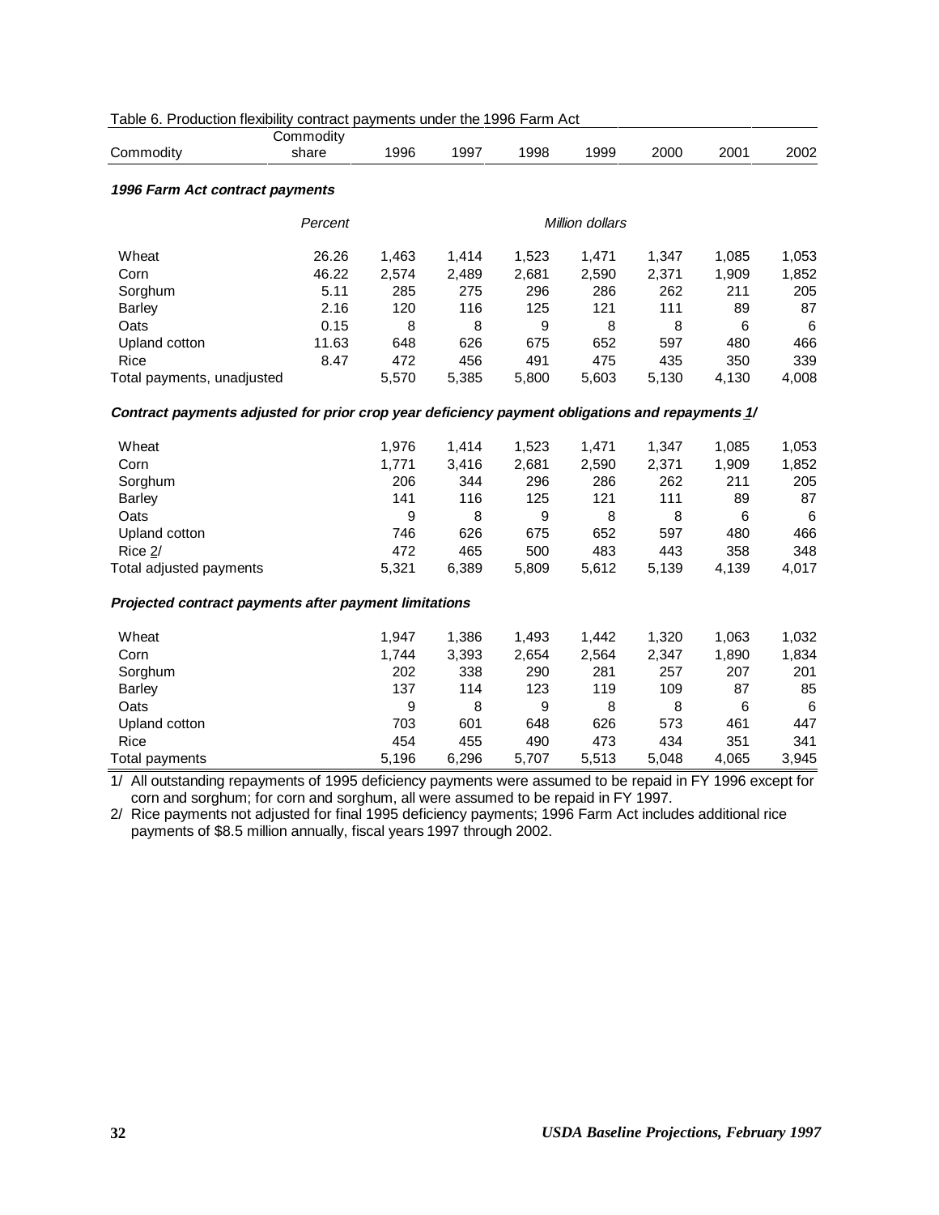Table 6. Production flexibility contract payments under the 1996 Farm Act

| Commodity | Commodity share | 1996 | 1997 | 1998 | 1999 | 2000 | 2001 | 2002 |
|---|---|---|---|---|---|---|---|---|
| ***1996 Farm Act contract payments*** | | | | | | | | |
| | *Percent* | | | | *Million dollars* | | | |
| Wheat | 26.26 | 1,463 | 1,414 | 1,523 | 1,471 | 1,347 | 1,085 | 1,053 |
| Corn | 46.22 | 2,574 | 2,489 | 2,681 | 2,590 | 2,371 | 1,909 | 1,852 |
| Sorghum | 5.11 | 285 | 275 | 296 | 286 | 262 | 211 | 205 |
| Barley | 2.16 | 120 | 116 | 125 | 121 | 111 | 89 | 87 |
| Oats | 0.15 | 8 | 8 | 9 | 8 | 8 | 6 | 6 |
| Upland cotton | 11.63 | 648 | 626 | 675 | 652 | 597 | 480 | 466 |
| Rice | 8.47 | 472 | 456 | 491 | 475 | 435 | 350 | 339 |
| Total payments, unadjusted | | 5,570 | 5,385 | 5,800 | 5,603 | 5,130 | 4,130 | 4,008 |
| ***Contract payments adjusted for prior crop year deficiency payment obligations and repayments 1/*** | | | | | | | | |
| Wheat | | 1,976 | 1,414 | 1,523 | 1,471 | 1,347 | 1,085 | 1,053 |
| Corn | | 1,771 | 3,416 | 2,681 | 2,590 | 2,371 | 1,909 | 1,852 |
| Sorghum | | 206 | 344 | 296 | 286 | 262 | 211 | 205 |
| Barley | | 141 | 116 | 125 | 121 | 111 | 89 | 87 |
| Oats | | 9 | 8 | 9 | 8 | 8 | 6 | 6 |
| Upland cotton | | 746 | 626 | 675 | 652 | 597 | 480 | 466 |
| Rice 2/ | | 472 | 465 | 500 | 483 | 443 | 358 | 348 |
| Total adjusted payments | | 5,321 | 6,389 | 5,809 | 5,612 | 5,139 | 4,139 | 4,017 |
| ***Projected contract payments after payment limitations*** | | | | | | | | |
| Wheat | | 1,947 | 1,386 | 1,493 | 1,442 | 1,320 | 1,063 | 1,032 |
| Corn | | 1,744 | 3,393 | 2,654 | 2,564 | 2,347 | 1,890 | 1,834 |
| Sorghum | | 202 | 338 | 290 | 281 | 257 | 207 | 201 |
| Barley | | 137 | 114 | 123 | 119 | 109 | 87 | 85 |
| Oats | | 9 | 8 | 9 | 8 | 8 | 6 | 6 |
| Upland cotton | | 703 | 601 | 648 | 626 | 573 | 461 | 447 |
| Rice | | 454 | 455 | 490 | 473 | 434 | 351 | 341 |
| Total payments | | 5,196 | 6,296 | 5,707 | 5,513 | 5,048 | 4,065 | 3,945 |

1/ All outstanding repayments of 1995 deficiency payments were assumed to be repaid in FY 1996 except for corn and sorghum; for corn and sorghum, all were assumed to be repaid in FY 1997.

2/ Rice payments not adjusted for final 1995 deficiency payments; 1996 Farm Act includes additional rice payments of $8.5 million annually, fiscal years 1997 through 2002.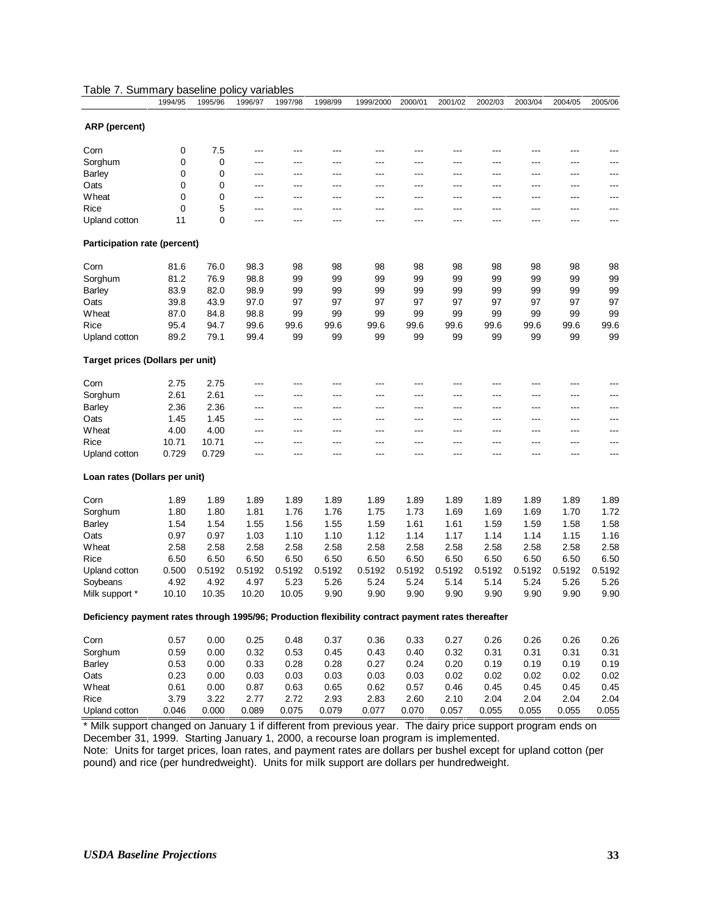Table 7. Summary baseline policy variables

| | 1994/95 | 1995/96 | 1996/97 | 1997/98 | 1998/99 | 1999/2000 | 2000/01 | 2001/02 | 2002/03 | 2003/04 | 2004/05 | 2005/06 |
|---|---|---|---|---|---|---|---|---|---|---|---|---|
| **ARP (percent)** | | | | | | | | | | | | |
| Corn | 0 | 7.5 | --- | --- | --- | --- | --- | --- | --- | --- | --- | --- |
| Sorghum | 0 | 0 | --- | --- | --- | --- | --- | --- | --- | --- | --- | --- |
| Barley | 0 | 0 | --- | --- | --- | --- | --- | --- | --- | --- | --- | --- |
| Oats | 0 | 0 | --- | --- | --- | --- | --- | --- | --- | --- | --- | --- |
| Wheat | 0 | 0 | --- | --- | --- | --- | --- | --- | --- | --- | --- | --- |
| Rice | 0 | 5 | --- | --- | --- | --- | --- | --- | --- | --- | --- | --- |
| Upland cotton | 11 | 0 | --- | --- | --- | --- | --- | --- | --- | --- | --- | --- |
| **Participation rate (percent)** | | | | | | | | | | | | |
| Corn | 81.6 | 76.0 | 98.3 | 98 | 98 | 98 | 98 | 98 | 98 | 98 | 98 | 98 |
| Sorghum | 81.2 | 76.9 | 98.8 | 99 | 99 | 99 | 99 | 99 | 99 | 99 | 99 | 99 |
| Barley | 83.9 | 82.0 | 98.9 | 99 | 99 | 99 | 99 | 99 | 99 | 99 | 99 | 99 |
| Oats | 39.8 | 43.9 | 97.0 | 97 | 97 | 97 | 97 | 97 | 97 | 97 | 97 | 97 |
| Wheat | 87.0 | 84.8 | 98.8 | 99 | 99 | 99 | 99 | 99 | 99 | 99 | 99 | 99 |
| Rice | 95.4 | 94.7 | 99.6 | 99.6 | 99.6 | 99.6 | 99.6 | 99.6 | 99.6 | 99.6 | 99.6 | 99.6 |
| Upland cotton | 89.2 | 79.1 | 99.4 | 99 | 99 | 99 | 99 | 99 | 99 | 99 | 99 | 99 |
| **Target prices (Dollars per unit)** | | | | | | | | | | | | |
| Corn | 2.75 | 2.75 | --- | --- | --- | --- | --- | --- | --- | --- | --- | --- |
| Sorghum | 2.61 | 2.61 | --- | --- | --- | --- | --- | --- | --- | --- | --- | --- |
| Barley | 2.36 | 2.36 | --- | --- | --- | --- | --- | --- | --- | --- | --- | --- |
| Oats | 1.45 | 1.45 | --- | --- | --- | --- | --- | --- | --- | --- | --- | --- |
| Wheat | 4.00 | 4.00 | --- | --- | --- | --- | --- | --- | --- | --- | --- | --- |
| Rice | 10.71 | 10.71 | --- | --- | --- | --- | --- | --- | --- | --- | --- | --- |
| Upland cotton | 0.729 | 0.729 | --- | --- | --- | --- | --- | --- | --- | --- | --- | --- |
| **Loan rates (Dollars per unit)** | | | | | | | | | | | | |
| Corn | 1.89 | 1.89 | 1.89 | 1.89 | 1.89 | 1.89 | 1.89 | 1.89 | 1.89 | 1.89 | 1.89 | 1.89 |
| Sorghum | 1.80 | 1.80 | 1.81 | 1.76 | 1.76 | 1.75 | 1.73 | 1.69 | 1.69 | 1.69 | 1.70 | 1.72 |
| Barley | 1.54 | 1.54 | 1.55 | 1.56 | 1.55 | 1.59 | 1.61 | 1.61 | 1.59 | 1.59 | 1.58 | 1.58 |
| Oats | 0.97 | 0.97 | 1.03 | 1.10 | 1.10 | 1.12 | 1.14 | 1.17 | 1.14 | 1.14 | 1.15 | 1.16 |
| Wheat | 2.58 | 2.58 | 2.58 | 2.58 | 2.58 | 2.58 | 2.58 | 2.58 | 2.58 | 2.58 | 2.58 | 2.58 |
| Rice | 6.50 | 6.50 | 6.50 | 6.50 | 6.50 | 6.50 | 6.50 | 6.50 | 6.50 | 6.50 | 6.50 | 6.50 |
| Upland cotton | 0.500 | 0.5192 | 0.5192 | 0.5192 | 0.5192 | 0.5192 | 0.5192 | 0.5192 | 0.5192 | 0.5192 | 0.5192 | 0.5192 |
| Soybeans | 4.92 | 4.92 | 4.97 | 5.23 | 5.26 | 5.24 | 5.24 | 5.14 | 5.14 | 5.24 | 5.26 | 5.26 |
| Milk support * | 10.10 | 10.35 | 10.20 | 10.05 | 9.90 | 9.90 | 9.90 | 9.90 | 9.90 | 9.90 | 9.90 | 9.90 |
| **Deficiency payment rates through 1995/96; Production flexibility contract payment rates thereafter** | | | | | | | | | | | | |
| Corn | 0.57 | 0.00 | 0.25 | 0.48 | 0.37 | 0.36 | 0.33 | 0.27 | 0.26 | 0.26 | 0.26 | 0.26 |
| Sorghum | 0.59 | 0.00 | 0.32 | 0.53 | 0.45 | 0.43 | 0.40 | 0.32 | 0.31 | 0.31 | 0.31 | 0.31 |
| Barley | 0.53 | 0.00 | 0.33 | 0.28 | 0.28 | 0.27 | 0.24 | 0.20 | 0.19 | 0.19 | 0.19 | 0.19 |
| Oats | 0.23 | 0.00 | 0.03 | 0.03 | 0.03 | 0.03 | 0.03 | 0.02 | 0.02 | 0.02 | 0.02 | 0.02 |
| Wheat | 0.61 | 0.00 | 0.87 | 0.63 | 0.65 | 0.62 | 0.57 | 0.46 | 0.45 | 0.45 | 0.45 | 0.45 |
| Rice | 3.79 | 3.22 | 2.77 | 2.72 | 2.93 | 2.83 | 2.60 | 2.10 | 2.04 | 2.04 | 2.04 | 2.04 |
| Upland cotton | 0.046 | 0.000 | 0.089 | 0.075 | 0.079 | 0.077 | 0.070 | 0.057 | 0.055 | 0.055 | 0.055 | 0.055 |

* Milk support changed on January 1 if different from previous year. The dairy price support program ends on December 31, 1999. Starting January 1, 2000, a recourse loan program is implemented.

Note: Units for target prices, loan rates, and payment rates are dollars per bushel except for upland cotton (per pound) and rice (per hundredweight). Units for milk support are dollars per hundredweight.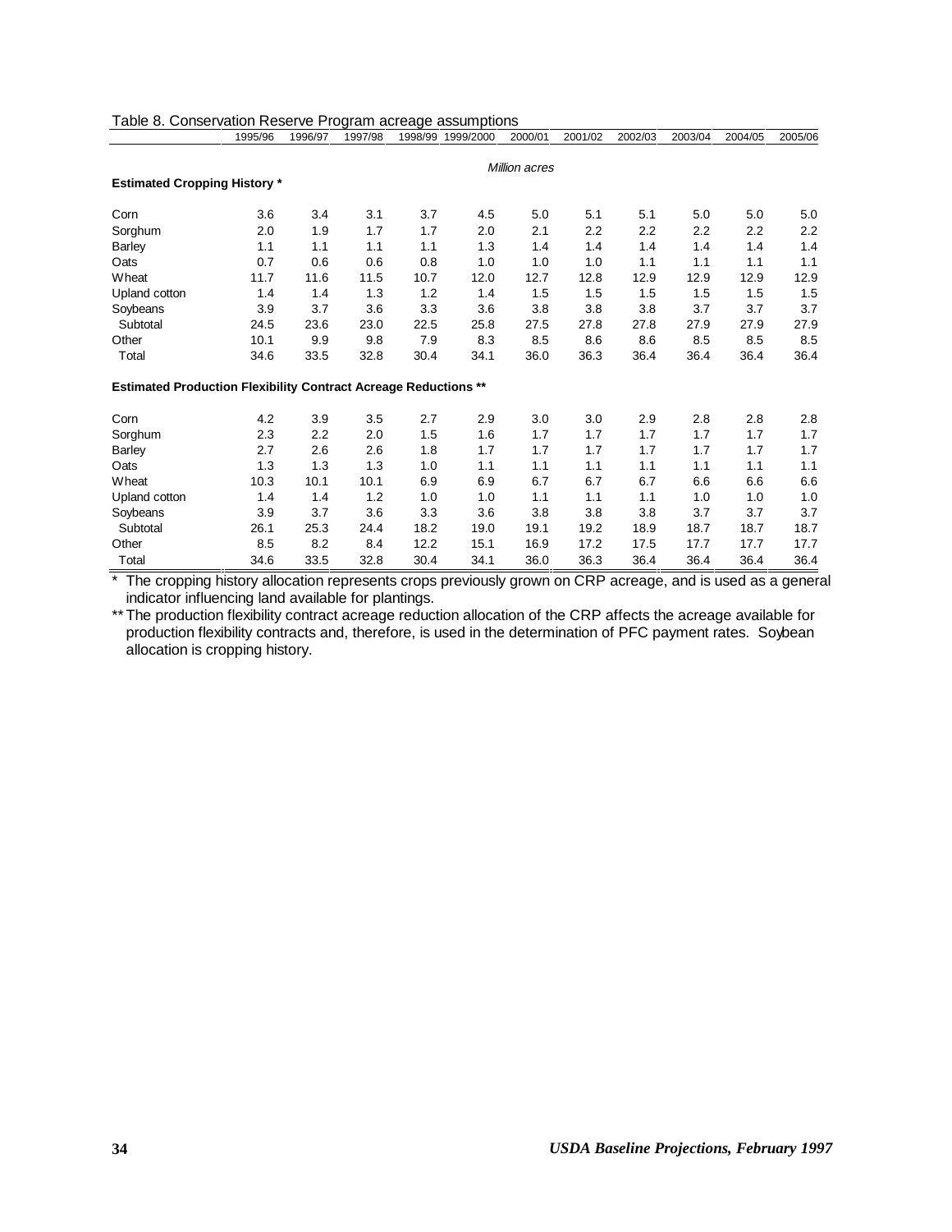Table 8. Conservation Reserve Program acreage assumptions

| | 1995/96 | 1996/97 | 1997/98 | 1998/99 | 1999/2000 | 2000/01 | 2001/02 | 2002/03 | 2003/04 | 2004/05 | 2005/06 |
|---|---|---|---|---|---|---|---|---|---|---|---|
| | | | | | | *Million acres* | | | | | |
| **Estimated Cropping History *** | | | | | | | | | | | |
| Corn | 3.6 | 3.4 | 3.1 | 3.7 | 4.5 | 5.0 | 5.1 | 5.1 | 5.0 | 5.0 | 5.0 |
| Sorghum | 2.0 | 1.9 | 1.7 | 1.7 | 2.0 | 2.1 | 2.2 | 2.2 | 2.2 | 2.2 | 2.2 |
| Barley | 1.1 | 1.1 | 1.1 | 1.1 | 1.3 | 1.4 | 1.4 | 1.4 | 1.4 | 1.4 | 1.4 |
| Oats | 0.7 | 0.6 | 0.6 | 0.8 | 1.0 | 1.0 | 1.0 | 1.1 | 1.1 | 1.1 | 1.1 |
| Wheat | 11.7 | 11.6 | 11.5 | 10.7 | 12.0 | 12.7 | 12.8 | 12.9 | 12.9 | 12.9 | 12.9 |
| Upland cotton | 1.4 | 1.4 | 1.3 | 1.2 | 1.4 | 1.5 | 1.5 | 1.5 | 1.5 | 1.5 | 1.5 |
| Soybeans | 3.9 | 3.7 | 3.6 | 3.3 | 3.6 | 3.8 | 3.8 | 3.8 | 3.7 | 3.7 | 3.7 |
| Subtotal | 24.5 | 23.6 | 23.0 | 22.5 | 25.8 | 27.5 | 27.8 | 27.8 | 27.9 | 27.9 | 27.9 |
| Other | 10.1 | 9.9 | 9.8 | 7.9 | 8.3 | 8.5 | 8.6 | 8.6 | 8.5 | 8.5 | 8.5 |
| Total | 34.6 | 33.5 | 32.8 | 30.4 | 34.1 | 36.0 | 36.3 | 36.4 | 36.4 | 36.4 | 36.4 |
| **Estimated Production Flexibility Contract Acreage Reductions **** | | | | | | | | | | | |
| Corn | 4.2 | 3.9 | 3.5 | 2.7 | 2.9 | 3.0 | 3.0 | 2.9 | 2.8 | 2.8 | 2.8 |
| Sorghum | 2.3 | 2.2 | 2.0 | 1.5 | 1.6 | 1.7 | 1.7 | 1.7 | 1.7 | 1.7 | 1.7 |
| Barley | 2.7 | 2.6 | 2.6 | 1.8 | 1.7 | 1.7 | 1.7 | 1.7 | 1.7 | 1.7 | 1.7 |
| Oats | 1.3 | 1.3 | 1.3 | 1.0 | 1.1 | 1.1 | 1.1 | 1.1 | 1.1 | 1.1 | 1.1 |
| Wheat | 10.3 | 10.1 | 10.1 | 6.9 | 6.9 | 6.7 | 6.7 | 6.7 | 6.6 | 6.6 | 6.6 |
| Upland cotton | 1.4 | 1.4 | 1.2 | 1.0 | 1.0 | 1.1 | 1.1 | 1.1 | 1.0 | 1.0 | 1.0 |
| Soybeans | 3.9 | 3.7 | 3.6 | 3.3 | 3.6 | 3.8 | 3.8 | 3.8 | 3.7 | 3.7 | 3.7 |
| Subtotal | 26.1 | 25.3 | 24.4 | 18.2 | 19.0 | 19.1 | 19.2 | 18.9 | 18.7 | 18.7 | 18.7 |
| Other | 8.5 | 8.2 | 8.4 | 12.2 | 15.1 | 16.9 | 17.2 | 17.5 | 17.7 | 17.7 | 17.7 |
| Total | 34.6 | 33.5 | 32.8 | 30.4 | 34.1 | 36.0 | 36.3 | 36.4 | 36.4 | 36.4 | 36.4 |

\* The cropping history allocation represents crops previously grown on CRP acreage, and is used as a general indicator influencing land available for plantings.

** The production flexibility contract acreage reduction allocation of the CRP affects the acreage available for production flexibility contracts and, therefore, is used in the determination of PFC payment rates. Soybean allocation is cropping history.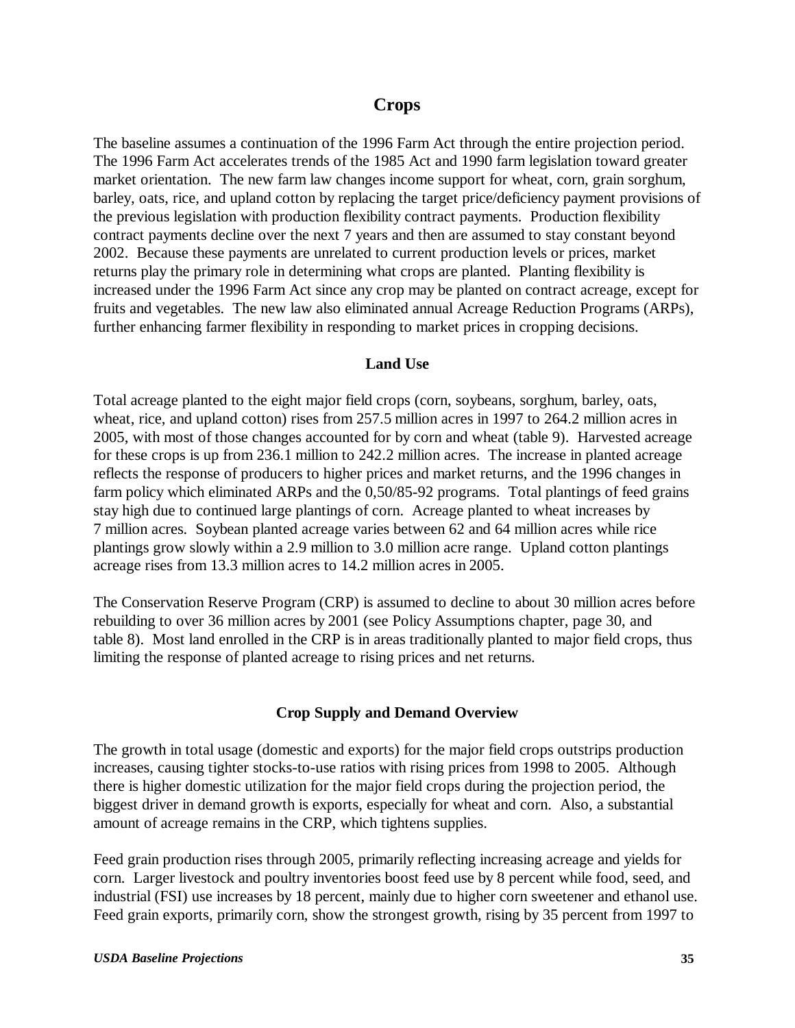## Crops

The baseline assumes a continuation of the 1996 Farm Act through the entire projection period. The 1996 Farm Act accelerates trends of the 1985 Act and 1990 farm legislation toward greater market orientation. The new farm law changes income support for wheat, corn, grain sorghum, barley, oats, rice, and upland cotton by replacing the target price/deficiency payment provisions of the previous legislation with production flexibility contract payments. Production flexibility contract payments decline over the next 7 years and then are assumed to stay constant beyond 2002. Because these payments are unrelated to current production levels or prices, market returns play the primary role in determining what crops are planted. Planting flexibility is increased under the 1996 Farm Act since any crop may be planted on contract acreage, except for fruits and vegetables. The new law also eliminated annual Acreage Reduction Programs (ARPs), further enhancing farmer flexibility in responding to market prices in cropping decisions.

### Land Use

Total acreage planted to the eight major field crops (corn, soybeans, sorghum, barley, oats, wheat, rice, and upland cotton) rises from 257.5 million acres in 1997 to 264.2 million acres in 2005, with most of those changes accounted for by corn and wheat (table 9). Harvested acreage for these crops is up from 236.1 million to 242.2 million acres. The increase in planted acreage reflects the response of producers to higher prices and market returns, and the 1996 changes in farm policy which eliminated ARPs and the 0,50/85-92 programs. Total plantings of feed grains stay high due to continued large plantings of corn. Acreage planted to wheat increases by 7 million acres. Soybean planted acreage varies between 62 and 64 million acres while rice plantings grow slowly within a 2.9 million to 3.0 million acre range. Upland cotton plantings acreage rises from 13.3 million acres to 14.2 million acres in 2005.

The Conservation Reserve Program (CRP) is assumed to decline to about 30 million acres before rebuilding to over 36 million acres by 2001 (see Policy Assumptions chapter, page 30, and table 8). Most land enrolled in the CRP is in areas traditionally planted to major field crops, thus limiting the response of planted acreage to rising prices and net returns.

### Crop Supply and Demand Overview

The growth in total usage (domestic and exports) for the major field crops outstrips production increases, causing tighter stocks-to-use ratios with rising prices from 1998 to 2005. Although there is higher domestic utilization for the major field crops during the projection period, the biggest driver in demand growth is exports, especially for wheat and corn. Also, a substantial amount of acreage remains in the CRP, which tightens supplies.

Feed grain production rises through 2005, primarily reflecting increasing acreage and yields for corn. Larger livestock and poultry inventories boost feed use by 8 percent while food, seed, and industrial (FSI) use increases by 18 percent, mainly due to higher corn sweetener and ethanol use. Feed grain exports, primarily corn, show the strongest growth, rising by 35 percent from 1997 to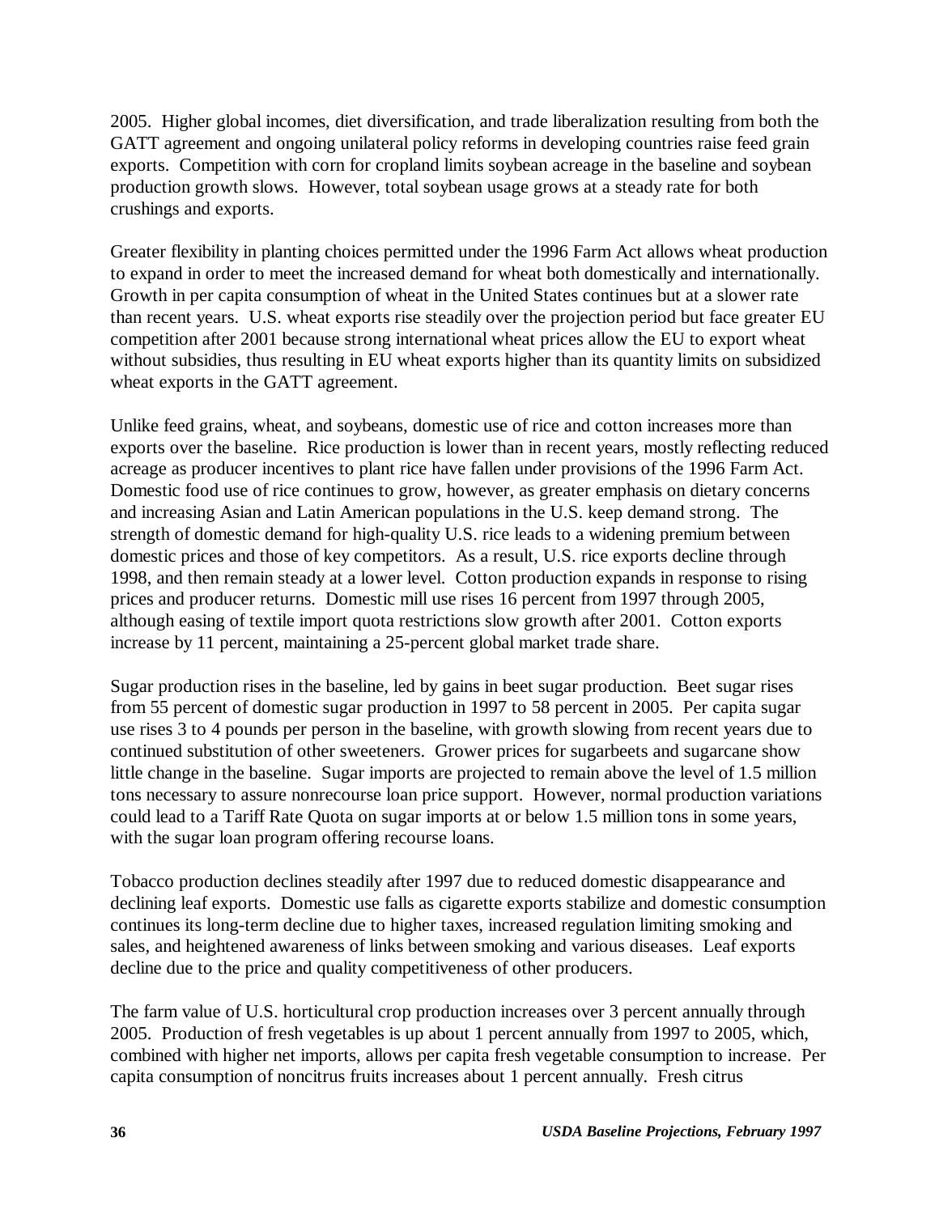2005. Higher global incomes, diet diversification, and trade liberalization resulting from both the GATT agreement and ongoing unilateral policy reforms in developing countries raise feed grain exports. Competition with corn for cropland limits soybean acreage in the baseline and soybean production growth slows. However, total soybean usage grows at a steady rate for both crushings and exports.

Greater flexibility in planting choices permitted under the 1996 Farm Act allows wheat production to expand in order to meet the increased demand for wheat both domestically and internationally. Growth in per capita consumption of wheat in the United States continues but at a slower rate than recent years. U.S. wheat exports rise steadily over the projection period but face greater EU competition after 2001 because strong international wheat prices allow the EU to export wheat without subsidies, thus resulting in EU wheat exports higher than its quantity limits on subsidized wheat exports in the GATT agreement.

Unlike feed grains, wheat, and soybeans, domestic use of rice and cotton increases more than exports over the baseline. Rice production is lower than in recent years, mostly reflecting reduced acreage as producer incentives to plant rice have fallen under provisions of the 1996 Farm Act. Domestic food use of rice continues to grow, however, as greater emphasis on dietary concerns and increasing Asian and Latin American populations in the U.S. keep demand strong. The strength of domestic demand for high-quality U.S. rice leads to a widening premium between domestic prices and those of key competitors. As a result, U.S. rice exports decline through 1998, and then remain steady at a lower level. Cotton production expands in response to rising prices and producer returns. Domestic mill use rises 16 percent from 1997 through 2005, although easing of textile import quota restrictions slow growth after 2001. Cotton exports increase by 11 percent, maintaining a 25-percent global market trade share.

Sugar production rises in the baseline, led by gains in beet sugar production. Beet sugar rises from 55 percent of domestic sugar production in 1997 to 58 percent in 2005. Per capita sugar use rises 3 to 4 pounds per person in the baseline, with growth slowing from recent years due to continued substitution of other sweeteners. Grower prices for sugarbeets and sugarcane show little change in the baseline. Sugar imports are projected to remain above the level of 1.5 million tons necessary to assure nonrecourse loan price support. However, normal production variations could lead to a Tariff Rate Quota on sugar imports at or below 1.5 million tons in some years, with the sugar loan program offering recourse loans.

Tobacco production declines steadily after 1997 due to reduced domestic disappearance and declining leaf exports. Domestic use falls as cigarette exports stabilize and domestic consumption continues its long-term decline due to higher taxes, increased regulation limiting smoking and sales, and heightened awareness of links between smoking and various diseases. Leaf exports decline due to the price and quality competitiveness of other producers.

The farm value of U.S. horticultural crop production increases over 3 percent annually through 2005. Production of fresh vegetables is up about 1 percent annually from 1997 to 2005, which, combined with higher net imports, allows per capita fresh vegetable consumption to increase. Per capita consumption of noncitrus fruits increases about 1 percent annually. Fresh citrus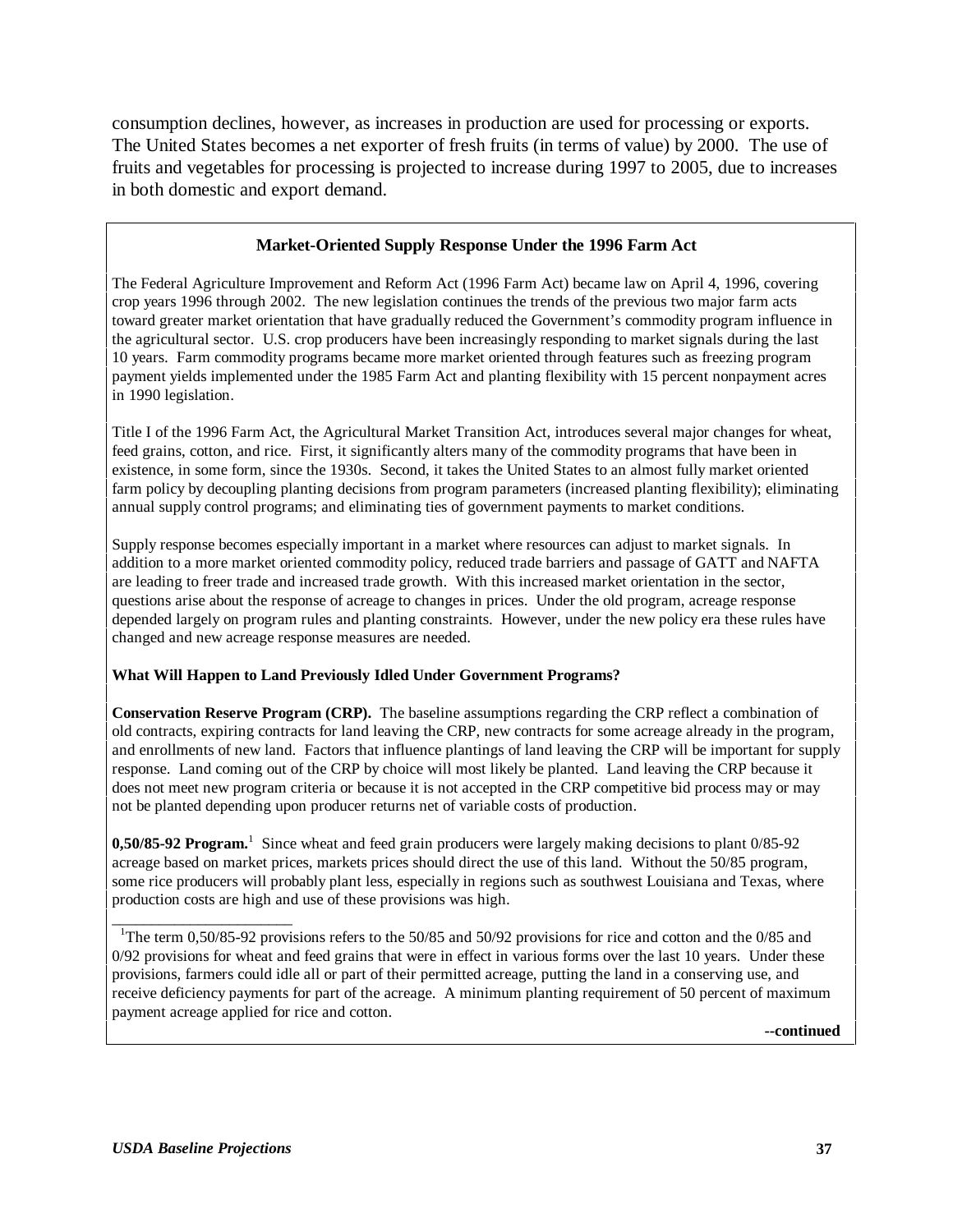consumption declines, however, as increases in production are used for processing or exports. The United States becomes a net exporter of fresh fruits (in terms of value) by 2000. The use of fruits and vegetables for processing is projected to increase during 1997 to 2005, due to increases in both domestic and export demand.

### Market-Oriented Supply Response Under the 1996 Farm Act

The Federal Agriculture Improvement and Reform Act (1996 Farm Act) became law on April 4, 1996, covering crop years 1996 through 2002. The new legislation continues the trends of the previous two major farm acts toward greater market orientation that have gradually reduced the Government's commodity program influence in the agricultural sector. U.S. crop producers have been increasingly responding to market signals during the last 10 years. Farm commodity programs became more market oriented through features such as freezing program payment yields implemented under the 1985 Farm Act and planting flexibility with 15 percent nonpayment acres in 1990 legislation.

Title I of the 1996 Farm Act, the Agricultural Market Transition Act, introduces several major changes for wheat, feed grains, cotton, and rice. First, it significantly alters many of the commodity programs that have been in existence, in some form, since the 1930s. Second, it takes the United States to an almost fully market oriented farm policy by decoupling planting decisions from program parameters (increased planting flexibility); eliminating annual supply control programs; and eliminating ties of government payments to market conditions.

Supply response becomes especially important in a market where resources can adjust to market signals. In addition to a more market oriented commodity policy, reduced trade barriers and passage of GATT and NAFTA are leading to freer trade and increased trade growth. With this increased market orientation in the sector, questions arise about the response of acreage to changes in prices. Under the old program, acreage response depended largely on program rules and planting constraints. However, under the new policy era these rules have changed and new acreage response measures are needed.

**What Will Happen to Land Previously Idled Under Government Programs?**

**Conservation Reserve Program (CRP).** The baseline assumptions regarding the CRP reflect a combination of old contracts, expiring contracts for land leaving the CRP, new contracts for some acreage already in the program, and enrollments of new land. Factors that influence plantings of land leaving the CRP will be important for supply response. Land coming out of the CRP by choice will most likely be planted. Land leaving the CRP because it does not meet new program criteria or because it is not accepted in the CRP competitive bid process may or may not be planted depending upon producer returns net of variable costs of production.

**0,50/85-92 Program.**[1] Since wheat and feed grain producers were largely making decisions to plant 0/85-92 acreage based on market prices, markets prices should direct the use of this land. Without the 50/85 program, some rice producers will probably plant less, especially in regions such as southwest Louisiana and Texas, where production costs are high and use of these provisions was high.

[1]The term 0,50/85-92 provisions refers to the 50/85 and 50/92 provisions for rice and cotton and the 0/85 and 0/92 provisions for wheat and feed grains that were in effect in various forms over the last 10 years. Under these provisions, farmers could idle all or part of their permitted acreage, putting the land in a conserving use, and receive deficiency payments for part of the acreage. A minimum planting requirement of 50 percent of maximum payment acreage applied for rice and cotton.

**--continued**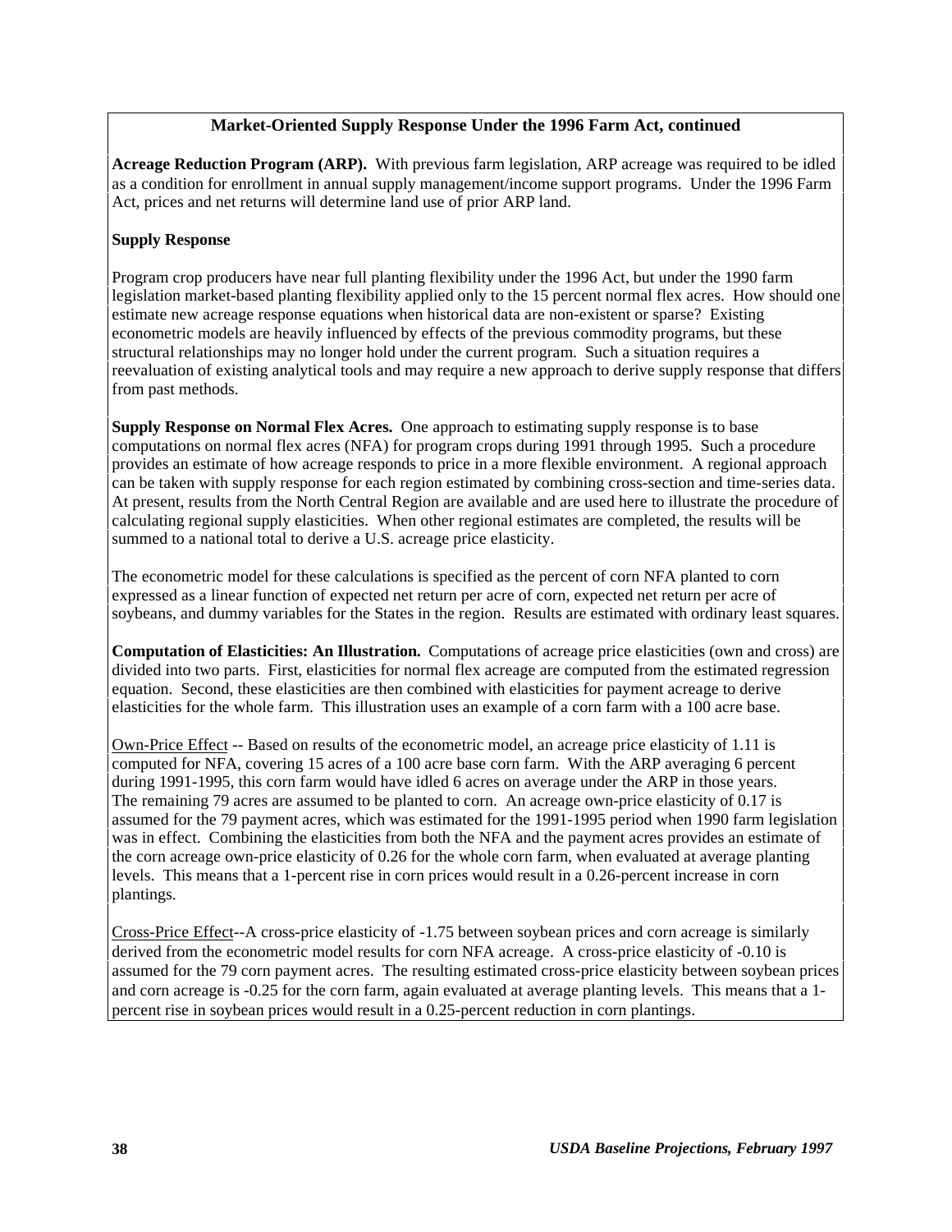## Market-Oriented Supply Response Under the 1996 Farm Act, continued

**Acreage Reduction Program (ARP).** With previous farm legislation, ARP acreage was required to be idled as a condition for enrollment in annual supply management/income support programs. Under the 1996 Farm Act, prices and net returns will determine land use of prior ARP land.

**Supply Response**

Program crop producers have near full planting flexibility under the 1996 Act, but under the 1990 farm legislation market-based planting flexibility applied only to the 15 percent normal flex acres. How should one estimate new acreage response equations when historical data are non-existent or sparse? Existing econometric models are heavily influenced by effects of the previous commodity programs, but these structural relationships may no longer hold under the current program. Such a situation requires a reevaluation of existing analytical tools and may require a new approach to derive supply response that differs from past methods.

**Supply Response on Normal Flex Acres.** One approach to estimating supply response is to base computations on normal flex acres (NFA) for program crops during 1991 through 1995. Such a procedure provides an estimate of how acreage responds to price in a more flexible environment. A regional approach can be taken with supply response for each region estimated by combining cross-section and time-series data. At present, results from the North Central Region are available and are used here to illustrate the procedure of calculating regional supply elasticities. When other regional estimates are completed, the results will be summed to a national total to derive a U.S. acreage price elasticity.

The econometric model for these calculations is specified as the percent of corn NFA planted to corn expressed as a linear function of expected net return per acre of corn, expected net return per acre of soybeans, and dummy variables for the States in the region. Results are estimated with ordinary least squares.

**Computation of Elasticities: An Illustration.** Computations of acreage price elasticities (own and cross) are divided into two parts. First, elasticities for normal flex acreage are computed from the estimated regression equation. Second, these elasticities are then combined with elasticities for payment acreage to derive elasticities for the whole farm. This illustration uses an example of a corn farm with a 100 acre base.

Own-Price Effect -- Based on results of the econometric model, an acreage price elasticity of 1.11 is computed for NFA, covering 15 acres of a 100 acre base corn farm. With the ARP averaging 6 percent during 1991-1995, this corn farm would have idled 6 acres on average under the ARP in those years. The remaining 79 acres are assumed to be planted to corn. An acreage own-price elasticity of 0.17 is assumed for the 79 payment acres, which was estimated for the 1991-1995 period when 1990 farm legislation was in effect. Combining the elasticities from both the NFA and the payment acres provides an estimate of the corn acreage own-price elasticity of 0.26 for the whole corn farm, when evaluated at average planting levels. This means that a 1-percent rise in corn prices would result in a 0.26-percent increase in corn plantings.

Cross-Price Effect--A cross-price elasticity of -1.75 between soybean prices and corn acreage is similarly derived from the econometric model results for corn NFA acreage. A cross-price elasticity of -0.10 is assumed for the 79 corn payment acres. The resulting estimated cross-price elasticity between soybean prices and corn acreage is -0.25 for the corn farm, again evaluated at average planting levels. This means that a 1-percent rise in soybean prices would result in a 0.25-percent reduction in corn plantings.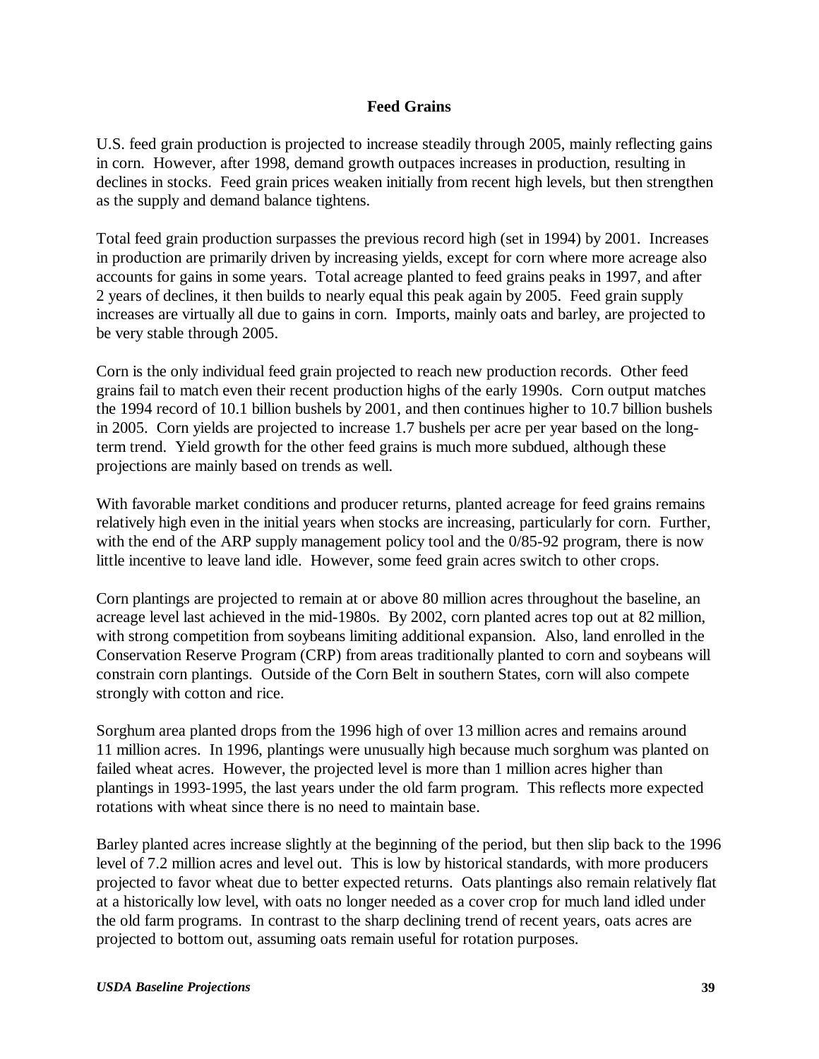## Feed Grains

U.S. feed grain production is projected to increase steadily through 2005, mainly reflecting gains in corn. However, after 1998, demand growth outpaces increases in production, resulting in declines in stocks. Feed grain prices weaken initially from recent high levels, but then strengthen as the supply and demand balance tightens.

Total feed grain production surpasses the previous record high (set in 1994) by 2001. Increases in production are primarily driven by increasing yields, except for corn where more acreage also accounts for gains in some years. Total acreage planted to feed grains peaks in 1997, and after 2 years of declines, it then builds to nearly equal this peak again by 2005. Feed grain supply increases are virtually all due to gains in corn. Imports, mainly oats and barley, are projected to be very stable through 2005.

Corn is the only individual feed grain projected to reach new production records. Other feed grains fail to match even their recent production highs of the early 1990s. Corn output matches the 1994 record of 10.1 billion bushels by 2001, and then continues higher to 10.7 billion bushels in 2005. Corn yields are projected to increase 1.7 bushels per acre per year based on the long-term trend. Yield growth for the other feed grains is much more subdued, although these projections are mainly based on trends as well.

With favorable market conditions and producer returns, planted acreage for feed grains remains relatively high even in the initial years when stocks are increasing, particularly for corn. Further, with the end of the ARP supply management policy tool and the 0/85-92 program, there is now little incentive to leave land idle. However, some feed grain acres switch to other crops.

Corn plantings are projected to remain at or above 80 million acres throughout the baseline, an acreage level last achieved in the mid-1980s. By 2002, corn planted acres top out at 82 million, with strong competition from soybeans limiting additional expansion. Also, land enrolled in the Conservation Reserve Program (CRP) from areas traditionally planted to corn and soybeans will constrain corn plantings. Outside of the Corn Belt in southern States, corn will also compete strongly with cotton and rice.

Sorghum area planted drops from the 1996 high of over 13 million acres and remains around 11 million acres. In 1996, plantings were unusually high because much sorghum was planted on failed wheat acres. However, the projected level is more than 1 million acres higher than plantings in 1993-1995, the last years under the old farm program. This reflects more expected rotations with wheat since there is no need to maintain base.

Barley planted acres increase slightly at the beginning of the period, but then slip back to the 1996 level of 7.2 million acres and level out. This is low by historical standards, with more producers projected to favor wheat due to better expected returns. Oats plantings also remain relatively flat at a historically low level, with oats no longer needed as a cover crop for much land idled under the old farm programs. In contrast to the sharp declining trend of recent years, oats acres are projected to bottom out, assuming oats remain useful for rotation purposes.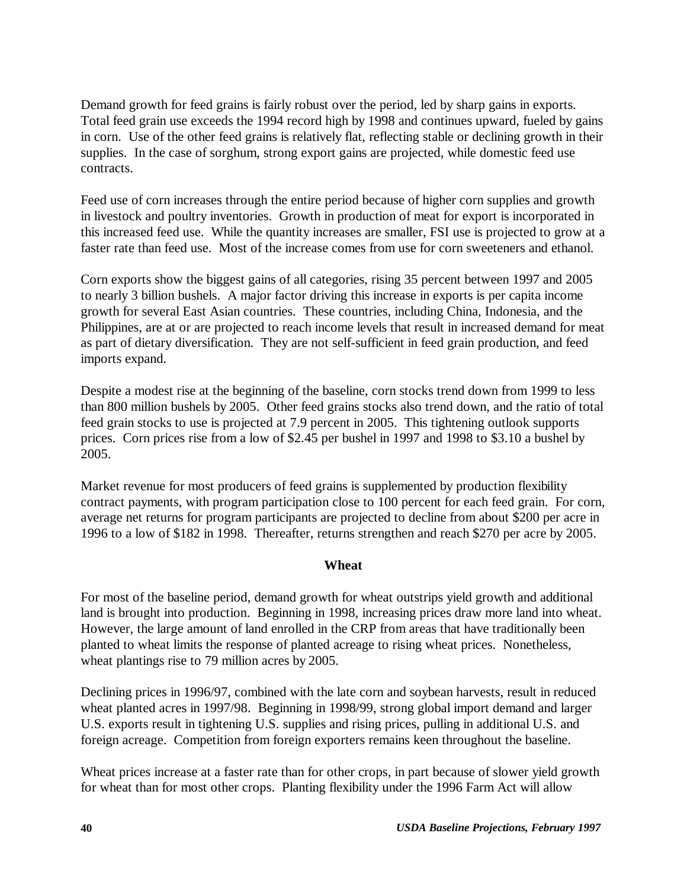Demand growth for feed grains is fairly robust over the period, led by sharp gains in exports. Total feed grain use exceeds the 1994 record high by 1998 and continues upward, fueled by gains in corn. Use of the other feed grains is relatively flat, reflecting stable or declining growth in their supplies. In the case of sorghum, strong export gains are projected, while domestic feed use contracts.

Feed use of corn increases through the entire period because of higher corn supplies and growth in livestock and poultry inventories. Growth in production of meat for export is incorporated in this increased feed use. While the quantity increases are smaller, FSI use is projected to grow at a faster rate than feed use. Most of the increase comes from use for corn sweeteners and ethanol.

Corn exports show the biggest gains of all categories, rising 35 percent between 1997 and 2005 to nearly 3 billion bushels. A major factor driving this increase in exports is per capita income growth for several East Asian countries. These countries, including China, Indonesia, and the Philippines, are at or are projected to reach income levels that result in increased demand for meat as part of dietary diversification. They are not self-sufficient in feed grain production, and feed imports expand.

Despite a modest rise at the beginning of the baseline, corn stocks trend down from 1999 to less than 800 million bushels by 2005. Other feed grains stocks also trend down, and the ratio of total feed grain stocks to use is projected at 7.9 percent in 2005. This tightening outlook supports prices. Corn prices rise from a low of $2.45 per bushel in 1997 and 1998 to $3.10 a bushel by 2005.

Market revenue for most producers of feed grains is supplemented by production flexibility contract payments, with program participation close to 100 percent for each feed grain. For corn, average net returns for program participants are projected to decline from about $200 per acre in 1996 to a low of $182 in 1998. Thereafter, returns strengthen and reach $270 per acre by 2005.

## Wheat

For most of the baseline period, demand growth for wheat outstrips yield growth and additional land is brought into production. Beginning in 1998, increasing prices draw more land into wheat. However, the large amount of land enrolled in the CRP from areas that have traditionally been planted to wheat limits the response of planted acreage to rising wheat prices. Nonetheless, wheat plantings rise to 79 million acres by 2005.

Declining prices in 1996/97, combined with the late corn and soybean harvests, result in reduced wheat planted acres in 1997/98. Beginning in 1998/99, strong global import demand and larger U.S. exports result in tightening U.S. supplies and rising prices, pulling in additional U.S. and foreign acreage. Competition from foreign exporters remains keen throughout the baseline.

Wheat prices increase at a faster rate than for other crops, in part because of slower yield growth for wheat than for most other crops. Planting flexibility under the 1996 Farm Act will allow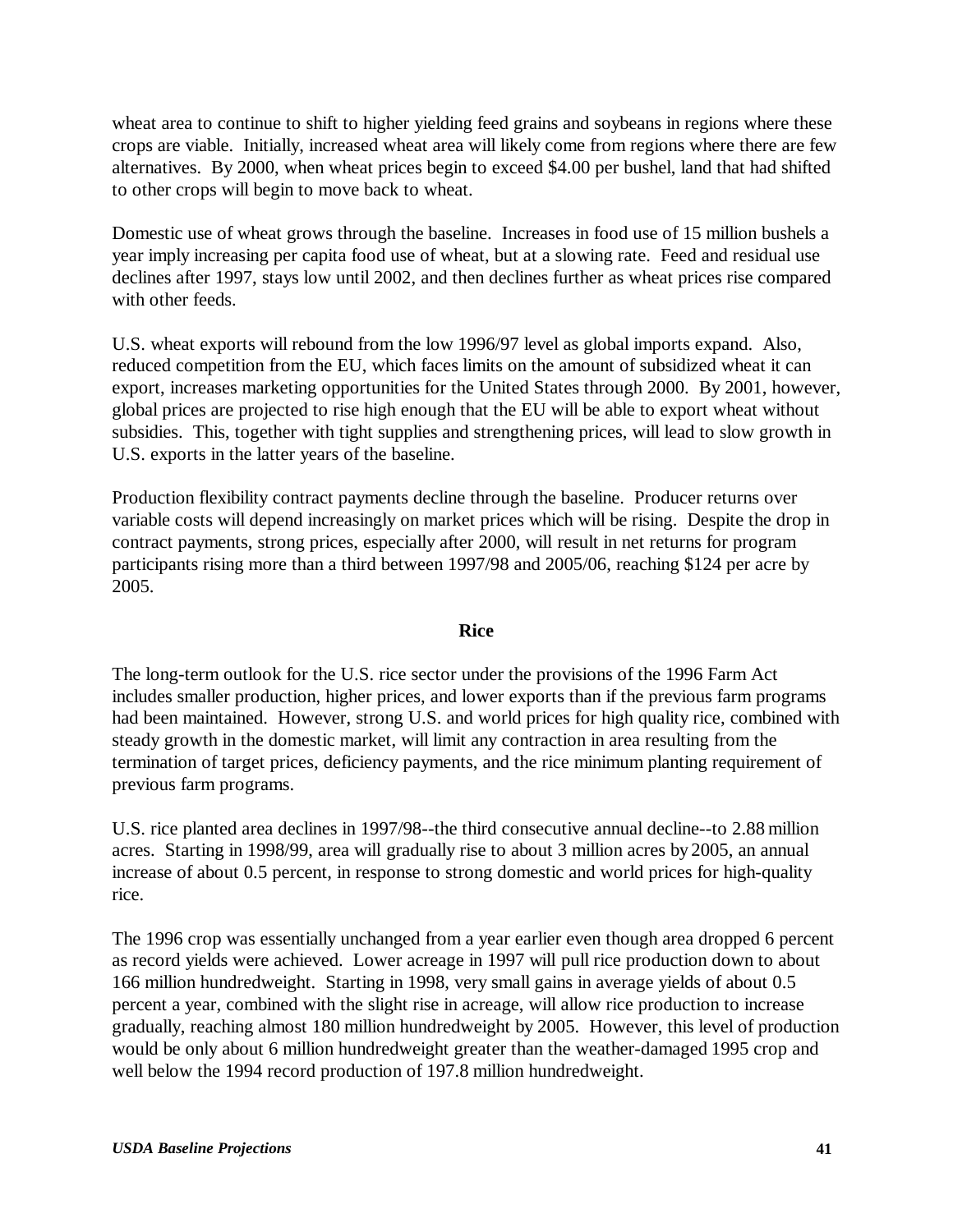wheat area to continue to shift to higher yielding feed grains and soybeans in regions where these crops are viable. Initially, increased wheat area will likely come from regions where there are few alternatives. By 2000, when wheat prices begin to exceed $4.00 per bushel, land that had shifted to other crops will begin to move back to wheat.

Domestic use of wheat grows through the baseline. Increases in food use of 15 million bushels a year imply increasing per capita food use of wheat, but at a slowing rate. Feed and residual use declines after 1997, stays low until 2002, and then declines further as wheat prices rise compared with other feeds.

U.S. wheat exports will rebound from the low 1996/97 level as global imports expand. Also, reduced competition from the EU, which faces limits on the amount of subsidized wheat it can export, increases marketing opportunities for the United States through 2000. By 2001, however, global prices are projected to rise high enough that the EU will be able to export wheat without subsidies. This, together with tight supplies and strengthening prices, will lead to slow growth in U.S. exports in the latter years of the baseline.

Production flexibility contract payments decline through the baseline. Producer returns over variable costs will depend increasingly on market prices which will be rising. Despite the drop in contract payments, strong prices, especially after 2000, will result in net returns for program participants rising more than a third between 1997/98 and 2005/06, reaching $124 per acre by 2005.

## Rice

The long-term outlook for the U.S. rice sector under the provisions of the 1996 Farm Act includes smaller production, higher prices, and lower exports than if the previous farm programs had been maintained. However, strong U.S. and world prices for high quality rice, combined with steady growth in the domestic market, will limit any contraction in area resulting from the termination of target prices, deficiency payments, and the rice minimum planting requirement of previous farm programs.

U.S. rice planted area declines in 1997/98--the third consecutive annual decline--to 2.88 million acres. Starting in 1998/99, area will gradually rise to about 3 million acres by 2005, an annual increase of about 0.5 percent, in response to strong domestic and world prices for high-quality rice.

The 1996 crop was essentially unchanged from a year earlier even though area dropped 6 percent as record yields were achieved. Lower acreage in 1997 will pull rice production down to about 166 million hundredweight. Starting in 1998, very small gains in average yields of about 0.5 percent a year, combined with the slight rise in acreage, will allow rice production to increase gradually, reaching almost 180 million hundredweight by 2005. However, this level of production would be only about 6 million hundredweight greater than the weather-damaged 1995 crop and well below the 1994 record production of 197.8 million hundredweight.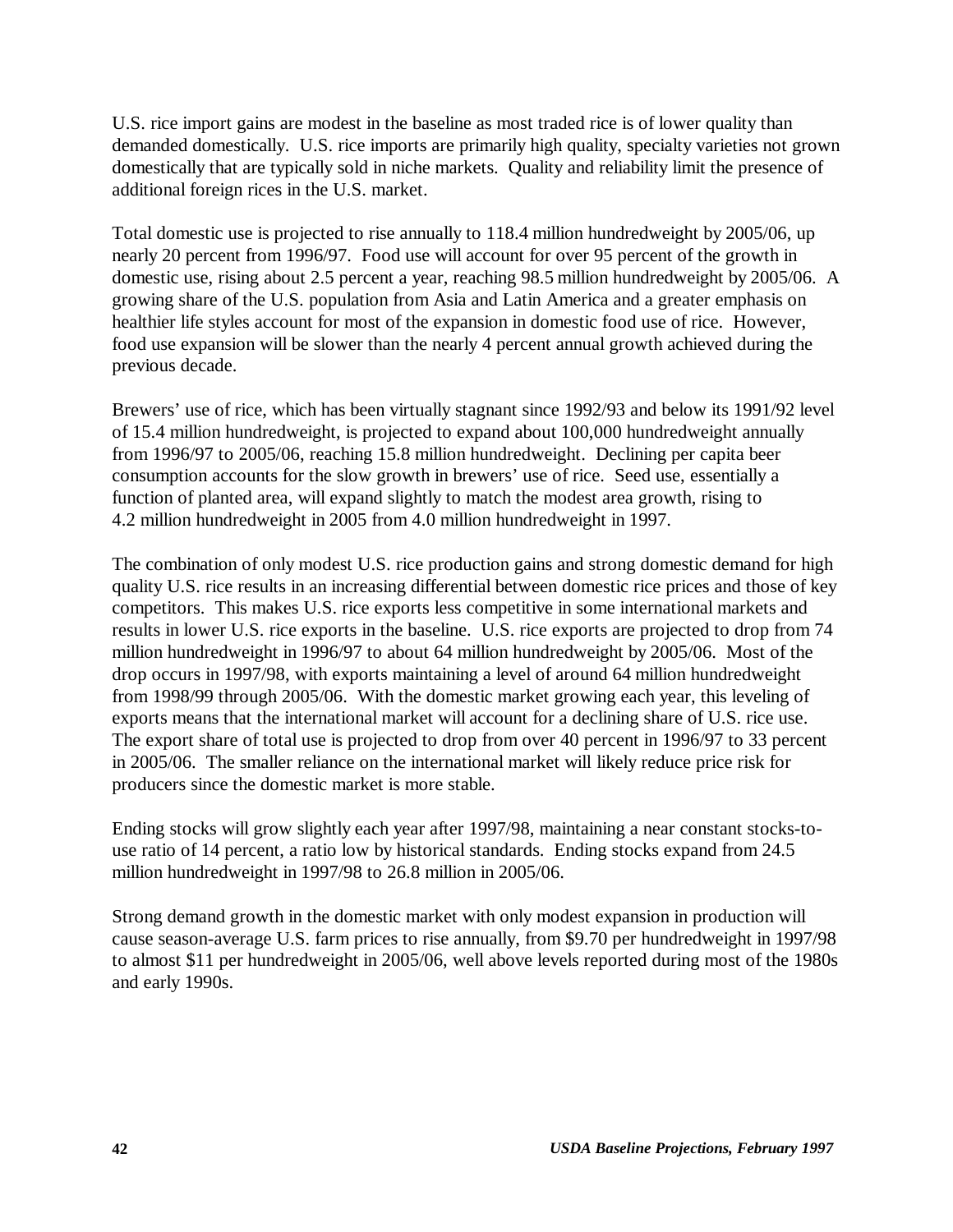U.S. rice import gains are modest in the baseline as most traded rice is of lower quality than demanded domestically. U.S. rice imports are primarily high quality, specialty varieties not grown domestically that are typically sold in niche markets. Quality and reliability limit the presence of additional foreign rices in the U.S. market.

Total domestic use is projected to rise annually to 118.4 million hundredweight by 2005/06, up nearly 20 percent from 1996/97. Food use will account for over 95 percent of the growth in domestic use, rising about 2.5 percent a year, reaching 98.5 million hundredweight by 2005/06. A growing share of the U.S. population from Asia and Latin America and a greater emphasis on healthier life styles account for most of the expansion in domestic food use of rice. However, food use expansion will be slower than the nearly 4 percent annual growth achieved during the previous decade.

Brewers' use of rice, which has been virtually stagnant since 1992/93 and below its 1991/92 level of 15.4 million hundredweight, is projected to expand about 100,000 hundredweight annually from 1996/97 to 2005/06, reaching 15.8 million hundredweight. Declining per capita beer consumption accounts for the slow growth in brewers' use of rice. Seed use, essentially a function of planted area, will expand slightly to match the modest area growth, rising to 4.2 million hundredweight in 2005 from 4.0 million hundredweight in 1997.

The combination of only modest U.S. rice production gains and strong domestic demand for high quality U.S. rice results in an increasing differential between domestic rice prices and those of key competitors. This makes U.S. rice exports less competitive in some international markets and results in lower U.S. rice exports in the baseline. U.S. rice exports are projected to drop from 74 million hundredweight in 1996/97 to about 64 million hundredweight by 2005/06. Most of the drop occurs in 1997/98, with exports maintaining a level of around 64 million hundredweight from 1998/99 through 2005/06. With the domestic market growing each year, this leveling of exports means that the international market will account for a declining share of U.S. rice use. The export share of total use is projected to drop from over 40 percent in 1996/97 to 33 percent in 2005/06. The smaller reliance on the international market will likely reduce price risk for producers since the domestic market is more stable.

Ending stocks will grow slightly each year after 1997/98, maintaining a near constant stocks-to-use ratio of 14 percent, a ratio low by historical standards. Ending stocks expand from 24.5 million hundredweight in 1997/98 to 26.8 million in 2005/06.

Strong demand growth in the domestic market with only modest expansion in production will cause season-average U.S. farm prices to rise annually, from $9.70 per hundredweight in 1997/98 to almost $11 per hundredweight in 2005/06, well above levels reported during most of the 1980s and early 1990s.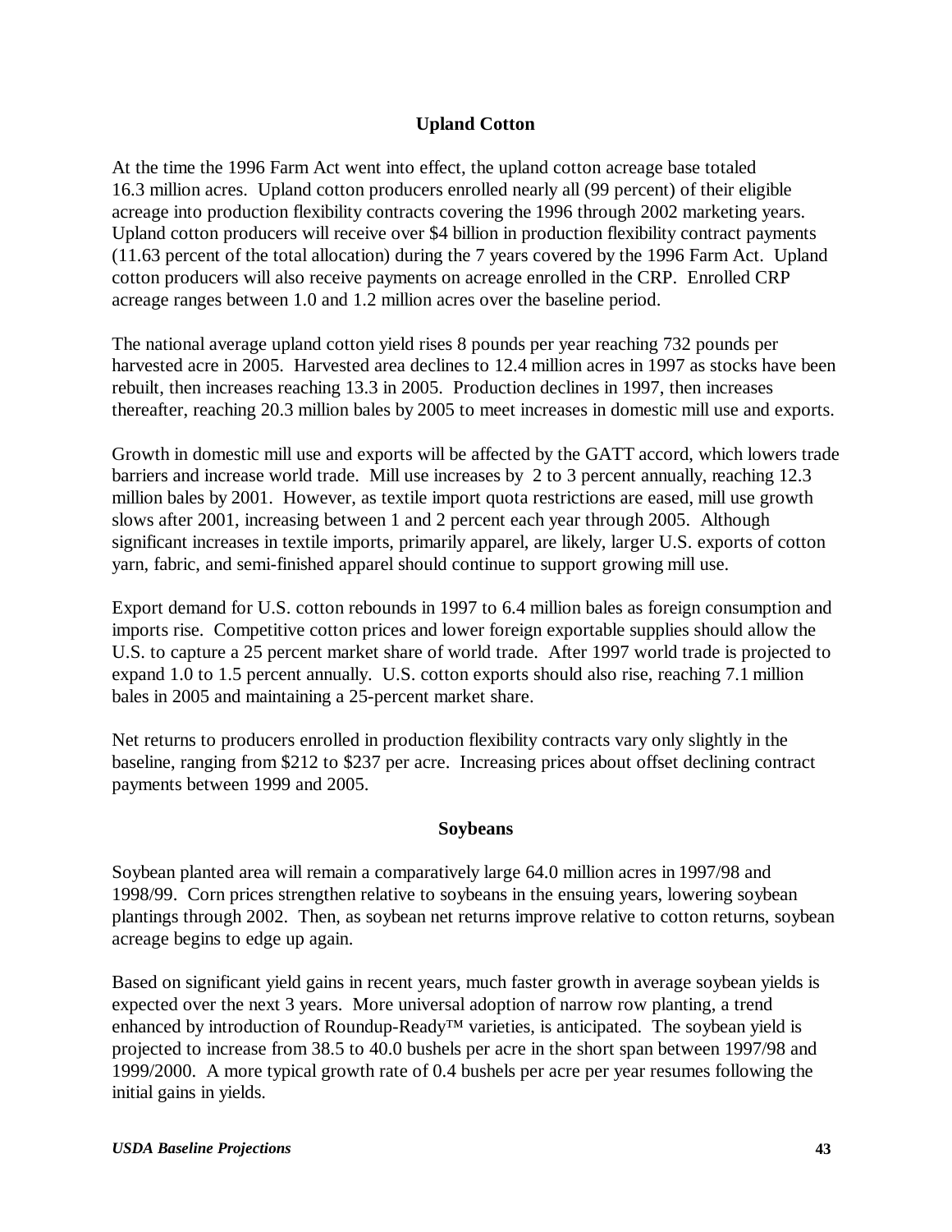## Upland Cotton

At the time the 1996 Farm Act went into effect, the upland cotton acreage base totaled 16.3 million acres. Upland cotton producers enrolled nearly all (99 percent) of their eligible acreage into production flexibility contracts covering the 1996 through 2002 marketing years. Upland cotton producers will receive over $4 billion in production flexibility contract payments (11.63 percent of the total allocation) during the 7 years covered by the 1996 Farm Act. Upland cotton producers will also receive payments on acreage enrolled in the CRP. Enrolled CRP acreage ranges between 1.0 and 1.2 million acres over the baseline period.

The national average upland cotton yield rises 8 pounds per year reaching 732 pounds per harvested acre in 2005. Harvested area declines to 12.4 million acres in 1997 as stocks have been rebuilt, then increases reaching 13.3 in 2005. Production declines in 1997, then increases thereafter, reaching 20.3 million bales by 2005 to meet increases in domestic mill use and exports.

Growth in domestic mill use and exports will be affected by the GATT accord, which lowers trade barriers and increase world trade. Mill use increases by 2 to 3 percent annually, reaching 12.3 million bales by 2001. However, as textile import quota restrictions are eased, mill use growth slows after 2001, increasing between 1 and 2 percent each year through 2005. Although significant increases in textile imports, primarily apparel, are likely, larger U.S. exports of cotton yarn, fabric, and semi-finished apparel should continue to support growing mill use.

Export demand for U.S. cotton rebounds in 1997 to 6.4 million bales as foreign consumption and imports rise. Competitive cotton prices and lower foreign exportable supplies should allow the U.S. to capture a 25 percent market share of world trade. After 1997 world trade is projected to expand 1.0 to 1.5 percent annually. U.S. cotton exports should also rise, reaching 7.1 million bales in 2005 and maintaining a 25-percent market share.

Net returns to producers enrolled in production flexibility contracts vary only slightly in the baseline, ranging from $212 to $237 per acre. Increasing prices about offset declining contract payments between 1999 and 2005.

## Soybeans

Soybean planted area will remain a comparatively large 64.0 million acres in 1997/98 and 1998/99. Corn prices strengthen relative to soybeans in the ensuing years, lowering soybean plantings through 2002. Then, as soybean net returns improve relative to cotton returns, soybean acreage begins to edge up again.

Based on significant yield gains in recent years, much faster growth in average soybean yields is expected over the next 3 years. More universal adoption of narrow row planting, a trend enhanced by introduction of Roundup-Ready™ varieties, is anticipated. The soybean yield is projected to increase from 38.5 to 40.0 bushels per acre in the short span between 1997/98 and 1999/2000. A more typical growth rate of 0.4 bushels per acre per year resumes following the initial gains in yields.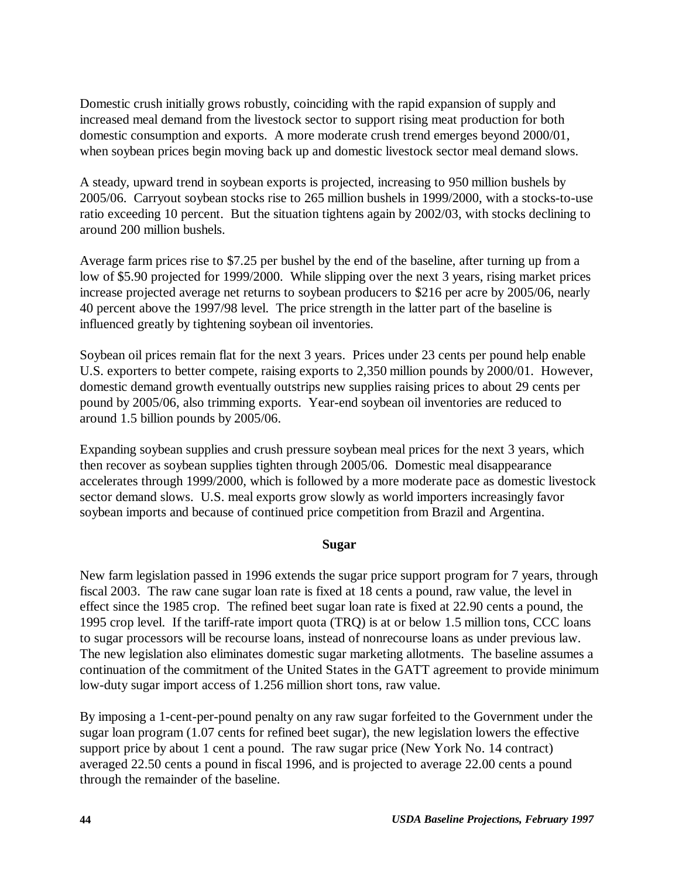Domestic crush initially grows robustly, coinciding with the rapid expansion of supply and increased meal demand from the livestock sector to support rising meat production for both domestic consumption and exports. A more moderate crush trend emerges beyond 2000/01, when soybean prices begin moving back up and domestic livestock sector meal demand slows.

A steady, upward trend in soybean exports is projected, increasing to 950 million bushels by 2005/06. Carryout soybean stocks rise to 265 million bushels in 1999/2000, with a stocks-to-use ratio exceeding 10 percent. But the situation tightens again by 2002/03, with stocks declining to around 200 million bushels.

Average farm prices rise to $7.25 per bushel by the end of the baseline, after turning up from a low of $5.90 projected for 1999/2000. While slipping over the next 3 years, rising market prices increase projected average net returns to soybean producers to $216 per acre by 2005/06, nearly 40 percent above the 1997/98 level. The price strength in the latter part of the baseline is influenced greatly by tightening soybean oil inventories.

Soybean oil prices remain flat for the next 3 years. Prices under 23 cents per pound help enable U.S. exporters to better compete, raising exports to 2,350 million pounds by 2000/01. However, domestic demand growth eventually outstrips new supplies raising prices to about 29 cents per pound by 2005/06, also trimming exports. Year-end soybean oil inventories are reduced to around 1.5 billion pounds by 2005/06.

Expanding soybean supplies and crush pressure soybean meal prices for the next 3 years, which then recover as soybean supplies tighten through 2005/06. Domestic meal disappearance accelerates through 1999/2000, which is followed by a more moderate pace as domestic livestock sector demand slows. U.S. meal exports grow slowly as world importers increasingly favor soybean imports and because of continued price competition from Brazil and Argentina.

## Sugar

New farm legislation passed in 1996 extends the sugar price support program for 7 years, through fiscal 2003. The raw cane sugar loan rate is fixed at 18 cents a pound, raw value, the level in effect since the 1985 crop. The refined beet sugar loan rate is fixed at 22.90 cents a pound, the 1995 crop level. If the tariff-rate import quota (TRQ) is at or below 1.5 million tons, CCC loans to sugar processors will be recourse loans, instead of nonrecourse loans as under previous law. The new legislation also eliminates domestic sugar marketing allotments. The baseline assumes a continuation of the commitment of the United States in the GATT agreement to provide minimum low-duty sugar import access of 1.256 million short tons, raw value.

By imposing a 1-cent-per-pound penalty on any raw sugar forfeited to the Government under the sugar loan program (1.07 cents for refined beet sugar), the new legislation lowers the effective support price by about 1 cent a pound. The raw sugar price (New York No. 14 contract) averaged 22.50 cents a pound in fiscal 1996, and is projected to average 22.00 cents a pound through the remainder of the baseline.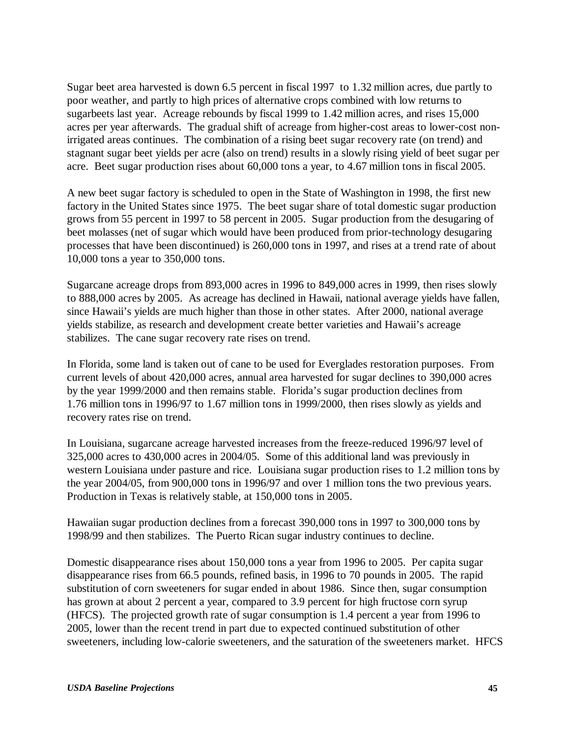Sugar beet area harvested is down 6.5 percent in fiscal 1997 to 1.32 million acres, due partly to poor weather, and partly to high prices of alternative crops combined with low returns to sugarbeets last year. Acreage rebounds by fiscal 1999 to 1.42 million acres, and rises 15,000 acres per year afterwards. The gradual shift of acreage from higher-cost areas to lower-cost non-irrigated areas continues. The combination of a rising beet sugar recovery rate (on trend) and stagnant sugar beet yields per acre (also on trend) results in a slowly rising yield of beet sugar per acre. Beet sugar production rises about 60,000 tons a year, to 4.67 million tons in fiscal 2005.

A new beet sugar factory is scheduled to open in the State of Washington in 1998, the first new factory in the United States since 1975. The beet sugar share of total domestic sugar production grows from 55 percent in 1997 to 58 percent in 2005. Sugar production from the desugaring of beet molasses (net of sugar which would have been produced from prior-technology desugaring processes that have been discontinued) is 260,000 tons in 1997, and rises at a trend rate of about 10,000 tons a year to 350,000 tons.

Sugarcane acreage drops from 893,000 acres in 1996 to 849,000 acres in 1999, then rises slowly to 888,000 acres by 2005. As acreage has declined in Hawaii, national average yields have fallen, since Hawaii's yields are much higher than those in other states. After 2000, national average yields stabilize, as research and development create better varieties and Hawaii's acreage stabilizes. The cane sugar recovery rate rises on trend.

In Florida, some land is taken out of cane to be used for Everglades restoration purposes. From current levels of about 420,000 acres, annual area harvested for sugar declines to 390,000 acres by the year 1999/2000 and then remains stable. Florida's sugar production declines from 1.76 million tons in 1996/97 to 1.67 million tons in 1999/2000, then rises slowly as yields and recovery rates rise on trend.

In Louisiana, sugarcane acreage harvested increases from the freeze-reduced 1996/97 level of 325,000 acres to 430,000 acres in 2004/05. Some of this additional land was previously in western Louisiana under pasture and rice. Louisiana sugar production rises to 1.2 million tons by the year 2004/05, from 900,000 tons in 1996/97 and over 1 million tons the two previous years. Production in Texas is relatively stable, at 150,000 tons in 2005.

Hawaiian sugar production declines from a forecast 390,000 tons in 1997 to 300,000 tons by 1998/99 and then stabilizes. The Puerto Rican sugar industry continues to decline.

Domestic disappearance rises about 150,000 tons a year from 1996 to 2005. Per capita sugar disappearance rises from 66.5 pounds, refined basis, in 1996 to 70 pounds in 2005. The rapid substitution of corn sweeteners for sugar ended in about 1986. Since then, sugar consumption has grown at about 2 percent a year, compared to 3.9 percent for high fructose corn syrup (HFCS). The projected growth rate of sugar consumption is 1.4 percent a year from 1996 to 2005, lower than the recent trend in part due to expected continued substitution of other sweeteners, including low-calorie sweeteners, and the saturation of the sweeteners market. HFCS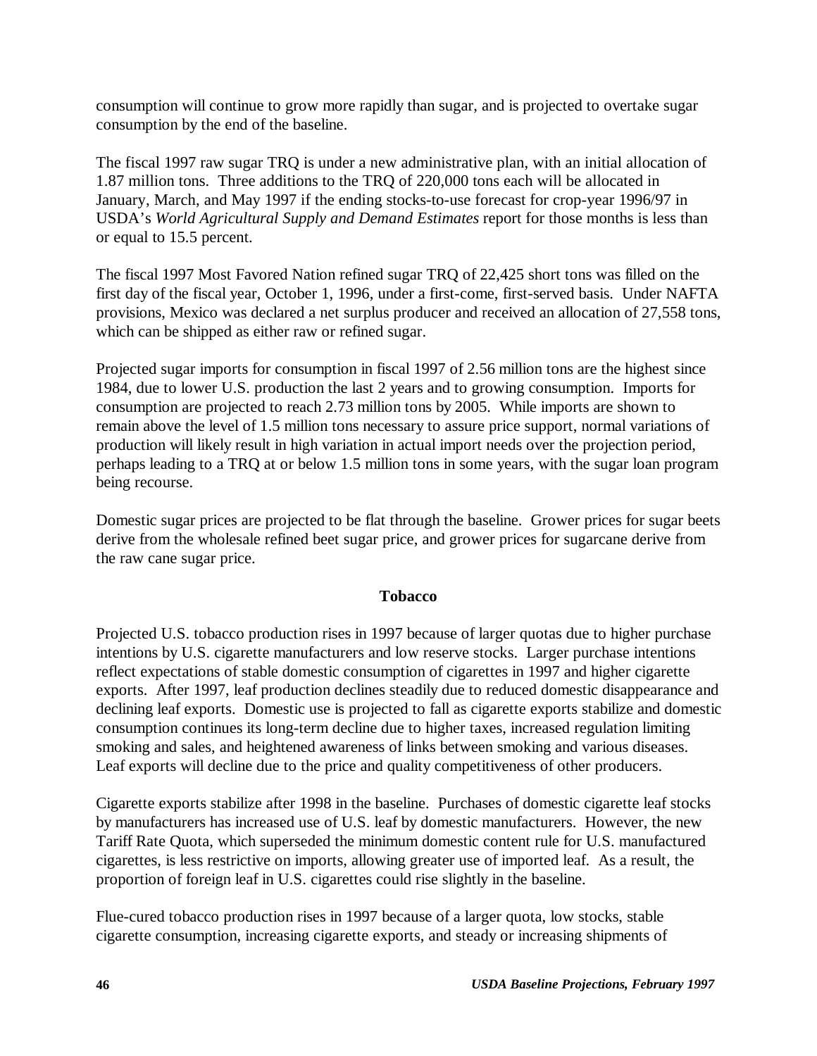consumption will continue to grow more rapidly than sugar, and is projected to overtake sugar consumption by the end of the baseline.

The fiscal 1997 raw sugar TRQ is under a new administrative plan, with an initial allocation of 1.87 million tons. Three additions to the TRQ of 220,000 tons each will be allocated in January, March, and May 1997 if the ending stocks-to-use forecast for crop-year 1996/97 in USDA's *World Agricultural Supply and Demand Estimates* report for those months is less than or equal to 15.5 percent.

The fiscal 1997 Most Favored Nation refined sugar TRQ of 22,425 short tons was filled on the first day of the fiscal year, October 1, 1996, under a first-come, first-served basis. Under NAFTA provisions, Mexico was declared a net surplus producer and received an allocation of 27,558 tons, which can be shipped as either raw or refined sugar.

Projected sugar imports for consumption in fiscal 1997 of 2.56 million tons are the highest since 1984, due to lower U.S. production the last 2 years and to growing consumption. Imports for consumption are projected to reach 2.73 million tons by 2005. While imports are shown to remain above the level of 1.5 million tons necessary to assure price support, normal variations of production will likely result in high variation in actual import needs over the projection period, perhaps leading to a TRQ at or below 1.5 million tons in some years, with the sugar loan program being recourse.

Domestic sugar prices are projected to be flat through the baseline. Grower prices for sugar beets derive from the wholesale refined beet sugar price, and grower prices for sugarcane derive from the raw cane sugar price.

## Tobacco

Projected U.S. tobacco production rises in 1997 because of larger quotas due to higher purchase intentions by U.S. cigarette manufacturers and low reserve stocks. Larger purchase intentions reflect expectations of stable domestic consumption of cigarettes in 1997 and higher cigarette exports. After 1997, leaf production declines steadily due to reduced domestic disappearance and declining leaf exports. Domestic use is projected to fall as cigarette exports stabilize and domestic consumption continues its long-term decline due to higher taxes, increased regulation limiting smoking and sales, and heightened awareness of links between smoking and various diseases. Leaf exports will decline due to the price and quality competitiveness of other producers.

Cigarette exports stabilize after 1998 in the baseline. Purchases of domestic cigarette leaf stocks by manufacturers has increased use of U.S. leaf by domestic manufacturers. However, the new Tariff Rate Quota, which superseded the minimum domestic content rule for U.S. manufactured cigarettes, is less restrictive on imports, allowing greater use of imported leaf. As a result, the proportion of foreign leaf in U.S. cigarettes could rise slightly in the baseline.

Flue-cured tobacco production rises in 1997 because of a larger quota, low stocks, stable cigarette consumption, increasing cigarette exports, and steady or increasing shipments of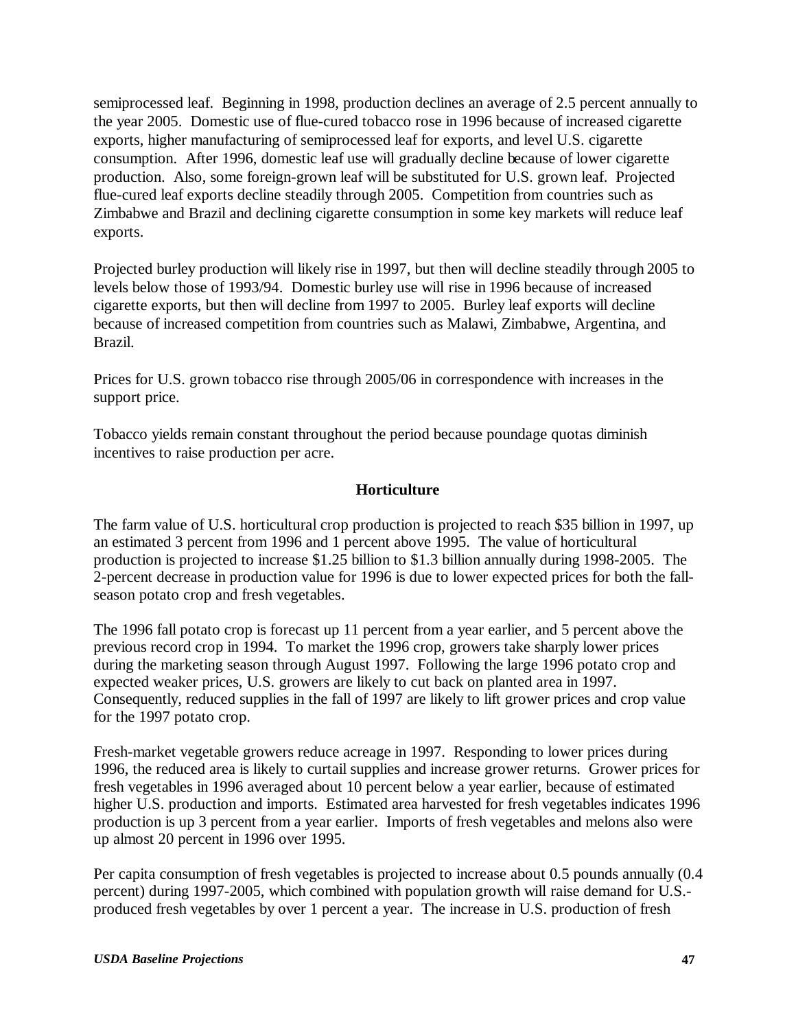semiprocessed leaf. Beginning in 1998, production declines an average of 2.5 percent annually to the year 2005. Domestic use of flue-cured tobacco rose in 1996 because of increased cigarette exports, higher manufacturing of semiprocessed leaf for exports, and level U.S. cigarette consumption. After 1996, domestic leaf use will gradually decline because of lower cigarette production. Also, some foreign-grown leaf will be substituted for U.S. grown leaf. Projected flue-cured leaf exports decline steadily through 2005. Competition from countries such as Zimbabwe and Brazil and declining cigarette consumption in some key markets will reduce leaf exports.

Projected burley production will likely rise in 1997, but then will decline steadily through 2005 to levels below those of 1993/94. Domestic burley use will rise in 1996 because of increased cigarette exports, but then will decline from 1997 to 2005. Burley leaf exports will decline because of increased competition from countries such as Malawi, Zimbabwe, Argentina, and Brazil.

Prices for U.S. grown tobacco rise through 2005/06 in correspondence with increases in the support price.

Tobacco yields remain constant throughout the period because poundage quotas diminish incentives to raise production per acre.

## Horticulture

The farm value of U.S. horticultural crop production is projected to reach $35 billion in 1997, up an estimated 3 percent from 1996 and 1 percent above 1995. The value of horticultural production is projected to increase $1.25 billion to $1.3 billion annually during 1998-2005. The 2-percent decrease in production value for 1996 is due to lower expected prices for both the fall-season potato crop and fresh vegetables.

The 1996 fall potato crop is forecast up 11 percent from a year earlier, and 5 percent above the previous record crop in 1994. To market the 1996 crop, growers take sharply lower prices during the marketing season through August 1997. Following the large 1996 potato crop and expected weaker prices, U.S. growers are likely to cut back on planted area in 1997. Consequently, reduced supplies in the fall of 1997 are likely to lift grower prices and crop value for the 1997 potato crop.

Fresh-market vegetable growers reduce acreage in 1997. Responding to lower prices during 1996, the reduced area is likely to curtail supplies and increase grower returns. Grower prices for fresh vegetables in 1996 averaged about 10 percent below a year earlier, because of estimated higher U.S. production and imports. Estimated area harvested for fresh vegetables indicates 1996 production is up 3 percent from a year earlier. Imports of fresh vegetables and melons also were up almost 20 percent in 1996 over 1995.

Per capita consumption of fresh vegetables is projected to increase about 0.5 pounds annually (0.4 percent) during 1997-2005, which combined with population growth will raise demand for U.S.-produced fresh vegetables by over 1 percent a year. The increase in U.S. production of fresh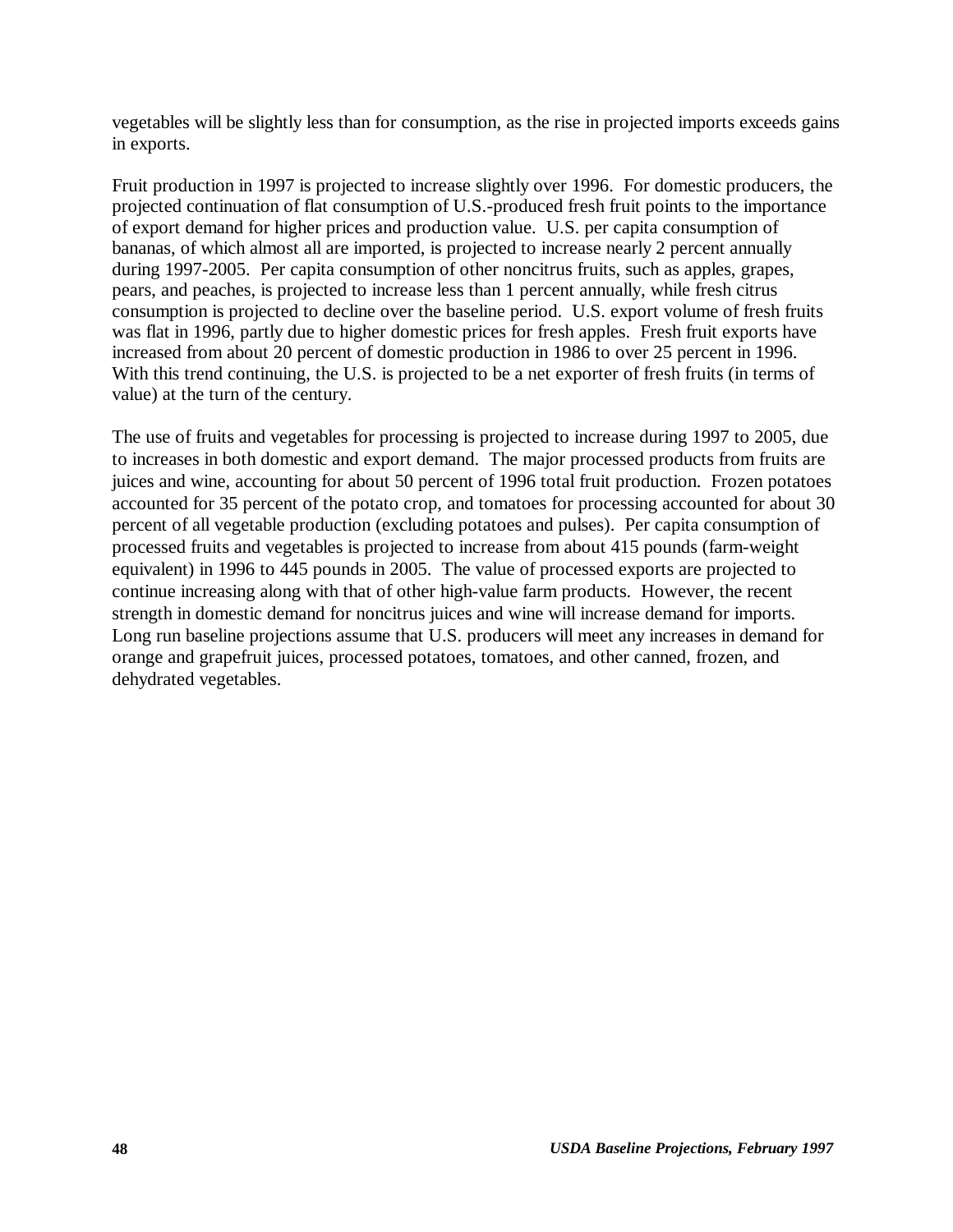vegetables will be slightly less than for consumption, as the rise in projected imports exceeds gains in exports.

Fruit production in 1997 is projected to increase slightly over 1996. For domestic producers, the projected continuation of flat consumption of U.S.-produced fresh fruit points to the importance of export demand for higher prices and production value. U.S. per capita consumption of bananas, of which almost all are imported, is projected to increase nearly 2 percent annually during 1997-2005. Per capita consumption of other noncitrus fruits, such as apples, grapes, pears, and peaches, is projected to increase less than 1 percent annually, while fresh citrus consumption is projected to decline over the baseline period. U.S. export volume of fresh fruits was flat in 1996, partly due to higher domestic prices for fresh apples. Fresh fruit exports have increased from about 20 percent of domestic production in 1986 to over 25 percent in 1996. With this trend continuing, the U.S. is projected to be a net exporter of fresh fruits (in terms of value) at the turn of the century.

The use of fruits and vegetables for processing is projected to increase during 1997 to 2005, due to increases in both domestic and export demand. The major processed products from fruits are juices and wine, accounting for about 50 percent of 1996 total fruit production. Frozen potatoes accounted for 35 percent of the potato crop, and tomatoes for processing accounted for about 30 percent of all vegetable production (excluding potatoes and pulses). Per capita consumption of processed fruits and vegetables is projected to increase from about 415 pounds (farm-weight equivalent) in 1996 to 445 pounds in 2005. The value of processed exports are projected to continue increasing along with that of other high-value farm products. However, the recent strength in domestic demand for noncitrus juices and wine will increase demand for imports. Long run baseline projections assume that U.S. producers will meet any increases in demand for orange and grapefruit juices, processed potatoes, tomatoes, and other canned, frozen, and dehydrated vegetables.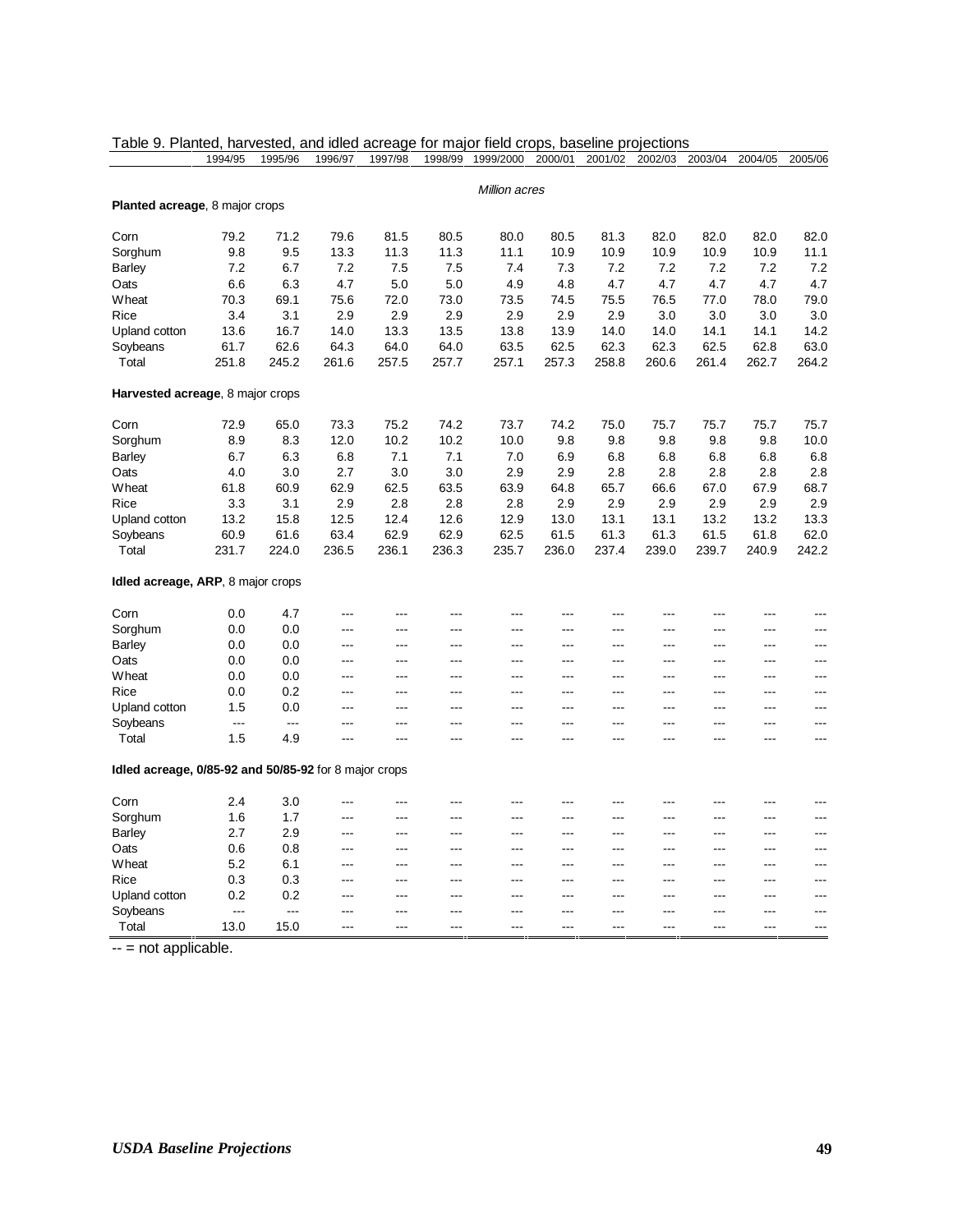Table 9. Planted, harvested, and idled acreage for major field crops, baseline projections

| | 1994/95 | 1995/96 | 1996/97 | 1997/98 | 1998/99 | 1999/2000 | 2000/01 | 2001/02 | 2002/03 | 2003/04 | 2004/05 | 2005/06 |
|---|---|---|---|---|---|---|---|---|---|---|---|---|
| | | | | | | *Million acres* | | | | | | |
| **Planted acreage**, 8 major crops | | | | | | | | | | | | |
| Corn | 79.2 | 71.2 | 79.6 | 81.5 | 80.5 | 80.0 | 80.5 | 81.3 | 82.0 | 82.0 | 82.0 | 82.0 |
| Sorghum | 9.8 | 9.5 | 13.3 | 11.3 | 11.3 | 11.1 | 10.9 | 10.9 | 10.9 | 10.9 | 10.9 | 11.1 |
| Barley | 7.2 | 6.7 | 7.2 | 7.5 | 7.5 | 7.4 | 7.3 | 7.2 | 7.2 | 7.2 | 7.2 | 7.2 |
| Oats | 6.6 | 6.3 | 4.7 | 5.0 | 5.0 | 4.9 | 4.8 | 4.7 | 4.7 | 4.7 | 4.7 | 4.7 |
| Wheat | 70.3 | 69.1 | 75.6 | 72.0 | 73.0 | 73.5 | 74.5 | 75.5 | 76.5 | 77.0 | 78.0 | 79.0 |
| Rice | 3.4 | 3.1 | 2.9 | 2.9 | 2.9 | 2.9 | 2.9 | 2.9 | 3.0 | 3.0 | 3.0 | 3.0 |
| Upland cotton | 13.6 | 16.7 | 14.0 | 13.3 | 13.5 | 13.8 | 13.9 | 14.0 | 14.0 | 14.1 | 14.1 | 14.2 |
| Soybeans | 61.7 | 62.6 | 64.3 | 64.0 | 64.0 | 63.5 | 62.5 | 62.3 | 62.3 | 62.5 | 62.8 | 63.0 |
| Total | 251.8 | 245.2 | 261.6 | 257.5 | 257.7 | 257.1 | 257.3 | 258.8 | 260.6 | 261.4 | 262.7 | 264.2 |
| **Harvested acreage**, 8 major crops | | | | | | | | | | | | |
| Corn | 72.9 | 65.0 | 73.3 | 75.2 | 74.2 | 73.7 | 74.2 | 75.0 | 75.7 | 75.7 | 75.7 | 75.7 |
| Sorghum | 8.9 | 8.3 | 12.0 | 10.2 | 10.2 | 10.0 | 9.8 | 9.8 | 9.8 | 9.8 | 9.8 | 10.0 |
| Barley | 6.7 | 6.3 | 6.8 | 7.1 | 7.1 | 7.0 | 6.9 | 6.8 | 6.8 | 6.8 | 6.8 | 6.8 |
| Oats | 4.0 | 3.0 | 2.7 | 3.0 | 3.0 | 2.9 | 2.9 | 2.8 | 2.8 | 2.8 | 2.8 | 2.8 |
| Wheat | 61.8 | 60.9 | 62.9 | 62.5 | 63.5 | 63.9 | 64.8 | 65.7 | 66.6 | 67.0 | 67.9 | 68.7 |
| Rice | 3.3 | 3.1 | 2.9 | 2.8 | 2.8 | 2.8 | 2.9 | 2.9 | 2.9 | 2.9 | 2.9 | 2.9 |
| Upland cotton | 13.2 | 15.8 | 12.5 | 12.4 | 12.6 | 12.9 | 13.0 | 13.1 | 13.1 | 13.2 | 13.2 | 13.3 |
| Soybeans | 60.9 | 61.6 | 63.4 | 62.9 | 62.9 | 62.5 | 61.5 | 61.3 | 61.3 | 61.5 | 61.8 | 62.0 |
| Total | 231.7 | 224.0 | 236.5 | 236.1 | 236.3 | 235.7 | 236.0 | 237.4 | 239.0 | 239.7 | 240.9 | 242.2 |
| **Idled acreage, ARP**, 8 major crops | | | | | | | | | | | | |
| Corn | 0.0 | 4.7 | --- | --- | --- | --- | --- | --- | --- | --- | --- | --- |
| Sorghum | 0.0 | 0.0 | --- | --- | --- | --- | --- | --- | --- | --- | --- | --- |
| Barley | 0.0 | 0.0 | --- | --- | --- | --- | --- | --- | --- | --- | --- | --- |
| Oats | 0.0 | 0.0 | --- | --- | --- | --- | --- | --- | --- | --- | --- | --- |
| Wheat | 0.0 | 0.0 | --- | --- | --- | --- | --- | --- | --- | --- | --- | --- |
| Rice | 0.0 | 0.2 | --- | --- | --- | --- | --- | --- | --- | --- | --- | --- |
| Upland cotton | 1.5 | 0.0 | --- | --- | --- | --- | --- | --- | --- | --- | --- | --- |
| Soybeans | --- | --- | --- | --- | --- | --- | --- | --- | --- | --- | --- | --- |
| Total | 1.5 | 4.9 | --- | --- | --- | --- | --- | --- | --- | --- | --- | --- |
| **Idled acreage, 0/85-92 and 50/85-92** for 8 major crops | | | | | | | | | | | | |
| Corn | 2.4 | 3.0 | --- | --- | --- | --- | --- | --- | --- | --- | --- | --- |
| Sorghum | 1.6 | 1.7 | --- | --- | --- | --- | --- | --- | --- | --- | --- | --- |
| Barley | 2.7 | 2.9 | --- | --- | --- | --- | --- | --- | --- | --- | --- | --- |
| Oats | 0.6 | 0.8 | --- | --- | --- | --- | --- | --- | --- | --- | --- | --- |
| Wheat | 5.2 | 6.1 | --- | --- | --- | --- | --- | --- | --- | --- | --- | --- |
| Rice | 0.3 | 0.3 | --- | --- | --- | --- | --- | --- | --- | --- | --- | --- |
| Upland cotton | 0.2 | 0.2 | --- | --- | --- | --- | --- | --- | --- | --- | --- | --- |
| Soybeans | --- | --- | --- | --- | --- | --- | --- | --- | --- | --- | --- | --- |
| Total | 13.0 | 15.0 | --- | --- | --- | --- | --- | --- | --- | --- | --- | --- |

-- = not applicable.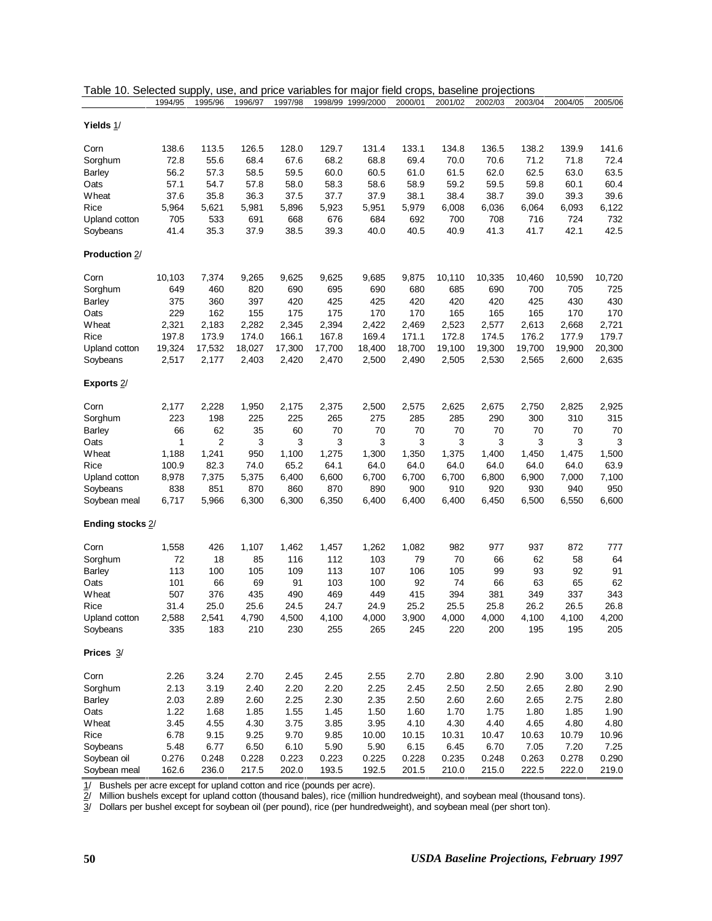Table 10. Selected supply, use, and price variables for major field crops, baseline projections

| | 1994/95 | 1995/96 | 1996/97 | 1997/98 | 1998/99 | 1999/2000 | 2000/01 | 2001/02 | 2002/03 | 2003/04 | 2004/05 | 2005/06 |
|---|---|---|---|---|---|---|---|---|---|---|---|---|
| **Yields** 1/ | | | | | | | | | | | | |
| Corn | 138.6 | 113.5 | 126.5 | 128.0 | 129.7 | 131.4 | 133.1 | 134.8 | 136.5 | 138.2 | 139.9 | 141.6 |
| Sorghum | 72.8 | 55.6 | 68.4 | 67.6 | 68.2 | 68.8 | 69.4 | 70.0 | 70.6 | 71.2 | 71.8 | 72.4 |
| Barley | 56.2 | 57.3 | 58.5 | 59.5 | 60.0 | 60.5 | 61.0 | 61.5 | 62.0 | 62.5 | 63.0 | 63.5 |
| Oats | 57.1 | 54.7 | 57.8 | 58.0 | 58.3 | 58.6 | 58.9 | 59.2 | 59.5 | 59.8 | 60.1 | 60.4 |
| Wheat | 37.6 | 35.8 | 36.3 | 37.5 | 37.7 | 37.9 | 38.1 | 38.4 | 38.7 | 39.0 | 39.3 | 39.6 |
| Rice | 5,964 | 5,621 | 5,981 | 5,896 | 5,923 | 5,951 | 5,979 | 6,008 | 6,036 | 6,064 | 6,093 | 6,122 |
| Upland cotton | 705 | 533 | 691 | 668 | 676 | 684 | 692 | 700 | 708 | 716 | 724 | 732 |
| Soybeans | 41.4 | 35.3 | 37.9 | 38.5 | 39.3 | 40.0 | 40.5 | 40.9 | 41.3 | 41.7 | 42.1 | 42.5 |
| **Production** 2/ | | | | | | | | | | | | |
| Corn | 10,103 | 7,374 | 9,265 | 9,625 | 9,625 | 9,685 | 9,875 | 10,110 | 10,335 | 10,460 | 10,590 | 10,720 |
| Sorghum | 649 | 460 | 820 | 690 | 695 | 690 | 680 | 685 | 690 | 700 | 705 | 725 |
| Barley | 375 | 360 | 397 | 420 | 425 | 425 | 420 | 420 | 420 | 425 | 430 | 430 |
| Oats | 229 | 162 | 155 | 175 | 175 | 170 | 170 | 165 | 165 | 165 | 170 | 170 |
| Wheat | 2,321 | 2,183 | 2,282 | 2,345 | 2,394 | 2,422 | 2,469 | 2,523 | 2,577 | 2,613 | 2,668 | 2,721 |
| Rice | 197.8 | 173.9 | 174.0 | 166.1 | 167.8 | 169.4 | 171.1 | 172.8 | 174.5 | 176.2 | 177.9 | 179.7 |
| Upland cotton | 19,324 | 17,532 | 18,027 | 17,300 | 17,700 | 18,400 | 18,700 | 19,100 | 19,300 | 19,700 | 19,900 | 20,300 |
| Soybeans | 2,517 | 2,177 | 2,403 | 2,420 | 2,470 | 2,500 | 2,490 | 2,505 | 2,530 | 2,565 | 2,600 | 2,635 |
| **Exports** 2/ | | | | | | | | | | | | |
| Corn | 2,177 | 2,228 | 1,950 | 2,175 | 2,375 | 2,500 | 2,575 | 2,625 | 2,675 | 2,750 | 2,825 | 2,925 |
| Sorghum | 223 | 198 | 225 | 225 | 265 | 275 | 285 | 285 | 290 | 300 | 310 | 315 |
| Barley | 66 | 62 | 35 | 60 | 70 | 70 | 70 | 70 | 70 | 70 | 70 | 70 |
| Oats | 1 | 2 | 3 | 3 | 3 | 3 | 3 | 3 | 3 | 3 | 3 | 3 |
| Wheat | 1,188 | 1,241 | 950 | 1,100 | 1,275 | 1,300 | 1,350 | 1,375 | 1,400 | 1,450 | 1,475 | 1,500 |
| Rice | 100.9 | 82.3 | 74.0 | 65.2 | 64.1 | 64.0 | 64.0 | 64.0 | 64.0 | 64.0 | 64.0 | 63.9 |
| Upland cotton | 8,978 | 7,375 | 5,375 | 6,400 | 6,600 | 6,700 | 6,700 | 6,700 | 6,800 | 6,900 | 7,000 | 7,100 |
| Soybeans | 838 | 851 | 870 | 860 | 870 | 890 | 900 | 910 | 920 | 930 | 940 | 950 |
| Soybean meal | 6,717 | 5,966 | 6,300 | 6,300 | 6,350 | 6,400 | 6,400 | 6,400 | 6,450 | 6,500 | 6,550 | 6,600 |
| **Ending stocks** 2/ | | | | | | | | | | | | |
| Corn | 1,558 | 426 | 1,107 | 1,462 | 1,457 | 1,262 | 1,082 | 982 | 977 | 937 | 872 | 777 |
| Sorghum | 72 | 18 | 85 | 116 | 112 | 103 | 79 | 70 | 66 | 62 | 58 | 64 |
| Barley | 113 | 100 | 105 | 109 | 113 | 107 | 106 | 105 | 99 | 93 | 92 | 91 |
| Oats | 101 | 66 | 69 | 91 | 103 | 100 | 92 | 74 | 66 | 63 | 65 | 62 |
| Wheat | 507 | 376 | 435 | 490 | 469 | 449 | 415 | 394 | 381 | 349 | 337 | 343 |
| Rice | 31.4 | 25.0 | 25.6 | 24.5 | 24.7 | 24.9 | 25.2 | 25.5 | 25.8 | 26.2 | 26.5 | 26.8 |
| Upland cotton | 2,588 | 2,541 | 4,790 | 4,500 | 4,100 | 4,000 | 3,900 | 4,000 | 4,000 | 4,100 | 4,100 | 4,200 |
| Soybeans | 335 | 183 | 210 | 230 | 255 | 265 | 245 | 220 | 200 | 195 | 195 | 205 |
| **Prices** 3/ | | | | | | | | | | | | |
| Corn | 2.26 | 3.24 | 2.70 | 2.45 | 2.45 | 2.55 | 2.70 | 2.80 | 2.80 | 2.90 | 3.00 | 3.10 |
| Sorghum | 2.13 | 3.19 | 2.40 | 2.20 | 2.20 | 2.25 | 2.45 | 2.50 | 2.50 | 2.65 | 2.80 | 2.90 |
| Barley | 2.03 | 2.89 | 2.60 | 2.25 | 2.30 | 2.35 | 2.50 | 2.60 | 2.60 | 2.65 | 2.75 | 2.80 |
| Oats | 1.22 | 1.68 | 1.85 | 1.55 | 1.45 | 1.50 | 1.60 | 1.70 | 1.75 | 1.80 | 1.85 | 1.90 |
| Wheat | 3.45 | 4.55 | 4.30 | 3.75 | 3.85 | 3.95 | 4.10 | 4.30 | 4.40 | 4.65 | 4.80 | 4.80 |
| Rice | 6.78 | 9.15 | 9.25 | 9.70 | 9.85 | 10.00 | 10.15 | 10.31 | 10.47 | 10.63 | 10.79 | 10.96 |
| Soybeans | 5.48 | 6.77 | 6.50 | 6.10 | 5.90 | 5.90 | 6.15 | 6.45 | 6.70 | 7.05 | 7.20 | 7.25 |
| Soybean oil | 0.276 | 0.248 | 0.228 | 0.223 | 0.223 | 0.225 | 0.228 | 0.235 | 0.248 | 0.263 | 0.278 | 0.290 |
| Soybean meal | 162.6 | 236.0 | 217.5 | 202.0 | 193.5 | 192.5 | 201.5 | 210.0 | 215.0 | 222.5 | 222.0 | 219.0 |

1/ Bushels per acre except for upland cotton and rice (pounds per acre).
2/ Million bushels except for upland cotton (thousand bales), rice (million hundredweight), and soybean meal (thousand tons).
3/ Dollars per bushel except for soybean oil (per pound), rice (per hundredweight), and soybean meal (per short ton).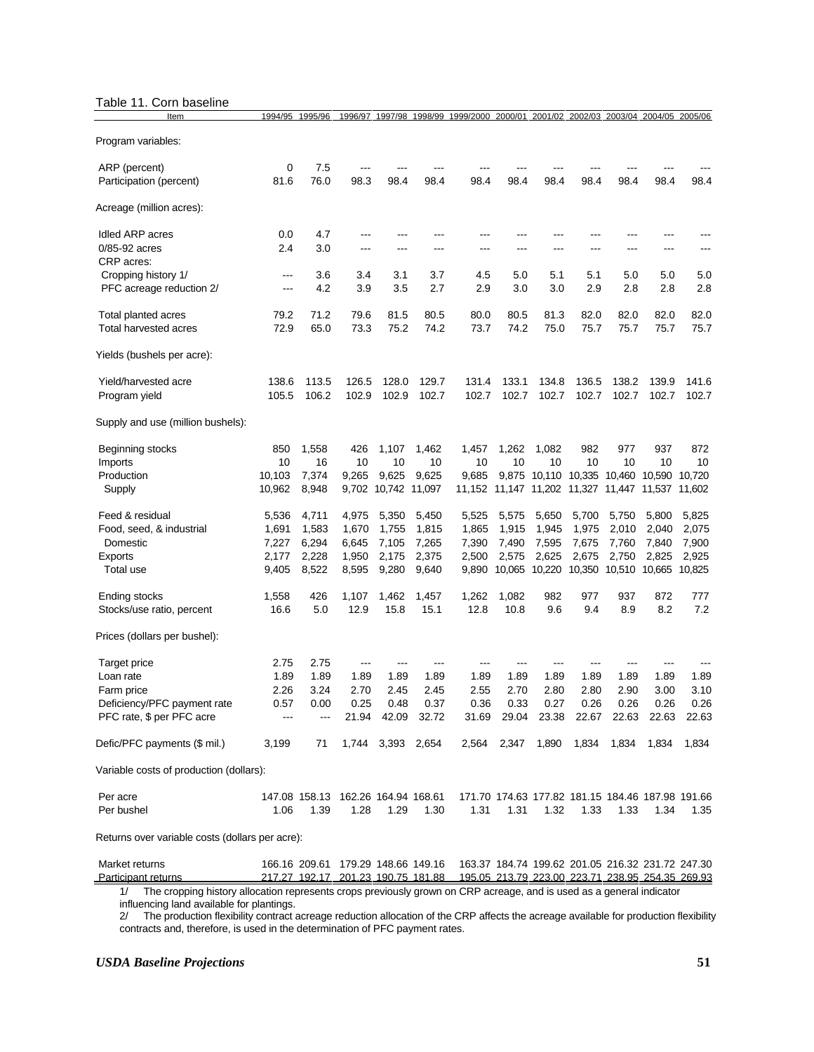Table 11. Corn baseline

| Item | 1994/95 | 1995/96 | 1996/97 | 1997/98 | 1998/99 | 1999/2000 | 2000/01 | 2001/02 | 2002/03 | 2003/04 | 2004/05 | 2005/06 |
|---|---|---|---|---|---|---|---|---|---|---|---|---|
| Program variables: | | | | | | | | | | | | |
| ARP (percent) | 0 | 7.5 | --- | --- | --- | --- | --- | --- | --- | --- | --- | --- |
| Participation (percent) | 81.6 | 76.0 | 98.3 | 98.4 | 98.4 | 98.4 | 98.4 | 98.4 | 98.4 | 98.4 | 98.4 | 98.4 |
| Acreage (million acres): | | | | | | | | | | | | |
| Idled ARP acres | 0.0 | 4.7 | --- | --- | --- | --- | --- | --- | --- | --- | --- | --- |
| 0/85-92 acres | 2.4 | 3.0 | --- | --- | --- | --- | --- | --- | --- | --- | --- | --- |
| CRP acres: | | | | | | | | | | | | |
| Cropping history 1/ | --- | 3.6 | 3.4 | 3.1 | 3.7 | 4.5 | 5.0 | 5.1 | 5.1 | 5.0 | 5.0 | 5.0 |
| PFC acreage reduction 2/ | --- | 4.2 | 3.9 | 3.5 | 2.7 | 2.9 | 3.0 | 3.0 | 2.9 | 2.8 | 2.8 | 2.8 |
| Total planted acres | 79.2 | 71.2 | 79.6 | 81.5 | 80.5 | 80.0 | 80.5 | 81.3 | 82.0 | 82.0 | 82.0 | 82.0 |
| Total harvested acres | 72.9 | 65.0 | 73.3 | 75.2 | 74.2 | 73.7 | 74.2 | 75.0 | 75.7 | 75.7 | 75.7 | 75.7 |
| Yields (bushels per acre): | | | | | | | | | | | | |
| Yield/harvested acre | 138.6 | 113.5 | 126.5 | 128.0 | 129.7 | 131.4 | 133.1 | 134.8 | 136.5 | 138.2 | 139.9 | 141.6 |
| Program yield | 105.5 | 106.2 | 102.9 | 102.9 | 102.7 | 102.7 | 102.7 | 102.7 | 102.7 | 102.7 | 102.7 | 102.7 |
| Supply and use (million bushels): | | | | | | | | | | | | |
| Beginning stocks | 850 | 1,558 | 426 | 1,107 | 1,462 | 1,457 | 1,262 | 1,082 | 982 | 977 | 937 | 872 |
| Imports | 10 | 16 | 10 | 10 | 10 | 10 | 10 | 10 | 10 | 10 | 10 | 10 |
| Production | 10,103 | 7,374 | 9,265 | 9,625 | 9,625 | 9,685 | 9,875 | 10,110 | 10,335 | 10,460 | 10,590 | 10,720 |
| Supply | 10,962 | 8,948 | 9,702 | 10,742 | 11,097 | 11,152 | 11,147 | 11,202 | 11,327 | 11,447 | 11,537 | 11,602 |
| Feed & residual | 5,536 | 4,711 | 4,975 | 5,350 | 5,450 | 5,525 | 5,575 | 5,650 | 5,700 | 5,750 | 5,800 | 5,825 |
| Food, seed, & industrial | 1,691 | 1,583 | 1,670 | 1,755 | 1,815 | 1,865 | 1,915 | 1,945 | 1,975 | 2,010 | 2,040 | 2,075 |
| Domestic | 7,227 | 6,294 | 6,645 | 7,105 | 7,265 | 7,390 | 7,490 | 7,595 | 7,675 | 7,760 | 7,840 | 7,900 |
| Exports | 2,177 | 2,228 | 1,950 | 2,175 | 2,375 | 2,500 | 2,575 | 2,625 | 2,675 | 2,750 | 2,825 | 2,925 |
| Total use | 9,405 | 8,522 | 8,595 | 9,280 | 9,640 | 9,890 | 10,065 | 10,220 | 10,350 | 10,510 | 10,665 | 10,825 |
| Ending stocks | 1,558 | 426 | 1,107 | 1,462 | 1,457 | 1,262 | 1,082 | 982 | 977 | 937 | 872 | 777 |
| Stocks/use ratio, percent | 16.6 | 5.0 | 12.9 | 15.8 | 15.1 | 12.8 | 10.8 | 9.6 | 9.4 | 8.9 | 8.2 | 7.2 |
| Prices (dollars per bushel): | | | | | | | | | | | | |
| Target price | 2.75 | 2.75 | --- | --- | --- | --- | --- | --- | --- | --- | --- | --- |
| Loan rate | 1.89 | 1.89 | 1.89 | 1.89 | 1.89 | 1.89 | 1.89 | 1.89 | 1.89 | 1.89 | 1.89 | 1.89 |
| Farm price | 2.26 | 3.24 | 2.70 | 2.45 | 2.45 | 2.55 | 2.70 | 2.80 | 2.80 | 2.90 | 3.00 | 3.10 |
| Deficiency/PFC payment rate | 0.57 | 0.00 | 0.25 | 0.48 | 0.37 | 0.36 | 0.33 | 0.27 | 0.26 | 0.26 | 0.26 | 0.26 |
| PFC rate, $ per PFC acre | --- | --- | 21.94 | 42.09 | 32.72 | 31.69 | 29.04 | 23.38 | 22.67 | 22.63 | 22.63 | 22.63 |
| Defic/PFC payments ($ mil.) | 3,199 | 71 | 1,744 | 3,393 | 2,654 | 2,564 | 2,347 | 1,890 | 1,834 | 1,834 | 1,834 | 1,834 |
| Variable costs of production (dollars): | | | | | | | | | | | | |
| Per acre | 147.08 | 158.13 | 162.26 | 164.94 | 168.61 | 171.70 | 174.63 | 177.82 | 181.15 | 184.46 | 187.98 | 191.66 |
| Per bushel | 1.06 | 1.39 | 1.28 | 1.29 | 1.30 | 1.31 | 1.31 | 1.32 | 1.33 | 1.33 | 1.34 | 1.35 |
| Returns over variable costs (dollars per acre): | | | | | | | | | | | | |
| Market returns | 166.16 | 209.61 | 179.29 | 148.66 | 149.16 | 163.37 | 184.74 | 199.62 | 201.05 | 216.32 | 231.72 | 247.30 |
| Participant returns | 217.27 | 192.17 | 201.23 | 190.75 | 181.88 | 195.05 | 213.79 | 223.00 | 223.71 | 238.95 | 254.35 | 269.93 |

1/ The cropping history allocation represents crops previously grown on CRP acreage, and is used as a general indicator influencing land available for plantings.

2/ The production flexibility contract acreage reduction allocation of the CRP affects the acreage available for production flexibility contracts and, therefore, is used in the determination of PFC payment rates.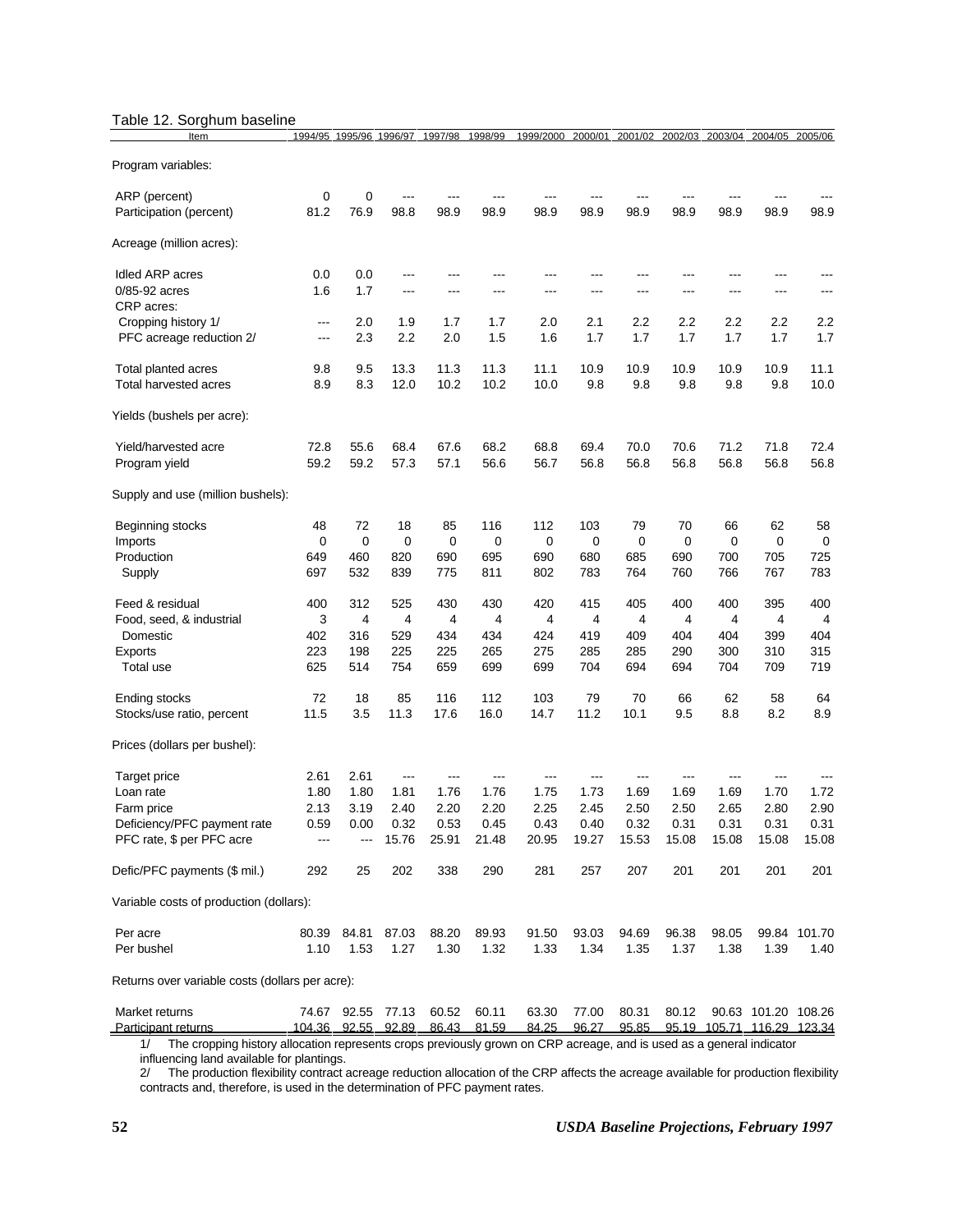Table 12. Sorghum baseline

| Item | 1994/95 | 1995/96 | 1996/97 | 1997/98 | 1998/99 | 1999/2000 | 2000/01 | 2001/02 | 2002/03 | 2003/04 | 2004/05 | 2005/06 |
|---|---|---|---|---|---|---|---|---|---|---|---|---|
| Program variables: | | | | | | | | | | | | |
| ARP (percent) | 0 | 0 | --- | --- | --- | --- | --- | --- | --- | --- | --- | --- |
| Participation (percent) | 81.2 | 76.9 | 98.8 | 98.9 | 98.9 | 98.9 | 98.9 | 98.9 | 98.9 | 98.9 | 98.9 | 98.9 |
| Acreage (million acres): | | | | | | | | | | | | |
| Idled ARP acres | 0.0 | 0.0 | --- | --- | --- | --- | --- | --- | --- | --- | --- | --- |
| 0/85-92 acres | 1.6 | 1.7 | --- | --- | --- | --- | --- | --- | --- | --- | --- | --- |
| CRP acres: | | | | | | | | | | | | |
| Cropping history 1/ | --- | 2.0 | 1.9 | 1.7 | 1.7 | 2.0 | 2.1 | 2.2 | 2.2 | 2.2 | 2.2 | 2.2 |
| PFC acreage reduction 2/ | --- | 2.3 | 2.2 | 2.0 | 1.5 | 1.6 | 1.7 | 1.7 | 1.7 | 1.7 | 1.7 | 1.7 |
| Total planted acres | 9.8 | 9.5 | 13.3 | 11.3 | 11.3 | 11.1 | 10.9 | 10.9 | 10.9 | 10.9 | 10.9 | 11.1 |
| Total harvested acres | 8.9 | 8.3 | 12.0 | 10.2 | 10.2 | 10.0 | 9.8 | 9.8 | 9.8 | 9.8 | 9.8 | 10.0 |
| Yields (bushels per acre): | | | | | | | | | | | | |
| Yield/harvested acre | 72.8 | 55.6 | 68.4 | 67.6 | 68.2 | 68.8 | 69.4 | 70.0 | 70.6 | 71.2 | 71.8 | 72.4 |
| Program yield | 59.2 | 59.2 | 57.3 | 57.1 | 56.6 | 56.7 | 56.8 | 56.8 | 56.8 | 56.8 | 56.8 | 56.8 |
| Supply and use (million bushels): | | | | | | | | | | | | |
| Beginning stocks | 48 | 72 | 18 | 85 | 116 | 112 | 103 | 79 | 70 | 66 | 62 | 58 |
| Imports | 0 | 0 | 0 | 0 | 0 | 0 | 0 | 0 | 0 | 0 | 0 | 0 |
| Production | 649 | 460 | 820 | 690 | 695 | 690 | 680 | 685 | 690 | 700 | 705 | 725 |
| Supply | 697 | 532 | 839 | 775 | 811 | 802 | 783 | 764 | 760 | 766 | 767 | 783 |
| Feed & residual | 400 | 312 | 525 | 430 | 430 | 420 | 415 | 405 | 400 | 400 | 395 | 400 |
| Food, seed, & industrial | 3 | 4 | 4 | 4 | 4 | 4 | 4 | 4 | 4 | 4 | 4 | 4 |
| Domestic | 402 | 316 | 529 | 434 | 434 | 424 | 419 | 409 | 404 | 404 | 399 | 404 |
| Exports | 223 | 198 | 225 | 225 | 265 | 275 | 285 | 285 | 290 | 300 | 310 | 315 |
| Total use | 625 | 514 | 754 | 659 | 699 | 699 | 704 | 694 | 694 | 704 | 709 | 719 |
| Ending stocks | 72 | 18 | 85 | 116 | 112 | 103 | 79 | 70 | 66 | 62 | 58 | 64 |
| Stocks/use ratio, percent | 11.5 | 3.5 | 11.3 | 17.6 | 16.0 | 14.7 | 11.2 | 10.1 | 9.5 | 8.8 | 8.2 | 8.9 |
| Prices (dollars per bushel): | | | | | | | | | | | | |
| Target price | 2.61 | 2.61 | --- | --- | --- | --- | --- | --- | --- | --- | --- | --- |
| Loan rate | 1.80 | 1.80 | 1.81 | 1.76 | 1.76 | 1.75 | 1.73 | 1.69 | 1.69 | 1.69 | 1.70 | 1.72 |
| Farm price | 2.13 | 3.19 | 2.40 | 2.20 | 2.20 | 2.25 | 2.45 | 2.50 | 2.50 | 2.65 | 2.80 | 2.90 |
| Deficiency/PFC payment rate | 0.59 | 0.00 | 0.32 | 0.53 | 0.45 | 0.43 | 0.40 | 0.32 | 0.31 | 0.31 | 0.31 | 0.31 |
| PFC rate, $ per PFC acre | --- | --- | 15.76 | 25.91 | 21.48 | 20.95 | 19.27 | 15.53 | 15.08 | 15.08 | 15.08 | 15.08 |
| Defic/PFC payments ($ mil.) | 292 | 25 | 202 | 338 | 290 | 281 | 257 | 207 | 201 | 201 | 201 | 201 |
| Variable costs of production (dollars): | | | | | | | | | | | | |
| Per acre | 80.39 | 84.81 | 87.03 | 88.20 | 89.93 | 91.50 | 93.03 | 94.69 | 96.38 | 98.05 | 99.84 | 101.70 |
| Per bushel | 1.10 | 1.53 | 1.27 | 1.30 | 1.32 | 1.33 | 1.34 | 1.35 | 1.37 | 1.38 | 1.39 | 1.40 |
| Returns over variable costs (dollars per acre): | | | | | | | | | | | | |
| Market returns | 74.67 | 92.55 | 77.13 | 60.52 | 60.11 | 63.30 | 77.00 | 80.31 | 80.12 | 90.63 | 101.20 | 108.26 |
| Participant returns | 104.36 | 92.55 | 92.89 | 86.43 | 81.59 | 84.25 | 96.27 | 95.85 | 95.19 | 105.71 | 116.29 | 123.34 |

1/ The cropping history allocation represents crops previously grown on CRP acreage, and is used as a general indicator influencing land available for plantings.

2/ The production flexibility contract acreage reduction allocation of the CRP affects the acreage available for production flexibility contracts and, therefore, is used in the determination of PFC payment rates.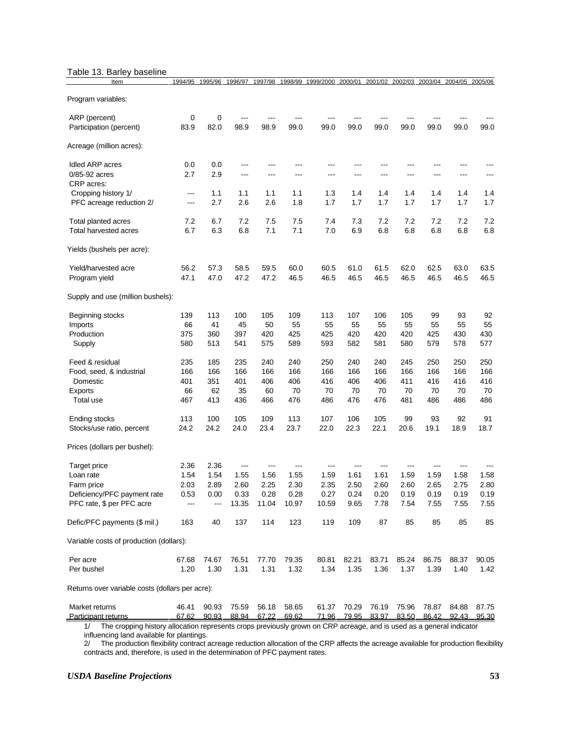Table 13. Barley baseline

| Item | 1994/95 | 1995/96 | 1996/97 | 1997/98 | 1998/99 | 1999/2000 | 2000/01 | 2001/02 | 2002/03 | 2003/04 | 2004/05 | 2005/06 |
|---|---|---|---|---|---|---|---|---|---|---|---|---|
| Program variables: | | | | | | | | | | | | |
| ARP (percent) | 0 | 0 | --- | --- | --- | --- | --- | --- | --- | --- | --- | --- |
| Participation (percent) | 83.9 | 82.0 | 98.9 | 98.9 | 99.0 | 99.0 | 99.0 | 99.0 | 99.0 | 99.0 | 99.0 | 99.0 |
| Acreage (million acres): | | | | | | | | | | | | |
| Idled ARP acres | 0.0 | 0.0 | --- | --- | --- | --- | --- | --- | --- | --- | --- | --- |
| 0/85-92 acres | 2.7 | 2.9 | --- | --- | --- | --- | --- | --- | --- | --- | --- | --- |
| CRP acres: | | | | | | | | | | | | |
| Cropping history 1/ | --- | 1.1 | 1.1 | 1.1 | 1.1 | 1.3 | 1.4 | 1.4 | 1.4 | 1.4 | 1.4 | 1.4 |
| PFC acreage reduction 2/ | --- | 2.7 | 2.6 | 2.6 | 1.8 | 1.7 | 1.7 | 1.7 | 1.7 | 1.7 | 1.7 | 1.7 |
| Total planted acres | 7.2 | 6.7 | 7.2 | 7.5 | 7.5 | 7.4 | 7.3 | 7.2 | 7.2 | 7.2 | 7.2 | 7.2 |
| Total harvested acres | 6.7 | 6.3 | 6.8 | 7.1 | 7.1 | 7.0 | 6.9 | 6.8 | 6.8 | 6.8 | 6.8 | 6.8 |
| Yields (bushels per acre): | | | | | | | | | | | | |
| Yield/harvested acre | 56.2 | 57.3 | 58.5 | 59.5 | 60.0 | 60.5 | 61.0 | 61.5 | 62.0 | 62.5 | 63.0 | 63.5 |
| Program yield | 47.1 | 47.0 | 47.2 | 47.2 | 46.5 | 46.5 | 46.5 | 46.5 | 46.5 | 46.5 | 46.5 | 46.5 |
| Supply and use (million bushels): | | | | | | | | | | | | |
| Beginning stocks | 139 | 113 | 100 | 105 | 109 | 113 | 107 | 106 | 105 | 99 | 93 | 92 |
| Imports | 66 | 41 | 45 | 50 | 55 | 55 | 55 | 55 | 55 | 55 | 55 | 55 |
| Production | 375 | 360 | 397 | 420 | 425 | 425 | 420 | 420 | 420 | 425 | 430 | 430 |
| Supply | 580 | 513 | 541 | 575 | 589 | 593 | 582 | 581 | 580 | 579 | 578 | 577 |
| Feed & residual | 235 | 185 | 235 | 240 | 240 | 250 | 240 | 240 | 245 | 250 | 250 | 250 |
| Food, seed, & industrial | 166 | 166 | 166 | 166 | 166 | 166 | 166 | 166 | 166 | 166 | 166 | 166 |
| Domestic | 401 | 351 | 401 | 406 | 406 | 416 | 406 | 406 | 411 | 416 | 416 | 416 |
| Exports | 66 | 62 | 35 | 60 | 70 | 70 | 70 | 70 | 70 | 70 | 70 | 70 |
| Total use | 467 | 413 | 436 | 466 | 476 | 486 | 476 | 476 | 481 | 486 | 486 | 486 |
| Ending stocks | 113 | 100 | 105 | 109 | 113 | 107 | 106 | 105 | 99 | 93 | 92 | 91 |
| Stocks/use ratio, percent | 24.2 | 24.2 | 24.0 | 23.4 | 23.7 | 22.0 | 22.3 | 22.1 | 20.6 | 19.1 | 18.9 | 18.7 |
| Prices (dollars per bushel): | | | | | | | | | | | | |
| Target price | 2.36 | 2.36 | --- | --- | --- | --- | --- | --- | --- | --- | --- | --- |
| Loan rate | 1.54 | 1.54 | 1.55 | 1.56 | 1.55 | 1.59 | 1.61 | 1.61 | 1.59 | 1.59 | 1.58 | 1.58 |
| Farm price | 2.03 | 2.89 | 2.60 | 2.25 | 2.30 | 2.35 | 2.50 | 2.60 | 2.60 | 2.65 | 2.75 | 2.80 |
| Deficiency/PFC payment rate | 0.53 | 0.00 | 0.33 | 0.28 | 0.28 | 0.27 | 0.24 | 0.20 | 0.19 | 0.19 | 0.19 | 0.19 |
| PFC rate, $ per PFC acre | --- | --- | 13.35 | 11.04 | 10.97 | 10.59 | 9.65 | 7.78 | 7.54 | 7.55 | 7.55 | 7.55 |
| Defic/PFC payments ($ mil.) | 163 | 40 | 137 | 114 | 123 | 119 | 109 | 87 | 85 | 85 | 85 | 85 |
| Variable costs of production (dollars): | | | | | | | | | | | | |
| Per acre | 67.68 | 74.67 | 76.51 | 77.70 | 79.35 | 80.81 | 82.21 | 83.71 | 85.24 | 86.75 | 88.37 | 90.05 |
| Per bushel | 1.20 | 1.30 | 1.31 | 1.31 | 1.32 | 1.34 | 1.35 | 1.36 | 1.37 | 1.39 | 1.40 | 1.42 |
| Returns over variable costs (dollars per acre): | | | | | | | | | | | | |
| Market returns | 46.41 | 90.93 | 75.59 | 56.18 | 58.65 | 61.37 | 70.29 | 76.19 | 75.96 | 78.87 | 84.88 | 87.75 |
| Participant returns | 67.62 | 90.93 | 88.94 | 67.22 | 69.62 | 71.96 | 79.95 | 83.97 | 83.50 | 86.42 | 92.43 | 95.30 |

1/ The cropping history allocation represents crops previously grown on CRP acreage, and is used as a general indicator influencing land available for plantings.

2/ The production flexibility contract acreage reduction allocation of the CRP affects the acreage available for production flexibility contracts and, therefore, is used in the determination of PFC payment rates.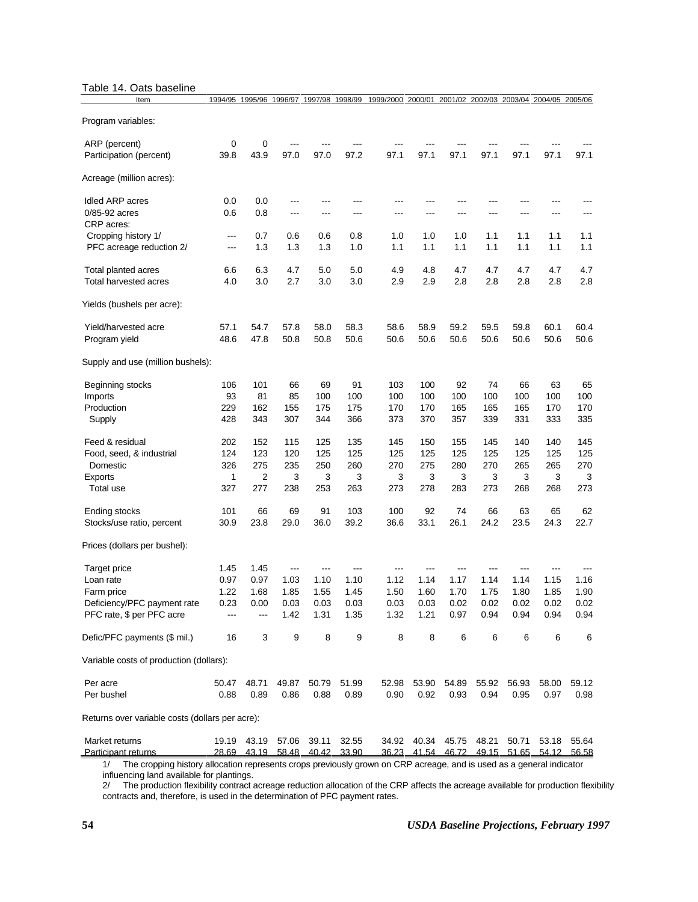Table 14. Oats baseline

| Item | 1994/95 | 1995/96 | 1996/97 | 1997/98 | 1998/99 | 1999/2000 | 2000/01 | 2001/02 | 2002/03 | 2003/04 | 2004/05 | 2005/06 |
|---|---|---|---|---|---|---|---|---|---|---|---|---|
| Program variables: | | | | | | | | | | | | |
| ARP (percent) | 0 | 0 | --- | --- | --- | --- | --- | --- | --- | --- | --- | --- |
| Participation (percent) | 39.8 | 43.9 | 97.0 | 97.0 | 97.2 | 97.1 | 97.1 | 97.1 | 97.1 | 97.1 | 97.1 | 97.1 |
| Acreage (million acres): | | | | | | | | | | | | |
| Idled ARP acres | 0.0 | 0.0 | --- | --- | --- | --- | --- | --- | --- | --- | --- | --- |
| 0/85-92 acres | 0.6 | 0.8 | --- | --- | --- | --- | --- | --- | --- | --- | --- | --- |
| CRP acres: | | | | | | | | | | | | |
| Cropping history 1/ | --- | 0.7 | 0.6 | 0.6 | 0.8 | 1.0 | 1.0 | 1.0 | 1.1 | 1.1 | 1.1 | 1.1 |
| PFC acreage reduction 2/ | --- | 1.3 | 1.3 | 1.3 | 1.0 | 1.1 | 1.1 | 1.1 | 1.1 | 1.1 | 1.1 | 1.1 |
| Total planted acres | 6.6 | 6.3 | 4.7 | 5.0 | 5.0 | 4.9 | 4.8 | 4.7 | 4.7 | 4.7 | 4.7 | 4.7 |
| Total harvested acres | 4.0 | 3.0 | 2.7 | 3.0 | 3.0 | 2.9 | 2.9 | 2.8 | 2.8 | 2.8 | 2.8 | 2.8 |
| Yields (bushels per acre): | | | | | | | | | | | | |
| Yield/harvested acre | 57.1 | 54.7 | 57.8 | 58.0 | 58.3 | 58.6 | 58.9 | 59.2 | 59.5 | 59.8 | 60.1 | 60.4 |
| Program yield | 48.6 | 47.8 | 50.8 | 50.8 | 50.6 | 50.6 | 50.6 | 50.6 | 50.6 | 50.6 | 50.6 | 50.6 |
| Supply and use (million bushels): | | | | | | | | | | | | |
| Beginning stocks | 106 | 101 | 66 | 69 | 91 | 103 | 100 | 92 | 74 | 66 | 63 | 65 |
| Imports | 93 | 81 | 85 | 100 | 100 | 100 | 100 | 100 | 100 | 100 | 100 | 100 |
| Production | 229 | 162 | 155 | 175 | 175 | 170 | 170 | 165 | 165 | 165 | 170 | 170 |
| Supply | 428 | 343 | 307 | 344 | 366 | 373 | 370 | 357 | 339 | 331 | 333 | 335 |
| Feed & residual | 202 | 152 | 115 | 125 | 135 | 145 | 150 | 155 | 145 | 140 | 140 | 145 |
| Food, seed, & industrial | 124 | 123 | 120 | 125 | 125 | 125 | 125 | 125 | 125 | 125 | 125 | 125 |
| Domestic | 326 | 275 | 235 | 250 | 260 | 270 | 275 | 280 | 270 | 265 | 265 | 270 |
| Exports | 1 | 2 | 3 | 3 | 3 | 3 | 3 | 3 | 3 | 3 | 3 | 3 |
| Total use | 327 | 277 | 238 | 253 | 263 | 273 | 278 | 283 | 273 | 268 | 268 | 273 |
| Ending stocks | 101 | 66 | 69 | 91 | 103 | 100 | 92 | 74 | 66 | 63 | 65 | 62 |
| Stocks/use ratio, percent | 30.9 | 23.8 | 29.0 | 36.0 | 39.2 | 36.6 | 33.1 | 26.1 | 24.2 | 23.5 | 24.3 | 22.7 |
| Prices (dollars per bushel): | | | | | | | | | | | | |
| Target price | 1.45 | 1.45 | --- | --- | --- | --- | --- | --- | --- | --- | --- | --- |
| Loan rate | 0.97 | 0.97 | 1.03 | 1.10 | 1.10 | 1.12 | 1.14 | 1.17 | 1.14 | 1.14 | 1.15 | 1.16 |
| Farm price | 1.22 | 1.68 | 1.85 | 1.55 | 1.45 | 1.50 | 1.60 | 1.70 | 1.75 | 1.80 | 1.85 | 1.90 |
| Deficiency/PFC payment rate | 0.23 | 0.00 | 0.03 | 0.03 | 0.03 | 0.03 | 0.03 | 0.02 | 0.02 | 0.02 | 0.02 | 0.02 |
| PFC rate, $ per PFC acre | --- | --- | 1.42 | 1.31 | 1.35 | 1.32 | 1.21 | 0.97 | 0.94 | 0.94 | 0.94 | 0.94 |
| Defic/PFC payments ($ mil.) | 16 | 3 | 9 | 8 | 9 | 8 | 8 | 6 | 6 | 6 | 6 | 6 |
| Variable costs of production (dollars): | | | | | | | | | | | | |
| Per acre | 50.47 | 48.71 | 49.87 | 50.79 | 51.99 | 52.98 | 53.90 | 54.89 | 55.92 | 56.93 | 58.00 | 59.12 |
| Per bushel | 0.88 | 0.89 | 0.86 | 0.88 | 0.89 | 0.90 | 0.92 | 0.93 | 0.94 | 0.95 | 0.97 | 0.98 |
| Returns over variable costs (dollars per acre): | | | | | | | | | | | | |
| Market returns | 19.19 | 43.19 | 57.06 | 39.11 | 32.55 | 34.92 | 40.34 | 45.75 | 48.21 | 50.71 | 53.18 | 55.64 |
| Participant returns | 28.69 | 43.19 | 58.48 | 40.42 | 33.90 | 36.23 | 41.54 | 46.72 | 49.15 | 51.65 | 54.12 | 56.58 |

1/ The cropping history allocation represents crops previously grown on CRP acreage, and is used as a general indicator influencing land available for plantings.

2/ The production flexibility contract acreage reduction allocation of the CRP affects the acreage available for production flexibility contracts and, therefore, is used in the determination of PFC payment rates.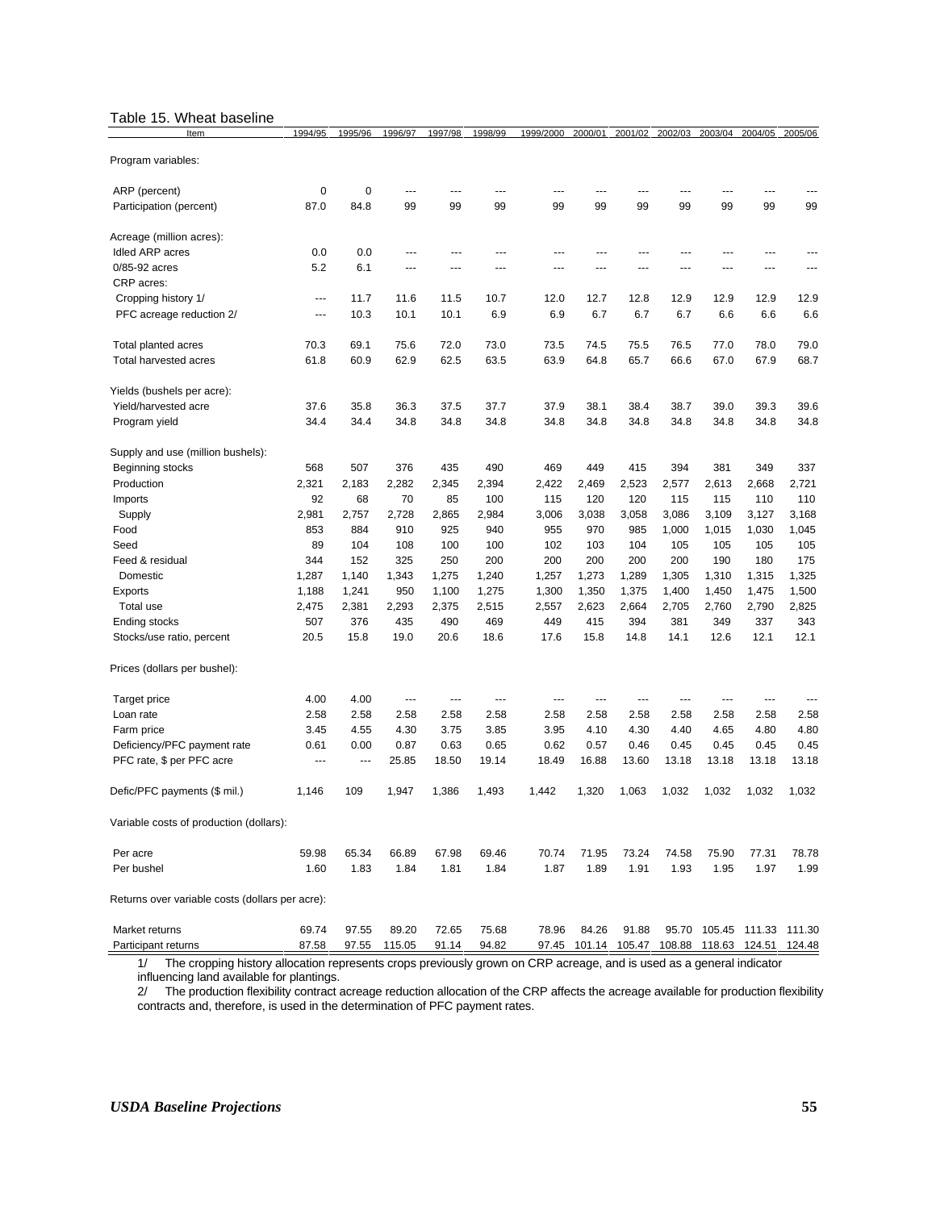Table 15. Wheat baseline

| Item | 1994/95 | 1995/96 | 1996/97 | 1997/98 | 1998/99 | 1999/2000 | 2000/01 | 2001/02 | 2002/03 | 2003/04 | 2004/05 | 2005/06 |
|---|---|---|---|---|---|---|---|---|---|---|---|---|
| Program variables: | | | | | | | | | | | | |
| ARP (percent) | 0 | 0 | --- | --- | --- | --- | --- | --- | --- | --- | --- | --- |
| Participation (percent) | 87.0 | 84.8 | 99 | 99 | 99 | 99 | 99 | 99 | 99 | 99 | 99 | 99 |
| Acreage (million acres): | | | | | | | | | | | | |
| Idled ARP acres | 0.0 | 0.0 | --- | --- | --- | --- | --- | --- | --- | --- | --- | --- |
| 0/85-92 acres | 5.2 | 6.1 | --- | --- | --- | --- | --- | --- | --- | --- | --- | --- |
| CRP acres: | | | | | | | | | | | | |
| Cropping history 1/ | --- | 11.7 | 11.6 | 11.5 | 10.7 | 12.0 | 12.7 | 12.8 | 12.9 | 12.9 | 12.9 | 12.9 |
| PFC acreage reduction 2/ | --- | 10.3 | 10.1 | 10.1 | 6.9 | 6.9 | 6.7 | 6.7 | 6.7 | 6.6 | 6.6 | 6.6 |
| Total planted acres | 70.3 | 69.1 | 75.6 | 72.0 | 73.0 | 73.5 | 74.5 | 75.5 | 76.5 | 77.0 | 78.0 | 79.0 |
| Total harvested acres | 61.8 | 60.9 | 62.9 | 62.5 | 63.5 | 63.9 | 64.8 | 65.7 | 66.6 | 67.0 | 67.9 | 68.7 |
| Yields (bushels per acre): | | | | | | | | | | | | |
| Yield/harvested acre | 37.6 | 35.8 | 36.3 | 37.5 | 37.7 | 37.9 | 38.1 | 38.4 | 38.7 | 39.0 | 39.3 | 39.6 |
| Program yield | 34.4 | 34.4 | 34.8 | 34.8 | 34.8 | 34.8 | 34.8 | 34.8 | 34.8 | 34.8 | 34.8 | 34.8 |
| Supply and use (million bushels): | | | | | | | | | | | | |
| Beginning stocks | 568 | 507 | 376 | 435 | 490 | 469 | 449 | 415 | 394 | 381 | 349 | 337 |
| Production | 2,321 | 2,183 | 2,282 | 2,345 | 2,394 | 2,422 | 2,469 | 2,523 | 2,577 | 2,613 | 2,668 | 2,721 |
| Imports | 92 | 68 | 70 | 85 | 100 | 115 | 120 | 120 | 115 | 115 | 110 | 110 |
| Supply | 2,981 | 2,757 | 2,728 | 2,865 | 2,984 | 3,006 | 3,038 | 3,058 | 3,086 | 3,109 | 3,127 | 3,168 |
| Food | 853 | 884 | 910 | 925 | 940 | 955 | 970 | 985 | 1,000 | 1,015 | 1,030 | 1,045 |
| Seed | 89 | 104 | 108 | 100 | 100 | 102 | 103 | 104 | 105 | 105 | 105 | 105 |
| Feed & residual | 344 | 152 | 325 | 250 | 200 | 200 | 200 | 200 | 200 | 190 | 180 | 175 |
| Domestic | 1,287 | 1,140 | 1,343 | 1,275 | 1,240 | 1,257 | 1,273 | 1,289 | 1,305 | 1,310 | 1,315 | 1,325 |
| Exports | 1,188 | 1,241 | 950 | 1,100 | 1,275 | 1,300 | 1,350 | 1,375 | 1,400 | 1,450 | 1,475 | 1,500 |
| Total use | 2,475 | 2,381 | 2,293 | 2,375 | 2,515 | 2,557 | 2,623 | 2,664 | 2,705 | 2,760 | 2,790 | 2,825 |
| Ending stocks | 507 | 376 | 435 | 490 | 469 | 449 | 415 | 394 | 381 | 349 | 337 | 343 |
| Stocks/use ratio, percent | 20.5 | 15.8 | 19.0 | 20.6 | 18.6 | 17.6 | 15.8 | 14.8 | 14.1 | 12.6 | 12.1 | 12.1 |
| Prices (dollars per bushel): | | | | | | | | | | | | |
| Target price | 4.00 | 4.00 | --- | --- | --- | --- | --- | --- | --- | --- | --- | --- |
| Loan rate | 2.58 | 2.58 | 2.58 | 2.58 | 2.58 | 2.58 | 2.58 | 2.58 | 2.58 | 2.58 | 2.58 | 2.58 |
| Farm price | 3.45 | 4.55 | 4.30 | 3.75 | 3.85 | 3.95 | 4.10 | 4.30 | 4.40 | 4.65 | 4.80 | 4.80 |
| Deficiency/PFC payment rate | 0.61 | 0.00 | 0.87 | 0.63 | 0.65 | 0.62 | 0.57 | 0.46 | 0.45 | 0.45 | 0.45 | 0.45 |
| PFC rate, $ per PFC acre | --- | --- | 25.85 | 18.50 | 19.14 | 18.49 | 16.88 | 13.60 | 13.18 | 13.18 | 13.18 | 13.18 |
| Defic/PFC payments ($ mil.) | 1,146 | 109 | 1,947 | 1,386 | 1,493 | 1,442 | 1,320 | 1,063 | 1,032 | 1,032 | 1,032 | 1,032 |
| Variable costs of production (dollars): | | | | | | | | | | | | |
| Per acre | 59.98 | 65.34 | 66.89 | 67.98 | 69.46 | 70.74 | 71.95 | 73.24 | 74.58 | 75.90 | 77.31 | 78.78 |
| Per bushel | 1.60 | 1.83 | 1.84 | 1.81 | 1.84 | 1.87 | 1.89 | 1.91 | 1.93 | 1.95 | 1.97 | 1.99 |
| Returns over variable costs (dollars per acre): | | | | | | | | | | | | |
| Market returns | 69.74 | 97.55 | 89.20 | 72.65 | 75.68 | 78.96 | 84.26 | 91.88 | 95.70 | 105.45 | 111.33 | 111.30 |
| Participant returns | 87.58 | 97.55 | 115.05 | 91.14 | 94.82 | 97.45 | 101.14 | 105.47 | 108.88 | 118.63 | 124.51 | 124.48 |

1/ The cropping history allocation represents crops previously grown on CRP acreage, and is used as a general indicator influencing land available for plantings.

2/ The production flexibility contract acreage reduction allocation of the CRP affects the acreage available for production flexibility contracts and, therefore, is used in the determination of PFC payment rates.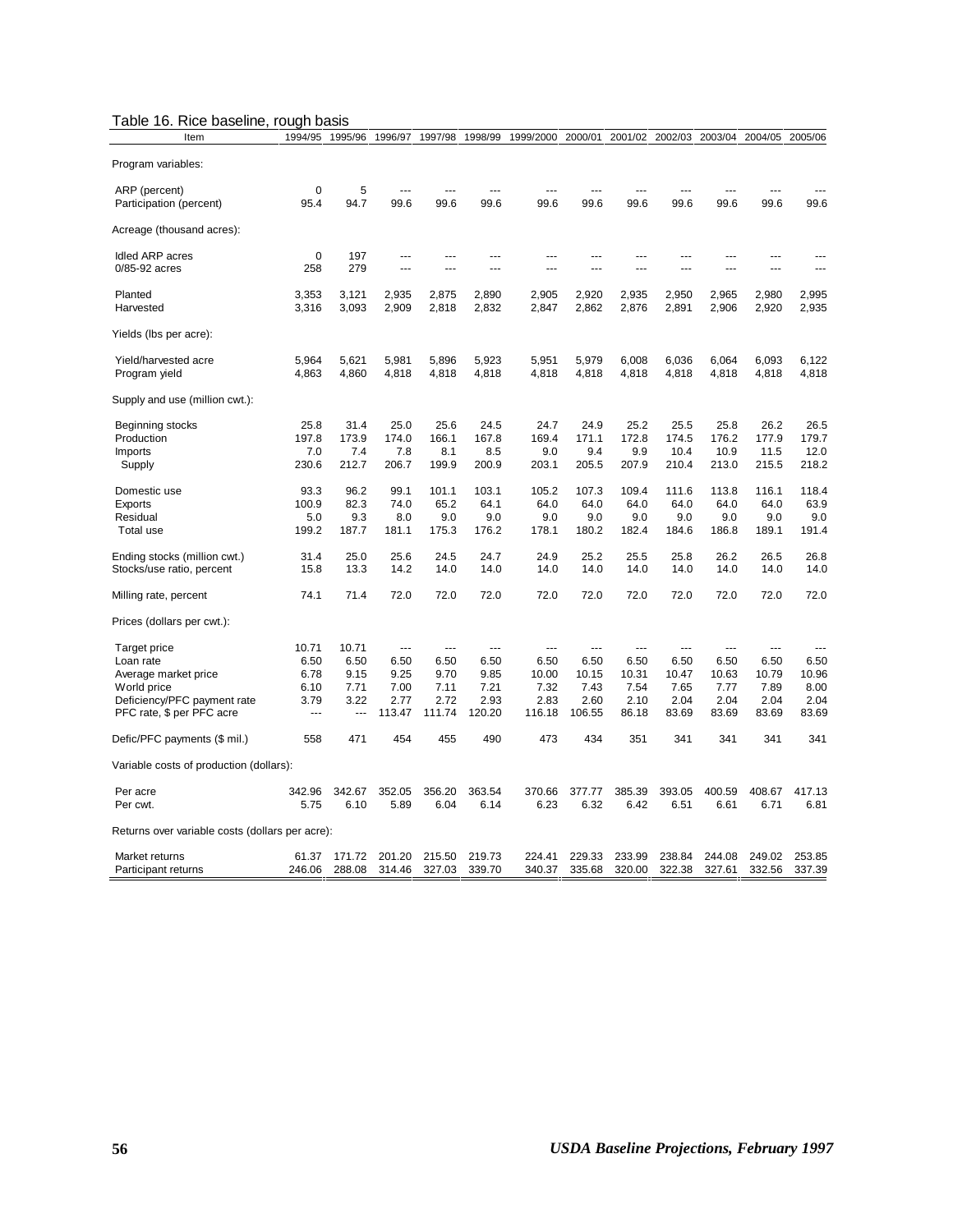## Table 16. Rice baseline, rough basis

| Item | 1994/95 | 1995/96 | 1996/97 | 1997/98 | 1998/99 | 1999/2000 | 2000/01 | 2001/02 | 2002/03 | 2003/04 | 2004/05 | 2005/06 |
|---|---|---|---|---|---|---|---|---|---|---|---|---|
| Program variables: | | | | | | | | | | | | |
| ARP (percent) | 0 | 5 | --- | --- | --- | --- | --- | --- | --- | --- | --- | --- |
| Participation (percent) | 95.4 | 94.7 | 99.6 | 99.6 | 99.6 | 99.6 | 99.6 | 99.6 | 99.6 | 99.6 | 99.6 | 99.6 |
| Acreage (thousand acres): | | | | | | | | | | | | |
| Idled ARP acres | 0 | 197 | --- | --- | --- | --- | --- | --- | --- | --- | --- | --- |
| 0/85-92 acres | 258 | 279 | --- | --- | --- | --- | --- | --- | --- | --- | --- | --- |
| Planted | 3,353 | 3,121 | 2,935 | 2,875 | 2,890 | 2,905 | 2,920 | 2,935 | 2,950 | 2,965 | 2,980 | 2,995 |
| Harvested | 3,316 | 3,093 | 2,909 | 2,818 | 2,832 | 2,847 | 2,862 | 2,876 | 2,891 | 2,906 | 2,920 | 2,935 |
| Yields (lbs per acre): | | | | | | | | | | | | |
| Yield/harvested acre | 5,964 | 5,621 | 5,981 | 5,896 | 5,923 | 5,951 | 5,979 | 6,008 | 6,036 | 6,064 | 6,093 | 6,122 |
| Program yield | 4,863 | 4,860 | 4,818 | 4,818 | 4,818 | 4,818 | 4,818 | 4,818 | 4,818 | 4,818 | 4,818 | 4,818 |
| Supply and use (million cwt.): | | | | | | | | | | | | |
| Beginning stocks | 25.8 | 31.4 | 25.0 | 25.6 | 24.5 | 24.7 | 24.9 | 25.2 | 25.5 | 25.8 | 26.2 | 26.5 |
| Production | 197.8 | 173.9 | 174.0 | 166.1 | 167.8 | 169.4 | 171.1 | 172.8 | 174.5 | 176.2 | 177.9 | 179.7 |
| Imports | 7.0 | 7.4 | 7.8 | 8.1 | 8.5 | 9.0 | 9.4 | 9.9 | 10.4 | 10.9 | 11.5 | 12.0 |
| Supply | 230.6 | 212.7 | 206.7 | 199.9 | 200.9 | 203.1 | 205.5 | 207.9 | 210.4 | 213.0 | 215.5 | 218.2 |
| Domestic use | 93.3 | 96.2 | 99.1 | 101.1 | 103.1 | 105.2 | 107.3 | 109.4 | 111.6 | 113.8 | 116.1 | 118.4 |
| Exports | 100.9 | 82.3 | 74.0 | 65.2 | 64.1 | 64.0 | 64.0 | 64.0 | 64.0 | 64.0 | 64.0 | 63.9 |
| Residual | 5.0 | 9.3 | 8.0 | 9.0 | 9.0 | 9.0 | 9.0 | 9.0 | 9.0 | 9.0 | 9.0 | 9.0 |
| Total use | 199.2 | 187.7 | 181.1 | 175.3 | 176.2 | 178.1 | 180.2 | 182.4 | 184.6 | 186.8 | 189.1 | 191.4 |
| Ending stocks (million cwt.) | 31.4 | 25.0 | 25.6 | 24.5 | 24.7 | 24.9 | 25.2 | 25.5 | 25.8 | 26.2 | 26.5 | 26.8 |
| Stocks/use ratio, percent | 15.8 | 13.3 | 14.2 | 14.0 | 14.0 | 14.0 | 14.0 | 14.0 | 14.0 | 14.0 | 14.0 | 14.0 |
| Milling rate, percent | 74.1 | 71.4 | 72.0 | 72.0 | 72.0 | 72.0 | 72.0 | 72.0 | 72.0 | 72.0 | 72.0 | 72.0 |
| Prices (dollars per cwt.): | | | | | | | | | | | | |
| Target price | 10.71 | 10.71 | --- | --- | --- | --- | --- | --- | --- | --- | --- | --- |
| Loan rate | 6.50 | 6.50 | 6.50 | 6.50 | 6.50 | 6.50 | 6.50 | 6.50 | 6.50 | 6.50 | 6.50 | 6.50 |
| Average market price | 6.78 | 9.15 | 9.25 | 9.70 | 9.85 | 10.00 | 10.15 | 10.31 | 10.47 | 10.63 | 10.79 | 10.96 |
| World price | 6.10 | 7.71 | 7.00 | 7.11 | 7.21 | 7.32 | 7.43 | 7.54 | 7.65 | 7.77 | 7.89 | 8.00 |
| Deficiency/PFC payment rate | 3.79 | 3.22 | 2.77 | 2.72 | 2.93 | 2.83 | 2.60 | 2.10 | 2.04 | 2.04 | 2.04 | 2.04 |
| PFC rate, $ per PFC acre | --- | --- | 113.47 | 111.74 | 120.20 | 116.18 | 106.55 | 86.18 | 83.69 | 83.69 | 83.69 | 83.69 |
| Defic/PFC payments ($ mil.) | 558 | 471 | 454 | 455 | 490 | 473 | 434 | 351 | 341 | 341 | 341 | 341 |
| Variable costs of production (dollars): | | | | | | | | | | | | |
| Per acre | 342.96 | 342.67 | 352.05 | 356.20 | 363.54 | 370.66 | 377.77 | 385.39 | 393.05 | 400.59 | 408.67 | 417.13 |
| Per cwt. | 5.75 | 6.10 | 5.89 | 6.04 | 6.14 | 6.23 | 6.32 | 6.42 | 6.51 | 6.61 | 6.71 | 6.81 |
| Returns over variable costs (dollars per acre): | | | | | | | | | | | | |
| Market returns | 61.37 | 171.72 | 201.20 | 215.50 | 219.73 | 224.41 | 229.33 | 233.99 | 238.84 | 244.08 | 249.02 | 253.85 |
| Participant returns | 246.06 | 288.08 | 314.46 | 327.03 | 339.70 | 340.37 | 335.68 | 320.00 | 322.38 | 327.61 | 332.56 | 337.39 |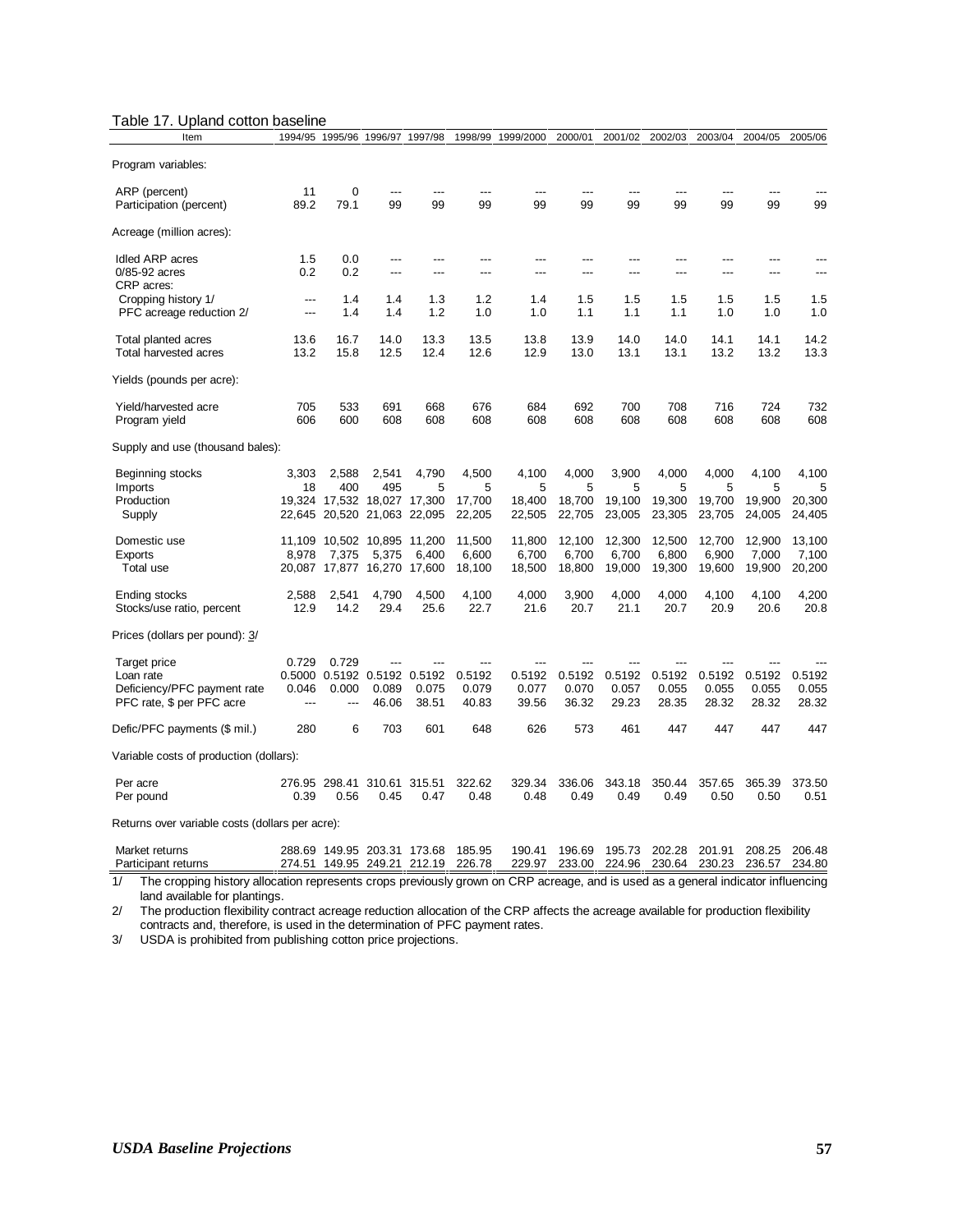Table 17. Upland cotton baseline

| Item | 1994/95 | 1995/96 | 1996/97 | 1997/98 | 1998/99 | 1999/2000 | 2000/01 | 2001/02 | 2002/03 | 2003/04 | 2004/05 | 2005/06 |
|---|---|---|---|---|---|---|---|---|---|---|---|---|
| Program variables: | | | | | | | | | | | | |
| ARP (percent) | 11 | 0 | --- | --- | --- | --- | --- | --- | --- | --- | --- | --- |
| Participation (percent) | 89.2 | 79.1 | 99 | 99 | 99 | 99 | 99 | 99 | 99 | 99 | 99 | 99 |
| Acreage (million acres): | | | | | | | | | | | | |
| Idled ARP acres | 1.5 | 0.0 | --- | --- | --- | --- | --- | --- | --- | --- | --- | --- |
| 0/85-92 acres | 0.2 | 0.2 | --- | --- | --- | --- | --- | --- | --- | --- | --- | --- |
| CRP acres: | | | | | | | | | | | | |
| Cropping history 1/ | --- | 1.4 | 1.4 | 1.3 | 1.2 | 1.4 | 1.5 | 1.5 | 1.5 | 1.5 | 1.5 | 1.5 |
| PFC acreage reduction 2/ | --- | 1.4 | 1.4 | 1.2 | 1.0 | 1.0 | 1.1 | 1.1 | 1.1 | 1.0 | 1.0 | 1.0 |
| Total planted acres | 13.6 | 16.7 | 14.0 | 13.3 | 13.5 | 13.8 | 13.9 | 14.0 | 14.0 | 14.1 | 14.1 | 14.2 |
| Total harvested acres | 13.2 | 15.8 | 12.5 | 12.4 | 12.6 | 12.9 | 13.0 | 13.1 | 13.1 | 13.2 | 13.2 | 13.3 |
| Yields (pounds per acre): | | | | | | | | | | | | |
| Yield/harvested acre | 705 | 533 | 691 | 668 | 676 | 684 | 692 | 700 | 708 | 716 | 724 | 732 |
| Program yield | 606 | 600 | 608 | 608 | 608 | 608 | 608 | 608 | 608 | 608 | 608 | 608 |
| Supply and use (thousand bales): | | | | | | | | | | | | |
| Beginning stocks | 3,303 | 2,588 | 2,541 | 4,790 | 4,500 | 4,100 | 4,000 | 3,900 | 4,000 | 4,000 | 4,100 | 4,100 |
| Imports | 18 | 400 | 495 | 5 | 5 | 5 | 5 | 5 | 5 | 5 | 5 | 5 |
| Production | 19,324 | 17,532 | 18,027 | 17,300 | 17,700 | 18,400 | 18,700 | 19,100 | 19,300 | 19,700 | 19,900 | 20,300 |
| Supply | 22,645 | 20,520 | 21,063 | 22,095 | 22,205 | 22,505 | 22,705 | 23,005 | 23,305 | 23,705 | 24,005 | 24,405 |
| Domestic use | 11,109 | 10,502 | 10,895 | 11,200 | 11,500 | 11,800 | 12,100 | 12,300 | 12,500 | 12,700 | 12,900 | 13,100 |
| Exports | 8,978 | 7,375 | 5,375 | 6,400 | 6,600 | 6,700 | 6,700 | 6,700 | 6,800 | 6,900 | 7,000 | 7,100 |
| Total use | 20,087 | 17,877 | 16,270 | 17,600 | 18,100 | 18,500 | 18,800 | 19,000 | 19,300 | 19,600 | 19,900 | 20,200 |
| Ending stocks | 2,588 | 2,541 | 4,790 | 4,500 | 4,100 | 4,000 | 3,900 | 4,000 | 4,000 | 4,100 | 4,100 | 4,200 |
| Stocks/use ratio, percent | 12.9 | 14.2 | 29.4 | 25.6 | 22.7 | 21.6 | 20.7 | 21.1 | 20.7 | 20.9 | 20.6 | 20.8 |
| Prices (dollars per pound): 3/ | | | | | | | | | | | | |
| Target price | 0.729 | 0.729 | --- | --- | --- | --- | --- | --- | --- | --- | --- | --- |
| Loan rate | 0.5000 | 0.5192 | 0.5192 | 0.5192 | 0.5192 | 0.5192 | 0.5192 | 0.5192 | 0.5192 | 0.5192 | 0.5192 | 0.5192 |
| Deficiency/PFC payment rate | 0.046 | 0.000 | 0.089 | 0.075 | 0.079 | 0.077 | 0.070 | 0.057 | 0.055 | 0.055 | 0.055 | 0.055 |
| PFC rate, $ per PFC acre | --- | --- | 46.06 | 38.51 | 40.83 | 39.56 | 36.32 | 29.23 | 28.35 | 28.32 | 28.32 | 28.32 |
| Defic/PFC payments ($ mil.) | 280 | 6 | 703 | 601 | 648 | 626 | 573 | 461 | 447 | 447 | 447 | 447 |
| Variable costs of production (dollars): | | | | | | | | | | | | |
| Per acre | 276.95 | 298.41 | 310.61 | 315.51 | 322.62 | 329.34 | 336.06 | 343.18 | 350.44 | 357.65 | 365.39 | 373.50 |
| Per pound | 0.39 | 0.56 | 0.45 | 0.47 | 0.48 | 0.48 | 0.49 | 0.49 | 0.49 | 0.50 | 0.50 | 0.51 |
| Returns over variable costs (dollars per acre): | | | | | | | | | | | | |
| Market returns | 288.69 | 149.95 | 203.31 | 173.68 | 185.95 | 190.41 | 196.69 | 195.73 | 202.28 | 201.91 | 208.25 | 206.48 |
| Participant returns | 274.51 | 149.95 | 249.21 | 212.19 | 226.78 | 229.97 | 233.00 | 224.96 | 230.64 | 230.23 | 236.57 | 234.80 |

1/ The cropping history allocation represents crops previously grown on CRP acreage, and is used as a general indicator influencing land available for plantings.

2/ The production flexibility contract acreage reduction allocation of the CRP affects the acreage available for production flexibility contracts and, therefore, is used in the determination of PFC payment rates.

3/ USDA is prohibited from publishing cotton price projections.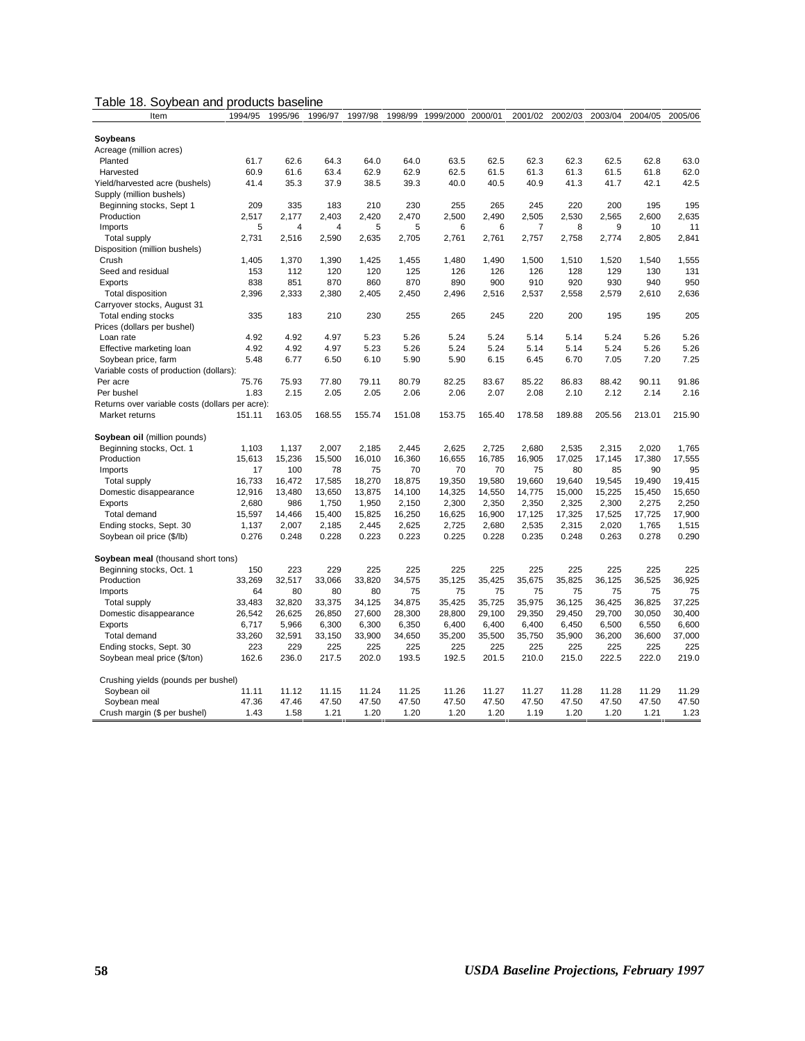Table 18. Soybean and products baseline

| Item | 1994/95 | 1995/96 | 1996/97 | 1997/98 | 1998/99 | 1999/2000 | 2000/01 | 2001/02 | 2002/03 | 2003/04 | 2004/05 | 2005/06 |
|---|---|---|---|---|---|---|---|---|---|---|---|---|
| **Soybeans** | | | | | | | | | | | | |
| Acreage (million acres) | | | | | | | | | | | | |
| Planted | 61.7 | 62.6 | 64.3 | 64.0 | 64.0 | 63.5 | 62.5 | 62.3 | 62.3 | 62.5 | 62.8 | 63.0 |
| Harvested | 60.9 | 61.6 | 63.4 | 62.9 | 62.9 | 62.5 | 61.5 | 61.3 | 61.3 | 61.5 | 61.8 | 62.0 |
| Yield/harvested acre (bushels) | 41.4 | 35.3 | 37.9 | 38.5 | 39.3 | 40.0 | 40.5 | 40.9 | 41.3 | 41.7 | 42.1 | 42.5 |
| Supply (million bushels) | | | | | | | | | | | | |
| Beginning stocks, Sept 1 | 209 | 335 | 183 | 210 | 230 | 255 | 265 | 245 | 220 | 200 | 195 | 195 |
| Production | 2,517 | 2,177 | 2,403 | 2,420 | 2,470 | 2,500 | 2,490 | 2,505 | 2,530 | 2,565 | 2,600 | 2,635 |
| Imports | 5 | 4 | 4 | 5 | 5 | 6 | 6 | 7 | 8 | 9 | 10 | 11 |
| Total supply | 2,731 | 2,516 | 2,590 | 2,635 | 2,705 | 2,761 | 2,761 | 2,757 | 2,758 | 2,774 | 2,805 | 2,841 |
| Disposition (million bushels) | | | | | | | | | | | | |
| Crush | 1,405 | 1,370 | 1,390 | 1,425 | 1,455 | 1,480 | 1,490 | 1,500 | 1,510 | 1,520 | 1,540 | 1,555 |
| Seed and residual | 153 | 112 | 120 | 120 | 125 | 126 | 126 | 126 | 128 | 129 | 130 | 131 |
| Exports | 838 | 851 | 870 | 860 | 870 | 890 | 900 | 910 | 920 | 930 | 940 | 950 |
| Total disposition | 2,396 | 2,333 | 2,380 | 2,405 | 2,450 | 2,496 | 2,516 | 2,537 | 2,558 | 2,579 | 2,610 | 2,636 |
| Carryover stocks, August 31 | | | | | | | | | | | | |
| Total ending stocks | 335 | 183 | 210 | 230 | 255 | 265 | 245 | 220 | 200 | 195 | 195 | 205 |
| Prices (dollars per bushel) | | | | | | | | | | | | |
| Loan rate | 4.92 | 4.92 | 4.97 | 5.23 | 5.26 | 5.24 | 5.24 | 5.14 | 5.14 | 5.24 | 5.26 | 5.26 |
| Effective marketing loan | 4.92 | 4.92 | 4.97 | 5.23 | 5.26 | 5.24 | 5.24 | 5.14 | 5.14 | 5.24 | 5.26 | 5.26 |
| Soybean price, farm | 5.48 | 6.77 | 6.50 | 6.10 | 5.90 | 5.90 | 6.15 | 6.45 | 6.70 | 7.05 | 7.20 | 7.25 |
| Variable costs of production (dollars): | | | | | | | | | | | | |
| Per acre | 75.76 | 75.93 | 77.80 | 79.11 | 80.79 | 82.25 | 83.67 | 85.22 | 86.83 | 88.42 | 90.11 | 91.86 |
| Per bushel | 1.83 | 2.15 | 2.05 | 2.05 | 2.06 | 2.06 | 2.07 | 2.08 | 2.10 | 2.12 | 2.14 | 2.16 |
| Returns over variable costs (dollars per acre): | | | | | | | | | | | | |
| Market returns | 151.11 | 163.05 | 168.55 | 155.74 | 151.08 | 153.75 | 165.40 | 178.58 | 189.88 | 205.56 | 213.01 | 215.90 |
| **Soybean oil** (million pounds) | | | | | | | | | | | | |
| Beginning stocks, Oct. 1 | 1,103 | 1,137 | 2,007 | 2,185 | 2,445 | 2,625 | 2,725 | 2,680 | 2,535 | 2,315 | 2,020 | 1,765 |
| Production | 15,613 | 15,236 | 15,500 | 16,010 | 16,360 | 16,655 | 16,785 | 16,905 | 17,025 | 17,145 | 17,380 | 17,555 |
| Imports | 17 | 100 | 78 | 75 | 70 | 70 | 70 | 75 | 80 | 85 | 90 | 95 |
| Total supply | 16,733 | 16,472 | 17,585 | 18,270 | 18,875 | 19,350 | 19,580 | 19,660 | 19,640 | 19,545 | 19,490 | 19,415 |
| Domestic disappearance | 12,916 | 13,480 | 13,650 | 13,875 | 14,100 | 14,325 | 14,550 | 14,775 | 15,000 | 15,225 | 15,450 | 15,650 |
| Exports | 2,680 | 986 | 1,750 | 1,950 | 2,150 | 2,300 | 2,350 | 2,350 | 2,325 | 2,300 | 2,275 | 2,250 |
| Total demand | 15,597 | 14,466 | 15,400 | 15,825 | 16,250 | 16,625 | 16,900 | 17,125 | 17,325 | 17,525 | 17,725 | 17,900 |
| Ending stocks, Sept. 30 | 1,137 | 2,007 | 2,185 | 2,445 | 2,625 | 2,725 | 2,680 | 2,535 | 2,315 | 2,020 | 1,765 | 1,515 |
| Soybean oil price ($/lb) | 0.276 | 0.248 | 0.228 | 0.223 | 0.223 | 0.225 | 0.228 | 0.235 | 0.248 | 0.263 | 0.278 | 0.290 |
| **Soybean meal** (thousand short tons) | | | | | | | | | | | | |
| Beginning stocks, Oct. 1 | 150 | 223 | 229 | 225 | 225 | 225 | 225 | 225 | 225 | 225 | 225 | 225 |
| Production | 33,269 | 32,517 | 33,066 | 33,820 | 34,575 | 35,125 | 35,425 | 35,675 | 35,825 | 36,125 | 36,525 | 36,925 |
| Imports | 64 | 80 | 80 | 80 | 75 | 75 | 75 | 75 | 75 | 75 | 75 | 75 |
| Total supply | 33,483 | 32,820 | 33,375 | 34,125 | 34,875 | 35,425 | 35,725 | 35,975 | 36,125 | 36,425 | 36,825 | 37,225 |
| Domestic disappearance | 26,542 | 26,625 | 26,850 | 27,600 | 28,300 | 28,800 | 29,100 | 29,350 | 29,450 | 29,700 | 30,050 | 30,400 |
| Exports | 6,717 | 5,966 | 6,300 | 6,300 | 6,350 | 6,400 | 6,400 | 6,400 | 6,450 | 6,500 | 6,550 | 6,600 |
| Total demand | 33,260 | 32,591 | 33,150 | 33,900 | 34,650 | 35,200 | 35,500 | 35,750 | 35,900 | 36,200 | 36,600 | 37,000 |
| Ending stocks, Sept. 30 | 223 | 229 | 225 | 225 | 225 | 225 | 225 | 225 | 225 | 225 | 225 | 225 |
| Soybean meal price ($/ton) | 162.6 | 236.0 | 217.5 | 202.0 | 193.5 | 192.5 | 201.5 | 210.0 | 215.0 | 222.5 | 222.0 | 219.0 |
| Crushing yields (pounds per bushel) | | | | | | | | | | | | |
| Soybean oil | 11.11 | 11.12 | 11.15 | 11.24 | 11.25 | 11.26 | 11.27 | 11.27 | 11.28 | 11.28 | 11.29 | 11.29 |
| Soybean meal | 47.36 | 47.46 | 47.50 | 47.50 | 47.50 | 47.50 | 47.50 | 47.50 | 47.50 | 47.50 | 47.50 | 47.50 |
| Crush margin ($ per bushel) | 1.43 | 1.58 | 1.21 | 1.20 | 1.20 | 1.20 | 1.20 | 1.19 | 1.20 | 1.20 | 1.21 | 1.23 |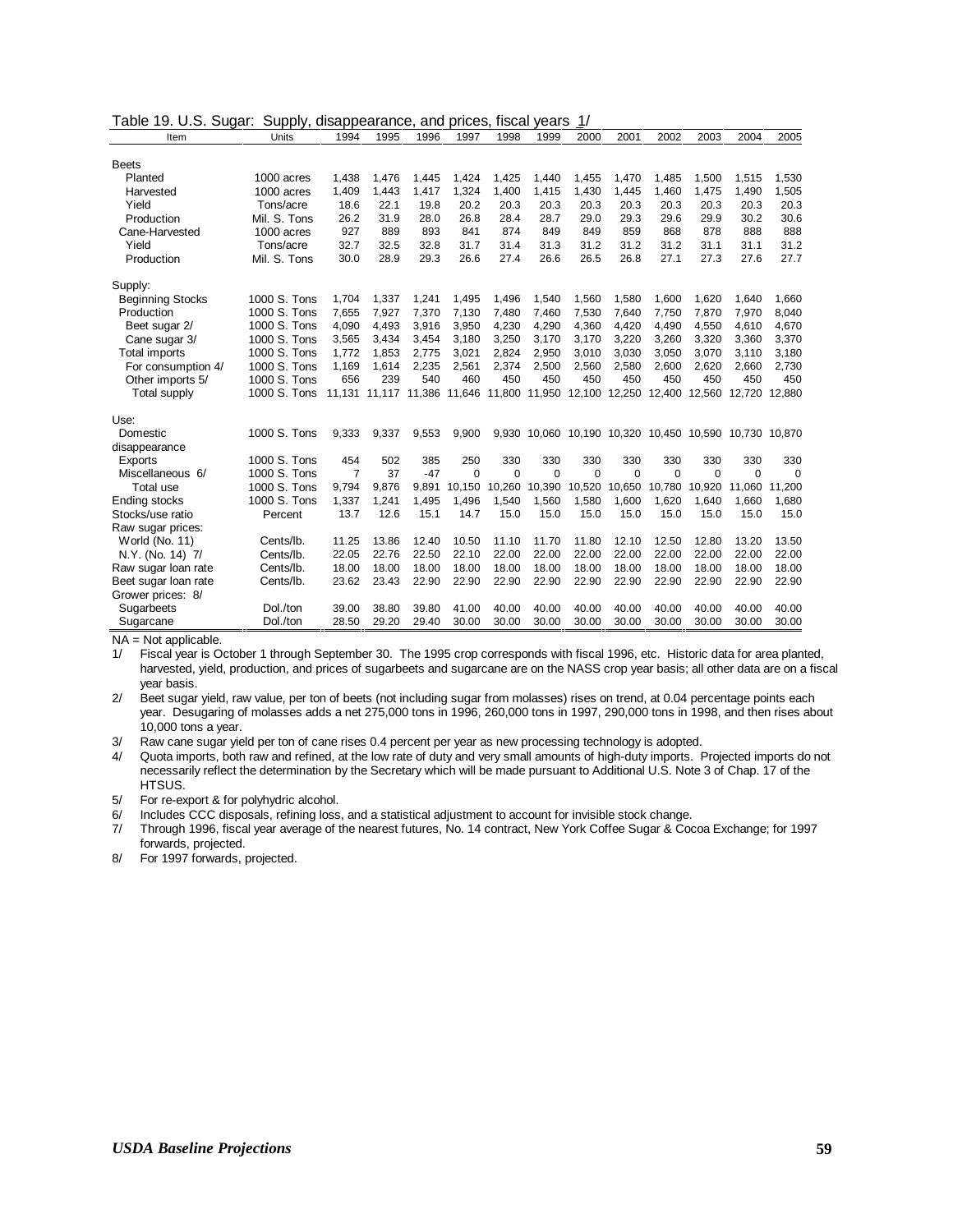Table 19. U.S. Sugar: Supply, disappearance, and prices, fiscal years 1/

| Item | Units | 1994 | 1995 | 1996 | 1997 | 1998 | 1999 | 2000 | 2001 | 2002 | 2003 | 2004 | 2005 |
|---|---|---|---|---|---|---|---|---|---|---|---|---|---|
| Beets | | | | | | | | | | | | | |
| Planted | 1000 acres | 1,438 | 1,476 | 1,445 | 1,424 | 1,425 | 1,440 | 1,455 | 1,470 | 1,485 | 1,500 | 1,515 | 1,530 |
| Harvested | 1000 acres | 1,409 | 1,443 | 1,417 | 1,324 | 1,400 | 1,415 | 1,430 | 1,445 | 1,460 | 1,475 | 1,490 | 1,505 |
| Yield | Tons/acre | 18.6 | 22.1 | 19.8 | 20.2 | 20.3 | 20.3 | 20.3 | 20.3 | 20.3 | 20.3 | 20.3 | 20.3 |
| Production | Mil. S. Tons | 26.2 | 31.9 | 28.0 | 26.8 | 28.4 | 28.7 | 29.0 | 29.3 | 29.6 | 29.9 | 30.2 | 30.6 |
| Cane-Harvested | 1000 acres | 927 | 889 | 893 | 841 | 874 | 849 | 849 | 859 | 868 | 878 | 888 | 888 |
| Yield | Tons/acre | 32.7 | 32.5 | 32.8 | 31.7 | 31.4 | 31.3 | 31.2 | 31.2 | 31.2 | 31.1 | 31.1 | 31.2 |
| Production | Mil. S. Tons | 30.0 | 28.9 | 29.3 | 26.6 | 27.4 | 26.6 | 26.5 | 26.8 | 27.1 | 27.3 | 27.6 | 27.7 |
| Supply: | | | | | | | | | | | | | |
| Beginning Stocks | 1000 S. Tons | 1,704 | 1,337 | 1,241 | 1,495 | 1,496 | 1,540 | 1,560 | 1,580 | 1,600 | 1,620 | 1,640 | 1,660 |
| Production | 1000 S. Tons | 7,655 | 7,927 | 7,370 | 7,130 | 7,480 | 7,460 | 7,530 | 7,640 | 7,750 | 7,870 | 7,970 | 8,040 |
| Beet sugar 2/ | 1000 S. Tons | 4,090 | 4,493 | 3,916 | 3,950 | 4,230 | 4,290 | 4,360 | 4,420 | 4,490 | 4,550 | 4,610 | 4,670 |
| Cane sugar 3/ | 1000 S. Tons | 3,565 | 3,434 | 3,454 | 3,180 | 3,250 | 3,170 | 3,170 | 3,220 | 3,260 | 3,320 | 3,360 | 3,370 |
| Total imports | 1000 S. Tons | 1,772 | 1,853 | 2,775 | 3,021 | 2,824 | 2,950 | 3,010 | 3,030 | 3,050 | 3,070 | 3,110 | 3,180 |
| For consumption 4/ | 1000 S. Tons | 1,169 | 1,614 | 2,235 | 2,561 | 2,374 | 2,500 | 2,560 | 2,580 | 2,600 | 2,620 | 2,660 | 2,730 |
| Other imports 5/ | 1000 S. Tons | 656 | 239 | 540 | 460 | 450 | 450 | 450 | 450 | 450 | 450 | 450 | 450 |
| Total supply | 1000 S. Tons | 11,131 | 11,117 | 11,386 | 11,646 | 11,800 | 11,950 | 12,100 | 12,250 | 12,400 | 12,560 | 12,720 | 12,880 |
| Use: | | | | | | | | | | | | | |
| Domestic disappearance | 1000 S. Tons | 9,333 | 9,337 | 9,553 | 9,900 | 9,930 | 10,060 | 10,190 | 10,320 | 10,450 | 10,590 | 10,730 | 10,870 |
| Exports | 1000 S. Tons | 454 | 502 | 385 | 250 | 330 | 330 | 330 | 330 | 330 | 330 | 330 | 330 |
| Miscellaneous 6/ | 1000 S. Tons | 7 | 37 | -47 | 0 | 0 | 0 | 0 | 0 | 0 | 0 | 0 | 0 |
| Total use | 1000 S. Tons | 9,794 | 9,876 | 9,891 | 10,150 | 10,260 | 10,390 | 10,520 | 10,650 | 10,780 | 10,920 | 11,060 | 11,200 |
| Ending stocks | 1000 S. Tons | 1,337 | 1,241 | 1,495 | 1,496 | 1,540 | 1,560 | 1,580 | 1,600 | 1,620 | 1,640 | 1,660 | 1,680 |
| Stocks/use ratio | Percent | 13.7 | 12.6 | 15.1 | 14.7 | 15.0 | 15.0 | 15.0 | 15.0 | 15.0 | 15.0 | 15.0 | 15.0 |
| Raw sugar prices: | | | | | | | | | | | | | |
| World (No. 11) | Cents/lb. | 11.25 | 13.86 | 12.40 | 10.50 | 11.10 | 11.70 | 11.80 | 12.10 | 12.50 | 12.80 | 13.20 | 13.50 |
| N.Y. (No. 14) 7/ | Cents/lb. | 22.05 | 22.76 | 22.50 | 22.10 | 22.00 | 22.00 | 22.00 | 22.00 | 22.00 | 22.00 | 22.00 | 22.00 |
| Raw sugar loan rate | Cents/lb. | 18.00 | 18.00 | 18.00 | 18.00 | 18.00 | 18.00 | 18.00 | 18.00 | 18.00 | 18.00 | 18.00 | 18.00 |
| Beet sugar loan rate | Cents/lb. | 23.62 | 23.43 | 22.90 | 22.90 | 22.90 | 22.90 | 22.90 | 22.90 | 22.90 | 22.90 | 22.90 | 22.90 |
| Grower prices: 8/ | | | | | | | | | | | | | |
| Sugarbeets | Dol./ton | 39.00 | 38.80 | 39.80 | 41.00 | 40.00 | 40.00 | 40.00 | 40.00 | 40.00 | 40.00 | 40.00 | 40.00 |
| Sugarcane | Dol./ton | 28.50 | 29.20 | 29.40 | 30.00 | 30.00 | 30.00 | 30.00 | 30.00 | 30.00 | 30.00 | 30.00 | 30.00 |

NA = Not applicable.

1/ Fiscal year is October 1 through September 30. The 1995 crop corresponds with fiscal 1996, etc. Historic data for area planted, harvested, yield, production, and prices of sugarbeets and sugarcane are on the NASS crop year basis; all other data are on a fiscal year basis.

2/ Beet sugar yield, raw value, per ton of beets (not including sugar from molasses) rises on trend, at 0.04 percentage points each year. Desugaring of molasses adds a net 275,000 tons in 1996, 260,000 tons in 1997, 290,000 tons in 1998, and then rises about 10,000 tons a year.

3/ Raw cane sugar yield per ton of cane rises 0.4 percent per year as new processing technology is adopted.

4/ Quota imports, both raw and refined, at the low rate of duty and very small amounts of high-duty imports. Projected imports do not necessarily reflect the determination by the Secretary which will be made pursuant to Additional U.S. Note 3 of Chap. 17 of the HTSUS.

5/ For re-export & for polyhydric alcohol.

6/ Includes CCC disposals, refining loss, and a statistical adjustment to account for invisible stock change.

7/ Through 1996, fiscal year average of the nearest futures, No. 14 contract, New York Coffee Sugar & Cocoa Exchange; for 1997 forwards, projected.

8/ For 1997 forwards, projected.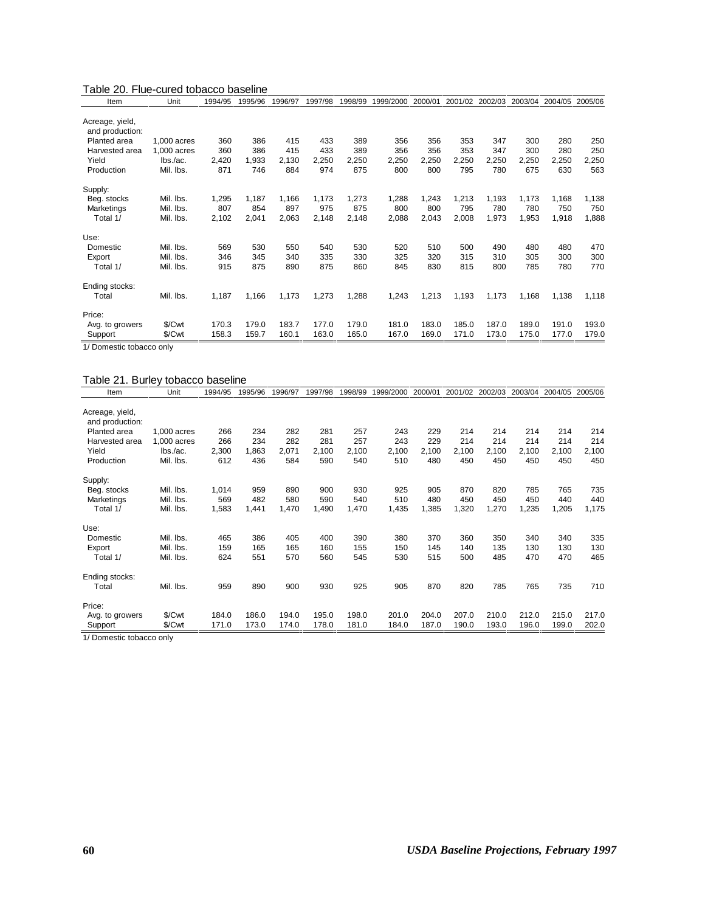## Table 20. Flue-cured tobacco baseline

| Item | Unit | 1994/95 | 1995/96 | 1996/97 | 1997/98 | 1998/99 | 1999/2000 | 2000/01 | 2001/02 | 2002/03 | 2003/04 | 2004/05 | 2005/06 |
|---|---|---|---|---|---|---|---|---|---|---|---|---|---|
| Acreage, yield, and production: | | | | | | | | | | | | | |
| Planted area | 1,000 acres | 360 | 386 | 415 | 433 | 389 | 356 | 356 | 353 | 347 | 300 | 280 | 250 |
| Harvested area | 1,000 acres | 360 | 386 | 415 | 433 | 389 | 356 | 356 | 353 | 347 | 300 | 280 | 250 |
| Yield | lbs./ac. | 2,420 | 1,933 | 2,130 | 2,250 | 2,250 | 2,250 | 2,250 | 2,250 | 2,250 | 2,250 | 2,250 | 2,250 |
| Production | Mil. lbs. | 871 | 746 | 884 | 974 | 875 | 800 | 800 | 795 | 780 | 675 | 630 | 563 |
| Supply: | | | | | | | | | | | | | |
| Beg. stocks | Mil. lbs. | 1,295 | 1,187 | 1,166 | 1,173 | 1,273 | 1,288 | 1,243 | 1,213 | 1,193 | 1,173 | 1,168 | 1,138 |
| Marketings | Mil. lbs. | 807 | 854 | 897 | 975 | 875 | 800 | 800 | 795 | 780 | 780 | 750 | 750 |
| Total 1/ | Mil. lbs. | 2,102 | 2,041 | 2,063 | 2,148 | 2,148 | 2,088 | 2,043 | 2,008 | 1,973 | 1,953 | 1,918 | 1,888 |
| Use: | | | | | | | | | | | | | |
| Domestic | Mil. lbs. | 569 | 530 | 550 | 540 | 530 | 520 | 510 | 500 | 490 | 480 | 480 | 470 |
| Export | Mil. lbs. | 346 | 345 | 340 | 335 | 330 | 325 | 320 | 315 | 310 | 305 | 300 | 300 |
| Total 1/ | Mil. lbs. | 915 | 875 | 890 | 875 | 860 | 845 | 830 | 815 | 800 | 785 | 780 | 770 |
| Ending stocks: | | | | | | | | | | | | | |
| Total | Mil. lbs. | 1,187 | 1,166 | 1,173 | 1,273 | 1,288 | 1,243 | 1,213 | 1,193 | 1,173 | 1,168 | 1,138 | 1,118 |
| Price: | | | | | | | | | | | | | |
| Avg. to growers | $/Cwt | 170.3 | 179.0 | 183.7 | 177.0 | 179.0 | 181.0 | 183.0 | 185.0 | 187.0 | 189.0 | 191.0 | 193.0 |
| Support | $/Cwt | 158.3 | 159.7 | 160.1 | 163.0 | 165.0 | 167.0 | 169.0 | 171.0 | 173.0 | 175.0 | 177.0 | 179.0 |

1/ Domestic tobacco only

## Table 21. Burley tobacco baseline

| Item | Unit | 1994/95 | 1995/96 | 1996/97 | 1997/98 | 1998/99 | 1999/2000 | 2000/01 | 2001/02 | 2002/03 | 2003/04 | 2004/05 | 2005/06 |
|---|---|---|---|---|---|---|---|---|---|---|---|---|---|
| Acreage, yield, and production: | | | | | | | | | | | | | |
| Planted area | 1,000 acres | 266 | 234 | 282 | 281 | 257 | 243 | 229 | 214 | 214 | 214 | 214 | 214 |
| Harvested area | 1,000 acres | 266 | 234 | 282 | 281 | 257 | 243 | 229 | 214 | 214 | 214 | 214 | 214 |
| Yield | lbs./ac. | 2,300 | 1,863 | 2,071 | 2,100 | 2,100 | 2,100 | 2,100 | 2,100 | 2,100 | 2,100 | 2,100 | 2,100 |
| Production | Mil. lbs. | 612 | 436 | 584 | 590 | 540 | 510 | 480 | 450 | 450 | 450 | 450 | 450 |
| Supply: | | | | | | | | | | | | | |
| Beg. stocks | Mil. lbs. | 1,014 | 959 | 890 | 900 | 930 | 925 | 905 | 870 | 820 | 785 | 765 | 735 |
| Marketings | Mil. lbs. | 569 | 482 | 580 | 590 | 540 | 510 | 480 | 450 | 450 | 450 | 440 | 440 |
| Total 1/ | Mil. lbs. | 1,583 | 1,441 | 1,470 | 1,490 | 1,470 | 1,435 | 1,385 | 1,320 | 1,270 | 1,235 | 1,205 | 1,175 |
| Use: | | | | | | | | | | | | | |
| Domestic | Mil. lbs. | 465 | 386 | 405 | 400 | 390 | 380 | 370 | 360 | 350 | 340 | 340 | 335 |
| Export | Mil. lbs. | 159 | 165 | 165 | 160 | 155 | 150 | 145 | 140 | 135 | 130 | 130 | 130 |
| Total 1/ | Mil. lbs. | 624 | 551 | 570 | 560 | 545 | 530 | 515 | 500 | 485 | 470 | 470 | 465 |
| Ending stocks: | | | | | | | | | | | | | |
| Total | Mil. lbs. | 959 | 890 | 900 | 930 | 925 | 905 | 870 | 820 | 785 | 765 | 735 | 710 |
| Price: | | | | | | | | | | | | | |
| Avg. to growers | $/Cwt | 184.0 | 186.0 | 194.0 | 195.0 | 198.0 | 201.0 | 204.0 | 207.0 | 210.0 | 212.0 | 215.0 | 217.0 |
| Support | $/Cwt | 171.0 | 173.0 | 174.0 | 178.0 | 181.0 | 184.0 | 187.0 | 190.0 | 193.0 | 196.0 | 199.0 | 202.0 |

1/ Domestic tobacco only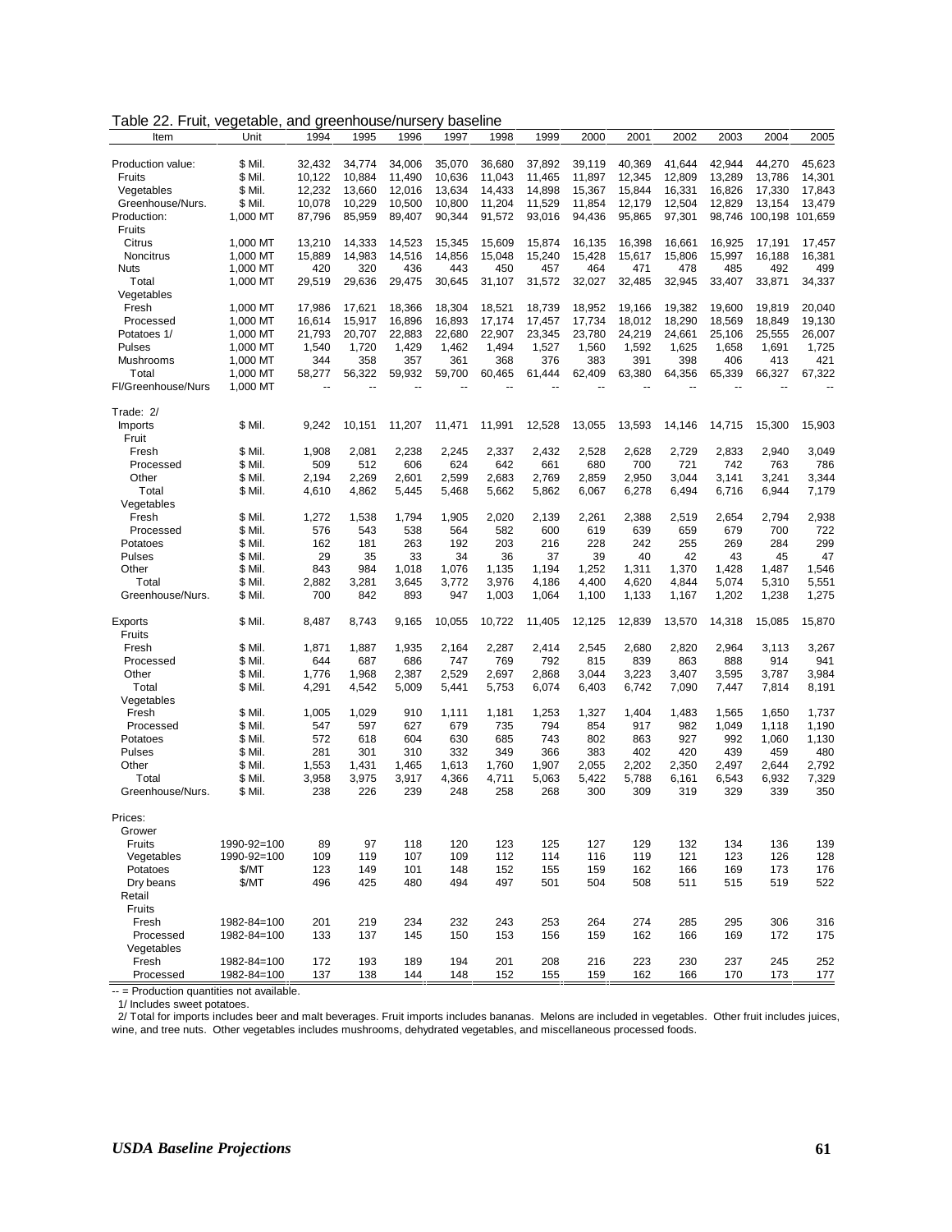Table 22. Fruit, vegetable, and greenhouse/nursery baseline

| Item | Unit | 1994 | 1995 | 1996 | 1997 | 1998 | 1999 | 2000 | 2001 | 2002 | 2003 | 2004 | 2005 |
|---|---|---|---|---|---|---|---|---|---|---|---|---|---|
| Production value: | $ Mil. | 32,432 | 34,774 | 34,006 | 35,070 | 36,680 | 37,892 | 39,119 | 40,369 | 41,644 | 42,944 | 44,270 | 45,623 |
| Fruits | $ Mil. | 10,122 | 10,884 | 11,490 | 10,636 | 11,043 | 11,465 | 11,897 | 12,345 | 12,809 | 13,289 | 13,786 | 14,301 |
| Vegetables | $ Mil. | 12,232 | 13,660 | 12,016 | 13,634 | 14,433 | 14,898 | 15,367 | 15,844 | 16,331 | 16,826 | 17,330 | 17,843 |
| Greenhouse/Nurs. | $ Mil. | 10,078 | 10,229 | 10,500 | 10,800 | 11,204 | 11,529 | 11,854 | 12,179 | 12,504 | 12,829 | 13,154 | 13,479 |
| Production: | 1,000 MT | 87,796 | 85,959 | 89,407 | 90,344 | 91,572 | 93,016 | 94,436 | 95,865 | 97,301 | 98,746 | 100,198 | 101,659 |
| Fruits | | | | | | | | | | | | | |
| Citrus | 1,000 MT | 13,210 | 14,333 | 14,523 | 15,345 | 15,609 | 15,874 | 16,135 | 16,398 | 16,661 | 16,925 | 17,191 | 17,457 |
| Noncitrus | 1,000 MT | 15,889 | 14,983 | 14,516 | 14,856 | 15,048 | 15,240 | 15,428 | 15,617 | 15,806 | 15,997 | 16,188 | 16,381 |
| Nuts | 1,000 MT | 420 | 320 | 436 | 443 | 450 | 457 | 464 | 471 | 478 | 485 | 492 | 499 |
| Total | 1,000 MT | 29,519 | 29,636 | 29,475 | 30,645 | 31,107 | 31,572 | 32,027 | 32,485 | 32,945 | 33,407 | 33,871 | 34,337 |
| Vegetables | | | | | | | | | | | | | |
| Fresh | 1,000 MT | 17,986 | 17,621 | 18,366 | 18,304 | 18,521 | 18,739 | 18,952 | 19,166 | 19,382 | 19,600 | 19,819 | 20,040 |
| Processed | 1,000 MT | 16,614 | 15,917 | 16,896 | 16,893 | 17,174 | 17,457 | 17,734 | 18,012 | 18,290 | 18,569 | 18,849 | 19,130 |
| Potatoes 1/ | 1,000 MT | 21,793 | 20,707 | 22,883 | 22,680 | 22,907 | 23,345 | 23,780 | 24,219 | 24,661 | 25,106 | 25,555 | 26,007 |
| Pulses | 1,000 MT | 1,540 | 1,720 | 1,429 | 1,462 | 1,494 | 1,527 | 1,560 | 1,592 | 1,625 | 1,658 | 1,691 | 1,725 |
| Mushrooms | 1,000 MT | 344 | 358 | 357 | 361 | 368 | 376 | 383 | 391 | 398 | 406 | 413 | 421 |
| Total | 1,000 MT | 58,277 | 56,322 | 59,932 | 59,700 | 60,465 | 61,444 | 62,409 | 63,380 | 64,356 | 65,339 | 66,327 | 67,322 |
| Fl/Greenhouse/Nurs | 1,000 MT | -- | -- | -- | -- | -- | -- | -- | -- | -- | -- | -- | -- |
| Trade: 2/ | | | | | | | | | | | | | |
| Imports | $ Mil. | 9,242 | 10,151 | 11,207 | 11,471 | 11,991 | 12,528 | 13,055 | 13,593 | 14,146 | 14,715 | 15,300 | 15,903 |
| Fruit | | | | | | | | | | | | | |
| Fresh | $ Mil. | 1,908 | 2,081 | 2,238 | 2,245 | 2,337 | 2,432 | 2,528 | 2,628 | 2,729 | 2,833 | 2,940 | 3,049 |
| Processed | $ Mil. | 509 | 512 | 606 | 624 | 642 | 661 | 680 | 700 | 721 | 742 | 763 | 786 |
| Other | $ Mil. | 2,194 | 2,269 | 2,601 | 2,599 | 2,683 | 2,769 | 2,859 | 2,950 | 3,044 | 3,141 | 3,241 | 3,344 |
| Total | $ Mil. | 4,610 | 4,862 | 5,445 | 5,468 | 5,662 | 5,862 | 6,067 | 6,278 | 6,494 | 6,716 | 6,944 | 7,179 |
| Vegetables | | | | | | | | | | | | | |
| Fresh | $ Mil. | 1,272 | 1,538 | 1,794 | 1,905 | 2,020 | 2,139 | 2,261 | 2,388 | 2,519 | 2,654 | 2,794 | 2,938 |
| Processed | $ Mil. | 576 | 543 | 538 | 564 | 582 | 600 | 619 | 639 | 659 | 679 | 700 | 722 |
| Potatoes | $ Mil. | 162 | 181 | 263 | 192 | 203 | 216 | 228 | 242 | 255 | 269 | 284 | 299 |
| Pulses | $ Mil. | 29 | 35 | 33 | 34 | 36 | 37 | 39 | 40 | 42 | 43 | 45 | 47 |
| Other | $ Mil. | 843 | 984 | 1,018 | 1,076 | 1,135 | 1,194 | 1,252 | 1,311 | 1,370 | 1,428 | 1,487 | 1,546 |
| Total | $ Mil. | 2,882 | 3,281 | 3,645 | 3,772 | 3,976 | 4,186 | 4,400 | 4,620 | 4,844 | 5,074 | 5,310 | 5,551 |
| Greenhouse/Nurs. | $ Mil. | 700 | 842 | 893 | 947 | 1,003 | 1,064 | 1,100 | 1,133 | 1,167 | 1,202 | 1,238 | 1,275 |
| Exports | $ Mil. | 8,487 | 8,743 | 9,165 | 10,055 | 10,722 | 11,405 | 12,125 | 12,839 | 13,570 | 14,318 | 15,085 | 15,870 |
| Fruits | | | | | | | | | | | | | |
| Fresh | $ Mil. | 1,871 | 1,887 | 1,935 | 2,164 | 2,287 | 2,414 | 2,545 | 2,680 | 2,820 | 2,964 | 3,113 | 3,267 |
| Processed | $ Mil. | 644 | 687 | 686 | 747 | 769 | 792 | 815 | 839 | 863 | 888 | 914 | 941 |
| Other | $ Mil. | 1,776 | 1,968 | 2,387 | 2,529 | 2,697 | 2,868 | 3,044 | 3,223 | 3,407 | 3,595 | 3,787 | 3,984 |
| Total | $ Mil. | 4,291 | 4,542 | 5,009 | 5,441 | 5,753 | 6,074 | 6,403 | 6,742 | 7,090 | 7,447 | 7,814 | 8,191 |
| Vegetables | | | | | | | | | | | | | |
| Fresh | $ Mil. | 1,005 | 1,029 | 910 | 1,111 | 1,181 | 1,253 | 1,327 | 1,404 | 1,483 | 1,565 | 1,650 | 1,737 |
| Processed | $ Mil. | 547 | 597 | 627 | 679 | 735 | 794 | 854 | 917 | 982 | 1,049 | 1,118 | 1,190 |
| Potatoes | $ Mil. | 572 | 618 | 604 | 630 | 685 | 743 | 802 | 863 | 927 | 992 | 1,060 | 1,130 |
| Pulses | $ Mil. | 281 | 301 | 310 | 332 | 349 | 366 | 383 | 402 | 420 | 439 | 459 | 480 |
| Other | $ Mil. | 1,553 | 1,431 | 1,465 | 1,613 | 1,760 | 1,907 | 2,055 | 2,202 | 2,350 | 2,497 | 2,644 | 2,792 |
| Total | $ Mil. | 3,958 | 3,975 | 3,917 | 4,366 | 4,711 | 5,063 | 5,422 | 5,788 | 6,161 | 6,543 | 6,932 | 7,329 |
| Greenhouse/Nurs. | $ Mil. | 238 | 226 | 239 | 248 | 258 | 268 | 300 | 309 | 319 | 329 | 339 | 350 |
| Prices: | | | | | | | | | | | | | |
| Grower | | | | | | | | | | | | | |
| Fruits | 1990-92=100 | 89 | 97 | 118 | 120 | 123 | 125 | 127 | 129 | 132 | 134 | 136 | 139 |
| Vegetables | 1990-92=100 | 109 | 119 | 107 | 109 | 112 | 114 | 116 | 119 | 121 | 123 | 126 | 128 |
| Potatoes | $/MT | 123 | 149 | 101 | 148 | 152 | 155 | 159 | 162 | 166 | 169 | 173 | 176 |
| Dry beans | $/MT | 496 | 425 | 480 | 494 | 497 | 501 | 504 | 508 | 511 | 515 | 519 | 522 |
| Retail | | | | | | | | | | | | | |
| Fruits | | | | | | | | | | | | | |
| Fresh | 1982-84=100 | 201 | 219 | 234 | 232 | 243 | 253 | 264 | 274 | 285 | 295 | 306 | 316 |
| Processed | 1982-84=100 | 133 | 137 | 145 | 150 | 153 | 156 | 159 | 162 | 166 | 169 | 172 | 175 |
| Vegetables | | | | | | | | | | | | | |
| Fresh | 1982-84=100 | 172 | 193 | 189 | 194 | 201 | 208 | 216 | 223 | 230 | 237 | 245 | 252 |
| Processed | 1982-84=100 | 137 | 138 | 144 | 148 | 152 | 155 | 159 | 162 | 166 | 170 | 173 | 177 |

-- = Production quantities not available.

1/ Includes sweet potatoes.

2/ Total for imports includes beer and malt beverages. Fruit imports includes bananas. Melons are included in vegetables. Other fruit includes juices, wine, and tree nuts. Other vegetables includes mushrooms, dehydrated vegetables, and miscellaneous processed foods.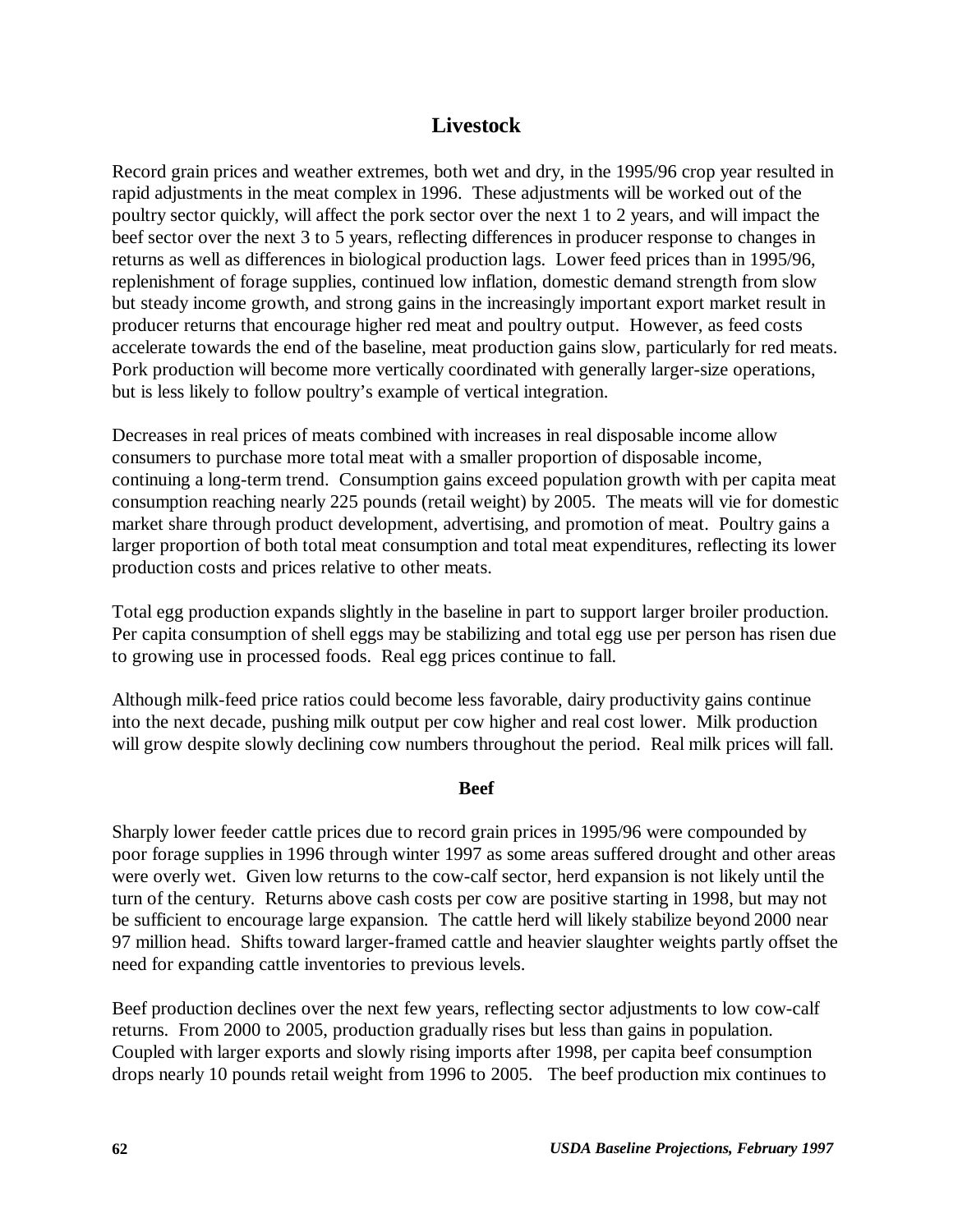# Livestock

Record grain prices and weather extremes, both wet and dry, in the 1995/96 crop year resulted in rapid adjustments in the meat complex in 1996. These adjustments will be worked out of the poultry sector quickly, will affect the pork sector over the next 1 to 2 years, and will impact the beef sector over the next 3 to 5 years, reflecting differences in producer response to changes in returns as well as differences in biological production lags. Lower feed prices than in 1995/96, replenishment of forage supplies, continued low inflation, domestic demand strength from slow but steady income growth, and strong gains in the increasingly important export market result in producer returns that encourage higher red meat and poultry output. However, as feed costs accelerate towards the end of the baseline, meat production gains slow, particularly for red meats. Pork production will become more vertically coordinated with generally larger-size operations, but is less likely to follow poultry's example of vertical integration.

Decreases in real prices of meats combined with increases in real disposable income allow consumers to purchase more total meat with a smaller proportion of disposable income, continuing a long-term trend. Consumption gains exceed population growth with per capita meat consumption reaching nearly 225 pounds (retail weight) by 2005. The meats will vie for domestic market share through product development, advertising, and promotion of meat. Poultry gains a larger proportion of both total meat consumption and total meat expenditures, reflecting its lower production costs and prices relative to other meats.

Total egg production expands slightly in the baseline in part to support larger broiler production. Per capita consumption of shell eggs may be stabilizing and total egg use per person has risen due to growing use in processed foods. Real egg prices continue to fall.

Although milk-feed price ratios could become less favorable, dairy productivity gains continue into the next decade, pushing milk output per cow higher and real cost lower. Milk production will grow despite slowly declining cow numbers throughout the period. Real milk prices will fall.

## Beef

Sharply lower feeder cattle prices due to record grain prices in 1995/96 were compounded by poor forage supplies in 1996 through winter 1997 as some areas suffered drought and other areas were overly wet. Given low returns to the cow-calf sector, herd expansion is not likely until the turn of the century. Returns above cash costs per cow are positive starting in 1998, but may not be sufficient to encourage large expansion. The cattle herd will likely stabilize beyond 2000 near 97 million head. Shifts toward larger-framed cattle and heavier slaughter weights partly offset the need for expanding cattle inventories to previous levels.

Beef production declines over the next few years, reflecting sector adjustments to low cow-calf returns. From 2000 to 2005, production gradually rises but less than gains in population. Coupled with larger exports and slowly rising imports after 1998, per capita beef consumption drops nearly 10 pounds retail weight from 1996 to 2005. The beef production mix continues to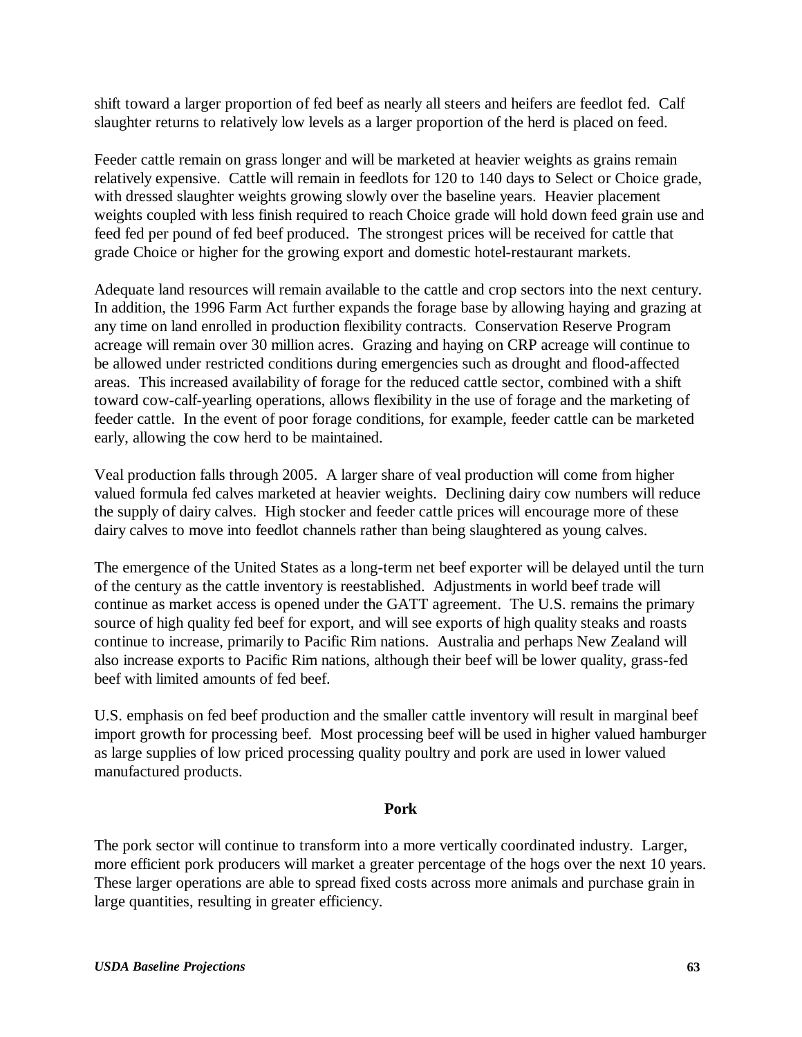shift toward a larger proportion of fed beef as nearly all steers and heifers are feedlot fed. Calf slaughter returns to relatively low levels as a larger proportion of the herd is placed on feed.

Feeder cattle remain on grass longer and will be marketed at heavier weights as grains remain relatively expensive. Cattle will remain in feedlots for 120 to 140 days to Select or Choice grade, with dressed slaughter weights growing slowly over the baseline years. Heavier placement weights coupled with less finish required to reach Choice grade will hold down feed grain use and feed fed per pound of fed beef produced. The strongest prices will be received for cattle that grade Choice or higher for the growing export and domestic hotel-restaurant markets.

Adequate land resources will remain available to the cattle and crop sectors into the next century. In addition, the 1996 Farm Act further expands the forage base by allowing haying and grazing at any time on land enrolled in production flexibility contracts. Conservation Reserve Program acreage will remain over 30 million acres. Grazing and haying on CRP acreage will continue to be allowed under restricted conditions during emergencies such as drought and flood-affected areas. This increased availability of forage for the reduced cattle sector, combined with a shift toward cow-calf-yearling operations, allows flexibility in the use of forage and the marketing of feeder cattle. In the event of poor forage conditions, for example, feeder cattle can be marketed early, allowing the cow herd to be maintained.

Veal production falls through 2005. A larger share of veal production will come from higher valued formula fed calves marketed at heavier weights. Declining dairy cow numbers will reduce the supply of dairy calves. High stocker and feeder cattle prices will encourage more of these dairy calves to move into feedlot channels rather than being slaughtered as young calves.

The emergence of the United States as a long-term net beef exporter will be delayed until the turn of the century as the cattle inventory is reestablished. Adjustments in world beef trade will continue as market access is opened under the GATT agreement. The U.S. remains the primary source of high quality fed beef for export, and will see exports of high quality steaks and roasts continue to increase, primarily to Pacific Rim nations. Australia and perhaps New Zealand will also increase exports to Pacific Rim nations, although their beef will be lower quality, grass-fed beef with limited amounts of fed beef.

U.S. emphasis on fed beef production and the smaller cattle inventory will result in marginal beef import growth for processing beef. Most processing beef will be used in higher valued hamburger as large supplies of low priced processing quality poultry and pork are used in lower valued manufactured products.

## Pork

The pork sector will continue to transform into a more vertically coordinated industry. Larger, more efficient pork producers will market a greater percentage of the hogs over the next 10 years. These larger operations are able to spread fixed costs across more animals and purchase grain in large quantities, resulting in greater efficiency.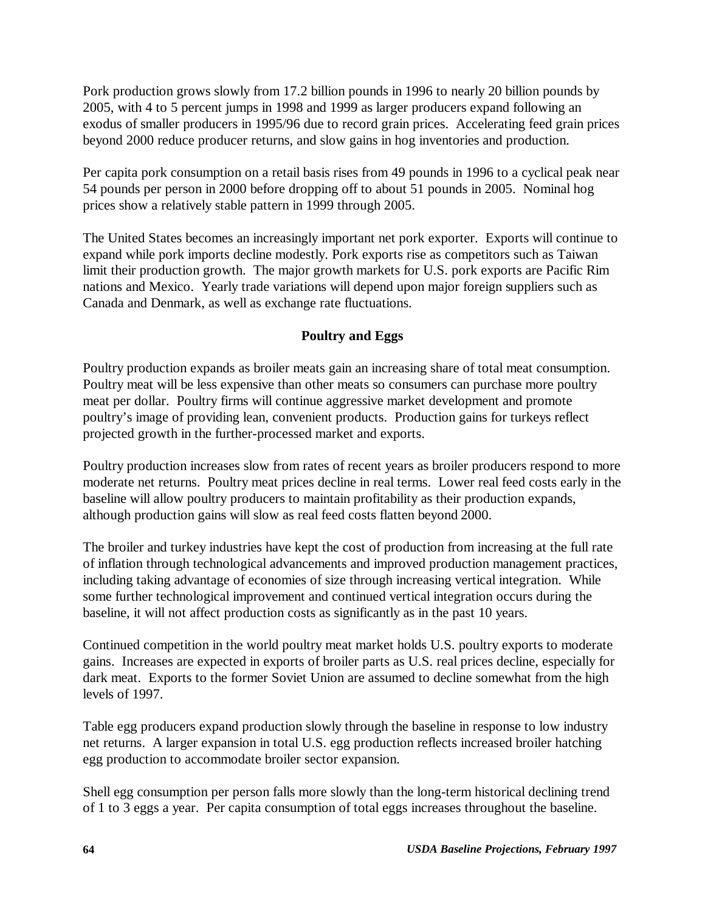Pork production grows slowly from 17.2 billion pounds in 1996 to nearly 20 billion pounds by 2005, with 4 to 5 percent jumps in 1998 and 1999 as larger producers expand following an exodus of smaller producers in 1995/96 due to record grain prices. Accelerating feed grain prices beyond 2000 reduce producer returns, and slow gains in hog inventories and production.

Per capita pork consumption on a retail basis rises from 49 pounds in 1996 to a cyclical peak near 54 pounds per person in 2000 before dropping off to about 51 pounds in 2005. Nominal hog prices show a relatively stable pattern in 1999 through 2005.

The United States becomes an increasingly important net pork exporter. Exports will continue to expand while pork imports decline modestly. Pork exports rise as competitors such as Taiwan limit their production growth. The major growth markets for U.S. pork exports are Pacific Rim nations and Mexico. Yearly trade variations will depend upon major foreign suppliers such as Canada and Denmark, as well as exchange rate fluctuations.

## Poultry and Eggs

Poultry production expands as broiler meats gain an increasing share of total meat consumption. Poultry meat will be less expensive than other meats so consumers can purchase more poultry meat per dollar. Poultry firms will continue aggressive market development and promote poultry's image of providing lean, convenient products. Production gains for turkeys reflect projected growth in the further-processed market and exports.

Poultry production increases slow from rates of recent years as broiler producers respond to more moderate net returns. Poultry meat prices decline in real terms. Lower real feed costs early in the baseline will allow poultry producers to maintain profitability as their production expands, although production gains will slow as real feed costs flatten beyond 2000.

The broiler and turkey industries have kept the cost of production from increasing at the full rate of inflation through technological advancements and improved production management practices, including taking advantage of economies of size through increasing vertical integration. While some further technological improvement and continued vertical integration occurs during the baseline, it will not affect production costs as significantly as in the past 10 years.

Continued competition in the world poultry meat market holds U.S. poultry exports to moderate gains. Increases are expected in exports of broiler parts as U.S. real prices decline, especially for dark meat. Exports to the former Soviet Union are assumed to decline somewhat from the high levels of 1997.

Table egg producers expand production slowly through the baseline in response to low industry net returns. A larger expansion in total U.S. egg production reflects increased broiler hatching egg production to accommodate broiler sector expansion.

Shell egg consumption per person falls more slowly than the long-term historical declining trend of 1 to 3 eggs a year. Per capita consumption of total eggs increases throughout the baseline.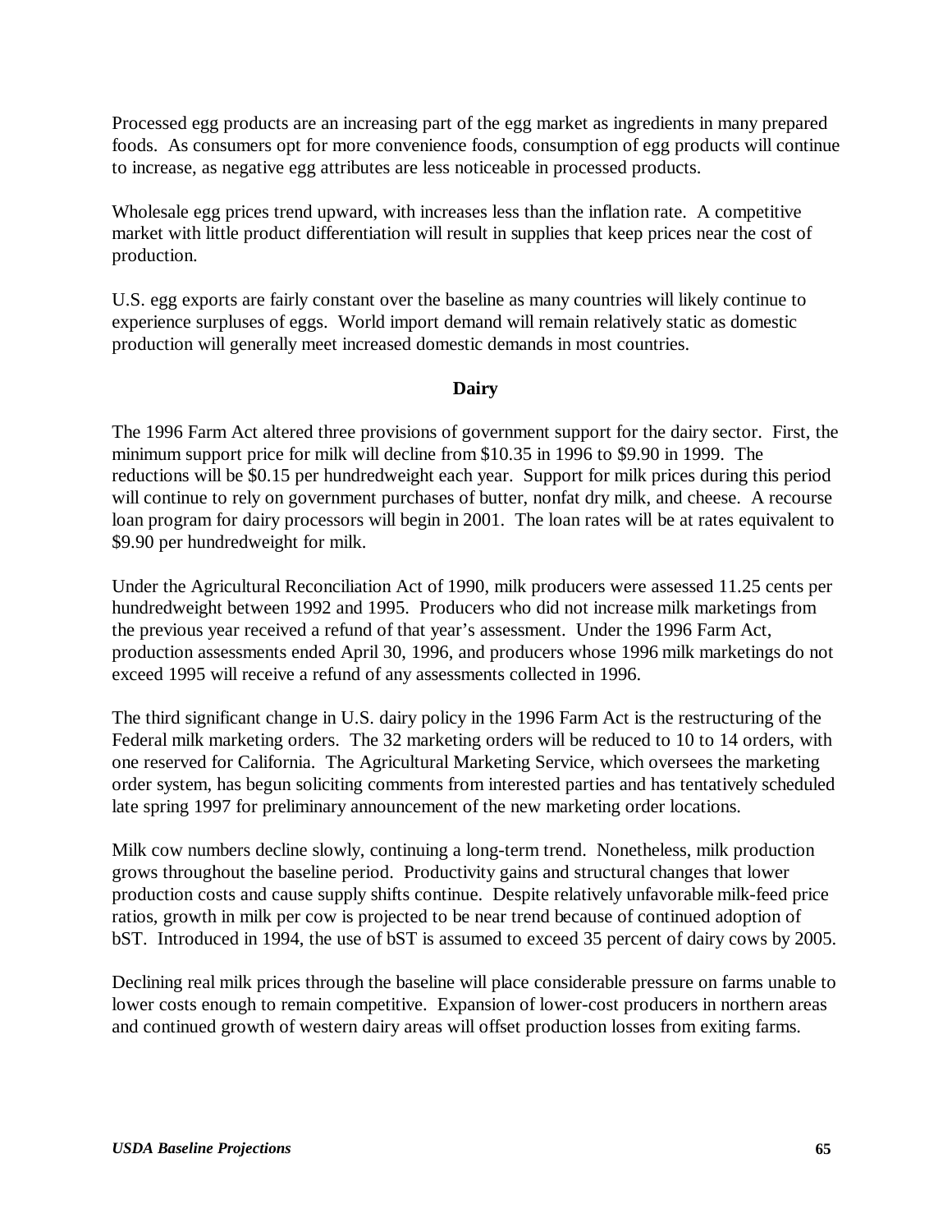Processed egg products are an increasing part of the egg market as ingredients in many prepared foods. As consumers opt for more convenience foods, consumption of egg products will continue to increase, as negative egg attributes are less noticeable in processed products.

Wholesale egg prices trend upward, with increases less than the inflation rate. A competitive market with little product differentiation will result in supplies that keep prices near the cost of production.

U.S. egg exports are fairly constant over the baseline as many countries will likely continue to experience surpluses of eggs. World import demand will remain relatively static as domestic production will generally meet increased domestic demands in most countries.

## Dairy

The 1996 Farm Act altered three provisions of government support for the dairy sector. First, the minimum support price for milk will decline from $10.35 in 1996 to $9.90 in 1999. The reductions will be $0.15 per hundredweight each year. Support for milk prices during this period will continue to rely on government purchases of butter, nonfat dry milk, and cheese. A recourse loan program for dairy processors will begin in 2001. The loan rates will be at rates equivalent to $9.90 per hundredweight for milk.

Under the Agricultural Reconciliation Act of 1990, milk producers were assessed 11.25 cents per hundredweight between 1992 and 1995. Producers who did not increase milk marketings from the previous year received a refund of that year's assessment. Under the 1996 Farm Act, production assessments ended April 30, 1996, and producers whose 1996 milk marketings do not exceed 1995 will receive a refund of any assessments collected in 1996.

The third significant change in U.S. dairy policy in the 1996 Farm Act is the restructuring of the Federal milk marketing orders. The 32 marketing orders will be reduced to 10 to 14 orders, with one reserved for California. The Agricultural Marketing Service, which oversees the marketing order system, has begun soliciting comments from interested parties and has tentatively scheduled late spring 1997 for preliminary announcement of the new marketing order locations.

Milk cow numbers decline slowly, continuing a long-term trend. Nonetheless, milk production grows throughout the baseline period. Productivity gains and structural changes that lower production costs and cause supply shifts continue. Despite relatively unfavorable milk-feed price ratios, growth in milk per cow is projected to be near trend because of continued adoption of bST. Introduced in 1994, the use of bST is assumed to exceed 35 percent of dairy cows by 2005.

Declining real milk prices through the baseline will place considerable pressure on farms unable to lower costs enough to remain competitive. Expansion of lower-cost producers in northern areas and continued growth of western dairy areas will offset production losses from exiting farms.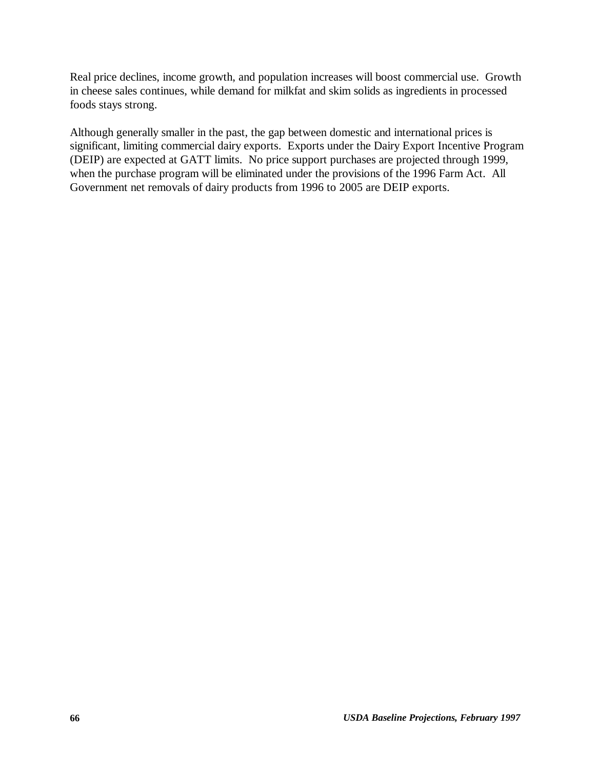Real price declines, income growth, and population increases will boost commercial use. Growth in cheese sales continues, while demand for milkfat and skim solids as ingredients in processed foods stays strong.

Although generally smaller in the past, the gap between domestic and international prices is significant, limiting commercial dairy exports. Exports under the Dairy Export Incentive Program (DEIP) are expected at GATT limits. No price support purchases are projected through 1999, when the purchase program will be eliminated under the provisions of the 1996 Farm Act. All Government net removals of dairy products from 1996 to 2005 are DEIP exports.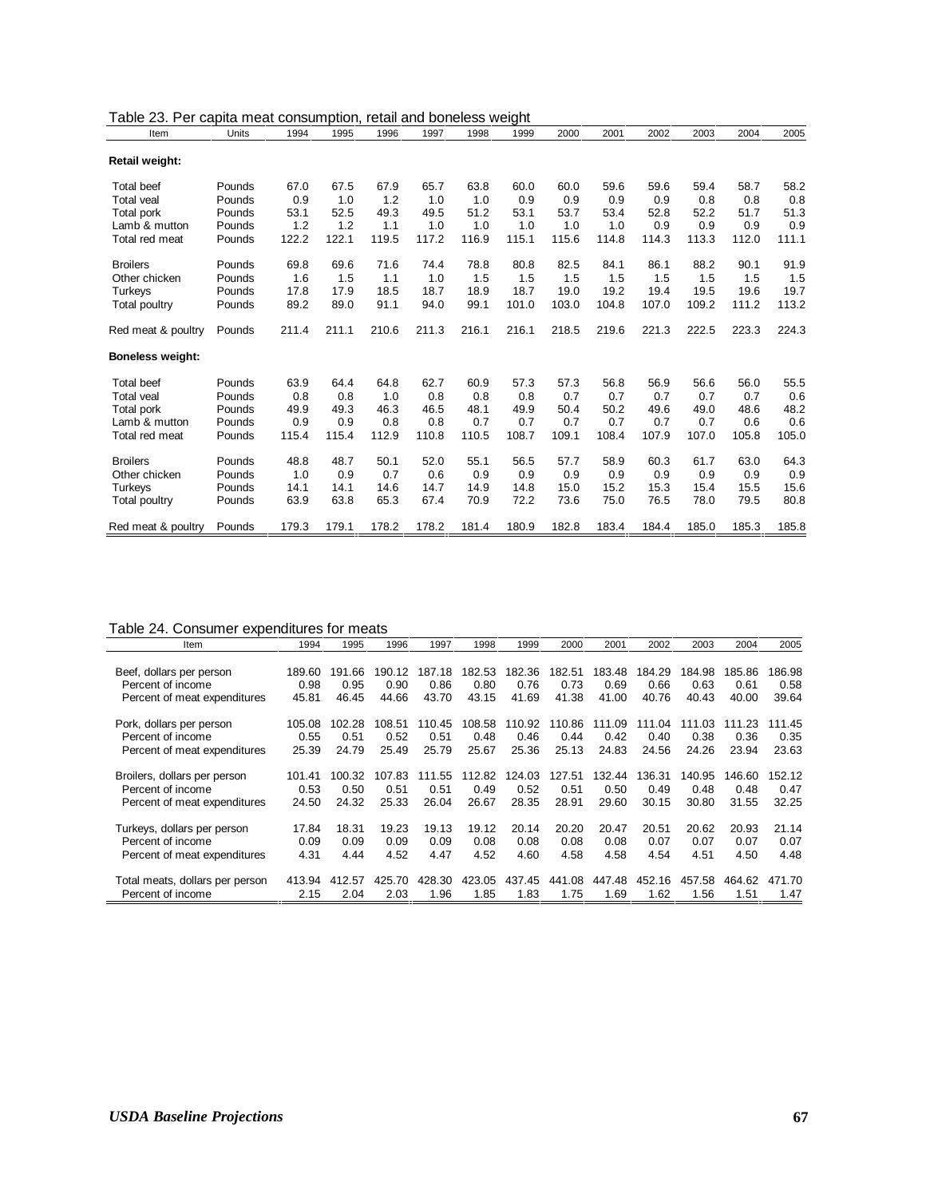Table 23. Per capita meat consumption, retail and boneless weight

| Item | Units | 1994 | 1995 | 1996 | 1997 | 1998 | 1999 | 2000 | 2001 | 2002 | 2003 | 2004 | 2005 |
|---|---|---|---|---|---|---|---|---|---|---|---|---|---|
| **Retail weight:** | | | | | | | | | | | | | |
| Total beef | Pounds | 67.0 | 67.5 | 67.9 | 65.7 | 63.8 | 60.0 | 60.0 | 59.6 | 59.6 | 59.4 | 58.7 | 58.2 |
| Total veal | Pounds | 0.9 | 1.0 | 1.2 | 1.0 | 1.0 | 0.9 | 0.9 | 0.9 | 0.9 | 0.8 | 0.8 | 0.8 |
| Total pork | Pounds | 53.1 | 52.5 | 49.3 | 49.5 | 51.2 | 53.1 | 53.7 | 53.4 | 52.8 | 52.2 | 51.7 | 51.3 |
| Lamb & mutton | Pounds | 1.2 | 1.2 | 1.1 | 1.0 | 1.0 | 1.0 | 1.0 | 1.0 | 0.9 | 0.9 | 0.9 | 0.9 |
| Total red meat | Pounds | 122.2 | 122.1 | 119.5 | 117.2 | 116.9 | 115.1 | 115.6 | 114.8 | 114.3 | 113.3 | 112.0 | 111.1 |
| Broilers | Pounds | 69.8 | 69.6 | 71.6 | 74.4 | 78.8 | 80.8 | 82.5 | 84.1 | 86.1 | 88.2 | 90.1 | 91.9 |
| Other chicken | Pounds | 1.6 | 1.5 | 1.1 | 1.0 | 1.5 | 1.5 | 1.5 | 1.5 | 1.5 | 1.5 | 1.5 | 1.5 |
| Turkeys | Pounds | 17.8 | 17.9 | 18.5 | 18.7 | 18.9 | 18.7 | 19.0 | 19.2 | 19.4 | 19.5 | 19.6 | 19.7 |
| Total poultry | Pounds | 89.2 | 89.0 | 91.1 | 94.0 | 99.1 | 101.0 | 103.0 | 104.8 | 107.0 | 109.2 | 111.2 | 113.2 |
| Red meat & poultry | Pounds | 211.4 | 211.1 | 210.6 | 211.3 | 216.1 | 216.1 | 218.5 | 219.6 | 221.3 | 222.5 | 223.3 | 224.3 |
| **Boneless weight:** | | | | | | | | | | | | | |
| Total beef | Pounds | 63.9 | 64.4 | 64.8 | 62.7 | 60.9 | 57.3 | 57.3 | 56.8 | 56.9 | 56.6 | 56.0 | 55.5 |
| Total veal | Pounds | 0.8 | 0.8 | 1.0 | 0.8 | 0.8 | 0.8 | 0.7 | 0.7 | 0.7 | 0.7 | 0.7 | 0.6 |
| Total pork | Pounds | 49.9 | 49.3 | 46.3 | 46.5 | 48.1 | 49.9 | 50.4 | 50.2 | 49.6 | 49.0 | 48.6 | 48.2 |
| Lamb & mutton | Pounds | 0.9 | 0.9 | 0.8 | 0.8 | 0.7 | 0.7 | 0.7 | 0.7 | 0.7 | 0.7 | 0.6 | 0.6 |
| Total red meat | Pounds | 115.4 | 115.4 | 112.9 | 110.8 | 110.5 | 108.7 | 109.1 | 108.4 | 107.9 | 107.0 | 105.8 | 105.0 |
| Broilers | Pounds | 48.8 | 48.7 | 50.1 | 52.0 | 55.1 | 56.5 | 57.7 | 58.9 | 60.3 | 61.7 | 63.0 | 64.3 |
| Other chicken | Pounds | 1.0 | 0.9 | 0.7 | 0.6 | 0.9 | 0.9 | 0.9 | 0.9 | 0.9 | 0.9 | 0.9 | 0.9 |
| Turkeys | Pounds | 14.1 | 14.1 | 14.6 | 14.7 | 14.9 | 14.8 | 15.0 | 15.2 | 15.3 | 15.4 | 15.5 | 15.6 |
| Total poultry | Pounds | 63.9 | 63.8 | 65.3 | 67.4 | 70.9 | 72.2 | 73.6 | 75.0 | 76.5 | 78.0 | 79.5 | 80.8 |
| Red meat & poultry | Pounds | 179.3 | 179.1 | 178.2 | 178.2 | 181.4 | 180.9 | 182.8 | 183.4 | 184.4 | 185.0 | 185.3 | 185.8 |

Table 24. Consumer expenditures for meats

| Item | 1994 | 1995 | 1996 | 1997 | 1998 | 1999 | 2000 | 2001 | 2002 | 2003 | 2004 | 2005 |
|---|---|---|---|---|---|---|---|---|---|---|---|---|
| Beef, dollars per person | 189.60 | 191.66 | 190.12 | 187.18 | 182.53 | 182.36 | 182.51 | 183.48 | 184.29 | 184.98 | 185.86 | 186.98 |
| Percent of income | 0.98 | 0.95 | 0.90 | 0.86 | 0.80 | 0.76 | 0.73 | 0.69 | 0.66 | 0.63 | 0.61 | 0.58 |
| Percent of meat expenditures | 45.81 | 46.45 | 44.66 | 43.70 | 43.15 | 41.69 | 41.38 | 41.00 | 40.76 | 40.43 | 40.00 | 39.64 |
| Pork, dollars per person | 105.08 | 102.28 | 108.51 | 110.45 | 108.58 | 110.92 | 110.86 | 111.09 | 111.04 | 111.03 | 111.23 | 111.45 |
| Percent of income | 0.55 | 0.51 | 0.52 | 0.51 | 0.48 | 0.46 | 0.44 | 0.42 | 0.40 | 0.38 | 0.36 | 0.35 |
| Percent of meat expenditures | 25.39 | 24.79 | 25.49 | 25.79 | 25.67 | 25.36 | 25.13 | 24.83 | 24.56 | 24.26 | 23.94 | 23.63 |
| Broilers, dollars per person | 101.41 | 100.32 | 107.83 | 111.55 | 112.82 | 124.03 | 127.51 | 132.44 | 136.31 | 140.95 | 146.60 | 152.12 |
| Percent of income | 0.53 | 0.50 | 0.51 | 0.51 | 0.49 | 0.52 | 0.51 | 0.50 | 0.49 | 0.48 | 0.48 | 0.47 |
| Percent of meat expenditures | 24.50 | 24.32 | 25.33 | 26.04 | 26.67 | 28.35 | 28.91 | 29.60 | 30.15 | 30.80 | 31.55 | 32.25 |
| Turkeys, dollars per person | 17.84 | 18.31 | 19.23 | 19.13 | 19.12 | 20.14 | 20.20 | 20.47 | 20.51 | 20.62 | 20.93 | 21.14 |
| Percent of income | 0.09 | 0.09 | 0.09 | 0.09 | 0.08 | 0.08 | 0.08 | 0.08 | 0.07 | 0.07 | 0.07 | 0.07 |
| Percent of meat expenditures | 4.31 | 4.44 | 4.52 | 4.47 | 4.52 | 4.60 | 4.58 | 4.58 | 4.54 | 4.51 | 4.50 | 4.48 |
| Total meats, dollars per person | 413.94 | 412.57 | 425.70 | 428.30 | 423.05 | 437.45 | 441.08 | 447.48 | 452.16 | 457.58 | 464.62 | 471.70 |
| Percent of income | 2.15 | 2.04 | 2.03 | 1.96 | 1.85 | 1.83 | 1.75 | 1.69 | 1.62 | 1.56 | 1.51 | 1.47 |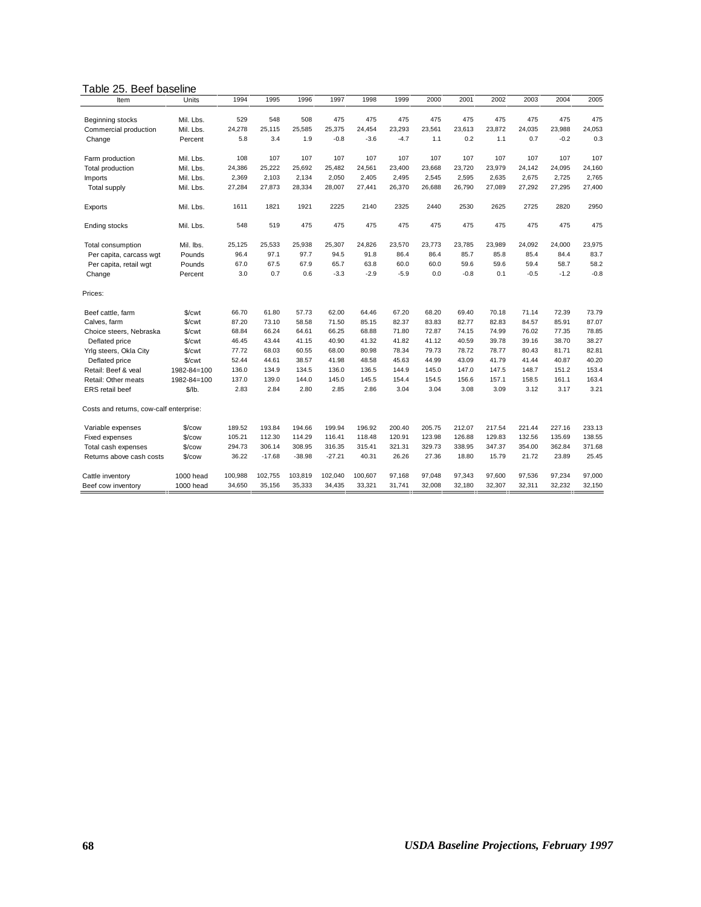Table 25. Beef baseline

| Item | Units | 1994 | 1995 | 1996 | 1997 | 1998 | 1999 | 2000 | 2001 | 2002 | 2003 | 2004 | 2005 |
|---|---|---|---|---|---|---|---|---|---|---|---|---|---|
| Beginning stocks | Mil. Lbs. | 529 | 548 | 508 | 475 | 475 | 475 | 475 | 475 | 475 | 475 | 475 | 475 |
| Commercial production | Mil. Lbs. | 24,278 | 25,115 | 25,585 | 25,375 | 24,454 | 23,293 | 23,561 | 23,613 | 23,872 | 24,035 | 23,988 | 24,053 |
| Change | Percent | 5.8 | 3.4 | 1.9 | -0.8 | -3.6 | -4.7 | 1.1 | 0.2 | 1.1 | 0.7 | -0.2 | 0.3 |
| Farm production | Mil. Lbs. | 108 | 107 | 107 | 107 | 107 | 107 | 107 | 107 | 107 | 107 | 107 | 107 |
| Total production | Mil. Lbs. | 24,386 | 25,222 | 25,692 | 25,482 | 24,561 | 23,400 | 23,668 | 23,720 | 23,979 | 24,142 | 24,095 | 24,160 |
| Imports | Mil. Lbs. | 2,369 | 2,103 | 2,134 | 2,050 | 2,405 | 2,495 | 2,545 | 2,595 | 2,635 | 2,675 | 2,725 | 2,765 |
| Total supply | Mil. Lbs. | 27,284 | 27,873 | 28,334 | 28,007 | 27,441 | 26,370 | 26,688 | 26,790 | 27,089 | 27,292 | 27,295 | 27,400 |
| Exports | Mil. Lbs. | 1611 | 1821 | 1921 | 2225 | 2140 | 2325 | 2440 | 2530 | 2625 | 2725 | 2820 | 2950 |
| Ending stocks | Mil. Lbs. | 548 | 519 | 475 | 475 | 475 | 475 | 475 | 475 | 475 | 475 | 475 | 475 |
| Total consumption | Mil. lbs. | 25,125 | 25,533 | 25,938 | 25,307 | 24,826 | 23,570 | 23,773 | 23,785 | 23,989 | 24,092 | 24,000 | 23,975 |
| Per capita, carcass wgt | Pounds | 96.4 | 97.1 | 97.7 | 94.5 | 91.8 | 86.4 | 86.4 | 85.7 | 85.8 | 85.4 | 84.4 | 83.7 |
| Per capita, retail wgt | Pounds | 67.0 | 67.5 | 67.9 | 65.7 | 63.8 | 60.0 | 60.0 | 59.6 | 59.6 | 59.4 | 58.7 | 58.2 |
| Change | Percent | 3.0 | 0.7 | 0.6 | -3.3 | -2.9 | -5.9 | 0.0 | -0.8 | 0.1 | -0.5 | -1.2 | -0.8 |
| Prices: | | | | | | | | | | | | | |
| Beef cattle, farm | $/cwt | 66.70 | 61.80 | 57.73 | 62.00 | 64.46 | 67.20 | 68.20 | 69.40 | 70.18 | 71.14 | 72.39 | 73.79 |
| Calves, farm | $/cwt | 87.20 | 73.10 | 58.58 | 71.50 | 85.15 | 82.37 | 83.83 | 82.77 | 82.83 | 84.57 | 85.91 | 87.07 |
| Choice steers, Nebraska | $/cwt | 68.84 | 66.24 | 64.61 | 66.25 | 68.88 | 71.80 | 72.87 | 74.15 | 74.99 | 76.02 | 77.35 | 78.85 |
| Deflated price | $/cwt | 46.45 | 43.44 | 41.15 | 40.90 | 41.32 | 41.82 | 41.12 | 40.59 | 39.78 | 39.16 | 38.70 | 38.27 |
| Yrlg steers, Okla City | $/cwt | 77.72 | 68.03 | 60.55 | 68.00 | 80.98 | 78.34 | 79.73 | 78.72 | 78.77 | 80.43 | 81.71 | 82.81 |
| Deflated price | $/cwt | 52.44 | 44.61 | 38.57 | 41.98 | 48.58 | 45.63 | 44.99 | 43.09 | 41.79 | 41.44 | 40.87 | 40.20 |
| Retail: Beef & veal | 1982-84=100 | 136.0 | 134.9 | 134.5 | 136.0 | 136.5 | 144.9 | 145.0 | 147.0 | 147.5 | 148.7 | 151.2 | 153.4 |
| Retail: Other meats | 1982-84=100 | 137.0 | 139.0 | 144.0 | 145.0 | 145.5 | 154.4 | 154.5 | 156.6 | 157.1 | 158.5 | 161.1 | 163.4 |
| ERS retail beef | $/lb. | 2.83 | 2.84 | 2.80 | 2.85 | 2.86 | 3.04 | 3.04 | 3.08 | 3.09 | 3.12 | 3.17 | 3.21 |
| Costs and returns, cow-calf enterprise: | | | | | | | | | | | | | |
| Variable expenses | $/cow | 189.52 | 193.84 | 194.66 | 199.94 | 196.92 | 200.40 | 205.75 | 212.07 | 217.54 | 221.44 | 227.16 | 233.13 |
| Fixed expenses | $/cow | 105.21 | 112.30 | 114.29 | 116.41 | 118.48 | 120.91 | 123.98 | 126.88 | 129.83 | 132.56 | 135.69 | 138.55 |
| Total cash expenses | $/cow | 294.73 | 306.14 | 308.95 | 316.35 | 315.41 | 321.31 | 329.73 | 338.95 | 347.37 | 354.00 | 362.84 | 371.68 |
| Returns above cash costs | $/cow | 36.22 | -17.68 | -38.98 | -27.21 | 40.31 | 26.26 | 27.36 | 18.80 | 15.79 | 21.72 | 23.89 | 25.45 |
| Cattle inventory | 1000 head | 100,988 | 102,755 | 103,819 | 102,040 | 100,607 | 97,168 | 97,048 | 97,343 | 97,600 | 97,536 | 97,234 | 97,000 |
| Beef cow inventory | 1000 head | 34,650 | 35,156 | 35,333 | 34,435 | 33,321 | 31,741 | 32,008 | 32,180 | 32,307 | 32,311 | 32,232 | 32,150 |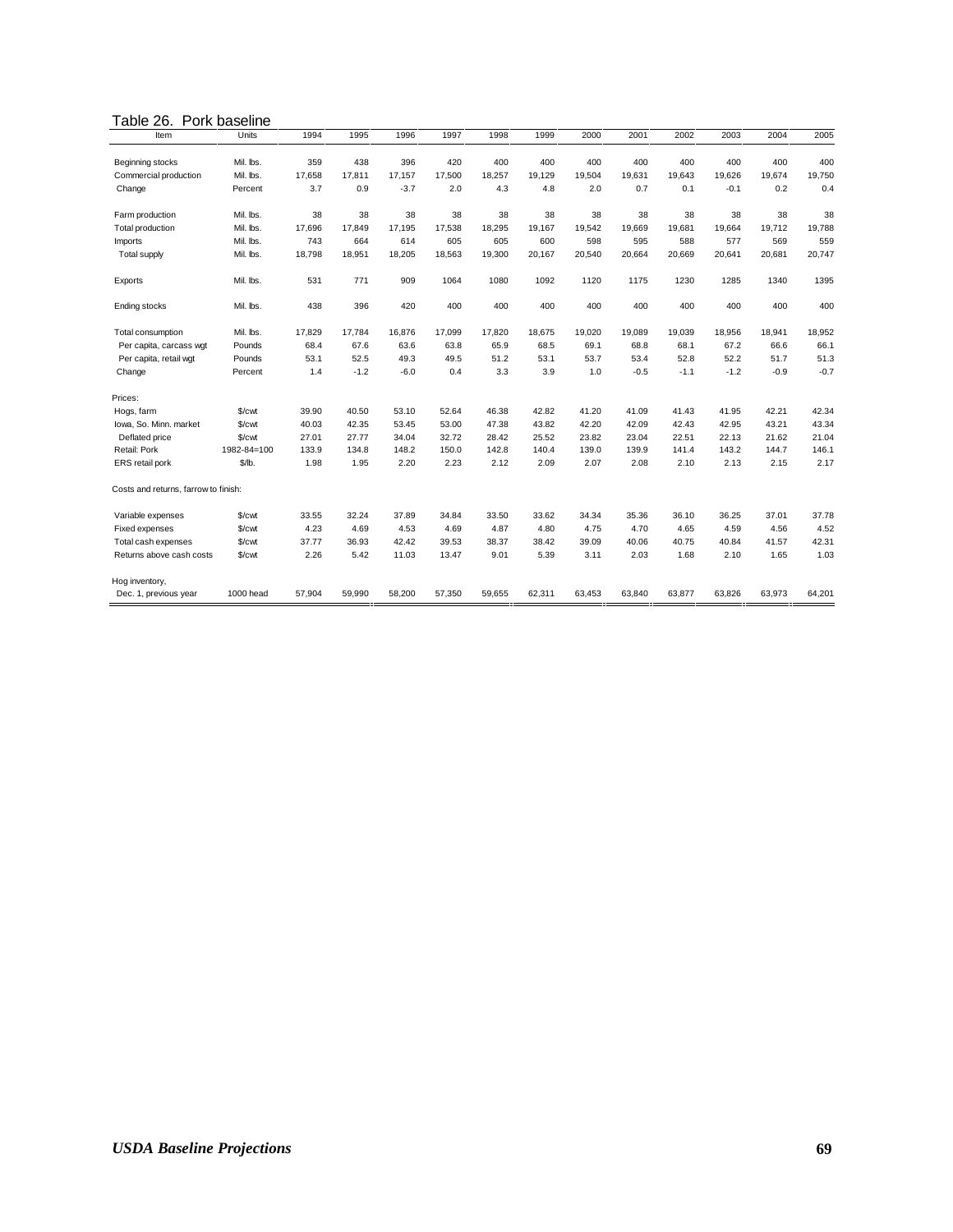## Table 26. Pork baseline

| Item | Units | 1994 | 1995 | 1996 | 1997 | 1998 | 1999 | 2000 | 2001 | 2002 | 2003 | 2004 | 2005 |
|---|---|---|---|---|---|---|---|---|---|---|---|---|---|
| Beginning stocks | Mil. lbs. | 359 | 438 | 396 | 420 | 400 | 400 | 400 | 400 | 400 | 400 | 400 | 400 |
| Commercial production | Mil. lbs. | 17,658 | 17,811 | 17,157 | 17,500 | 18,257 | 19,129 | 19,504 | 19,631 | 19,643 | 19,626 | 19,674 | 19,750 |
| Change | Percent | 3.7 | 0.9 | -3.7 | 2.0 | 4.3 | 4.8 | 2.0 | 0.7 | 0.1 | -0.1 | 0.2 | 0.4 |
| Farm production | Mil. lbs. | 38 | 38 | 38 | 38 | 38 | 38 | 38 | 38 | 38 | 38 | 38 | 38 |
| Total production | Mil. lbs. | 17,696 | 17,849 | 17,195 | 17,538 | 18,295 | 19,167 | 19,542 | 19,669 | 19,681 | 19,664 | 19,712 | 19,788 |
| Imports | Mil. lbs. | 743 | 664 | 614 | 605 | 605 | 600 | 598 | 595 | 588 | 577 | 569 | 559 |
| Total supply | Mil. lbs. | 18,798 | 18,951 | 18,205 | 18,563 | 19,300 | 20,167 | 20,540 | 20,664 | 20,669 | 20,641 | 20,681 | 20,747 |
| Exports | Mil. lbs. | 531 | 771 | 909 | 1064 | 1080 | 1092 | 1120 | 1175 | 1230 | 1285 | 1340 | 1395 |
| Ending stocks | Mil. lbs. | 438 | 396 | 420 | 400 | 400 | 400 | 400 | 400 | 400 | 400 | 400 | 400 |
| Total consumption | Mil. lbs. | 17,829 | 17,784 | 16,876 | 17,099 | 17,820 | 18,675 | 19,020 | 19,089 | 19,039 | 18,956 | 18,941 | 18,952 |
| Per capita, carcass wgt | Pounds | 68.4 | 67.6 | 63.6 | 63.8 | 65.9 | 68.5 | 69.1 | 68.8 | 68.1 | 67.2 | 66.6 | 66.1 |
| Per capita, retail wgt | Pounds | 53.1 | 52.5 | 49.3 | 49.5 | 51.2 | 53.1 | 53.7 | 53.4 | 52.8 | 52.2 | 51.7 | 51.3 |
| Change | Percent | 1.4 | -1.2 | -6.0 | 0.4 | 3.3 | 3.9 | 1.0 | -0.5 | -1.1 | -1.2 | -0.9 | -0.7 |
| Prices: | | | | | | | | | | | | | |
| Hogs, farm | $/cwt | 39.90 | 40.50 | 53.10 | 52.64 | 46.38 | 42.82 | 41.20 | 41.09 | 41.43 | 41.95 | 42.21 | 42.34 |
| Iowa, So. Minn. market | $/cwt | 40.03 | 42.35 | 53.45 | 53.00 | 47.38 | 43.82 | 42.20 | 42.09 | 42.43 | 42.95 | 43.21 | 43.34 |
| Deflated price | $/cwt | 27.01 | 27.77 | 34.04 | 32.72 | 28.42 | 25.52 | 23.82 | 23.04 | 22.51 | 22.13 | 21.62 | 21.04 |
| Retail: Pork | 1982-84=100 | 133.9 | 134.8 | 148.2 | 150.0 | 142.8 | 140.4 | 139.0 | 139.9 | 141.4 | 143.2 | 144.7 | 146.1 |
| ERS retail pork | $/lb. | 1.98 | 1.95 | 2.20 | 2.23 | 2.12 | 2.09 | 2.07 | 2.08 | 2.10 | 2.13 | 2.15 | 2.17 |
| Costs and returns, farrow to finish: | | | | | | | | | | | | | |
| Variable expenses | $/cwt | 33.55 | 32.24 | 37.89 | 34.84 | 33.50 | 33.62 | 34.34 | 35.36 | 36.10 | 36.25 | 37.01 | 37.78 |
| Fixed expenses | $/cwt | 4.23 | 4.69 | 4.53 | 4.69 | 4.87 | 4.80 | 4.75 | 4.70 | 4.65 | 4.59 | 4.56 | 4.52 |
| Total cash expenses | $/cwt | 37.77 | 36.93 | 42.42 | 39.53 | 38.37 | 38.42 | 39.09 | 40.06 | 40.75 | 40.84 | 41.57 | 42.31 |
| Returns above cash costs | $/cwt | 2.26 | 5.42 | 11.03 | 13.47 | 9.01 | 5.39 | 3.11 | 2.03 | 1.68 | 2.10 | 1.65 | 1.03 |
| Hog inventory, Dec. 1, previous year | 1000 head | 57,904 | 59,990 | 58,200 | 57,350 | 59,655 | 62,311 | 63,453 | 63,840 | 63,877 | 63,826 | 63,973 | 64,201 |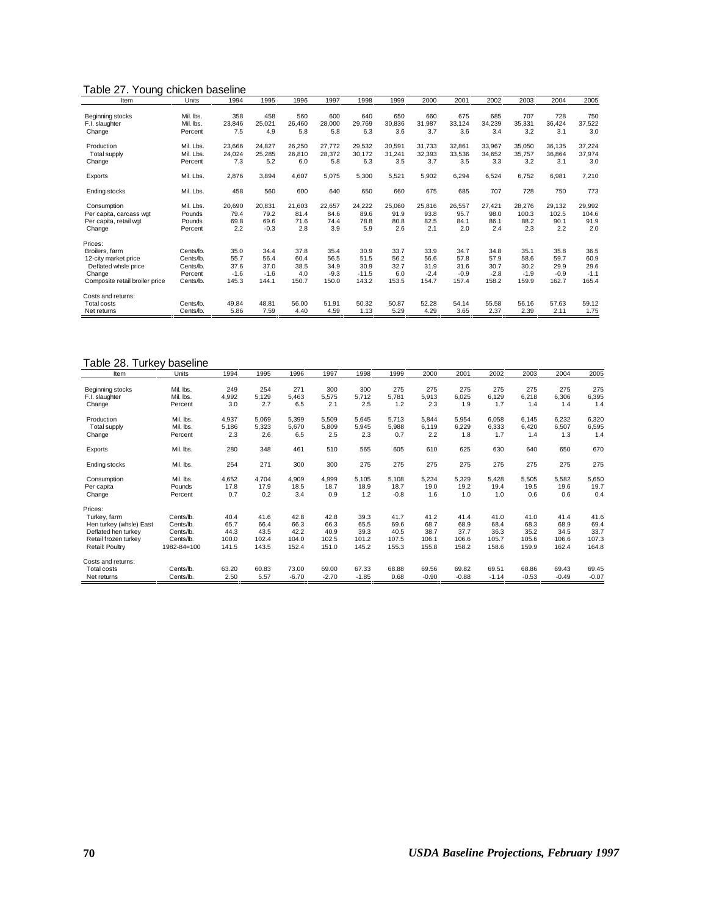## Table 27. Young chicken baseline

| Item | Units | 1994 | 1995 | 1996 | 1997 | 1998 | 1999 | 2000 | 2001 | 2002 | 2003 | 2004 | 2005 |
|---|---|---|---|---|---|---|---|---|---|---|---|---|---|
| Beginning stocks | Mil. lbs. | 358 | 458 | 560 | 600 | 640 | 650 | 660 | 675 | 685 | 707 | 728 | 750 |
| F.I. slaughter | Mil. lbs. | 23,846 | 25,021 | 26,460 | 28,000 | 29,769 | 30,836 | 31,987 | 33,124 | 34,239 | 35,331 | 36,424 | 37,522 |
| Change | Percent | 7.5 | 4.9 | 5.8 | 5.8 | 6.3 | 3.6 | 3.7 | 3.6 | 3.4 | 3.2 | 3.1 | 3.0 |
| Production | Mil. Lbs. | 23,666 | 24,827 | 26,250 | 27,772 | 29,532 | 30,591 | 31,733 | 32,861 | 33,967 | 35,050 | 36,135 | 37,224 |
| Total supply | Mil. Lbs. | 24,024 | 25,285 | 26,810 | 28,372 | 30,172 | 31,241 | 32,393 | 33,536 | 34,652 | 35,757 | 36,864 | 37,974 |
| Change | Percent | 7.3 | 5.2 | 6.0 | 5.8 | 6.3 | 3.5 | 3.7 | 3.5 | 3.3 | 3.2 | 3.1 | 3.0 |
| Exports | Mil. Lbs. | 2,876 | 3,894 | 4,607 | 5,075 | 5,300 | 5,521 | 5,902 | 6,294 | 6,524 | 6,752 | 6,981 | 7,210 |
| Ending stocks | Mil. Lbs. | 458 | 560 | 600 | 640 | 650 | 660 | 675 | 685 | 707 | 728 | 750 | 773 |
| Consumption | Mil. Lbs. | 20,690 | 20,831 | 21,603 | 22,657 | 24,222 | 25,060 | 25,816 | 26,557 | 27,421 | 28,276 | 29,132 | 29,992 |
| Per capita, carcass wgt | Pounds | 79.4 | 79.2 | 81.4 | 84.6 | 89.6 | 91.9 | 93.8 | 95.7 | 98.0 | 100.3 | 102.5 | 104.6 |
| Per capita, retail wgt | Pounds | 69.8 | 69.6 | 71.6 | 74.4 | 78.8 | 80.8 | 82.5 | 84.1 | 86.1 | 88.2 | 90.1 | 91.9 |
| Change | Percent | 2.2 | -0.3 | 2.8 | 3.9 | 5.9 | 2.6 | 2.1 | 2.0 | 2.4 | 2.3 | 2.2 | 2.0 |
| Prices: | | | | | | | | | | | | | |
| Broilers, farm | Cents/lb. | 35.0 | 34.4 | 37.8 | 35.4 | 30.9 | 33.7 | 33.9 | 34.7 | 34.8 | 35.1 | 35.8 | 36.5 |
| 12-city market price | Cents/lb. | 55.7 | 56.4 | 60.4 | 56.5 | 51.5 | 56.2 | 56.6 | 57.8 | 57.9 | 58.6 | 59.7 | 60.9 |
| Deflated whsle price | Cents/lb. | 37.6 | 37.0 | 38.5 | 34.9 | 30.9 | 32.7 | 31.9 | 31.6 | 30.7 | 30.2 | 29.9 | 29.6 |
| Change | Percent | -1.6 | -1.6 | 4.0 | -9.3 | -11.5 | 6.0 | -2.4 | -0.9 | -2.8 | -1.9 | -0.9 | -1.1 |
| Composite retail broiler price | Cents/lb. | 145.3 | 144.1 | 150.7 | 150.0 | 143.2 | 153.5 | 154.7 | 157.4 | 158.2 | 159.9 | 162.7 | 165.4 |
| Costs and returns: | | | | | | | | | | | | | |
| Total costs | Cents/lb. | 49.84 | 48.81 | 56.00 | 51.91 | 50.32 | 50.87 | 52.28 | 54.14 | 55.58 | 56.16 | 57.63 | 59.12 |
| Net returns | Cents/lb. | 5.86 | 7.59 | 4.40 | 4.59 | 1.13 | 5.29 | 4.29 | 3.65 | 2.37 | 2.39 | 2.11 | 1.75 |

## Table 28. Turkey baseline

| Item | Units | 1994 | 1995 | 1996 | 1997 | 1998 | 1999 | 2000 | 2001 | 2002 | 2003 | 2004 | 2005 |
|---|---|---|---|---|---|---|---|---|---|---|---|---|---|
| Beginning stocks | Mil. lbs. | 249 | 254 | 271 | 300 | 300 | 275 | 275 | 275 | 275 | 275 | 275 | 275 |
| F.I. slaughter | Mil. lbs. | 4,992 | 5,129 | 5,463 | 5,575 | 5,712 | 5,781 | 5,913 | 6,025 | 6,129 | 6,218 | 6,306 | 6,395 |
| Change | Percent | 3.0 | 2.7 | 6.5 | 2.1 | 2.5 | 1.2 | 2.3 | 1.9 | 1.7 | 1.4 | 1.4 | 1.4 |
| Production | Mil. lbs. | 4,937 | 5,069 | 5,399 | 5,509 | 5,645 | 5,713 | 5,844 | 5,954 | 6,058 | 6,145 | 6,232 | 6,320 |
| Total supply | Mil. lbs. | 5,186 | 5,323 | 5,670 | 5,809 | 5,945 | 5,988 | 6,119 | 6,229 | 6,333 | 6,420 | 6,507 | 6,595 |
| Change | Percent | 2.3 | 2.6 | 6.5 | 2.5 | 2.3 | 0.7 | 2.2 | 1.8 | 1.7 | 1.4 | 1.3 | 1.4 |
| Exports | Mil. lbs. | 280 | 348 | 461 | 510 | 565 | 605 | 610 | 625 | 630 | 640 | 650 | 670 |
| Ending stocks | Mil. lbs. | 254 | 271 | 300 | 300 | 275 | 275 | 275 | 275 | 275 | 275 | 275 | 275 |
| Consumption | Mil. lbs. | 4,652 | 4,704 | 4,909 | 4,999 | 5,105 | 5,108 | 5,234 | 5,329 | 5,428 | 5,505 | 5,582 | 5,650 |
| Per capita | Pounds | 17.8 | 17.9 | 18.5 | 18.7 | 18.9 | 18.7 | 19.0 | 19.2 | 19.4 | 19.5 | 19.6 | 19.7 |
| Change | Percent | 0.7 | 0.2 | 3.4 | 0.9 | 1.2 | -0.8 | 1.6 | 1.0 | 1.0 | 0.6 | 0.6 | 0.4 |
| Prices: | | | | | | | | | | | | | |
| Turkey, farm | Cents/lb. | 40.4 | 41.6 | 42.8 | 42.8 | 39.3 | 41.7 | 41.2 | 41.4 | 41.0 | 41.0 | 41.4 | 41.6 |
| Hen turkey (whsle) East | Cents/lb. | 65.7 | 66.4 | 66.3 | 66.3 | 65.5 | 69.6 | 68.7 | 68.9 | 68.4 | 68.3 | 68.9 | 69.4 |
| Deflated hen turkey | Cents/lb. | 44.3 | 43.5 | 42.2 | 40.9 | 39.3 | 40.5 | 38.7 | 37.7 | 36.3 | 35.2 | 34.5 | 33.7 |
| Retail frozen turkey | Cents/lb. | 100.0 | 102.4 | 104.0 | 102.5 | 101.2 | 107.5 | 106.1 | 106.6 | 105.7 | 105.6 | 106.6 | 107.3 |
| Retail: Poultry | 1982-84=100 | 141.5 | 143.5 | 152.4 | 151.0 | 145.2 | 155.3 | 155.8 | 158.2 | 158.6 | 159.9 | 162.4 | 164.8 |
| Costs and returns: | | | | | | | | | | | | | |
| Total costs | Cents/lb. | 63.20 | 60.83 | 73.00 | 69.00 | 67.33 | 68.88 | 69.56 | 69.82 | 69.51 | 68.86 | 69.43 | 69.45 |
| Net returns | Cents/lb. | 2.50 | 5.57 | -6.70 | -2.70 | -1.85 | 0.68 | -0.90 | -0.88 | -1.14 | -0.53 | -0.49 | -0.07 |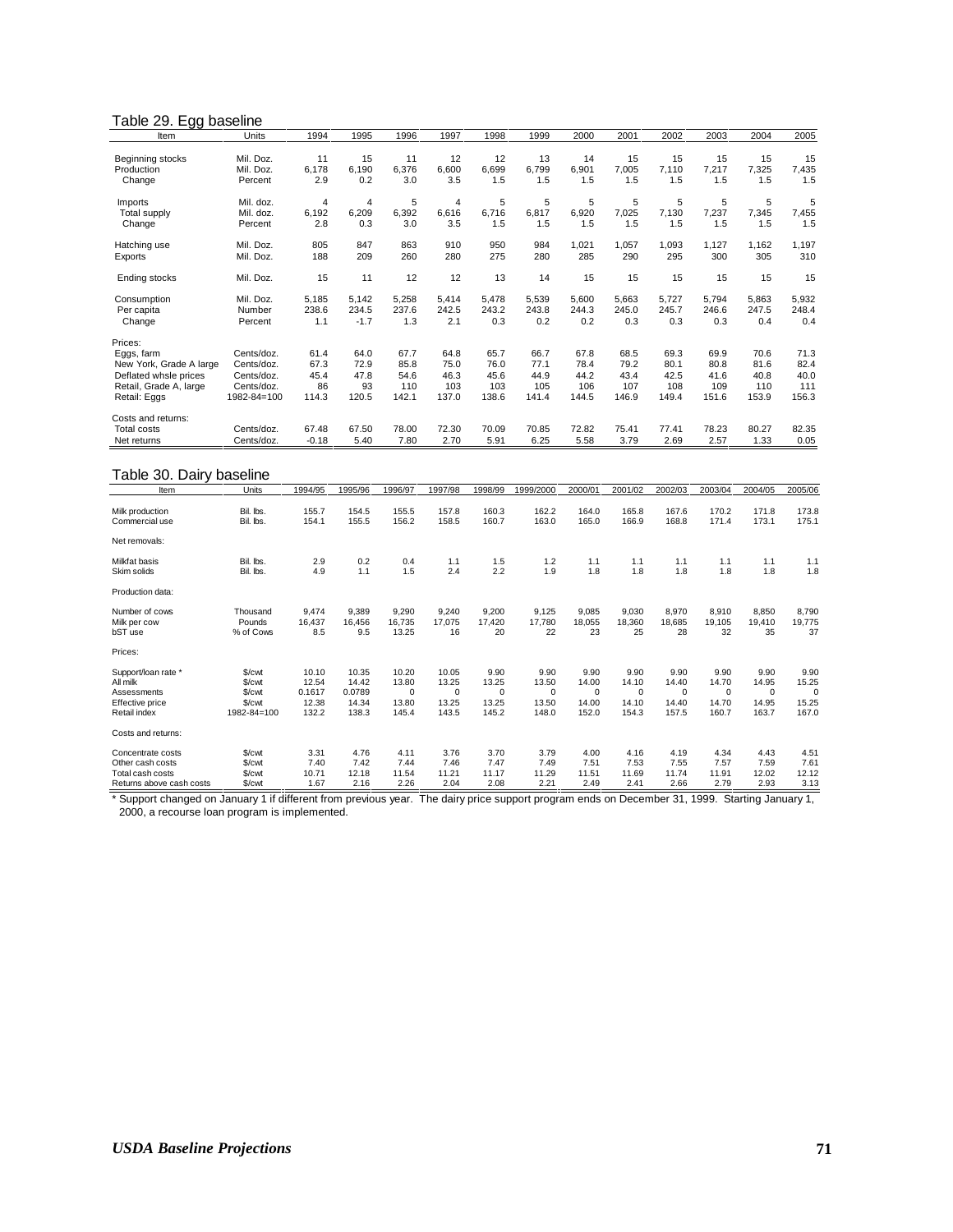## Table 29. Egg baseline

| Item | Units | 1994 | 1995 | 1996 | 1997 | 1998 | 1999 | 2000 | 2001 | 2002 | 2003 | 2004 | 2005 |
|---|---|---|---|---|---|---|---|---|---|---|---|---|---|
| Beginning stocks | Mil. Doz. | 11 | 15 | 11 | 12 | 12 | 13 | 14 | 15 | 15 | 15 | 15 | 15 |
| Production | Mil. Doz. | 6,178 | 6,190 | 6,376 | 6,600 | 6,699 | 6,799 | 6,901 | 7,005 | 7,110 | 7,217 | 7,325 | 7,435 |
| Change | Percent | 2.9 | 0.2 | 3.0 | 3.5 | 1.5 | 1.5 | 1.5 | 1.5 | 1.5 | 1.5 | 1.5 | 1.5 |
| Imports | Mil. doz. | 4 | 4 | 5 | 4 | 5 | 5 | 5 | 5 | 5 | 5 | 5 | 5 |
| Total supply | Mil. doz. | 6,192 | 6,209 | 6,392 | 6,616 | 6,716 | 6,817 | 6,920 | 7,025 | 7,130 | 7,237 | 7,345 | 7,455 |
| Change | Percent | 2.8 | 0.3 | 3.0 | 3.5 | 1.5 | 1.5 | 1.5 | 1.5 | 1.5 | 1.5 | 1.5 | 1.5 |
| Hatching use | Mil. Doz. | 805 | 847 | 863 | 910 | 950 | 984 | 1,021 | 1,057 | 1,093 | 1,127 | 1,162 | 1,197 |
| Exports | Mil. Doz. | 188 | 209 | 260 | 280 | 275 | 280 | 285 | 290 | 295 | 300 | 305 | 310 |
| Ending stocks | Mil. Doz. | 15 | 11 | 12 | 12 | 13 | 14 | 15 | 15 | 15 | 15 | 15 | 15 |
| Consumption | Mil. Doz. | 5,185 | 5,142 | 5,258 | 5,414 | 5,478 | 5,539 | 5,600 | 5,663 | 5,727 | 5,794 | 5,863 | 5,932 |
| Per capita | Number | 238.6 | 234.5 | 237.6 | 242.5 | 243.2 | 243.8 | 244.3 | 245.0 | 245.7 | 246.6 | 247.5 | 248.4 |
| Change | Percent | 1.1 | -1.7 | 1.3 | 2.1 | 0.3 | 0.2 | 0.3 | 0.3 | 0.3 | 0.3 | 0.4 | 0.4 |
| Prices: | | | | | | | | | | | | | |
| Eggs, farm | Cents/doz. | 61.4 | 64.0 | 67.7 | 64.8 | 65.7 | 66.7 | 67.8 | 68.5 | 69.3 | 69.9 | 70.6 | 71.3 |
| New York, Grade A large | Cents/doz. | 67.3 | 72.9 | 85.8 | 75.0 | 76.0 | 77.1 | 78.4 | 79.2 | 80.1 | 80.8 | 81.6 | 82.4 |
| Deflated whsle prices | Cents/doz. | 45.4 | 47.8 | 54.6 | 46.3 | 45.6 | 44.9 | 44.2 | 43.4 | 42.5 | 41.6 | 40.8 | 40.0 |
| Retail, Grade A, large | Cents/doz. | 86 | 93 | 110 | 103 | 103 | 105 | 106 | 107 | 108 | 109 | 110 | 111 |
| Retail: Eggs | 1982-84=100 | 114.3 | 120.5 | 142.1 | 137.0 | 138.6 | 141.4 | 144.5 | 146.9 | 149.4 | 151.6 | 153.9 | 156.3 |
| Costs and returns: | | | | | | | | | | | | | |
| Total costs | Cents/doz. | 67.48 | 67.50 | 78.00 | 72.30 | 70.09 | 70.85 | 72.82 | 75.41 | 77.41 | 78.23 | 80.27 | 82.35 |
| Net returns | Cents/doz. | -0.18 | 5.40 | 7.80 | 2.70 | 5.91 | 6.25 | 5.58 | 3.79 | 2.69 | 2.57 | 1.33 | 0.05 |

## Table 30. Dairy baseline

| Item | Units | 1994/95 | 1995/96 | 1996/97 | 1997/98 | 1998/99 | 1999/2000 | 2000/01 | 2001/02 | 2002/03 | 2003/04 | 2004/05 | 2005/06 |
|---|---|---|---|---|---|---|---|---|---|---|---|---|---|
| Milk production | Bil. lbs. | 155.7 | 154.5 | 155.5 | 157.8 | 160.3 | 162.2 | 164.0 | 165.8 | 167.6 | 170.2 | 171.8 | 173.8 |
| Commercial use | Bil. lbs. | 154.1 | 155.5 | 156.2 | 158.5 | 160.7 | 163.0 | 165.0 | 166.9 | 168.8 | 171.4 | 173.1 | 175.1 |
| Net removals: | | | | | | | | | | | | | |
| Milkfat basis | Bil. lbs. | 2.9 | 0.2 | 0.4 | 1.1 | 1.5 | 1.2 | 1.1 | 1.1 | 1.1 | 1.1 | 1.1 | 1.1 |
| Skim solids | Bil. lbs. | 4.9 | 1.1 | 1.5 | 2.4 | 2.2 | 1.9 | 1.8 | 1.8 | 1.8 | 1.8 | 1.8 | 1.8 |
| Production data: | | | | | | | | | | | | | |
| Number of cows | Thousand | 9,474 | 9,389 | 9,290 | 9,240 | 9,200 | 9,125 | 9,085 | 9,030 | 8,970 | 8,910 | 8,850 | 8,790 |
| Milk per cow | Pounds | 16,437 | 16,456 | 16,735 | 17,075 | 17,420 | 17,780 | 18,055 | 18,360 | 18,685 | 19,105 | 19,410 | 19,775 |
| bST use | % of Cows | 8.5 | 9.5 | 13.25 | 16 | 20 | 22 | 23 | 25 | 28 | 32 | 35 | 37 |
| Prices: | | | | | | | | | | | | | |
| Support/loan rate * | $/cwt | 10.10 | 10.35 | 10.20 | 10.05 | 9.90 | 9.90 | 9.90 | 9.90 | 9.90 | 9.90 | 9.90 | 9.90 |
| All milk | $/cwt | 12.54 | 14.42 | 13.80 | 13.25 | 13.25 | 13.50 | 14.00 | 14.10 | 14.40 | 14.70 | 14.95 | 15.25 |
| Assessments | $/cwt | 0.1617 | 0.0789 | 0 | 0 | 0 | 0 | 0 | 0 | 0 | 0 | 0 | 0 |
| Effective price | $/cwt | 12.38 | 14.34 | 13.80 | 13.25 | 13.25 | 13.50 | 14.00 | 14.10 | 14.40 | 14.70 | 14.95 | 15.25 |
| Retail index | 1982-84=100 | 132.2 | 138.3 | 145.4 | 143.5 | 145.2 | 148.0 | 152.0 | 154.3 | 157.5 | 160.7 | 163.7 | 167.0 |
| Costs and returns: | | | | | | | | | | | | | |
| Concentrate costs | $/cwt | 3.31 | 4.76 | 4.11 | 3.76 | 3.70 | 3.79 | 4.00 | 4.16 | 4.19 | 4.34 | 4.43 | 4.51 |
| Other cash costs | $/cwt | 7.40 | 7.42 | 7.44 | 7.46 | 7.47 | 7.49 | 7.51 | 7.53 | 7.55 | 7.57 | 7.59 | 7.61 |
| Total cash costs | $/cwt | 10.71 | 12.18 | 11.54 | 11.21 | 11.17 | 11.29 | 11.51 | 11.69 | 11.74 | 11.91 | 12.02 | 12.12 |
| Returns above cash costs | $/cwt | 1.67 | 2.16 | 2.26 | 2.04 | 2.08 | 2.21 | 2.49 | 2.41 | 2.66 | 2.79 | 2.93 | 3.13 |

* Support changed on January 1 if different from previous year. The dairy price support program ends on December 31, 1999. Starting January 1, 2000, a recourse loan program is implemented.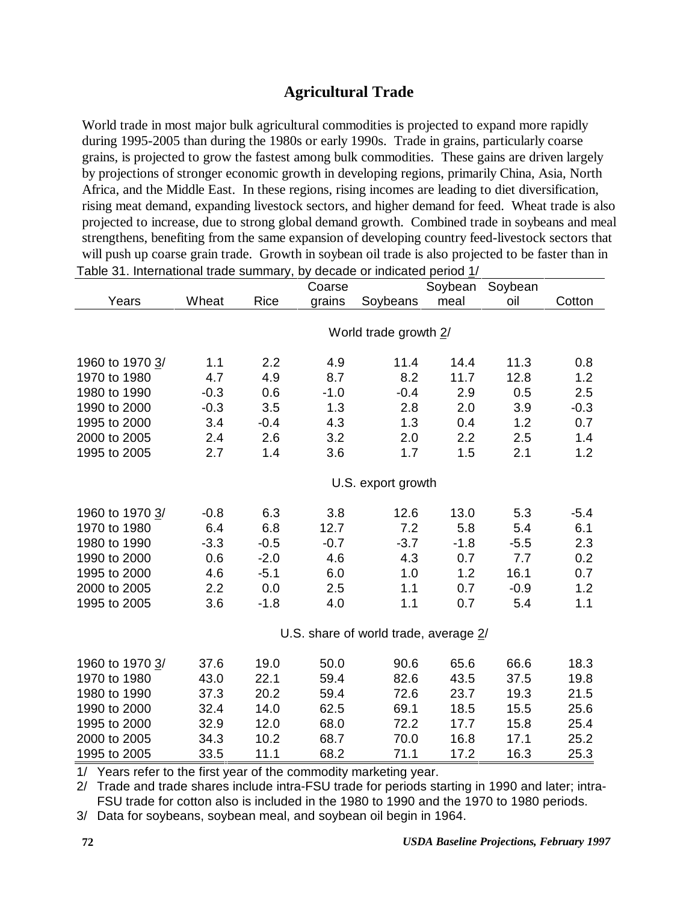## Agricultural Trade

World trade in most major bulk agricultural commodities is projected to expand more rapidly during 1995-2005 than during the 1980s or early 1990s. Trade in grains, particularly coarse grains, is projected to grow the fastest among bulk commodities. These gains are driven largely by projections of stronger economic growth in developing regions, primarily China, Asia, North Africa, and the Middle East. In these regions, rising incomes are leading to diet diversification, rising meat demand, expanding livestock sectors, and higher demand for feed. Wheat trade is also projected to increase, due to strong global demand growth. Combined trade in soybeans and meal strengthens, benefiting from the same expansion of developing country feed-livestock sectors that will push up coarse grain trade. Growth in soybean oil trade is also projected to be faster than in

Table 31. International trade summary, by decade or indicated period 1/

| Years | Wheat | Rice | Coarse grains | Soybeans | Soybean meal | Soybean oil | Cotton |
|---|---|---|---|---|---|---|---|
| | | | | World trade growth 2/ | | | |
| 1960 to 1970 3/ | 1.1 | 2.2 | 4.9 | 11.4 | 14.4 | 11.3 | 0.8 |
| 1970 to 1980 | 4.7 | 4.9 | 8.7 | 8.2 | 11.7 | 12.8 | 1.2 |
| 1980 to 1990 | -0.3 | 0.6 | -1.0 | -0.4 | 2.9 | 0.5 | 2.5 |
| 1990 to 2000 | -0.3 | 3.5 | 1.3 | 2.8 | 2.0 | 3.9 | -0.3 |
| 1995 to 2000 | 3.4 | -0.4 | 4.3 | 1.3 | 0.4 | 1.2 | 0.7 |
| 2000 to 2005 | 2.4 | 2.6 | 3.2 | 2.0 | 2.2 | 2.5 | 1.4 |
| 1995 to 2005 | 2.7 | 1.4 | 3.6 | 1.7 | 1.5 | 2.1 | 1.2 |
| | | | | U.S. export growth | | | |
| 1960 to 1970 3/ | -0.8 | 6.3 | 3.8 | 12.6 | 13.0 | 5.3 | -5.4 |
| 1970 to 1980 | 6.4 | 6.8 | 12.7 | 7.2 | 5.8 | 5.4 | 6.1 |
| 1980 to 1990 | -3.3 | -0.5 | -0.7 | -3.7 | -1.8 | -5.5 | 2.3 |
| 1990 to 2000 | 0.6 | -2.0 | 4.6 | 4.3 | 0.7 | 7.7 | 0.2 |
| 1995 to 2000 | 4.6 | -5.1 | 6.0 | 1.0 | 1.2 | 16.1 | 0.7 |
| 2000 to 2005 | 2.2 | 0.0 | 2.5 | 1.1 | 0.7 | -0.9 | 1.2 |
| 1995 to 2005 | 3.6 | -1.8 | 4.0 | 1.1 | 0.7 | 5.4 | 1.1 |
| | | | | U.S. share of world trade, average 2/ | | | |
| 1960 to 1970 3/ | 37.6 | 19.0 | 50.0 | 90.6 | 65.6 | 66.6 | 18.3 |
| 1970 to 1980 | 43.0 | 22.1 | 59.4 | 82.6 | 43.5 | 37.5 | 19.8 |
| 1980 to 1990 | 37.3 | 20.2 | 59.4 | 72.6 | 23.7 | 19.3 | 21.5 |
| 1990 to 2000 | 32.4 | 14.0 | 62.5 | 69.1 | 18.5 | 15.5 | 25.6 |
| 1995 to 2000 | 32.9 | 12.0 | 68.0 | 72.2 | 17.7 | 15.8 | 25.4 |
| 2000 to 2005 | 34.3 | 10.2 | 68.7 | 70.0 | 16.8 | 17.1 | 25.2 |
| 1995 to 2005 | 33.5 | 11.1 | 68.2 | 71.1 | 17.2 | 16.3 | 25.3 |

1/ Years refer to the first year of the commodity marketing year.

2/ Trade and trade shares include intra-FSU trade for periods starting in 1990 and later; intra-FSU trade for cotton also is included in the 1980 to 1990 and the 1970 to 1980 periods.

3/ Data for soybeans, soybean meal, and soybean oil begin in 1964.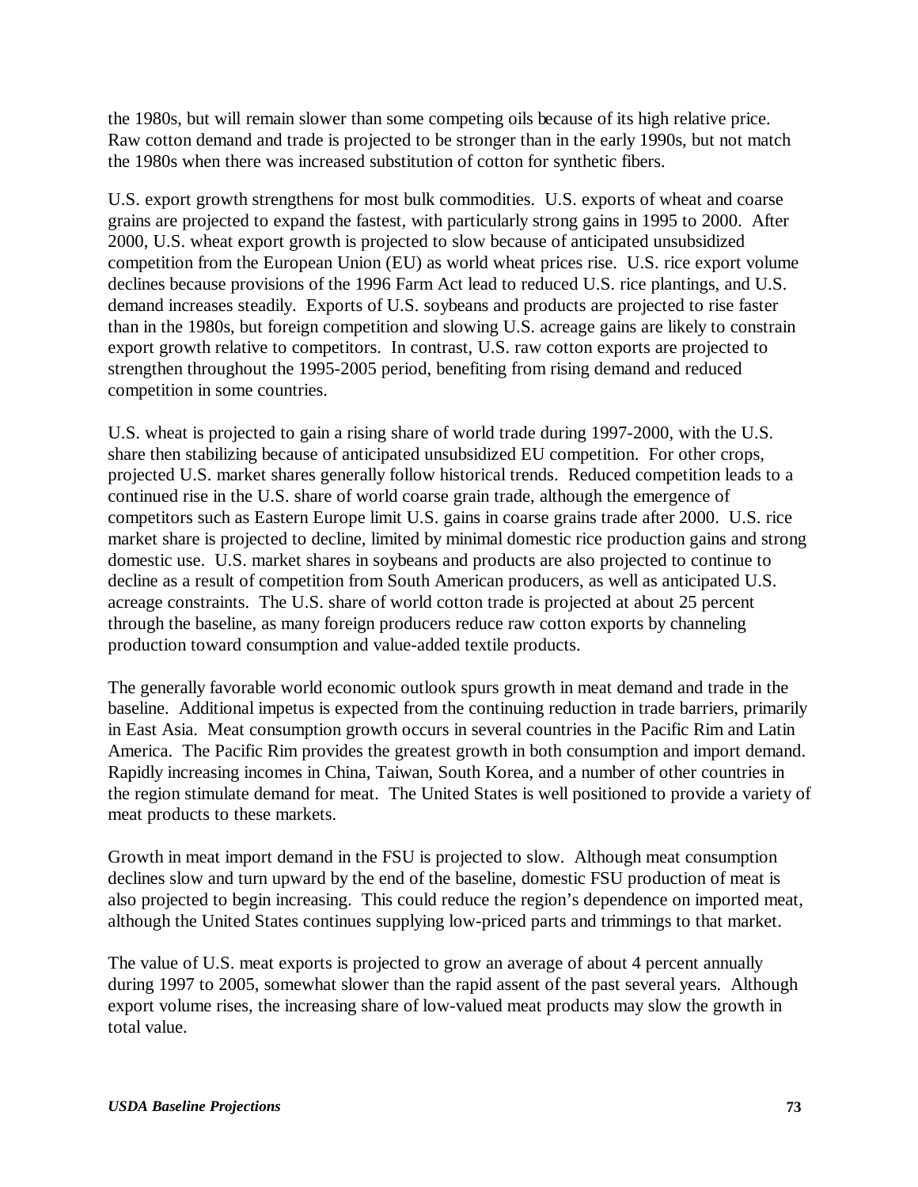the 1980s, but will remain slower than some competing oils because of its high relative price. Raw cotton demand and trade is projected to be stronger than in the early 1990s, but not match the 1980s when there was increased substitution of cotton for synthetic fibers.

U.S. export growth strengthens for most bulk commodities. U.S. exports of wheat and coarse grains are projected to expand the fastest, with particularly strong gains in 1995 to 2000. After 2000, U.S. wheat export growth is projected to slow because of anticipated unsubsidized competition from the European Union (EU) as world wheat prices rise. U.S. rice export volume declines because provisions of the 1996 Farm Act lead to reduced U.S. rice plantings, and U.S. demand increases steadily. Exports of U.S. soybeans and products are projected to rise faster than in the 1980s, but foreign competition and slowing U.S. acreage gains are likely to constrain export growth relative to competitors. In contrast, U.S. raw cotton exports are projected to strengthen throughout the 1995-2005 period, benefiting from rising demand and reduced competition in some countries.

U.S. wheat is projected to gain a rising share of world trade during 1997-2000, with the U.S. share then stabilizing because of anticipated unsubsidized EU competition. For other crops, projected U.S. market shares generally follow historical trends. Reduced competition leads to a continued rise in the U.S. share of world coarse grain trade, although the emergence of competitors such as Eastern Europe limit U.S. gains in coarse grains trade after 2000. U.S. rice market share is projected to decline, limited by minimal domestic rice production gains and strong domestic use. U.S. market shares in soybeans and products are also projected to continue to decline as a result of competition from South American producers, as well as anticipated U.S. acreage constraints. The U.S. share of world cotton trade is projected at about 25 percent through the baseline, as many foreign producers reduce raw cotton exports by channeling production toward consumption and value-added textile products.

The generally favorable world economic outlook spurs growth in meat demand and trade in the baseline. Additional impetus is expected from the continuing reduction in trade barriers, primarily in East Asia. Meat consumption growth occurs in several countries in the Pacific Rim and Latin America. The Pacific Rim provides the greatest growth in both consumption and import demand. Rapidly increasing incomes in China, Taiwan, South Korea, and a number of other countries in the region stimulate demand for meat. The United States is well positioned to provide a variety of meat products to these markets.

Growth in meat import demand in the FSU is projected to slow. Although meat consumption declines slow and turn upward by the end of the baseline, domestic FSU production of meat is also projected to begin increasing. This could reduce the region's dependence on imported meat, although the United States continues supplying low-priced parts and trimmings to that market.

The value of U.S. meat exports is projected to grow an average of about 4 percent annually during 1997 to 2005, somewhat slower than the rapid assent of the past several years. Although export volume rises, the increasing share of low-valued meat products may slow the growth in total value.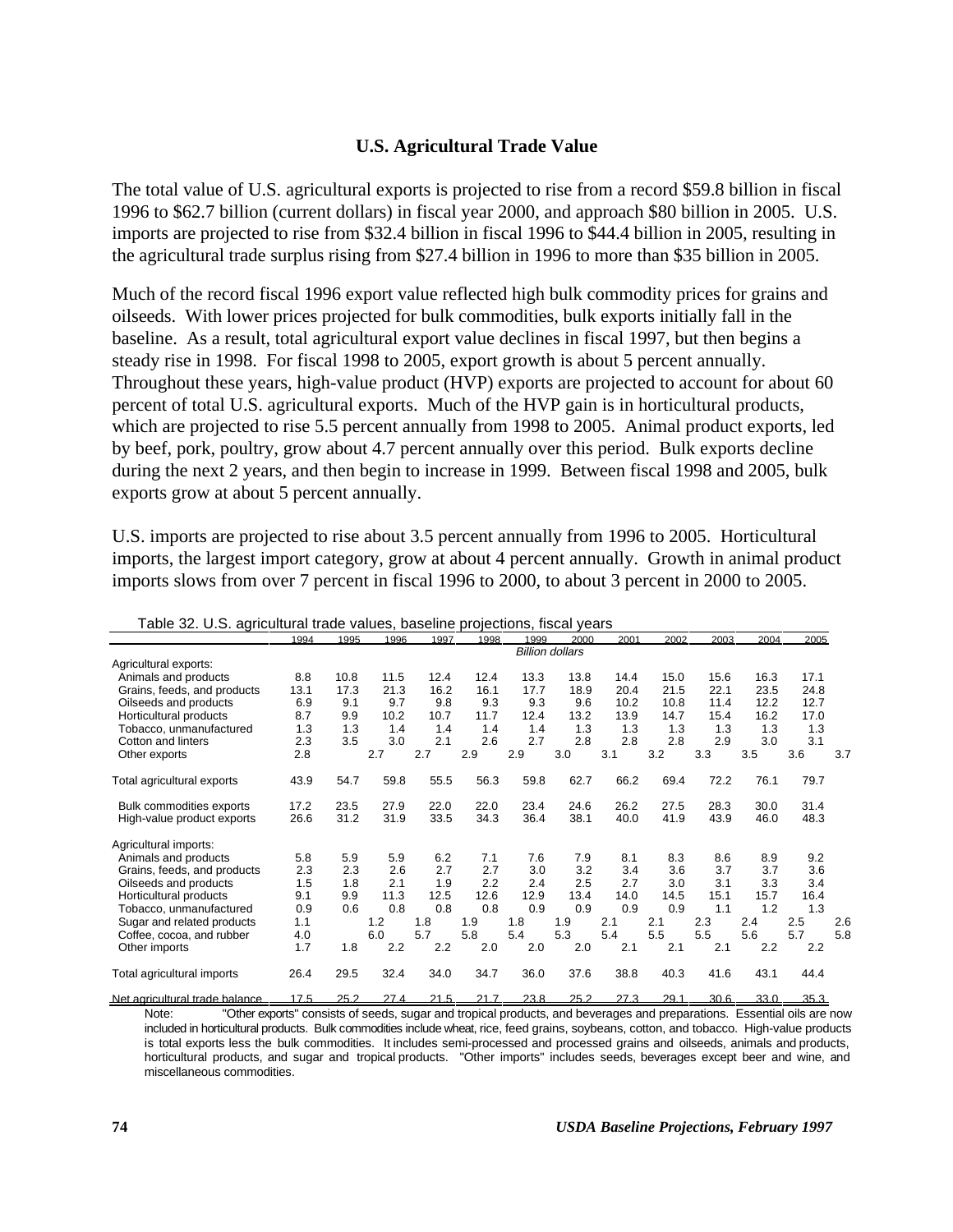## U.S. Agricultural Trade Value

The total value of U.S. agricultural exports is projected to rise from a record $59.8 billion in fiscal 1996 to $62.7 billion (current dollars) in fiscal year 2000, and approach $80 billion in 2005. U.S. imports are projected to rise from $32.4 billion in fiscal 1996 to $44.4 billion in 2005, resulting in the agricultural trade surplus rising from $27.4 billion in 1996 to more than $35 billion in 2005.

Much of the record fiscal 1996 export value reflected high bulk commodity prices for grains and oilseeds. With lower prices projected for bulk commodities, bulk exports initially fall in the baseline. As a result, total agricultural export value declines in fiscal 1997, but then begins a steady rise in 1998. For fiscal 1998 to 2005, export growth is about 5 percent annually. Throughout these years, high-value product (HVP) exports are projected to account for about 60 percent of total U.S. agricultural exports. Much of the HVP gain is in horticultural products, which are projected to rise 5.5 percent annually from 1998 to 2005. Animal product exports, led by beef, pork, poultry, grow about 4.7 percent annually over this period. Bulk exports decline during the next 2 years, and then begin to increase in 1999. Between fiscal 1998 and 2005, bulk exports grow at about 5 percent annually.

U.S. imports are projected to rise about 3.5 percent annually from 1996 to 2005. Horticultural imports, the largest import category, grow at about 4 percent annually. Growth in animal product imports slows from over 7 percent in fiscal 1996 to 2000, to about 3 percent in 2000 to 2005.

Table 32. U.S. agricultural trade values, baseline projections, fiscal years

| | 1994 | 1995 | 1996 | 1997 | 1998 | 1999 | 2000 | 2001 | 2002 | 2003 | 2004 | 2005 |
|---|---|---|---|---|---|---|---|---|---|---|---|---|
| | *Billion dollars* | | | | | | | | | | | |
| Agricultural exports: | | | | | | | | | | | | |
| Animals and products | 8.8 | 10.8 | 11.5 | 12.4 | 12.4 | 13.3 | 13.8 | 14.4 | 15.0 | 15.6 | 16.3 | 17.1 |
| Grains, feeds, and products | 13.1 | 17.3 | 21.3 | 16.2 | 16.1 | 17.7 | 18.9 | 20.4 | 21.5 | 22.1 | 23.5 | 24.8 |
| Oilseeds and products | 6.9 | 9.1 | 9.7 | 9.8 | 9.3 | 9.3 | 9.6 | 10.2 | 10.8 | 11.4 | 12.2 | 12.7 |
| Horticultural products | 8.7 | 9.9 | 10.2 | 10.7 | 11.7 | 12.4 | 13.2 | 13.9 | 14.7 | 15.4 | 16.2 | 17.0 |
| Tobacco, unmanufactured | 1.3 | 1.3 | 1.4 | 1.4 | 1.4 | 1.4 | 1.3 | 1.3 | 1.3 | 1.3 | 1.3 | 1.3 |
| Cotton and linters | 2.3 | 3.5 | 3.0 | 2.1 | 2.6 | 2.7 | 2.8 | 2.8 | 2.8 | 2.9 | 3.0 | 3.1 |
| Other exports | 2.8 | 2.7 | 2.7 | 2.9 | 2.9 | 3.0 | 3.1 | 3.2 | 3.3 | 3.5 | 3.6 | 3.7 |
| Total agricultural exports | 43.9 | 54.7 | 59.8 | 55.5 | 56.3 | 59.8 | 62.7 | 66.2 | 69.4 | 72.2 | 76.1 | 79.7 |
| Bulk commodities exports | 17.2 | 23.5 | 27.9 | 22.0 | 22.0 | 23.4 | 24.6 | 26.2 | 27.5 | 28.3 | 30.0 | 31.4 |
| High-value product exports | 26.6 | 31.2 | 31.9 | 33.5 | 34.3 | 36.4 | 38.1 | 40.0 | 41.9 | 43.9 | 46.0 | 48.3 |
| Agricultural imports: | | | | | | | | | | | | |
| Animals and products | 5.8 | 5.9 | 5.9 | 6.2 | 7.1 | 7.6 | 7.9 | 8.1 | 8.3 | 8.6 | 8.9 | 9.2 |
| Grains, feeds, and products | 2.3 | 2.3 | 2.6 | 2.7 | 2.7 | 3.0 | 3.2 | 3.4 | 3.6 | 3.7 | 3.7 | 3.6 |
| Oilseeds and products | 1.5 | 1.8 | 2.1 | 1.9 | 2.2 | 2.4 | 2.5 | 2.7 | 3.0 | 3.1 | 3.3 | 3.4 |
| Horticultural products | 9.1 | 9.9 | 11.3 | 12.5 | 12.6 | 12.9 | 13.4 | 14.0 | 14.5 | 15.1 | 15.7 | 16.4 |
| Tobacco, unmanufactured | 0.9 | 0.6 | 0.8 | 0.8 | 0.8 | 0.9 | 0.9 | 0.9 | 0.9 | 1.1 | 1.2 | 1.3 |
| Sugar and related products | 1.1 | 1.2 | 1.8 | 1.9 | 1.8 | 1.9 | 2.1 | 2.1 | 2.3 | 2.4 | 2.5 | 2.6 |
| Coffee, cocoa, and rubber | 4.0 | 6.0 | 5.7 | 5.8 | 5.4 | 5.3 | 5.4 | 5.5 | 5.5 | 5.6 | 5.7 | 5.8 |
| Other imports | 1.7 | 1.8 | 2.2 | 2.2 | 2.0 | 2.0 | 2.0 | 2.1 | 2.1 | 2.1 | 2.2 | 2.2 |
| Total agricultural imports | 26.4 | 29.5 | 32.4 | 34.0 | 34.7 | 36.0 | 37.6 | 38.8 | 40.3 | 41.6 | 43.1 | 44.4 |
| Net agricultural trade balance | 17.5 | 25.2 | 27.4 | 21.5 | 21.7 | 23.8 | 25.2 | 27.3 | 29.1 | 30.6 | 33.0 | 35.3 |

Note: "Other exports" consists of seeds, sugar and tropical products, and beverages and preparations. Essential oils are now included in horticultural products. Bulk commodities include wheat, rice, feed grains, soybeans, cotton, and tobacco. High-value products is total exports less the bulk commodities. It includes semi-processed and processed grains and oilseeds, animals and products, horticultural products, and sugar and tropical products. "Other imports" includes seeds, beverages except beer and wine, and miscellaneous commodities.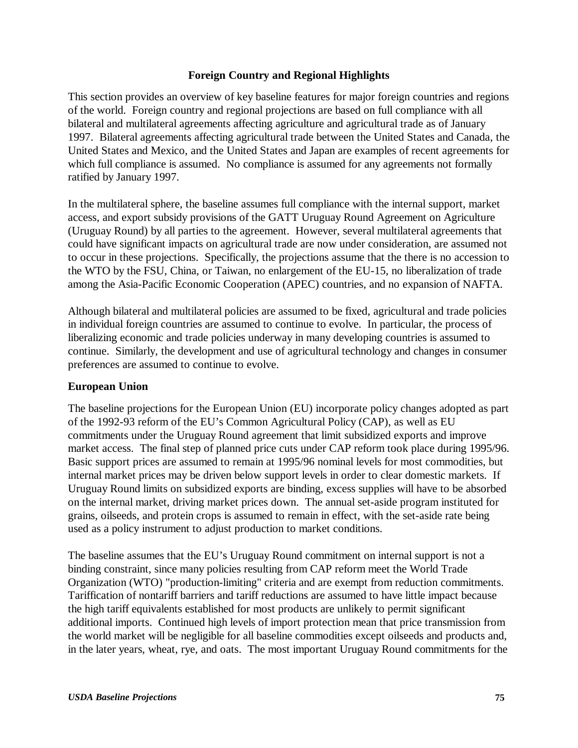## Foreign Country and Regional Highlights

This section provides an overview of key baseline features for major foreign countries and regions of the world. Foreign country and regional projections are based on full compliance with all bilateral and multilateral agreements affecting agriculture and agricultural trade as of January 1997. Bilateral agreements affecting agricultural trade between the United States and Canada, the United States and Mexico, and the United States and Japan are examples of recent agreements for which full compliance is assumed. No compliance is assumed for any agreements not formally ratified by January 1997.

In the multilateral sphere, the baseline assumes full compliance with the internal support, market access, and export subsidy provisions of the GATT Uruguay Round Agreement on Agriculture (Uruguay Round) by all parties to the agreement. However, several multilateral agreements that could have significant impacts on agricultural trade are now under consideration, are assumed not to occur in these projections. Specifically, the projections assume that the there is no accession to the WTO by the FSU, China, or Taiwan, no enlargement of the EU-15, no liberalization of trade among the Asia-Pacific Economic Cooperation (APEC) countries, and no expansion of NAFTA.

Although bilateral and multilateral policies are assumed to be fixed, agricultural and trade policies in individual foreign countries are assumed to continue to evolve. In particular, the process of liberalizing economic and trade policies underway in many developing countries is assumed to continue. Similarly, the development and use of agricultural technology and changes in consumer preferences are assumed to continue to evolve.

### European Union

The baseline projections for the European Union (EU) incorporate policy changes adopted as part of the 1992-93 reform of the EU's Common Agricultural Policy (CAP), as well as EU commitments under the Uruguay Round agreement that limit subsidized exports and improve market access. The final step of planned price cuts under CAP reform took place during 1995/96. Basic support prices are assumed to remain at 1995/96 nominal levels for most commodities, but internal market prices may be driven below support levels in order to clear domestic markets. If Uruguay Round limits on subsidized exports are binding, excess supplies will have to be absorbed on the internal market, driving market prices down. The annual set-aside program instituted for grains, oilseeds, and protein crops is assumed to remain in effect, with the set-aside rate being used as a policy instrument to adjust production to market conditions.

The baseline assumes that the EU's Uruguay Round commitment on internal support is not a binding constraint, since many policies resulting from CAP reform meet the World Trade Organization (WTO) "production-limiting" criteria and are exempt from reduction commitments. Tariffication of nontariff barriers and tariff reductions are assumed to have little impact because the high tariff equivalents established for most products are unlikely to permit significant additional imports. Continued high levels of import protection mean that price transmission from the world market will be negligible for all baseline commodities except oilseeds and products and, in the later years, wheat, rye, and oats. The most important Uruguay Round commitments for the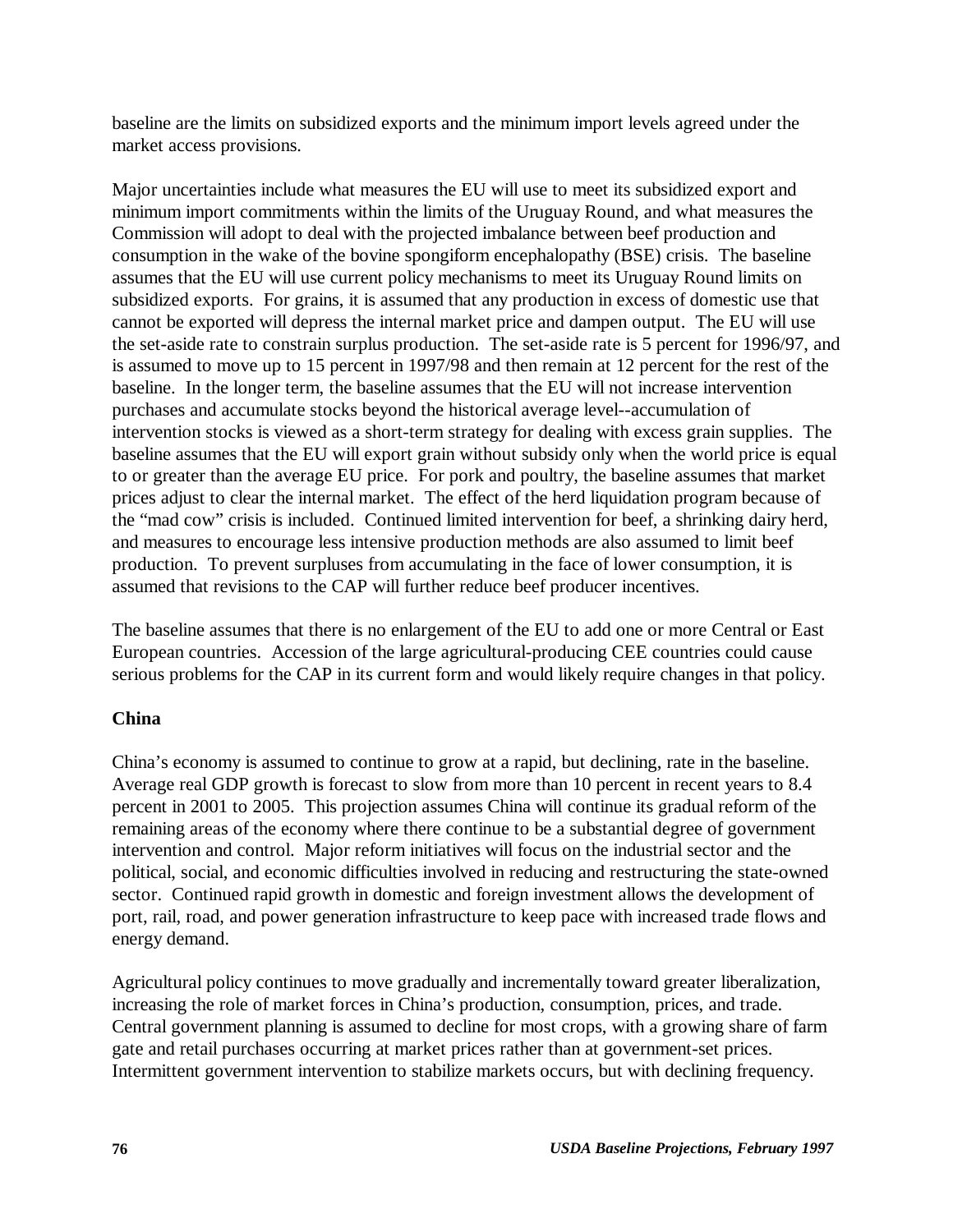baseline are the limits on subsidized exports and the minimum import levels agreed under the market access provisions.

Major uncertainties include what measures the EU will use to meet its subsidized export and minimum import commitments within the limits of the Uruguay Round, and what measures the Commission will adopt to deal with the projected imbalance between beef production and consumption in the wake of the bovine spongiform encephalopathy (BSE) crisis. The baseline assumes that the EU will use current policy mechanisms to meet its Uruguay Round limits on subsidized exports. For grains, it is assumed that any production in excess of domestic use that cannot be exported will depress the internal market price and dampen output. The EU will use the set-aside rate to constrain surplus production. The set-aside rate is 5 percent for 1996/97, and is assumed to move up to 15 percent in 1997/98 and then remain at 12 percent for the rest of the baseline. In the longer term, the baseline assumes that the EU will not increase intervention purchases and accumulate stocks beyond the historical average level--accumulation of intervention stocks is viewed as a short-term strategy for dealing with excess grain supplies. The baseline assumes that the EU will export grain without subsidy only when the world price is equal to or greater than the average EU price. For pork and poultry, the baseline assumes that market prices adjust to clear the internal market. The effect of the herd liquidation program because of the "mad cow" crisis is included. Continued limited intervention for beef, a shrinking dairy herd, and measures to encourage less intensive production methods are also assumed to limit beef production. To prevent surpluses from accumulating in the face of lower consumption, it is assumed that revisions to the CAP will further reduce beef producer incentives.

The baseline assumes that there is no enlargement of the EU to add one or more Central or East European countries. Accession of the large agricultural-producing CEE countries could cause serious problems for the CAP in its current form and would likely require changes in that policy.

**China**

China's economy is assumed to continue to grow at a rapid, but declining, rate in the baseline. Average real GDP growth is forecast to slow from more than 10 percent in recent years to 8.4 percent in 2001 to 2005. This projection assumes China will continue its gradual reform of the remaining areas of the economy where there continue to be a substantial degree of government intervention and control. Major reform initiatives will focus on the industrial sector and the political, social, and economic difficulties involved in reducing and restructuring the state-owned sector. Continued rapid growth in domestic and foreign investment allows the development of port, rail, road, and power generation infrastructure to keep pace with increased trade flows and energy demand.

Agricultural policy continues to move gradually and incrementally toward greater liberalization, increasing the role of market forces in China's production, consumption, prices, and trade. Central government planning is assumed to decline for most crops, with a growing share of farm gate and retail purchases occurring at market prices rather than at government-set prices. Intermittent government intervention to stabilize markets occurs, but with declining frequency.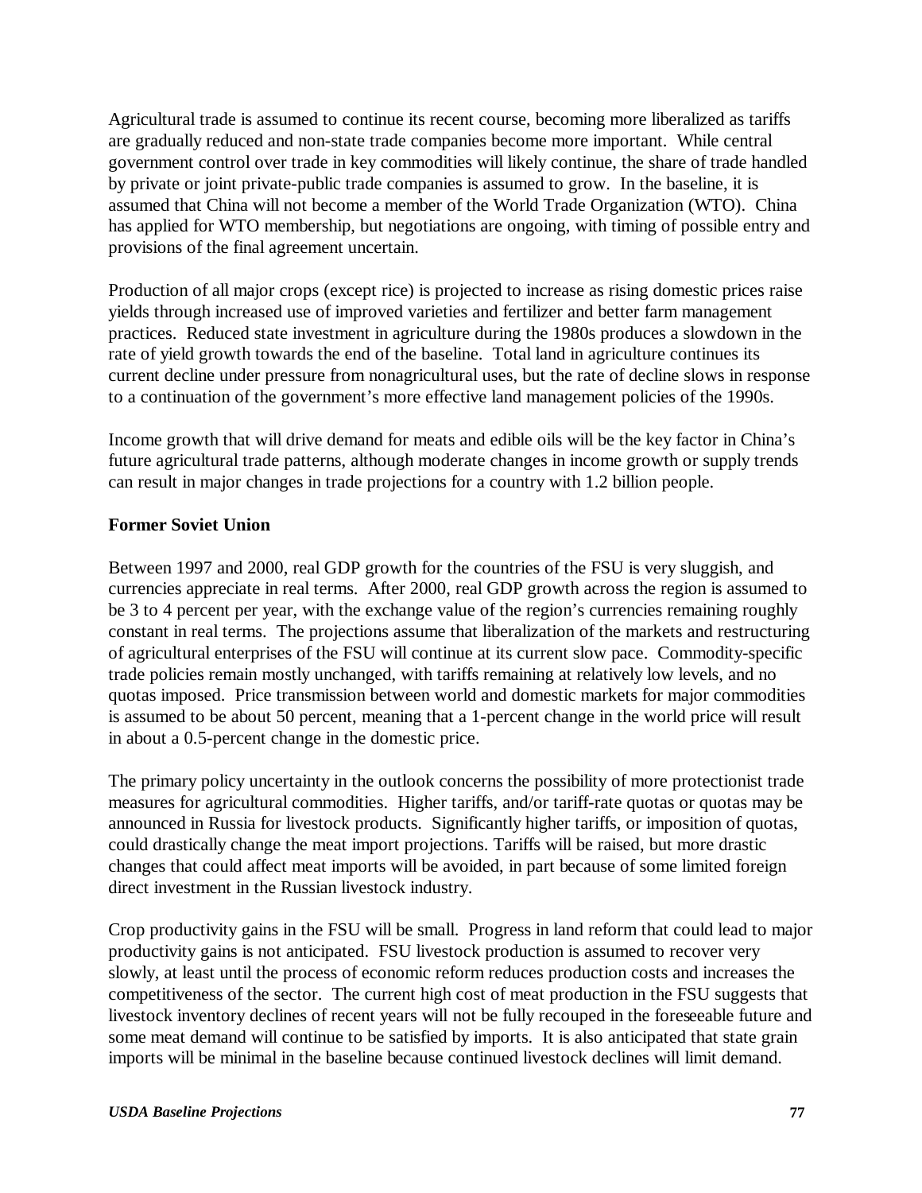Agricultural trade is assumed to continue its recent course, becoming more liberalized as tariffs are gradually reduced and non-state trade companies become more important. While central government control over trade in key commodities will likely continue, the share of trade handled by private or joint private-public trade companies is assumed to grow. In the baseline, it is assumed that China will not become a member of the World Trade Organization (WTO). China has applied for WTO membership, but negotiations are ongoing, with timing of possible entry and provisions of the final agreement uncertain.

Production of all major crops (except rice) is projected to increase as rising domestic prices raise yields through increased use of improved varieties and fertilizer and better farm management practices. Reduced state investment in agriculture during the 1980s produces a slowdown in the rate of yield growth towards the end of the baseline. Total land in agriculture continues its current decline under pressure from nonagricultural uses, but the rate of decline slows in response to a continuation of the government's more effective land management policies of the 1990s.

Income growth that will drive demand for meats and edible oils will be the key factor in China's future agricultural trade patterns, although moderate changes in income growth or supply trends can result in major changes in trade projections for a country with 1.2 billion people.

**Former Soviet Union**

Between 1997 and 2000, real GDP growth for the countries of the FSU is very sluggish, and currencies appreciate in real terms. After 2000, real GDP growth across the region is assumed to be 3 to 4 percent per year, with the exchange value of the region's currencies remaining roughly constant in real terms. The projections assume that liberalization of the markets and restructuring of agricultural enterprises of the FSU will continue at its current slow pace. Commodity-specific trade policies remain mostly unchanged, with tariffs remaining at relatively low levels, and no quotas imposed. Price transmission between world and domestic markets for major commodities is assumed to be about 50 percent, meaning that a 1-percent change in the world price will result in about a 0.5-percent change in the domestic price.

The primary policy uncertainty in the outlook concerns the possibility of more protectionist trade measures for agricultural commodities. Higher tariffs, and/or tariff-rate quotas or quotas may be announced in Russia for livestock products. Significantly higher tariffs, or imposition of quotas, could drastically change the meat import projections. Tariffs will be raised, but more drastic changes that could affect meat imports will be avoided, in part because of some limited foreign direct investment in the Russian livestock industry.

Crop productivity gains in the FSU will be small. Progress in land reform that could lead to major productivity gains is not anticipated. FSU livestock production is assumed to recover very slowly, at least until the process of economic reform reduces production costs and increases the competitiveness of the sector. The current high cost of meat production in the FSU suggests that livestock inventory declines of recent years will not be fully recouped in the foreseeable future and some meat demand will continue to be satisfied by imports. It is also anticipated that state grain imports will be minimal in the baseline because continued livestock declines will limit demand.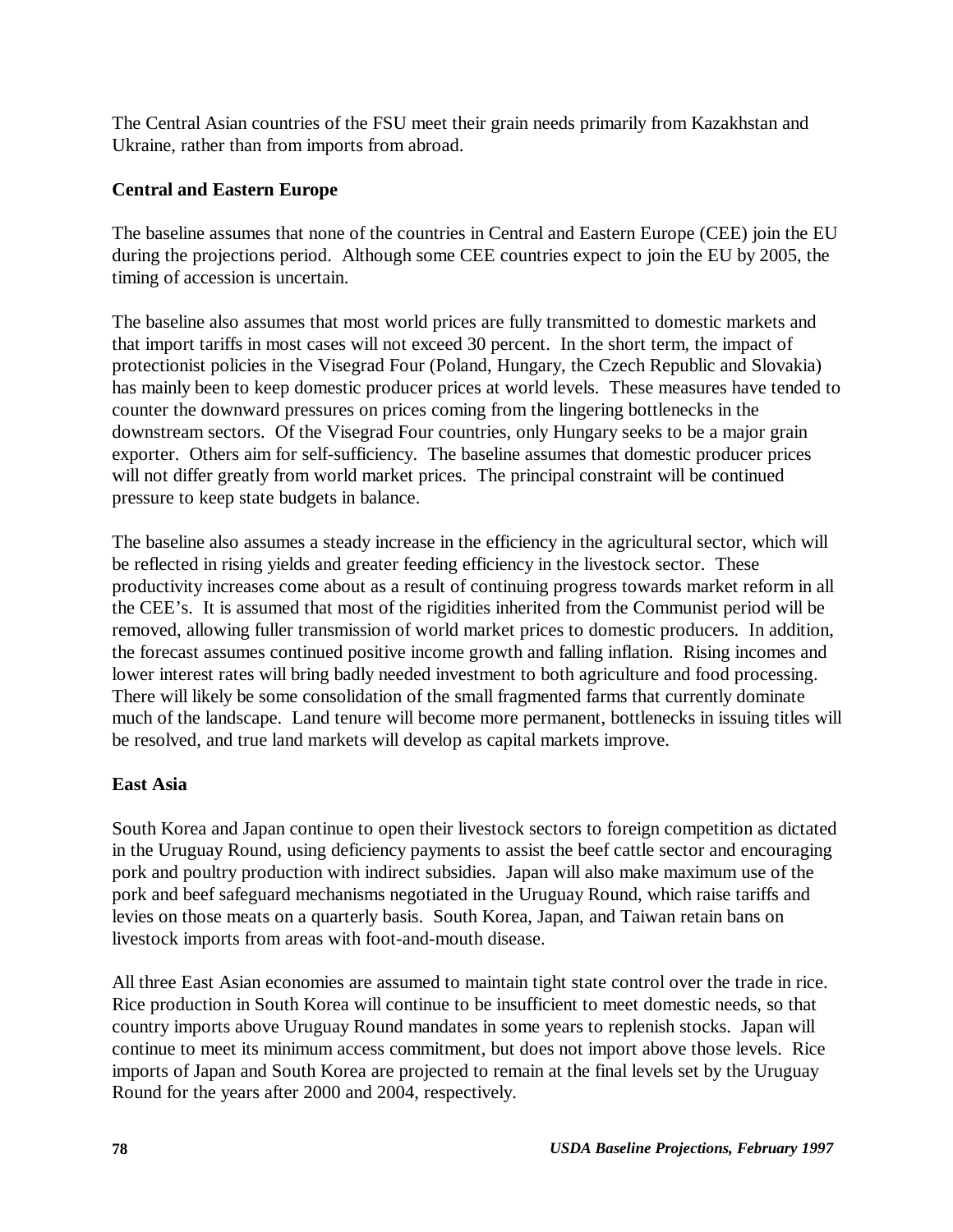The Central Asian countries of the FSU meet their grain needs primarily from Kazakhstan and Ukraine, rather than from imports from abroad.

**Central and Eastern Europe**

The baseline assumes that none of the countries in Central and Eastern Europe (CEE) join the EU during the projections period. Although some CEE countries expect to join the EU by 2005, the timing of accession is uncertain.

The baseline also assumes that most world prices are fully transmitted to domestic markets and that import tariffs in most cases will not exceed 30 percent. In the short term, the impact of protectionist policies in the Visegrad Four (Poland, Hungary, the Czech Republic and Slovakia) has mainly been to keep domestic producer prices at world levels. These measures have tended to counter the downward pressures on prices coming from the lingering bottlenecks in the downstream sectors. Of the Visegrad Four countries, only Hungary seeks to be a major grain exporter. Others aim for self-sufficiency. The baseline assumes that domestic producer prices will not differ greatly from world market prices. The principal constraint will be continued pressure to keep state budgets in balance.

The baseline also assumes a steady increase in the efficiency in the agricultural sector, which will be reflected in rising yields and greater feeding efficiency in the livestock sector. These productivity increases come about as a result of continuing progress towards market reform in all the CEE's. It is assumed that most of the rigidities inherited from the Communist period will be removed, allowing fuller transmission of world market prices to domestic producers. In addition, the forecast assumes continued positive income growth and falling inflation. Rising incomes and lower interest rates will bring badly needed investment to both agriculture and food processing. There will likely be some consolidation of the small fragmented farms that currently dominate much of the landscape. Land tenure will become more permanent, bottlenecks in issuing titles will be resolved, and true land markets will develop as capital markets improve.

**East Asia**

South Korea and Japan continue to open their livestock sectors to foreign competition as dictated in the Uruguay Round, using deficiency payments to assist the beef cattle sector and encouraging pork and poultry production with indirect subsidies. Japan will also make maximum use of the pork and beef safeguard mechanisms negotiated in the Uruguay Round, which raise tariffs and levies on those meats on a quarterly basis. South Korea, Japan, and Taiwan retain bans on livestock imports from areas with foot-and-mouth disease.

All three East Asian economies are assumed to maintain tight state control over the trade in rice. Rice production in South Korea will continue to be insufficient to meet domestic needs, so that country imports above Uruguay Round mandates in some years to replenish stocks. Japan will continue to meet its minimum access commitment, but does not import above those levels. Rice imports of Japan and South Korea are projected to remain at the final levels set by the Uruguay Round for the years after 2000 and 2004, respectively.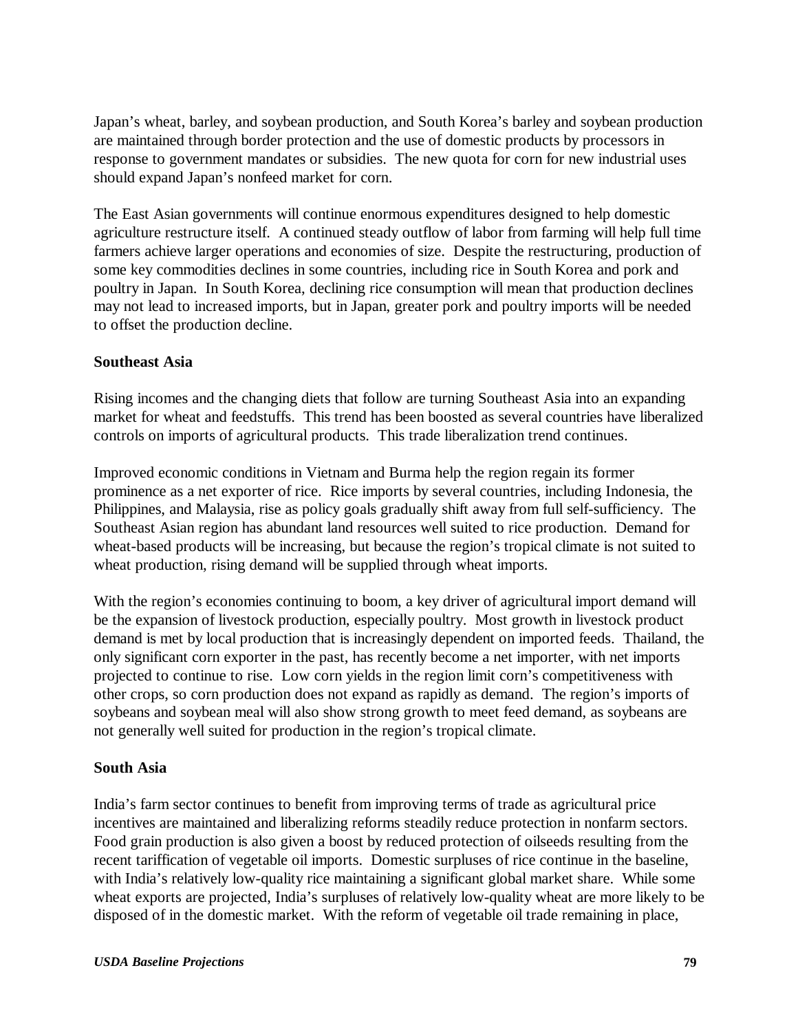Japan's wheat, barley, and soybean production, and South Korea's barley and soybean production are maintained through border protection and the use of domestic products by processors in response to government mandates or subsidies. The new quota for corn for new industrial uses should expand Japan's nonfeed market for corn.

The East Asian governments will continue enormous expenditures designed to help domestic agriculture restructure itself. A continued steady outflow of labor from farming will help full time farmers achieve larger operations and economies of size. Despite the restructuring, production of some key commodities declines in some countries, including rice in South Korea and pork and poultry in Japan. In South Korea, declining rice consumption will mean that production declines may not lead to increased imports, but in Japan, greater pork and poultry imports will be needed to offset the production decline.

**Southeast Asia**

Rising incomes and the changing diets that follow are turning Southeast Asia into an expanding market for wheat and feedstuffs. This trend has been boosted as several countries have liberalized controls on imports of agricultural products. This trade liberalization trend continues.

Improved economic conditions in Vietnam and Burma help the region regain its former prominence as a net exporter of rice. Rice imports by several countries, including Indonesia, the Philippines, and Malaysia, rise as policy goals gradually shift away from full self-sufficiency. The Southeast Asian region has abundant land resources well suited to rice production. Demand for wheat-based products will be increasing, but because the region's tropical climate is not suited to wheat production, rising demand will be supplied through wheat imports.

With the region's economies continuing to boom, a key driver of agricultural import demand will be the expansion of livestock production, especially poultry. Most growth in livestock product demand is met by local production that is increasingly dependent on imported feeds. Thailand, the only significant corn exporter in the past, has recently become a net importer, with net imports projected to continue to rise. Low corn yields in the region limit corn's competitiveness with other crops, so corn production does not expand as rapidly as demand. The region's imports of soybeans and soybean meal will also show strong growth to meet feed demand, as soybeans are not generally well suited for production in the region's tropical climate.

**South Asia**

India's farm sector continues to benefit from improving terms of trade as agricultural price incentives are maintained and liberalizing reforms steadily reduce protection in nonfarm sectors. Food grain production is also given a boost by reduced protection of oilseeds resulting from the recent tariffication of vegetable oil imports. Domestic surpluses of rice continue in the baseline, with India's relatively low-quality rice maintaining a significant global market share. While some wheat exports are projected, India's surpluses of relatively low-quality wheat are more likely to be disposed of in the domestic market. With the reform of vegetable oil trade remaining in place,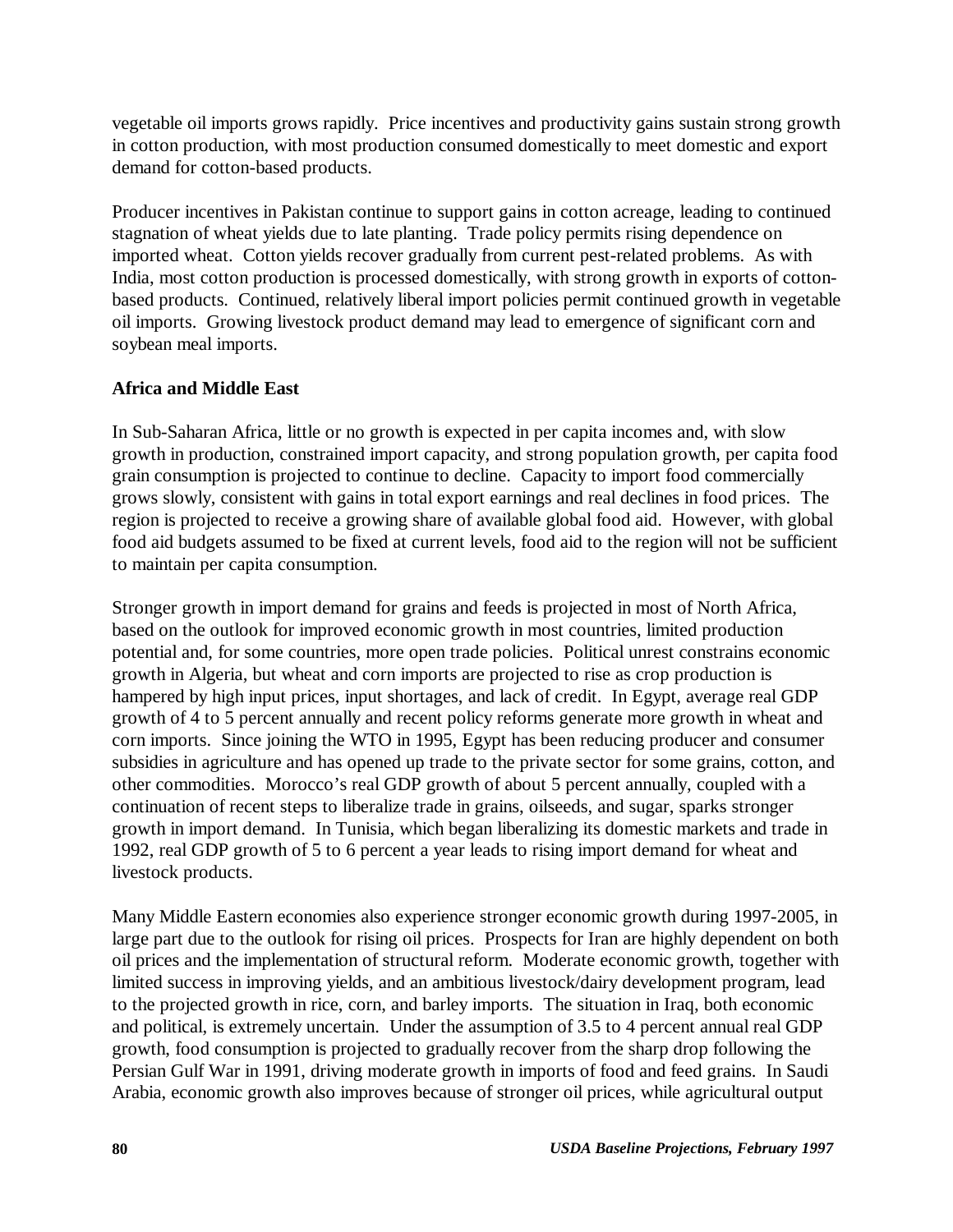vegetable oil imports grows rapidly. Price incentives and productivity gains sustain strong growth in cotton production, with most production consumed domestically to meet domestic and export demand for cotton-based products.

Producer incentives in Pakistan continue to support gains in cotton acreage, leading to continued stagnation of wheat yields due to late planting. Trade policy permits rising dependence on imported wheat. Cotton yields recover gradually from current pest-related problems. As with India, most cotton production is processed domestically, with strong growth in exports of cotton-based products. Continued, relatively liberal import policies permit continued growth in vegetable oil imports. Growing livestock product demand may lead to emergence of significant corn and soybean meal imports.

**Africa and Middle East**

In Sub-Saharan Africa, little or no growth is expected in per capita incomes and, with slow growth in production, constrained import capacity, and strong population growth, per capita food grain consumption is projected to continue to decline. Capacity to import food commercially grows slowly, consistent with gains in total export earnings and real declines in food prices. The region is projected to receive a growing share of available global food aid. However, with global food aid budgets assumed to be fixed at current levels, food aid to the region will not be sufficient to maintain per capita consumption.

Stronger growth in import demand for grains and feeds is projected in most of North Africa, based on the outlook for improved economic growth in most countries, limited production potential and, for some countries, more open trade policies. Political unrest constrains economic growth in Algeria, but wheat and corn imports are projected to rise as crop production is hampered by high input prices, input shortages, and lack of credit. In Egypt, average real GDP growth of 4 to 5 percent annually and recent policy reforms generate more growth in wheat and corn imports. Since joining the WTO in 1995, Egypt has been reducing producer and consumer subsidies in agriculture and has opened up trade to the private sector for some grains, cotton, and other commodities. Morocco's real GDP growth of about 5 percent annually, coupled with a continuation of recent steps to liberalize trade in grains, oilseeds, and sugar, sparks stronger growth in import demand. In Tunisia, which began liberalizing its domestic markets and trade in 1992, real GDP growth of 5 to 6 percent a year leads to rising import demand for wheat and livestock products.

Many Middle Eastern economies also experience stronger economic growth during 1997-2005, in large part due to the outlook for rising oil prices. Prospects for Iran are highly dependent on both oil prices and the implementation of structural reform. Moderate economic growth, together with limited success in improving yields, and an ambitious livestock/dairy development program, lead to the projected growth in rice, corn, and barley imports. The situation in Iraq, both economic and political, is extremely uncertain. Under the assumption of 3.5 to 4 percent annual real GDP growth, food consumption is projected to gradually recover from the sharp drop following the Persian Gulf War in 1991, driving moderate growth in imports of food and feed grains. In Saudi Arabia, economic growth also improves because of stronger oil prices, while agricultural output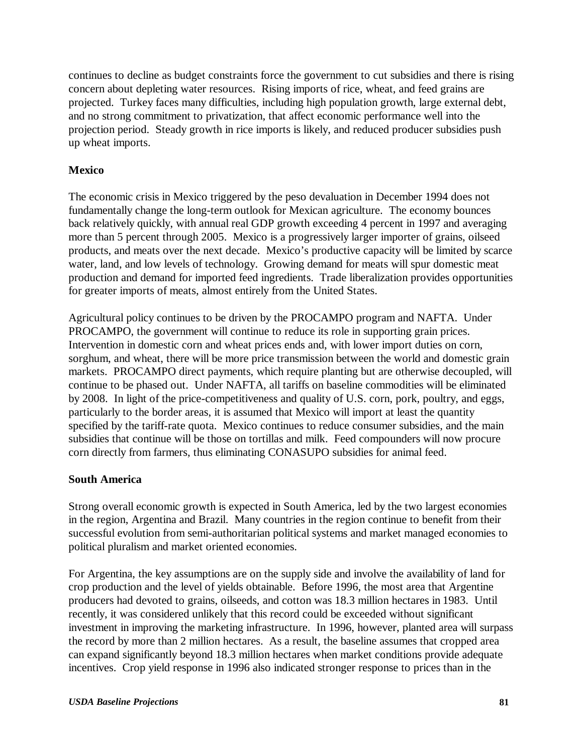continues to decline as budget constraints force the government to cut subsidies and there is rising concern about depleting water resources. Rising imports of rice, wheat, and feed grains are projected. Turkey faces many difficulties, including high population growth, large external debt, and no strong commitment to privatization, that affect economic performance well into the projection period. Steady growth in rice imports is likely, and reduced producer subsidies push up wheat imports.

**Mexico**

The economic crisis in Mexico triggered by the peso devaluation in December 1994 does not fundamentally change the long-term outlook for Mexican agriculture. The economy bounces back relatively quickly, with annual real GDP growth exceeding 4 percent in 1997 and averaging more than 5 percent through 2005. Mexico is a progressively larger importer of grains, oilseed products, and meats over the next decade. Mexico's productive capacity will be limited by scarce water, land, and low levels of technology. Growing demand for meats will spur domestic meat production and demand for imported feed ingredients. Trade liberalization provides opportunities for greater imports of meats, almost entirely from the United States.

Agricultural policy continues to be driven by the PROCAMPO program and NAFTA. Under PROCAMPO, the government will continue to reduce its role in supporting grain prices. Intervention in domestic corn and wheat prices ends and, with lower import duties on corn, sorghum, and wheat, there will be more price transmission between the world and domestic grain markets. PROCAMPO direct payments, which require planting but are otherwise decoupled, will continue to be phased out. Under NAFTA, all tariffs on baseline commodities will be eliminated by 2008. In light of the price-competitiveness and quality of U.S. corn, pork, poultry, and eggs, particularly to the border areas, it is assumed that Mexico will import at least the quantity specified by the tariff-rate quota. Mexico continues to reduce consumer subsidies, and the main subsidies that continue will be those on tortillas and milk. Feed compounders will now procure corn directly from farmers, thus eliminating CONASUPO subsidies for animal feed.

**South America**

Strong overall economic growth is expected in South America, led by the two largest economies in the region, Argentina and Brazil. Many countries in the region continue to benefit from their successful evolution from semi-authoritarian political systems and market managed economies to political pluralism and market oriented economies.

For Argentina, the key assumptions are on the supply side and involve the availability of land for crop production and the level of yields obtainable. Before 1996, the most area that Argentine producers had devoted to grains, oilseeds, and cotton was 18.3 million hectares in 1983. Until recently, it was considered unlikely that this record could be exceeded without significant investment in improving the marketing infrastructure. In 1996, however, planted area will surpass the record by more than 2 million hectares. As a result, the baseline assumes that cropped area can expand significantly beyond 18.3 million hectares when market conditions provide adequate incentives. Crop yield response in 1996 also indicated stronger response to prices than in the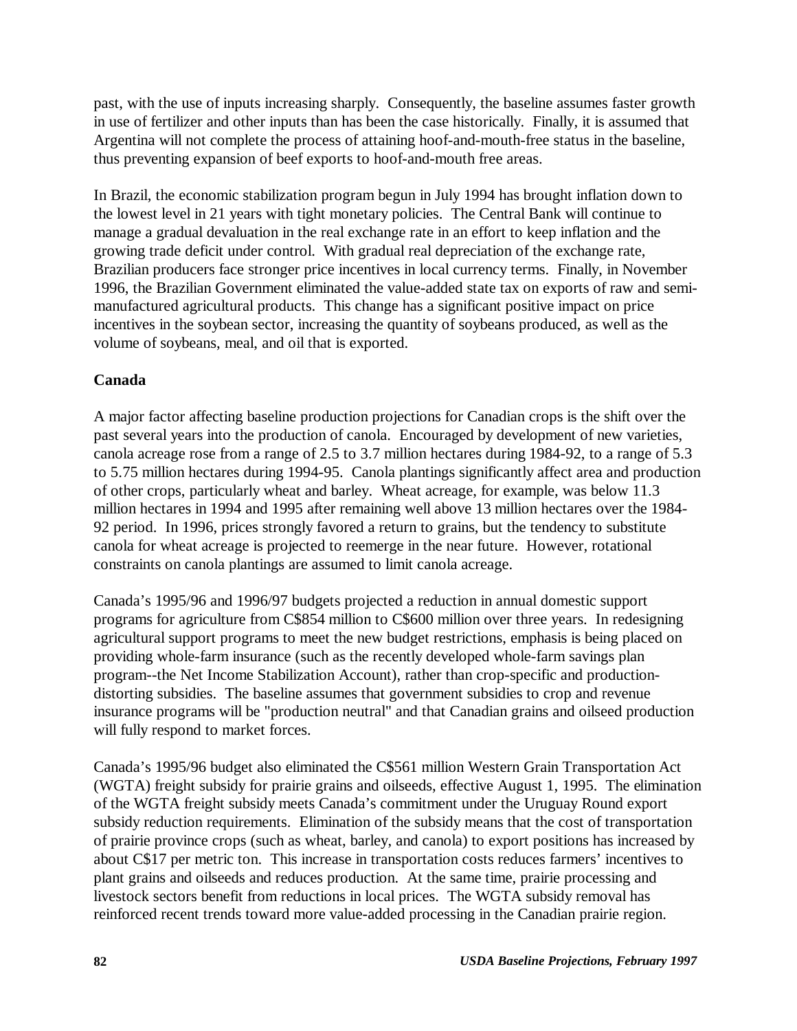past, with the use of inputs increasing sharply. Consequently, the baseline assumes faster growth in use of fertilizer and other inputs than has been the case historically. Finally, it is assumed that Argentina will not complete the process of attaining hoof-and-mouth-free status in the baseline, thus preventing expansion of beef exports to hoof-and-mouth free areas.

In Brazil, the economic stabilization program begun in July 1994 has brought inflation down to the lowest level in 21 years with tight monetary policies. The Central Bank will continue to manage a gradual devaluation in the real exchange rate in an effort to keep inflation and the growing trade deficit under control. With gradual real depreciation of the exchange rate, Brazilian producers face stronger price incentives in local currency terms. Finally, in November 1996, the Brazilian Government eliminated the value-added state tax on exports of raw and semi-manufactured agricultural products. This change has a significant positive impact on price incentives in the soybean sector, increasing the quantity of soybeans produced, as well as the volume of soybeans, meal, and oil that is exported.

**Canada**

A major factor affecting baseline production projections for Canadian crops is the shift over the past several years into the production of canola. Encouraged by development of new varieties, canola acreage rose from a range of 2.5 to 3.7 million hectares during 1984-92, to a range of 5.3 to 5.75 million hectares during 1994-95. Canola plantings significantly affect area and production of other crops, particularly wheat and barley. Wheat acreage, for example, was below 11.3 million hectares in 1994 and 1995 after remaining well above 13 million hectares over the 1984-92 period. In 1996, prices strongly favored a return to grains, but the tendency to substitute canola for wheat acreage is projected to reemerge in the near future. However, rotational constraints on canola plantings are assumed to limit canola acreage.

Canada's 1995/96 and 1996/97 budgets projected a reduction in annual domestic support programs for agriculture from C$854 million to C$600 million over three years. In redesigning agricultural support programs to meet the new budget restrictions, emphasis is being placed on providing whole-farm insurance (such as the recently developed whole-farm savings plan program--the Net Income Stabilization Account), rather than crop-specific and production-distorting subsidies. The baseline assumes that government subsidies to crop and revenue insurance programs will be "production neutral" and that Canadian grains and oilseed production will fully respond to market forces.

Canada's 1995/96 budget also eliminated the C$561 million Western Grain Transportation Act (WGTA) freight subsidy for prairie grains and oilseeds, effective August 1, 1995. The elimination of the WGTA freight subsidy meets Canada's commitment under the Uruguay Round export subsidy reduction requirements. Elimination of the subsidy means that the cost of transportation of prairie province crops (such as wheat, barley, and canola) to export positions has increased by about C$17 per metric ton. This increase in transportation costs reduces farmers' incentives to plant grains and oilseeds and reduces production. At the same time, prairie processing and livestock sectors benefit from reductions in local prices. The WGTA subsidy removal has reinforced recent trends toward more value-added processing in the Canadian prairie region.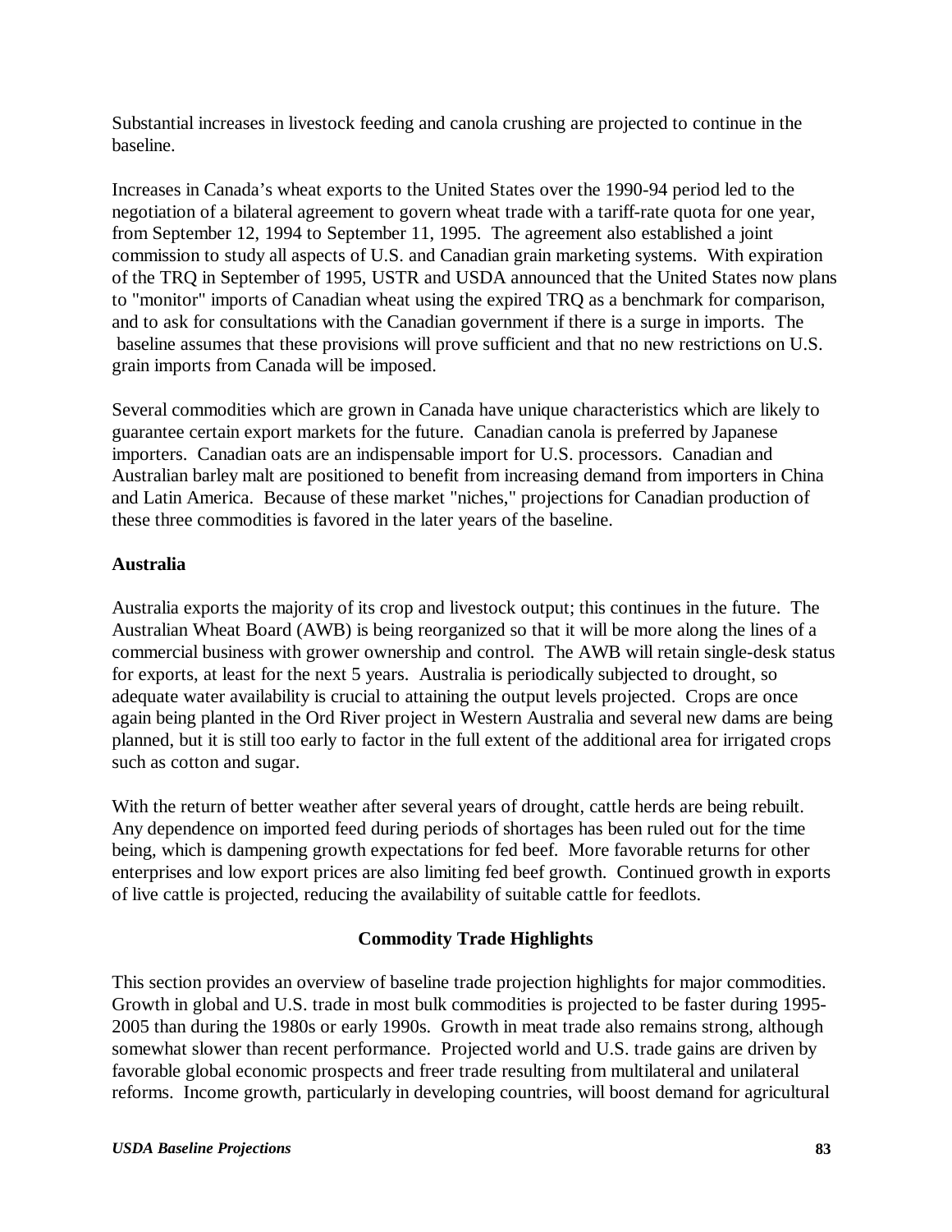Substantial increases in livestock feeding and canola crushing are projected to continue in the baseline.

Increases in Canada's wheat exports to the United States over the 1990-94 period led to the negotiation of a bilateral agreement to govern wheat trade with a tariff-rate quota for one year, from September 12, 1994 to September 11, 1995. The agreement also established a joint commission to study all aspects of U.S. and Canadian grain marketing systems. With expiration of the TRQ in September of 1995, USTR and USDA announced that the United States now plans to "monitor" imports of Canadian wheat using the expired TRQ as a benchmark for comparison, and to ask for consultations with the Canadian government if there is a surge in imports. The baseline assumes that these provisions will prove sufficient and that no new restrictions on U.S. grain imports from Canada will be imposed.

Several commodities which are grown in Canada have unique characteristics which are likely to guarantee certain export markets for the future. Canadian canola is preferred by Japanese importers. Canadian oats are an indispensable import for U.S. processors. Canadian and Australian barley malt are positioned to benefit from increasing demand from importers in China and Latin America. Because of these market "niches," projections for Canadian production of these three commodities is favored in the later years of the baseline.

**Australia**

Australia exports the majority of its crop and livestock output; this continues in the future. The Australian Wheat Board (AWB) is being reorganized so that it will be more along the lines of a commercial business with grower ownership and control. The AWB will retain single-desk status for exports, at least for the next 5 years. Australia is periodically subjected to drought, so adequate water availability is crucial to attaining the output levels projected. Crops are once again being planted in the Ord River project in Western Australia and several new dams are being planned, but it is still too early to factor in the full extent of the additional area for irrigated crops such as cotton and sugar.

With the return of better weather after several years of drought, cattle herds are being rebuilt. Any dependence on imported feed during periods of shortages has been ruled out for the time being, which is dampening growth expectations for fed beef. More favorable returns for other enterprises and low export prices are also limiting fed beef growth. Continued growth in exports of live cattle is projected, reducing the availability of suitable cattle for feedlots.

## Commodity Trade Highlights

This section provides an overview of baseline trade projection highlights for major commodities. Growth in global and U.S. trade in most bulk commodities is projected to be faster during 1995-2005 than during the 1980s or early 1990s. Growth in meat trade also remains strong, although somewhat slower than recent performance. Projected world and U.S. trade gains are driven by favorable global economic prospects and freer trade resulting from multilateral and unilateral reforms. Income growth, particularly in developing countries, will boost demand for agricultural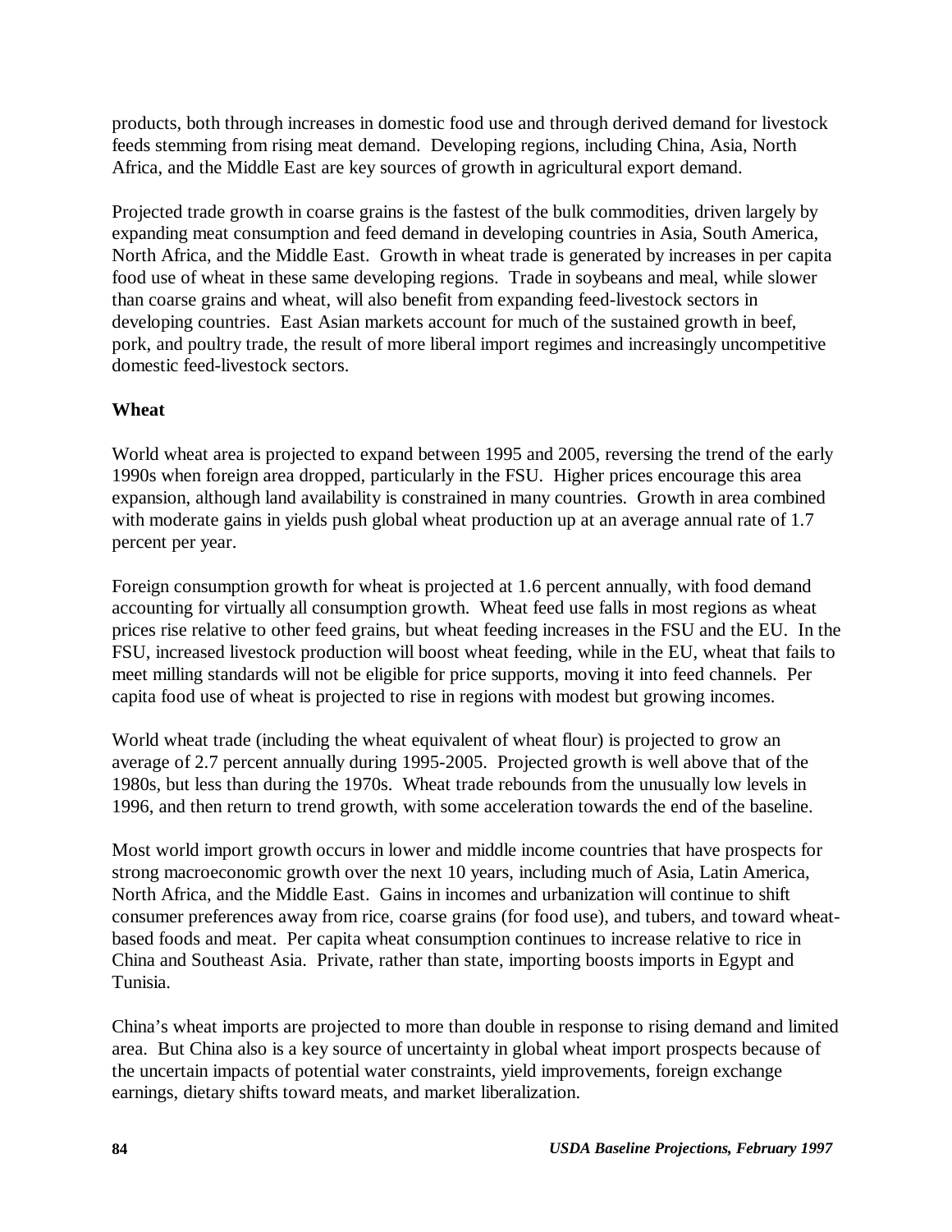products, both through increases in domestic food use and through derived demand for livestock feeds stemming from rising meat demand. Developing regions, including China, Asia, North Africa, and the Middle East are key sources of growth in agricultural export demand.

Projected trade growth in coarse grains is the fastest of the bulk commodities, driven largely by expanding meat consumption and feed demand in developing countries in Asia, South America, North Africa, and the Middle East. Growth in wheat trade is generated by increases in per capita food use of wheat in these same developing regions. Trade in soybeans and meal, while slower than coarse grains and wheat, will also benefit from expanding feed-livestock sectors in developing countries. East Asian markets account for much of the sustained growth in beef, pork, and poultry trade, the result of more liberal import regimes and increasingly uncompetitive domestic feed-livestock sectors.

**Wheat**

World wheat area is projected to expand between 1995 and 2005, reversing the trend of the early 1990s when foreign area dropped, particularly in the FSU. Higher prices encourage this area expansion, although land availability is constrained in many countries. Growth in area combined with moderate gains in yields push global wheat production up at an average annual rate of 1.7 percent per year.

Foreign consumption growth for wheat is projected at 1.6 percent annually, with food demand accounting for virtually all consumption growth. Wheat feed use falls in most regions as wheat prices rise relative to other feed grains, but wheat feeding increases in the FSU and the EU. In the FSU, increased livestock production will boost wheat feeding, while in the EU, wheat that fails to meet milling standards will not be eligible for price supports, moving it into feed channels. Per capita food use of wheat is projected to rise in regions with modest but growing incomes.

World wheat trade (including the wheat equivalent of wheat flour) is projected to grow an average of 2.7 percent annually during 1995-2005. Projected growth is well above that of the 1980s, but less than during the 1970s. Wheat trade rebounds from the unusually low levels in 1996, and then return to trend growth, with some acceleration towards the end of the baseline.

Most world import growth occurs in lower and middle income countries that have prospects for strong macroeconomic growth over the next 10 years, including much of Asia, Latin America, North Africa, and the Middle East. Gains in incomes and urbanization will continue to shift consumer preferences away from rice, coarse grains (for food use), and tubers, and toward wheat-based foods and meat. Per capita wheat consumption continues to increase relative to rice in China and Southeast Asia. Private, rather than state, importing boosts imports in Egypt and Tunisia.

China's wheat imports are projected to more than double in response to rising demand and limited area. But China also is a key source of uncertainty in global wheat import prospects because of the uncertain impacts of potential water constraints, yield improvements, foreign exchange earnings, dietary shifts toward meats, and market liberalization.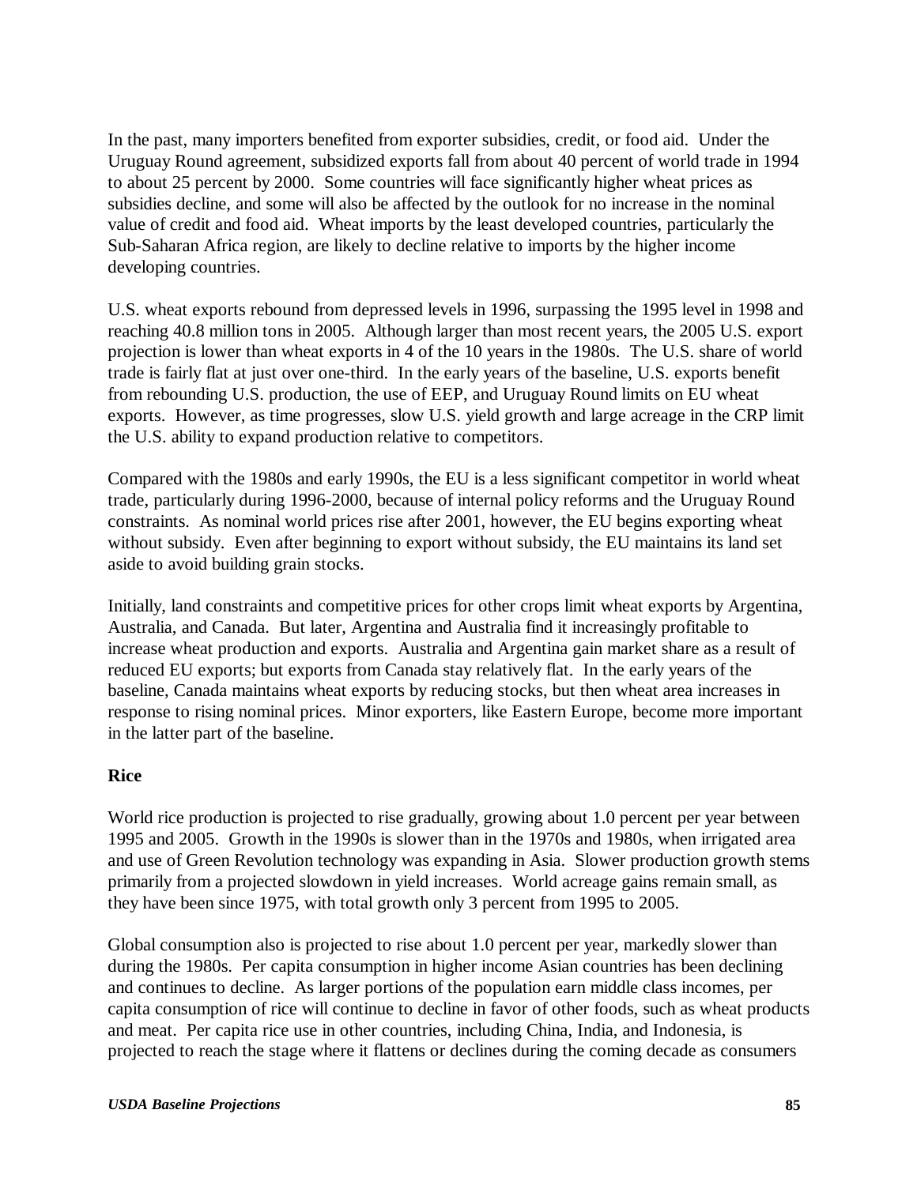In the past, many importers benefited from exporter subsidies, credit, or food aid. Under the Uruguay Round agreement, subsidized exports fall from about 40 percent of world trade in 1994 to about 25 percent by 2000. Some countries will face significantly higher wheat prices as subsidies decline, and some will also be affected by the outlook for no increase in the nominal value of credit and food aid. Wheat imports by the least developed countries, particularly the Sub-Saharan Africa region, are likely to decline relative to imports by the higher income developing countries.

U.S. wheat exports rebound from depressed levels in 1996, surpassing the 1995 level in 1998 and reaching 40.8 million tons in 2005. Although larger than most recent years, the 2005 U.S. export projection is lower than wheat exports in 4 of the 10 years in the 1980s. The U.S. share of world trade is fairly flat at just over one-third. In the early years of the baseline, U.S. exports benefit from rebounding U.S. production, the use of EEP, and Uruguay Round limits on EU wheat exports. However, as time progresses, slow U.S. yield growth and large acreage in the CRP limit the U.S. ability to expand production relative to competitors.

Compared with the 1980s and early 1990s, the EU is a less significant competitor in world wheat trade, particularly during 1996-2000, because of internal policy reforms and the Uruguay Round constraints. As nominal world prices rise after 2001, however, the EU begins exporting wheat without subsidy. Even after beginning to export without subsidy, the EU maintains its land set aside to avoid building grain stocks.

Initially, land constraints and competitive prices for other crops limit wheat exports by Argentina, Australia, and Canada. But later, Argentina and Australia find it increasingly profitable to increase wheat production and exports. Australia and Argentina gain market share as a result of reduced EU exports; but exports from Canada stay relatively flat. In the early years of the baseline, Canada maintains wheat exports by reducing stocks, but then wheat area increases in response to rising nominal prices. Minor exporters, like Eastern Europe, become more important in the latter part of the baseline.

**Rice**

World rice production is projected to rise gradually, growing about 1.0 percent per year between 1995 and 2005. Growth in the 1990s is slower than in the 1970s and 1980s, when irrigated area and use of Green Revolution technology was expanding in Asia. Slower production growth stems primarily from a projected slowdown in yield increases. World acreage gains remain small, as they have been since 1975, with total growth only 3 percent from 1995 to 2005.

Global consumption also is projected to rise about 1.0 percent per year, markedly slower than during the 1980s. Per capita consumption in higher income Asian countries has been declining and continues to decline. As larger portions of the population earn middle class incomes, per capita consumption of rice will continue to decline in favor of other foods, such as wheat products and meat. Per capita rice use in other countries, including China, India, and Indonesia, is projected to reach the stage where it flattens or declines during the coming decade as consumers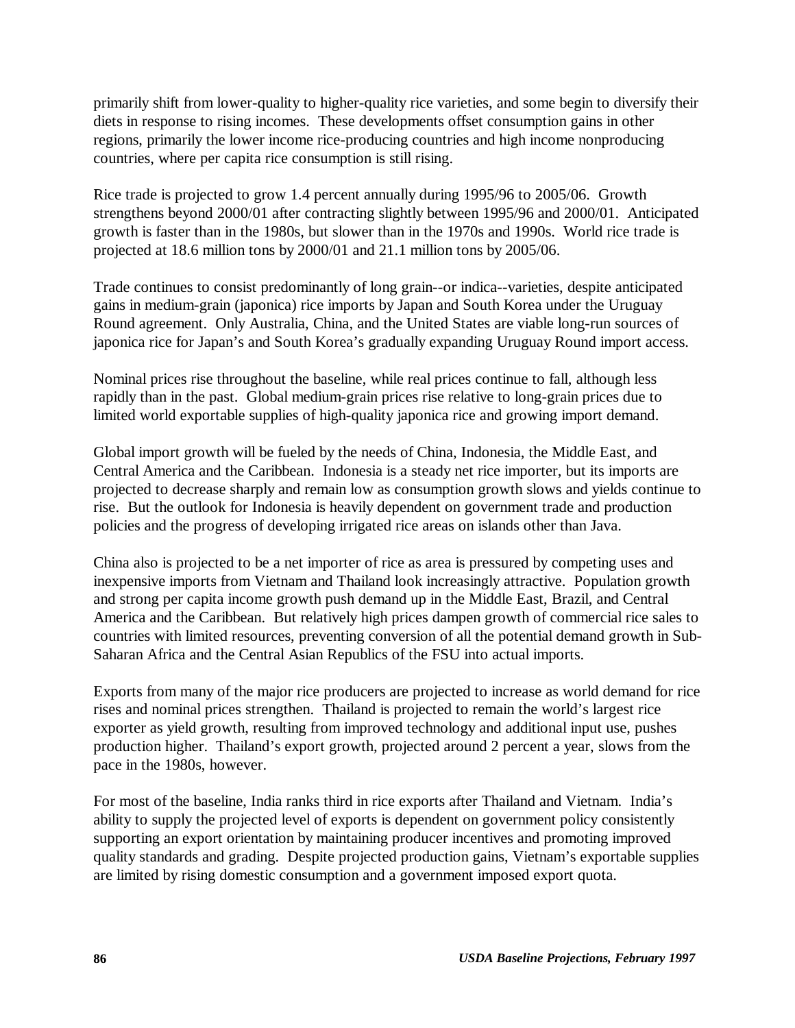primarily shift from lower-quality to higher-quality rice varieties, and some begin to diversify their diets in response to rising incomes. These developments offset consumption gains in other regions, primarily the lower income rice-producing countries and high income nonproducing countries, where per capita rice consumption is still rising.

Rice trade is projected to grow 1.4 percent annually during 1995/96 to 2005/06. Growth strengthens beyond 2000/01 after contracting slightly between 1995/96 and 2000/01. Anticipated growth is faster than in the 1980s, but slower than in the 1970s and 1990s. World rice trade is projected at 18.6 million tons by 2000/01 and 21.1 million tons by 2005/06.

Trade continues to consist predominantly of long grain--or indica--varieties, despite anticipated gains in medium-grain (japonica) rice imports by Japan and South Korea under the Uruguay Round agreement. Only Australia, China, and the United States are viable long-run sources of japonica rice for Japan's and South Korea's gradually expanding Uruguay Round import access.

Nominal prices rise throughout the baseline, while real prices continue to fall, although less rapidly than in the past. Global medium-grain prices rise relative to long-grain prices due to limited world exportable supplies of high-quality japonica rice and growing import demand.

Global import growth will be fueled by the needs of China, Indonesia, the Middle East, and Central America and the Caribbean. Indonesia is a steady net rice importer, but its imports are projected to decrease sharply and remain low as consumption growth slows and yields continue to rise. But the outlook for Indonesia is heavily dependent on government trade and production policies and the progress of developing irrigated rice areas on islands other than Java.

China also is projected to be a net importer of rice as area is pressured by competing uses and inexpensive imports from Vietnam and Thailand look increasingly attractive. Population growth and strong per capita income growth push demand up in the Middle East, Brazil, and Central America and the Caribbean. But relatively high prices dampen growth of commercial rice sales to countries with limited resources, preventing conversion of all the potential demand growth in Sub-Saharan Africa and the Central Asian Republics of the FSU into actual imports.

Exports from many of the major rice producers are projected to increase as world demand for rice rises and nominal prices strengthen. Thailand is projected to remain the world's largest rice exporter as yield growth, resulting from improved technology and additional input use, pushes production higher. Thailand's export growth, projected around 2 percent a year, slows from the pace in the 1980s, however.

For most of the baseline, India ranks third in rice exports after Thailand and Vietnam. India's ability to supply the projected level of exports is dependent on government policy consistently supporting an export orientation by maintaining producer incentives and promoting improved quality standards and grading. Despite projected production gains, Vietnam's exportable supplies are limited by rising domestic consumption and a government imposed export quota.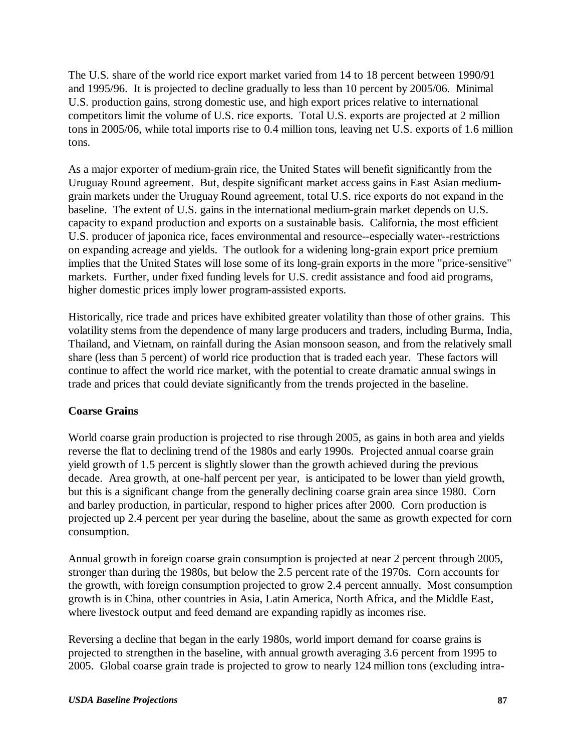The U.S. share of the world rice export market varied from 14 to 18 percent between 1990/91 and 1995/96. It is projected to decline gradually to less than 10 percent by 2005/06. Minimal U.S. production gains, strong domestic use, and high export prices relative to international competitors limit the volume of U.S. rice exports. Total U.S. exports are projected at 2 million tons in 2005/06, while total imports rise to 0.4 million tons, leaving net U.S. exports of 1.6 million tons.

As a major exporter of medium-grain rice, the United States will benefit significantly from the Uruguay Round agreement. But, despite significant market access gains in East Asian medium-grain markets under the Uruguay Round agreement, total U.S. rice exports do not expand in the baseline. The extent of U.S. gains in the international medium-grain market depends on U.S. capacity to expand production and exports on a sustainable basis. California, the most efficient U.S. producer of japonica rice, faces environmental and resource--especially water--restrictions on expanding acreage and yields. The outlook for a widening long-grain export price premium implies that the United States will lose some of its long-grain exports in the more "price-sensitive" markets. Further, under fixed funding levels for U.S. credit assistance and food aid programs, higher domestic prices imply lower program-assisted exports.

Historically, rice trade and prices have exhibited greater volatility than those of other grains. This volatility stems from the dependence of many large producers and traders, including Burma, India, Thailand, and Vietnam, on rainfall during the Asian monsoon season, and from the relatively small share (less than 5 percent) of world rice production that is traded each year. These factors will continue to affect the world rice market, with the potential to create dramatic annual swings in trade and prices that could deviate significantly from the trends projected in the baseline.

**Coarse Grains**

World coarse grain production is projected to rise through 2005, as gains in both area and yields reverse the flat to declining trend of the 1980s and early 1990s. Projected annual coarse grain yield growth of 1.5 percent is slightly slower than the growth achieved during the previous decade. Area growth, at one-half percent per year, is anticipated to be lower than yield growth, but this is a significant change from the generally declining coarse grain area since 1980. Corn and barley production, in particular, respond to higher prices after 2000. Corn production is projected up 2.4 percent per year during the baseline, about the same as growth expected for corn consumption.

Annual growth in foreign coarse grain consumption is projected at near 2 percent through 2005, stronger than during the 1980s, but below the 2.5 percent rate of the 1970s. Corn accounts for the growth, with foreign consumption projected to grow 2.4 percent annually. Most consumption growth is in China, other countries in Asia, Latin America, North Africa, and the Middle East, where livestock output and feed demand are expanding rapidly as incomes rise.

Reversing a decline that began in the early 1980s, world import demand for coarse grains is projected to strengthen in the baseline, with annual growth averaging 3.6 percent from 1995 to 2005. Global coarse grain trade is projected to grow to nearly 124 million tons (excluding intra-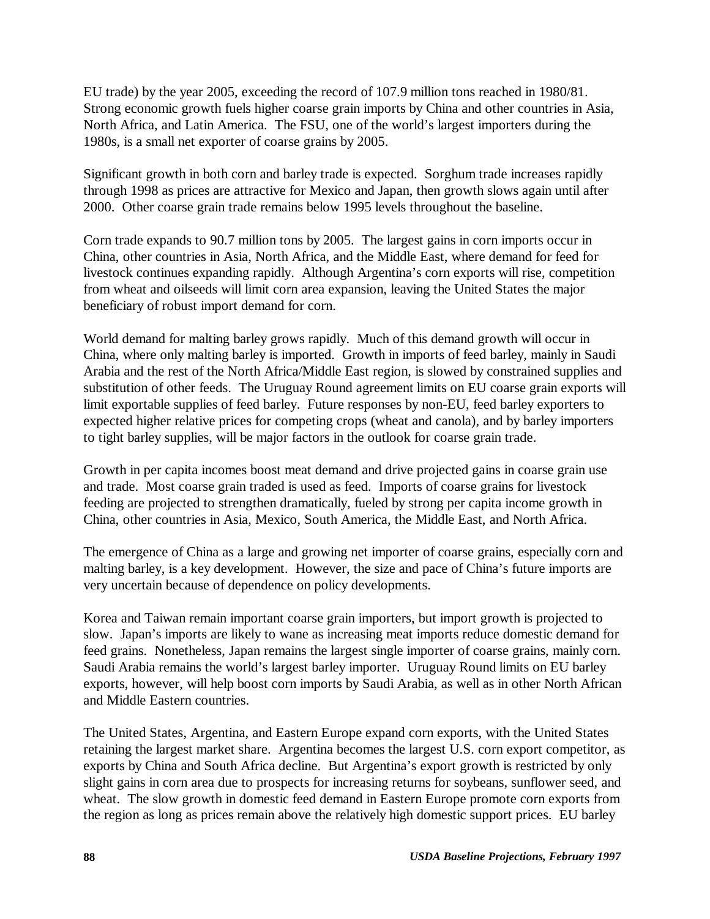EU trade) by the year 2005, exceeding the record of 107.9 million tons reached in 1980/81. Strong economic growth fuels higher coarse grain imports by China and other countries in Asia, North Africa, and Latin America. The FSU, one of the world's largest importers during the 1980s, is a small net exporter of coarse grains by 2005.

Significant growth in both corn and barley trade is expected. Sorghum trade increases rapidly through 1998 as prices are attractive for Mexico and Japan, then growth slows again until after 2000. Other coarse grain trade remains below 1995 levels throughout the baseline.

Corn trade expands to 90.7 million tons by 2005. The largest gains in corn imports occur in China, other countries in Asia, North Africa, and the Middle East, where demand for feed for livestock continues expanding rapidly. Although Argentina's corn exports will rise, competition from wheat and oilseeds will limit corn area expansion, leaving the United States the major beneficiary of robust import demand for corn.

World demand for malting barley grows rapidly. Much of this demand growth will occur in China, where only malting barley is imported. Growth in imports of feed barley, mainly in Saudi Arabia and the rest of the North Africa/Middle East region, is slowed by constrained supplies and substitution of other feeds. The Uruguay Round agreement limits on EU coarse grain exports will limit exportable supplies of feed barley. Future responses by non-EU, feed barley exporters to expected higher relative prices for competing crops (wheat and canola), and by barley importers to tight barley supplies, will be major factors in the outlook for coarse grain trade.

Growth in per capita incomes boost meat demand and drive projected gains in coarse grain use and trade. Most coarse grain traded is used as feed. Imports of coarse grains for livestock feeding are projected to strengthen dramatically, fueled by strong per capita income growth in China, other countries in Asia, Mexico, South America, the Middle East, and North Africa.

The emergence of China as a large and growing net importer of coarse grains, especially corn and malting barley, is a key development. However, the size and pace of China's future imports are very uncertain because of dependence on policy developments.

Korea and Taiwan remain important coarse grain importers, but import growth is projected to slow. Japan's imports are likely to wane as increasing meat imports reduce domestic demand for feed grains. Nonetheless, Japan remains the largest single importer of coarse grains, mainly corn. Saudi Arabia remains the world's largest barley importer. Uruguay Round limits on EU barley exports, however, will help boost corn imports by Saudi Arabia, as well as in other North African and Middle Eastern countries.

The United States, Argentina, and Eastern Europe expand corn exports, with the United States retaining the largest market share. Argentina becomes the largest U.S. corn export competitor, as exports by China and South Africa decline. But Argentina's export growth is restricted by only slight gains in corn area due to prospects for increasing returns for soybeans, sunflower seed, and wheat. The slow growth in domestic feed demand in Eastern Europe promote corn exports from the region as long as prices remain above the relatively high domestic support prices. EU barley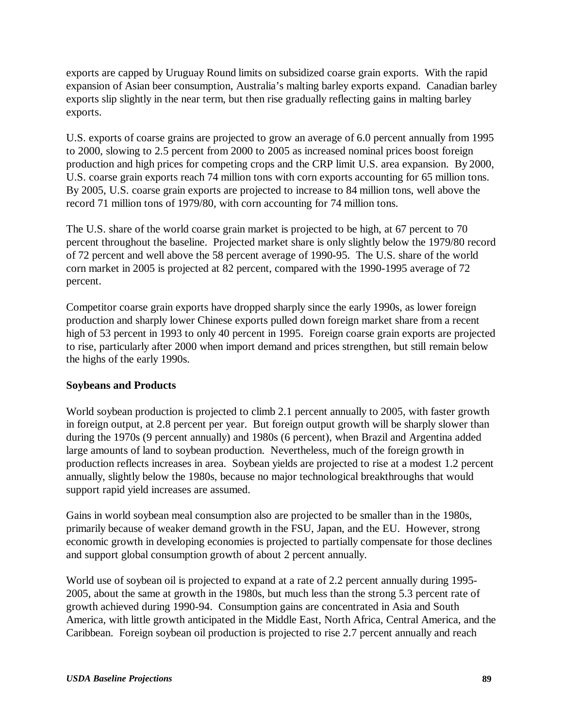exports are capped by Uruguay Round limits on subsidized coarse grain exports. With the rapid expansion of Asian beer consumption, Australia's malting barley exports expand. Canadian barley exports slip slightly in the near term, but then rise gradually reflecting gains in malting barley exports.

U.S. exports of coarse grains are projected to grow an average of 6.0 percent annually from 1995 to 2000, slowing to 2.5 percent from 2000 to 2005 as increased nominal prices boost foreign production and high prices for competing crops and the CRP limit U.S. area expansion. By 2000, U.S. coarse grain exports reach 74 million tons with corn exports accounting for 65 million tons. By 2005, U.S. coarse grain exports are projected to increase to 84 million tons, well above the record 71 million tons of 1979/80, with corn accounting for 74 million tons.

The U.S. share of the world coarse grain market is projected to be high, at 67 percent to 70 percent throughout the baseline. Projected market share is only slightly below the 1979/80 record of 72 percent and well above the 58 percent average of 1990-95. The U.S. share of the world corn market in 2005 is projected at 82 percent, compared with the 1990-1995 average of 72 percent.

Competitor coarse grain exports have dropped sharply since the early 1990s, as lower foreign production and sharply lower Chinese exports pulled down foreign market share from a recent high of 53 percent in 1993 to only 40 percent in 1995. Foreign coarse grain exports are projected to rise, particularly after 2000 when import demand and prices strengthen, but still remain below the highs of the early 1990s.

### Soybeans and Products

World soybean production is projected to climb 2.1 percent annually to 2005, with faster growth in foreign output, at 2.8 percent per year. But foreign output growth will be sharply slower than during the 1970s (9 percent annually) and 1980s (6 percent), when Brazil and Argentina added large amounts of land to soybean production. Nevertheless, much of the foreign growth in production reflects increases in area. Soybean yields are projected to rise at a modest 1.2 percent annually, slightly below the 1980s, because no major technological breakthroughs that would support rapid yield increases are assumed.

Gains in world soybean meal consumption also are projected to be smaller than in the 1980s, primarily because of weaker demand growth in the FSU, Japan, and the EU. However, strong economic growth in developing economies is projected to partially compensate for those declines and support global consumption growth of about 2 percent annually.

World use of soybean oil is projected to expand at a rate of 2.2 percent annually during 1995-2005, about the same at growth in the 1980s, but much less than the strong 5.3 percent rate of growth achieved during 1990-94. Consumption gains are concentrated in Asia and South America, with little growth anticipated in the Middle East, North Africa, Central America, and the Caribbean. Foreign soybean oil production is projected to rise 2.7 percent annually and reach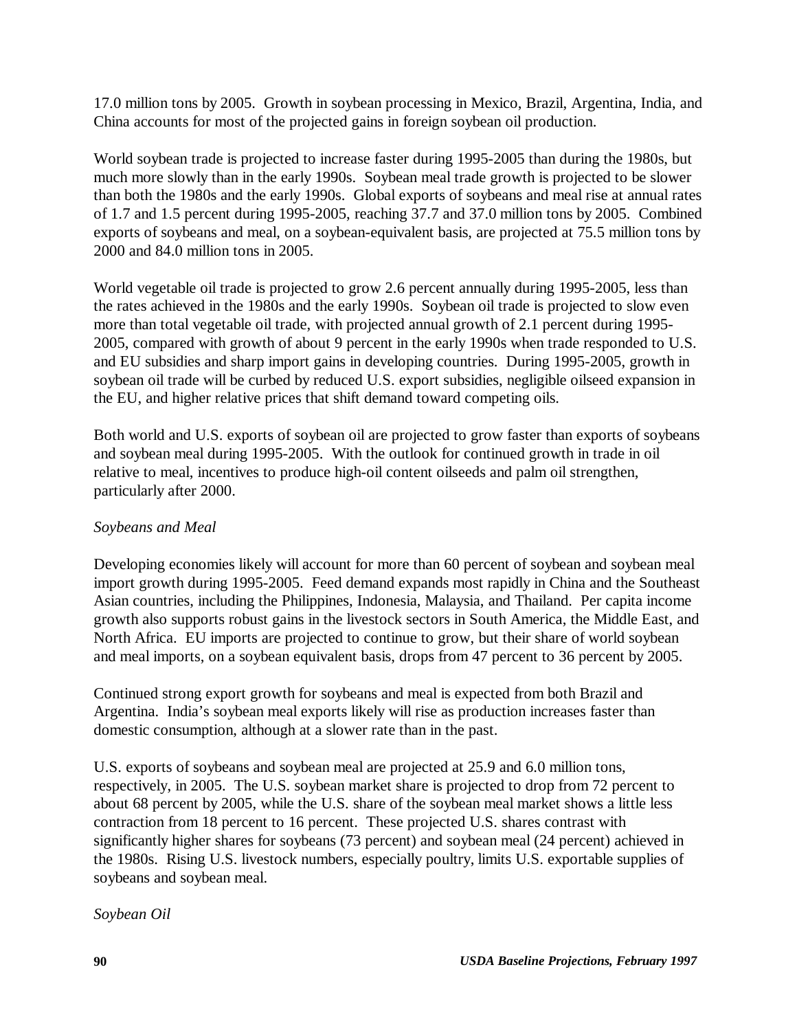17.0 million tons by 2005. Growth in soybean processing in Mexico, Brazil, Argentina, India, and China accounts for most of the projected gains in foreign soybean oil production.

World soybean trade is projected to increase faster during 1995-2005 than during the 1980s, but much more slowly than in the early 1990s. Soybean meal trade growth is projected to be slower than both the 1980s and the early 1990s. Global exports of soybeans and meal rise at annual rates of 1.7 and 1.5 percent during 1995-2005, reaching 37.7 and 37.0 million tons by 2005. Combined exports of soybeans and meal, on a soybean-equivalent basis, are projected at 75.5 million tons by 2000 and 84.0 million tons in 2005.

World vegetable oil trade is projected to grow 2.6 percent annually during 1995-2005, less than the rates achieved in the 1980s and the early 1990s. Soybean oil trade is projected to slow even more than total vegetable oil trade, with projected annual growth of 2.1 percent during 1995-2005, compared with growth of about 9 percent in the early 1990s when trade responded to U.S. and EU subsidies and sharp import gains in developing countries. During 1995-2005, growth in soybean oil trade will be curbed by reduced U.S. export subsidies, negligible oilseed expansion in the EU, and higher relative prices that shift demand toward competing oils.

Both world and U.S. exports of soybean oil are projected to grow faster than exports of soybeans and soybean meal during 1995-2005. With the outlook for continued growth in trade in oil relative to meal, incentives to produce high-oil content oilseeds and palm oil strengthen, particularly after 2000.

*Soybeans and Meal*

Developing economies likely will account for more than 60 percent of soybean and soybean meal import growth during 1995-2005. Feed demand expands most rapidly in China and the Southeast Asian countries, including the Philippines, Indonesia, Malaysia, and Thailand. Per capita income growth also supports robust gains in the livestock sectors in South America, the Middle East, and North Africa. EU imports are projected to continue to grow, but their share of world soybean and meal imports, on a soybean equivalent basis, drops from 47 percent to 36 percent by 2005.

Continued strong export growth for soybeans and meal is expected from both Brazil and Argentina. India's soybean meal exports likely will rise as production increases faster than domestic consumption, although at a slower rate than in the past.

U.S. exports of soybeans and soybean meal are projected at 25.9 and 6.0 million tons, respectively, in 2005. The U.S. soybean market share is projected to drop from 72 percent to about 68 percent by 2005, while the U.S. share of the soybean meal market shows a little less contraction from 18 percent to 16 percent. These projected U.S. shares contrast with significantly higher shares for soybeans (73 percent) and soybean meal (24 percent) achieved in the 1980s. Rising U.S. livestock numbers, especially poultry, limits U.S. exportable supplies of soybeans and soybean meal.

*Soybean Oil*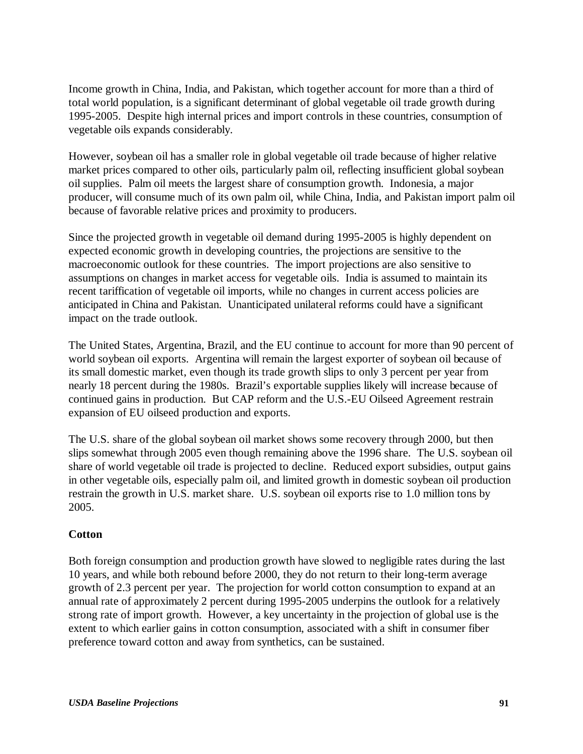Income growth in China, India, and Pakistan, which together account for more than a third of total world population, is a significant determinant of global vegetable oil trade growth during 1995-2005. Despite high internal prices and import controls in these countries, consumption of vegetable oils expands considerably.

However, soybean oil has a smaller role in global vegetable oil trade because of higher relative market prices compared to other oils, particularly palm oil, reflecting insufficient global soybean oil supplies. Palm oil meets the largest share of consumption growth. Indonesia, a major producer, will consume much of its own palm oil, while China, India, and Pakistan import palm oil because of favorable relative prices and proximity to producers.

Since the projected growth in vegetable oil demand during 1995-2005 is highly dependent on expected economic growth in developing countries, the projections are sensitive to the macroeconomic outlook for these countries. The import projections are also sensitive to assumptions on changes in market access for vegetable oils. India is assumed to maintain its recent tariffication of vegetable oil imports, while no changes in current access policies are anticipated in China and Pakistan. Unanticipated unilateral reforms could have a significant impact on the trade outlook.

The United States, Argentina, Brazil, and the EU continue to account for more than 90 percent of world soybean oil exports. Argentina will remain the largest exporter of soybean oil because of its small domestic market, even though its trade growth slips to only 3 percent per year from nearly 18 percent during the 1980s. Brazil's exportable supplies likely will increase because of continued gains in production. But CAP reform and the U.S.-EU Oilseed Agreement restrain expansion of EU oilseed production and exports.

The U.S. share of the global soybean oil market shows some recovery through 2000, but then slips somewhat through 2005 even though remaining above the 1996 share. The U.S. soybean oil share of world vegetable oil trade is projected to decline. Reduced export subsidies, output gains in other vegetable oils, especially palm oil, and limited growth in domestic soybean oil production restrain the growth in U.S. market share. U.S. soybean oil exports rise to 1.0 million tons by 2005.

### Cotton

Both foreign consumption and production growth have slowed to negligible rates during the last 10 years, and while both rebound before 2000, they do not return to their long-term average growth of 2.3 percent per year. The projection for world cotton consumption to expand at an annual rate of approximately 2 percent during 1995-2005 underpins the outlook for a relatively strong rate of import growth. However, a key uncertainty in the projection of global use is the extent to which earlier gains in cotton consumption, associated with a shift in consumer fiber preference toward cotton and away from synthetics, can be sustained.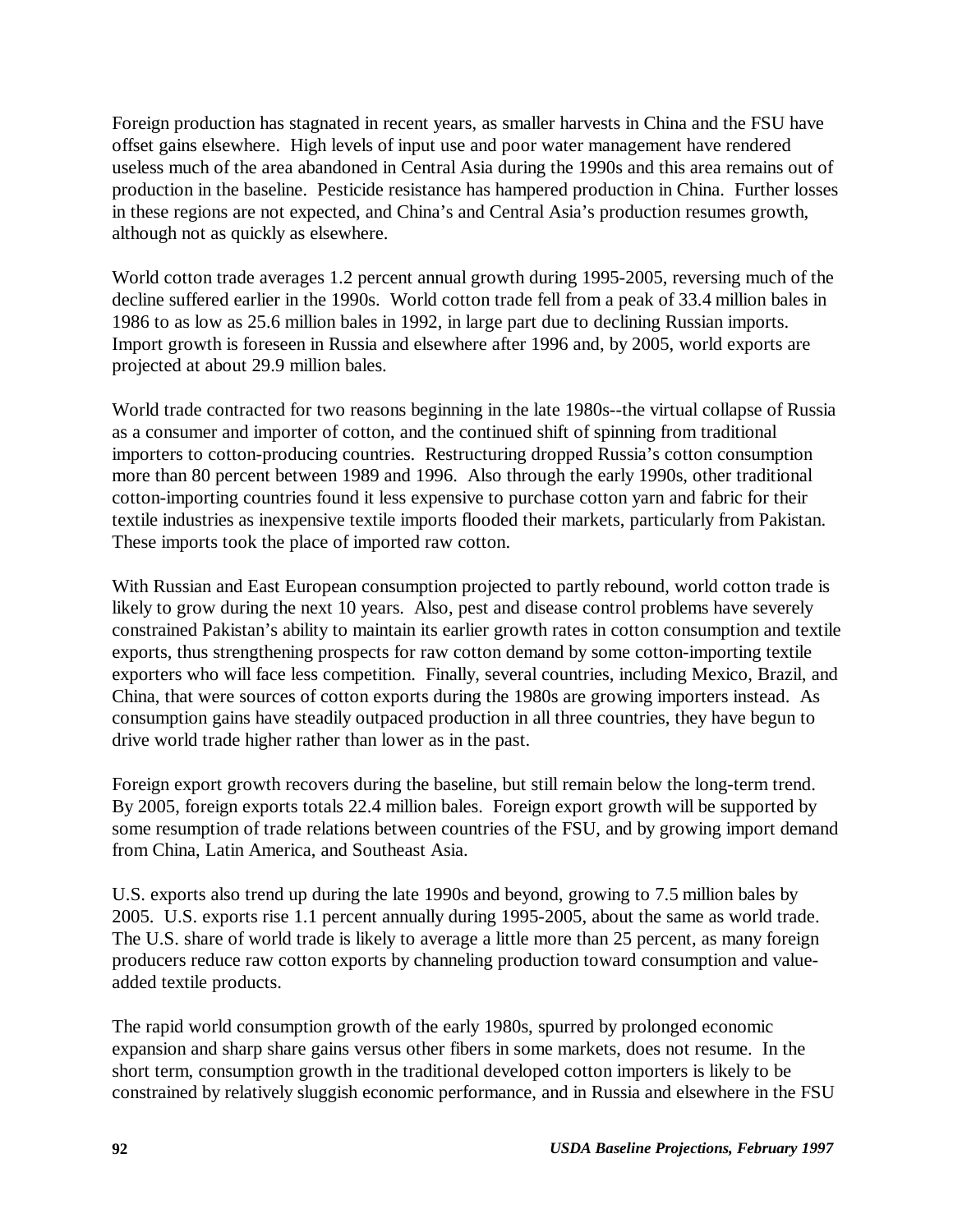Foreign production has stagnated in recent years, as smaller harvests in China and the FSU have offset gains elsewhere. High levels of input use and poor water management have rendered useless much of the area abandoned in Central Asia during the 1990s and this area remains out of production in the baseline. Pesticide resistance has hampered production in China. Further losses in these regions are not expected, and China's and Central Asia's production resumes growth, although not as quickly as elsewhere.

World cotton trade averages 1.2 percent annual growth during 1995-2005, reversing much of the decline suffered earlier in the 1990s. World cotton trade fell from a peak of 33.4 million bales in 1986 to as low as 25.6 million bales in 1992, in large part due to declining Russian imports. Import growth is foreseen in Russia and elsewhere after 1996 and, by 2005, world exports are projected at about 29.9 million bales.

World trade contracted for two reasons beginning in the late 1980s--the virtual collapse of Russia as a consumer and importer of cotton, and the continued shift of spinning from traditional importers to cotton-producing countries. Restructuring dropped Russia's cotton consumption more than 80 percent between 1989 and 1996. Also through the early 1990s, other traditional cotton-importing countries found it less expensive to purchase cotton yarn and fabric for their textile industries as inexpensive textile imports flooded their markets, particularly from Pakistan. These imports took the place of imported raw cotton.

With Russian and East European consumption projected to partly rebound, world cotton trade is likely to grow during the next 10 years. Also, pest and disease control problems have severely constrained Pakistan's ability to maintain its earlier growth rates in cotton consumption and textile exports, thus strengthening prospects for raw cotton demand by some cotton-importing textile exporters who will face less competition. Finally, several countries, including Mexico, Brazil, and China, that were sources of cotton exports during the 1980s are growing importers instead. As consumption gains have steadily outpaced production in all three countries, they have begun to drive world trade higher rather than lower as in the past.

Foreign export growth recovers during the baseline, but still remain below the long-term trend. By 2005, foreign exports totals 22.4 million bales. Foreign export growth will be supported by some resumption of trade relations between countries of the FSU, and by growing import demand from China, Latin America, and Southeast Asia.

U.S. exports also trend up during the late 1990s and beyond, growing to 7.5 million bales by 2005. U.S. exports rise 1.1 percent annually during 1995-2005, about the same as world trade. The U.S. share of world trade is likely to average a little more than 25 percent, as many foreign producers reduce raw cotton exports by channeling production toward consumption and value-added textile products.

The rapid world consumption growth of the early 1980s, spurred by prolonged economic expansion and sharp share gains versus other fibers in some markets, does not resume. In the short term, consumption growth in the traditional developed cotton importers is likely to be constrained by relatively sluggish economic performance, and in Russia and elsewhere in the FSU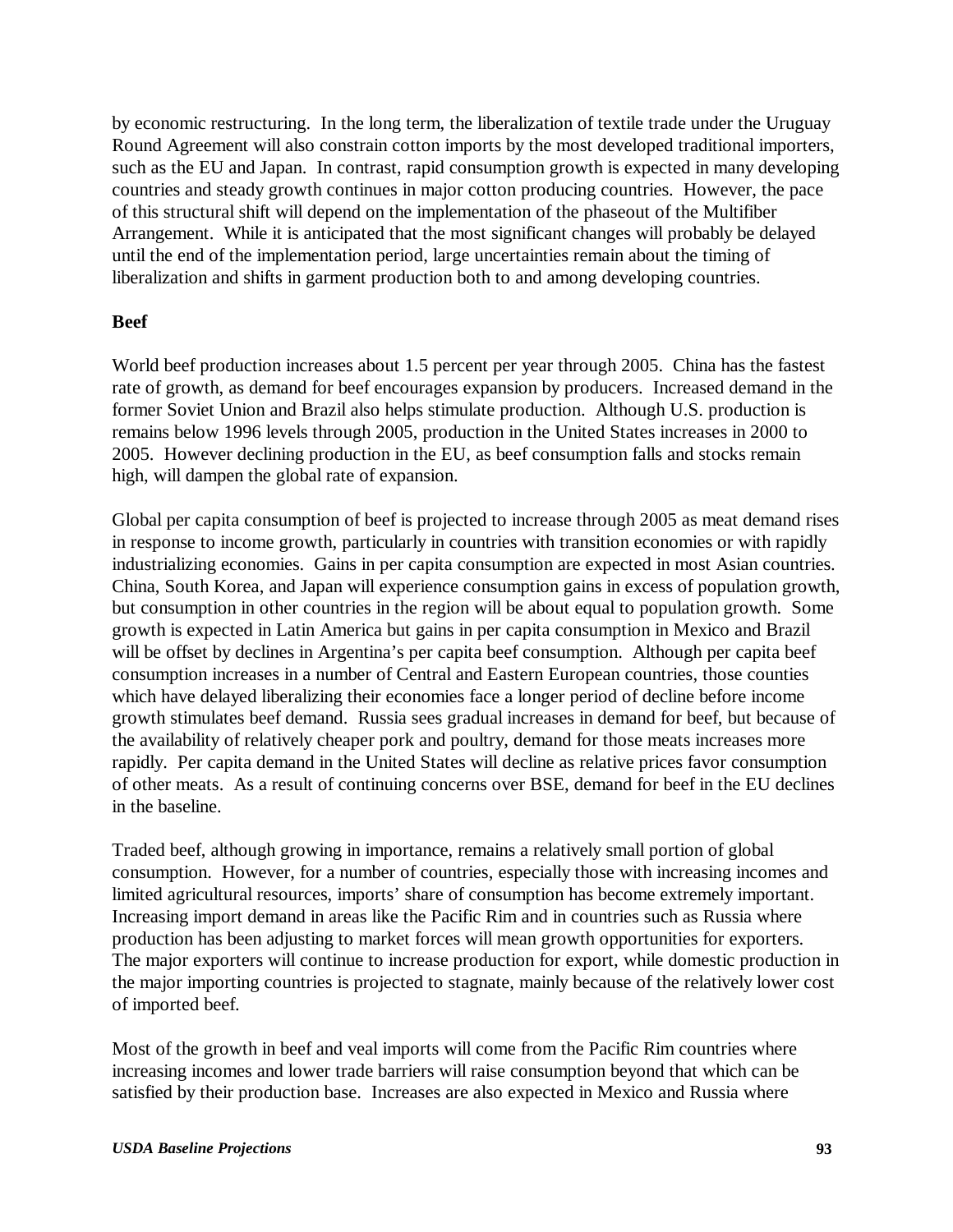by economic restructuring. In the long term, the liberalization of textile trade under the Uruguay Round Agreement will also constrain cotton imports by the most developed traditional importers, such as the EU and Japan. In contrast, rapid consumption growth is expected in many developing countries and steady growth continues in major cotton producing countries. However, the pace of this structural shift will depend on the implementation of the phaseout of the Multifiber Arrangement. While it is anticipated that the most significant changes will probably be delayed until the end of the implementation period, large uncertainties remain about the timing of liberalization and shifts in garment production both to and among developing countries.

**Beef**

World beef production increases about 1.5 percent per year through 2005. China has the fastest rate of growth, as demand for beef encourages expansion by producers. Increased demand in the former Soviet Union and Brazil also helps stimulate production. Although U.S. production is remains below 1996 levels through 2005, production in the United States increases in 2000 to 2005. However declining production in the EU, as beef consumption falls and stocks remain high, will dampen the global rate of expansion.

Global per capita consumption of beef is projected to increase through 2005 as meat demand rises in response to income growth, particularly in countries with transition economies or with rapidly industrializing economies. Gains in per capita consumption are expected in most Asian countries. China, South Korea, and Japan will experience consumption gains in excess of population growth, but consumption in other countries in the region will be about equal to population growth. Some growth is expected in Latin America but gains in per capita consumption in Mexico and Brazil will be offset by declines in Argentina's per capita beef consumption. Although per capita beef consumption increases in a number of Central and Eastern European countries, those counties which have delayed liberalizing their economies face a longer period of decline before income growth stimulates beef demand. Russia sees gradual increases in demand for beef, but because of the availability of relatively cheaper pork and poultry, demand for those meats increases more rapidly. Per capita demand in the United States will decline as relative prices favor consumption of other meats. As a result of continuing concerns over BSE, demand for beef in the EU declines in the baseline.

Traded beef, although growing in importance, remains a relatively small portion of global consumption. However, for a number of countries, especially those with increasing incomes and limited agricultural resources, imports' share of consumption has become extremely important. Increasing import demand in areas like the Pacific Rim and in countries such as Russia where production has been adjusting to market forces will mean growth opportunities for exporters. The major exporters will continue to increase production for export, while domestic production in the major importing countries is projected to stagnate, mainly because of the relatively lower cost of imported beef.

Most of the growth in beef and veal imports will come from the Pacific Rim countries where increasing incomes and lower trade barriers will raise consumption beyond that which can be satisfied by their production base. Increases are also expected in Mexico and Russia where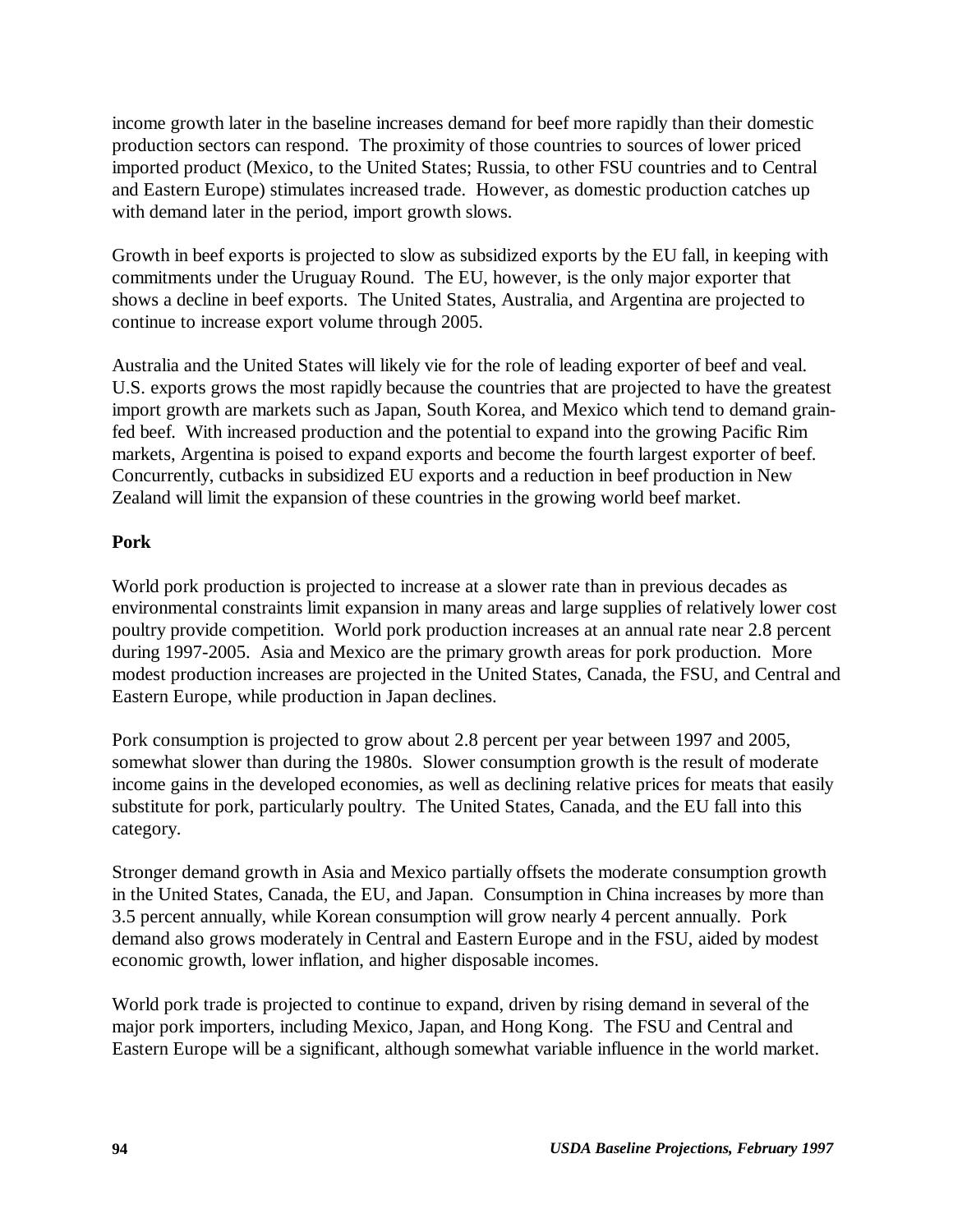income growth later in the baseline increases demand for beef more rapidly than their domestic production sectors can respond. The proximity of those countries to sources of lower priced imported product (Mexico, to the United States; Russia, to other FSU countries and to Central and Eastern Europe) stimulates increased trade. However, as domestic production catches up with demand later in the period, import growth slows.

Growth in beef exports is projected to slow as subsidized exports by the EU fall, in keeping with commitments under the Uruguay Round. The EU, however, is the only major exporter that shows a decline in beef exports. The United States, Australia, and Argentina are projected to continue to increase export volume through 2005.

Australia and the United States will likely vie for the role of leading exporter of beef and veal. U.S. exports grows the most rapidly because the countries that are projected to have the greatest import growth are markets such as Japan, South Korea, and Mexico which tend to demand grain-fed beef. With increased production and the potential to expand into the growing Pacific Rim markets, Argentina is poised to expand exports and become the fourth largest exporter of beef. Concurrently, cutbacks in subsidized EU exports and a reduction in beef production in New Zealand will limit the expansion of these countries in the growing world beef market.

**Pork**

World pork production is projected to increase at a slower rate than in previous decades as environmental constraints limit expansion in many areas and large supplies of relatively lower cost poultry provide competition. World pork production increases at an annual rate near 2.8 percent during 1997-2005. Asia and Mexico are the primary growth areas for pork production. More modest production increases are projected in the United States, Canada, the FSU, and Central and Eastern Europe, while production in Japan declines.

Pork consumption is projected to grow about 2.8 percent per year between 1997 and 2005, somewhat slower than during the 1980s. Slower consumption growth is the result of moderate income gains in the developed economies, as well as declining relative prices for meats that easily substitute for pork, particularly poultry. The United States, Canada, and the EU fall into this category.

Stronger demand growth in Asia and Mexico partially offsets the moderate consumption growth in the United States, Canada, the EU, and Japan. Consumption in China increases by more than 3.5 percent annually, while Korean consumption will grow nearly 4 percent annually. Pork demand also grows moderately in Central and Eastern Europe and in the FSU, aided by modest economic growth, lower inflation, and higher disposable incomes.

World pork trade is projected to continue to expand, driven by rising demand in several of the major pork importers, including Mexico, Japan, and Hong Kong. The FSU and Central and Eastern Europe will be a significant, although somewhat variable influence in the world market.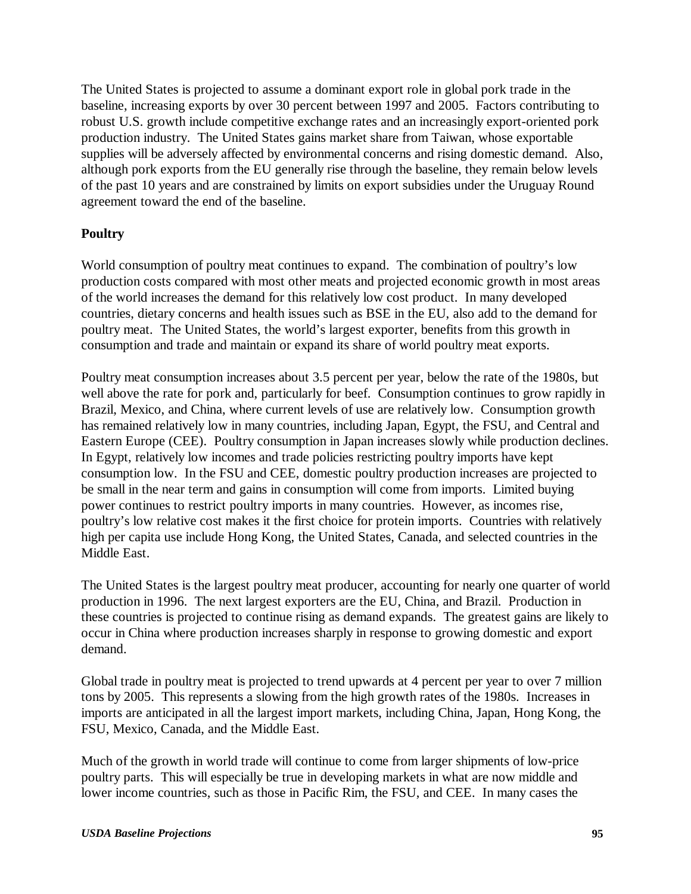The United States is projected to assume a dominant export role in global pork trade in the baseline, increasing exports by over 30 percent between 1997 and 2005. Factors contributing to robust U.S. growth include competitive exchange rates and an increasingly export-oriented pork production industry. The United States gains market share from Taiwan, whose exportable supplies will be adversely affected by environmental concerns and rising domestic demand. Also, although pork exports from the EU generally rise through the baseline, they remain below levels of the past 10 years and are constrained by limits on export subsidies under the Uruguay Round agreement toward the end of the baseline.

**Poultry**

World consumption of poultry meat continues to expand. The combination of poultry's low production costs compared with most other meats and projected economic growth in most areas of the world increases the demand for this relatively low cost product. In many developed countries, dietary concerns and health issues such as BSE in the EU, also add to the demand for poultry meat. The United States, the world's largest exporter, benefits from this growth in consumption and trade and maintain or expand its share of world poultry meat exports.

Poultry meat consumption increases about 3.5 percent per year, below the rate of the 1980s, but well above the rate for pork and, particularly for beef. Consumption continues to grow rapidly in Brazil, Mexico, and China, where current levels of use are relatively low. Consumption growth has remained relatively low in many countries, including Japan, Egypt, the FSU, and Central and Eastern Europe (CEE). Poultry consumption in Japan increases slowly while production declines. In Egypt, relatively low incomes and trade policies restricting poultry imports have kept consumption low. In the FSU and CEE, domestic poultry production increases are projected to be small in the near term and gains in consumption will come from imports. Limited buying power continues to restrict poultry imports in many countries. However, as incomes rise, poultry's low relative cost makes it the first choice for protein imports. Countries with relatively high per capita use include Hong Kong, the United States, Canada, and selected countries in the Middle East.

The United States is the largest poultry meat producer, accounting for nearly one quarter of world production in 1996. The next largest exporters are the EU, China, and Brazil. Production in these countries is projected to continue rising as demand expands. The greatest gains are likely to occur in China where production increases sharply in response to growing domestic and export demand.

Global trade in poultry meat is projected to trend upwards at 4 percent per year to over 7 million tons by 2005. This represents a slowing from the high growth rates of the 1980s. Increases in imports are anticipated in all the largest import markets, including China, Japan, Hong Kong, the FSU, Mexico, Canada, and the Middle East.

Much of the growth in world trade will continue to come from larger shipments of low-price poultry parts. This will especially be true in developing markets in what are now middle and lower income countries, such as those in Pacific Rim, the FSU, and CEE. In many cases the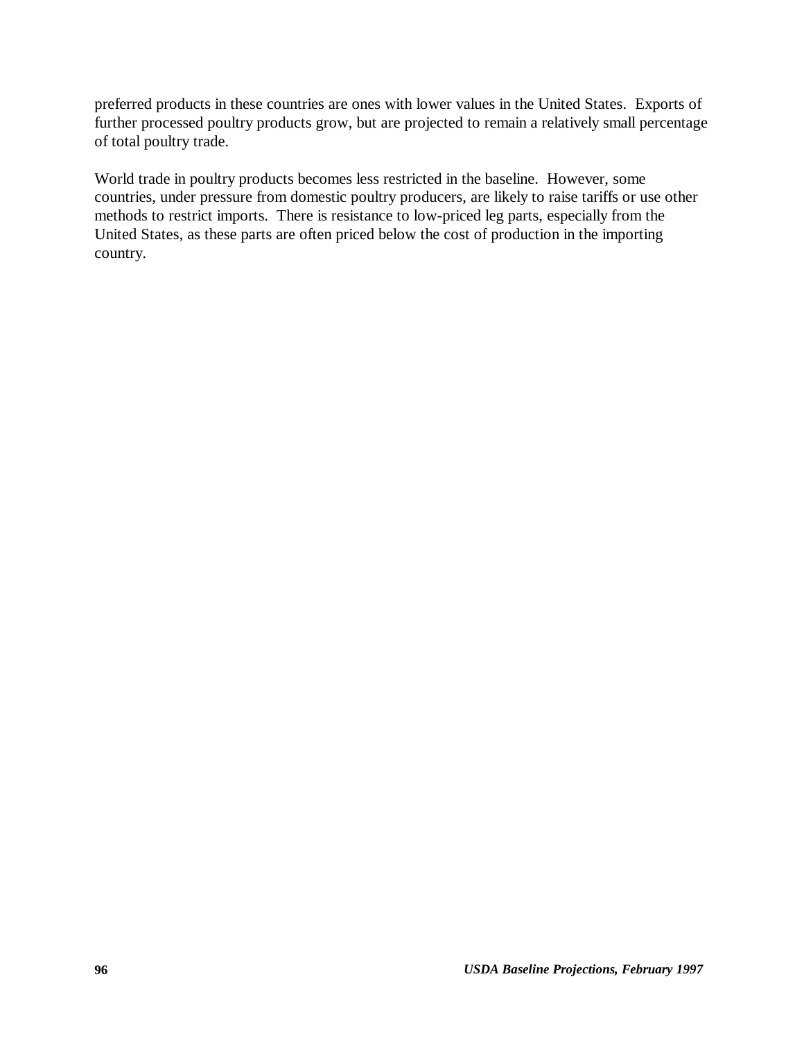preferred products in these countries are ones with lower values in the United States. Exports of further processed poultry products grow, but are projected to remain a relatively small percentage of total poultry trade.

World trade in poultry products becomes less restricted in the baseline. However, some countries, under pressure from domestic poultry producers, are likely to raise tariffs or use other methods to restrict imports. There is resistance to low-priced leg parts, especially from the United States, as these parts are often priced below the cost of production in the importing country.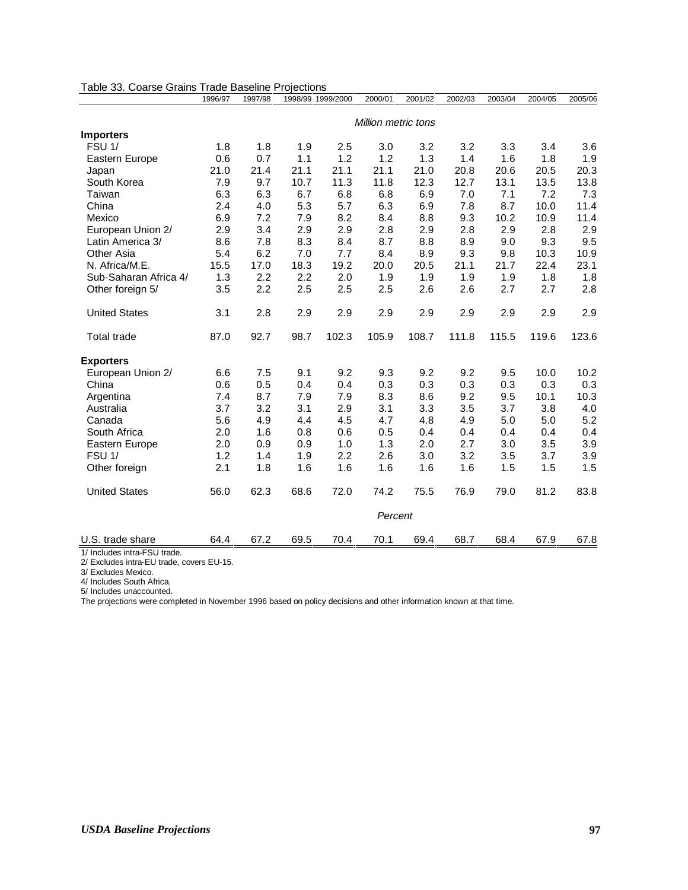Table 33. Coarse Grains Trade Baseline Projections

| | 1996/97 | 1997/98 | 1998/99 | 1999/2000 | 2000/01 | 2001/02 | 2002/03 | 2003/04 | 2004/05 | 2005/06 |
|---|---|---|---|---|---|---|---|---|---|---|
| | *Million metric tons* | | | | | | | | | |
| **Importers** | | | | | | | | | | |
| FSU 1/ | 1.8 | 1.8 | 1.9 | 2.5 | 3.0 | 3.2 | 3.2 | 3.3 | 3.4 | 3.6 |
| Eastern Europe | 0.6 | 0.7 | 1.1 | 1.2 | 1.2 | 1.3 | 1.4 | 1.6 | 1.8 | 1.9 |
| Japan | 21.0 | 21.4 | 21.1 | 21.1 | 21.1 | 21.0 | 20.8 | 20.6 | 20.5 | 20.3 |
| South Korea | 7.9 | 9.7 | 10.7 | 11.3 | 11.8 | 12.3 | 12.7 | 13.1 | 13.5 | 13.8 |
| Taiwan | 6.3 | 6.3 | 6.7 | 6.8 | 6.8 | 6.9 | 7.0 | 7.1 | 7.2 | 7.3 |
| China | 2.4 | 4.0 | 5.3 | 5.7 | 6.3 | 6.9 | 7.8 | 8.7 | 10.0 | 11.4 |
| Mexico | 6.9 | 7.2 | 7.9 | 8.2 | 8.4 | 8.8 | 9.3 | 10.2 | 10.9 | 11.4 |
| European Union 2/ | 2.9 | 3.4 | 2.9 | 2.9 | 2.8 | 2.9 | 2.8 | 2.9 | 2.8 | 2.9 |
| Latin America 3/ | 8.6 | 7.8 | 8.3 | 8.4 | 8.7 | 8.8 | 8.9 | 9.0 | 9.3 | 9.5 |
| Other Asia | 5.4 | 6.2 | 7.0 | 7.7 | 8.4 | 8.9 | 9.3 | 9.8 | 10.3 | 10.9 |
| N. Africa/M.E. | 15.5 | 17.0 | 18.3 | 19.2 | 20.0 | 20.5 | 21.1 | 21.7 | 22.4 | 23.1 |
| Sub-Saharan Africa 4/ | 1.3 | 2.2 | 2.2 | 2.0 | 1.9 | 1.9 | 1.9 | 1.9 | 1.8 | 1.8 |
| Other foreign 5/ | 3.5 | 2.2 | 2.5 | 2.5 | 2.5 | 2.6 | 2.6 | 2.7 | 2.7 | 2.8 |
| United States | 3.1 | 2.8 | 2.9 | 2.9 | 2.9 | 2.9 | 2.9 | 2.9 | 2.9 | 2.9 |
| Total trade | 87.0 | 92.7 | 98.7 | 102.3 | 105.9 | 108.7 | 111.8 | 115.5 | 119.6 | 123.6 |
| **Exporters** | | | | | | | | | | |
| European Union 2/ | 6.6 | 7.5 | 9.1 | 9.2 | 9.3 | 9.2 | 9.2 | 9.5 | 10.0 | 10.2 |
| China | 0.6 | 0.5 | 0.4 | 0.4 | 0.3 | 0.3 | 0.3 | 0.3 | 0.3 | 0.3 |
| Argentina | 7.4 | 8.7 | 7.9 | 7.9 | 8.3 | 8.6 | 9.2 | 9.5 | 10.1 | 10.3 |
| Australia | 3.7 | 3.2 | 3.1 | 2.9 | 3.1 | 3.3 | 3.5 | 3.7 | 3.8 | 4.0 |
| Canada | 5.6 | 4.9 | 4.4 | 4.5 | 4.7 | 4.8 | 4.9 | 5.0 | 5.0 | 5.2 |
| South Africa | 2.0 | 1.6 | 0.8 | 0.6 | 0.5 | 0.4 | 0.4 | 0.4 | 0.4 | 0.4 |
| Eastern Europe | 2.0 | 0.9 | 0.9 | 1.0 | 1.3 | 2.0 | 2.7 | 3.0 | 3.5 | 3.9 |
| FSU 1/ | 1.2 | 1.4 | 1.9 | 2.2 | 2.6 | 3.0 | 3.2 | 3.5 | 3.7 | 3.9 |
| Other foreign | 2.1 | 1.8 | 1.6 | 1.6 | 1.6 | 1.6 | 1.6 | 1.5 | 1.5 | 1.5 |
| United States | 56.0 | 62.3 | 68.6 | 72.0 | 74.2 | 75.5 | 76.9 | 79.0 | 81.2 | 83.8 |
| | *Percent* | | | | | | | | | |
| U.S. trade share | 64.4 | 67.2 | 69.5 | 70.4 | 70.1 | 69.4 | 68.7 | 68.4 | 67.9 | 67.8 |

1/ Includes intra-FSU trade.
2/ Excludes intra-EU trade, covers EU-15.
3/ Excludes Mexico.
4/ Includes South Africa.
5/ Includes unaccounted.
The projections were completed in November 1996 based on policy decisions and other information known at that time.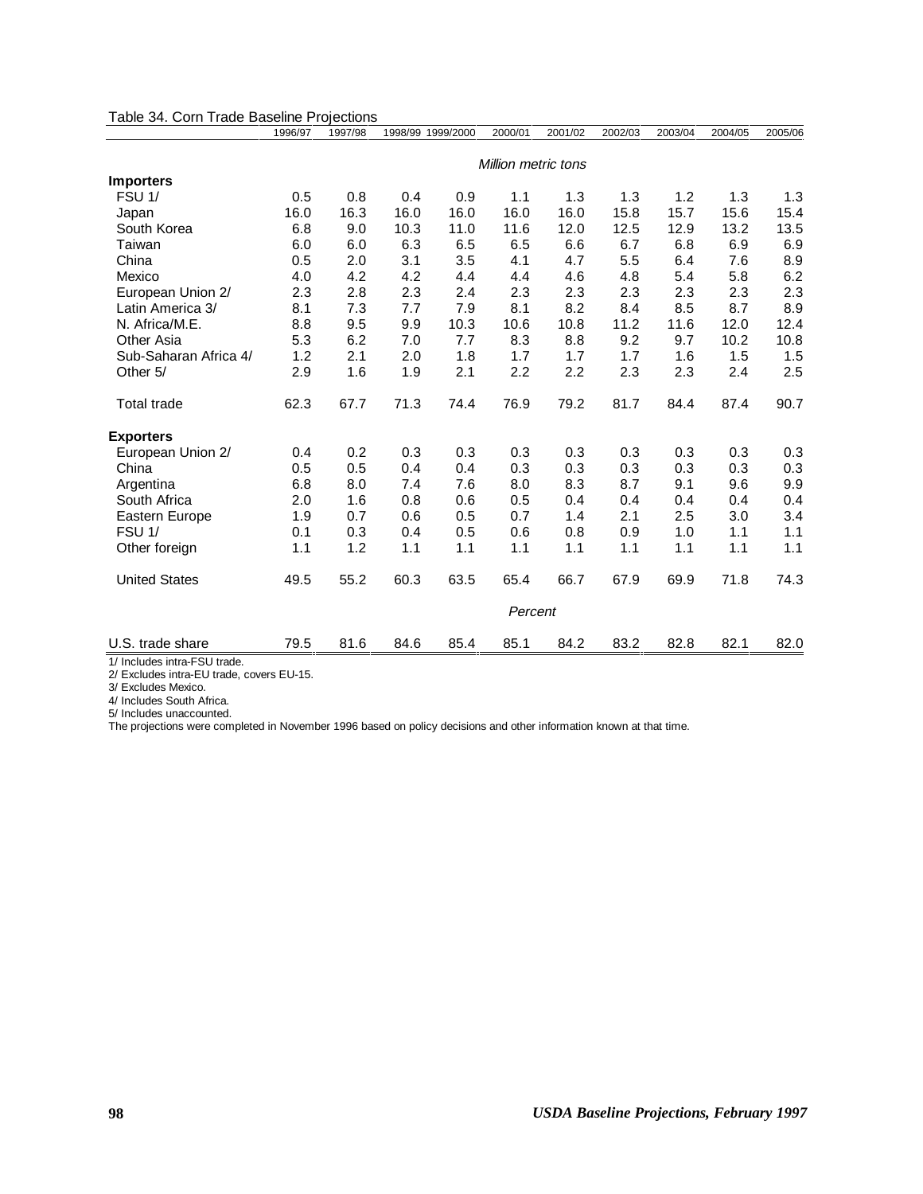Table 34. Corn Trade Baseline Projections

| | 1996/97 | 1997/98 | 1998/99 | 1999/2000 | 2000/01 | 2001/02 | 2002/03 | 2003/04 | 2004/05 | 2005/06 |
|---|---|---|---|---|---|---|---|---|---|---|
| | *Million metric tons* | | | | | | | | | |
| **Importers** | | | | | | | | | | |
| FSU 1/ | 0.5 | 0.8 | 0.4 | 0.9 | 1.1 | 1.3 | 1.3 | 1.2 | 1.3 | 1.3 |
| Japan | 16.0 | 16.3 | 16.0 | 16.0 | 16.0 | 16.0 | 15.8 | 15.7 | 15.6 | 15.4 |
| South Korea | 6.8 | 9.0 | 10.3 | 11.0 | 11.6 | 12.0 | 12.5 | 12.9 | 13.2 | 13.5 |
| Taiwan | 6.0 | 6.0 | 6.3 | 6.5 | 6.5 | 6.6 | 6.7 | 6.8 | 6.9 | 6.9 |
| China | 0.5 | 2.0 | 3.1 | 3.5 | 4.1 | 4.7 | 5.5 | 6.4 | 7.6 | 8.9 |
| Mexico | 4.0 | 4.2 | 4.2 | 4.4 | 4.4 | 4.6 | 4.8 | 5.4 | 5.8 | 6.2 |
| European Union 2/ | 2.3 | 2.8 | 2.3 | 2.4 | 2.3 | 2.3 | 2.3 | 2.3 | 2.3 | 2.3 |
| Latin America 3/ | 8.1 | 7.3 | 7.7 | 7.9 | 8.1 | 8.2 | 8.4 | 8.5 | 8.7 | 8.9 |
| N. Africa/M.E. | 8.8 | 9.5 | 9.9 | 10.3 | 10.6 | 10.8 | 11.2 | 11.6 | 12.0 | 12.4 |
| Other Asia | 5.3 | 6.2 | 7.0 | 7.7 | 8.3 | 8.8 | 9.2 | 9.7 | 10.2 | 10.8 |
| Sub-Saharan Africa 4/ | 1.2 | 2.1 | 2.0 | 1.8 | 1.7 | 1.7 | 1.7 | 1.6 | 1.5 | 1.5 |
| Other 5/ | 2.9 | 1.6 | 1.9 | 2.1 | 2.2 | 2.2 | 2.3 | 2.3 | 2.4 | 2.5 |
| Total trade | 62.3 | 67.7 | 71.3 | 74.4 | 76.9 | 79.2 | 81.7 | 84.4 | 87.4 | 90.7 |
| **Exporters** | | | | | | | | | | |
| European Union 2/ | 0.4 | 0.2 | 0.3 | 0.3 | 0.3 | 0.3 | 0.3 | 0.3 | 0.3 | 0.3 |
| China | 0.5 | 0.5 | 0.4 | 0.4 | 0.3 | 0.3 | 0.3 | 0.3 | 0.3 | 0.3 |
| Argentina | 6.8 | 8.0 | 7.4 | 7.6 | 8.0 | 8.3 | 8.7 | 9.1 | 9.6 | 9.9 |
| South Africa | 2.0 | 1.6 | 0.8 | 0.6 | 0.5 | 0.4 | 0.4 | 0.4 | 0.4 | 0.4 |
| Eastern Europe | 1.9 | 0.7 | 0.6 | 0.5 | 0.7 | 1.4 | 2.1 | 2.5 | 3.0 | 3.4 |
| FSU 1/ | 0.1 | 0.3 | 0.4 | 0.5 | 0.6 | 0.8 | 0.9 | 1.0 | 1.1 | 1.1 |
| Other foreign | 1.1 | 1.2 | 1.1 | 1.1 | 1.1 | 1.1 | 1.1 | 1.1 | 1.1 | 1.1 |
| United States | 49.5 | 55.2 | 60.3 | 63.5 | 65.4 | 66.7 | 67.9 | 69.9 | 71.8 | 74.3 |
| | *Percent* | | | | | | | | | |
| U.S. trade share | 79.5 | 81.6 | 84.6 | 85.4 | 85.1 | 84.2 | 83.2 | 82.8 | 82.1 | 82.0 |

1/ Includes intra-FSU trade.
2/ Excludes intra-EU trade, covers EU-15.
3/ Excludes Mexico.
4/ Includes South Africa.
5/ Includes unaccounted.
The projections were completed in November 1996 based on policy decisions and other information known at that time.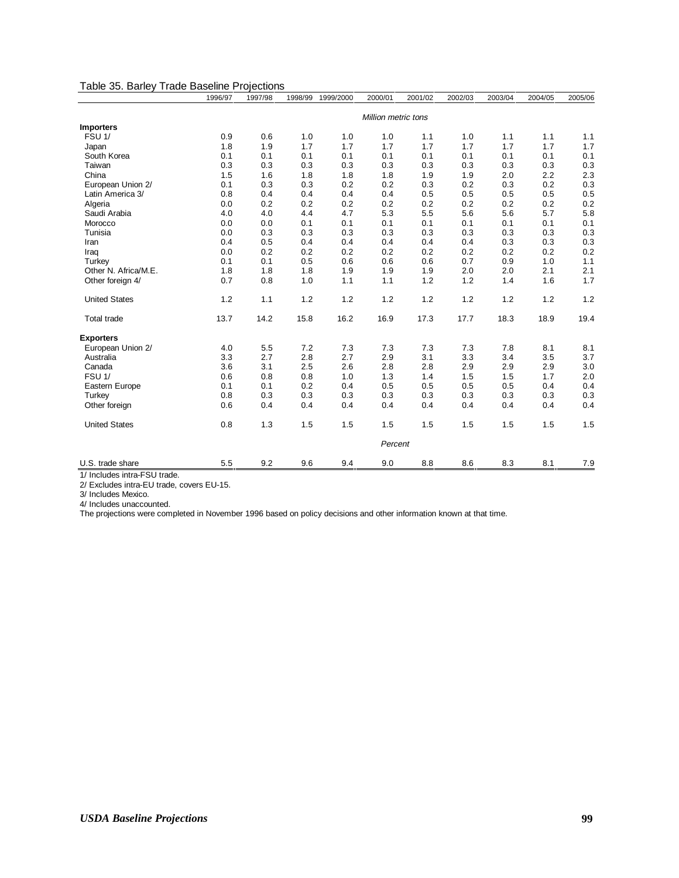Table 35. Barley Trade Baseline Projections

| | 1996/97 | 1997/98 | 1998/99 | 1999/2000 | 2000/01 | 2001/02 | 2002/03 | 2003/04 | 2004/05 | 2005/06 |
|---|---|---|---|---|---|---|---|---|---|---|
| | | | | | *Million metric tons* | | | | | |
| **Importers** | | | | | | | | | | |
| FSU 1/ | 0.9 | 0.6 | 1.0 | 1.0 | 1.0 | 1.1 | 1.0 | 1.1 | 1.1 | 1.1 |
| Japan | 1.8 | 1.9 | 1.7 | 1.7 | 1.7 | 1.7 | 1.7 | 1.7 | 1.7 | 1.7 |
| South Korea | 0.1 | 0.1 | 0.1 | 0.1 | 0.1 | 0.1 | 0.1 | 0.1 | 0.1 | 0.1 |
| Taiwan | 0.3 | 0.3 | 0.3 | 0.3 | 0.3 | 0.3 | 0.3 | 0.3 | 0.3 | 0.3 |
| China | 1.5 | 1.6 | 1.8 | 1.8 | 1.8 | 1.9 | 1.9 | 2.0 | 2.2 | 2.3 |
| European Union 2/ | 0.1 | 0.3 | 0.3 | 0.2 | 0.2 | 0.3 | 0.2 | 0.3 | 0.2 | 0.3 |
| Latin America 3/ | 0.8 | 0.4 | 0.4 | 0.4 | 0.4 | 0.5 | 0.5 | 0.5 | 0.5 | 0.5 |
| Algeria | 0.0 | 0.2 | 0.2 | 0.2 | 0.2 | 0.2 | 0.2 | 0.2 | 0.2 | 0.2 |
| Saudi Arabia | 4.0 | 4.0 | 4.4 | 4.7 | 5.3 | 5.5 | 5.6 | 5.6 | 5.7 | 5.8 |
| Morocco | 0.0 | 0.0 | 0.1 | 0.1 | 0.1 | 0.1 | 0.1 | 0.1 | 0.1 | 0.1 |
| Tunisia | 0.0 | 0.3 | 0.3 | 0.3 | 0.3 | 0.3 | 0.3 | 0.3 | 0.3 | 0.3 |
| Iran | 0.4 | 0.5 | 0.4 | 0.4 | 0.4 | 0.4 | 0.4 | 0.3 | 0.3 | 0.3 |
| Iraq | 0.0 | 0.2 | 0.2 | 0.2 | 0.2 | 0.2 | 0.2 | 0.2 | 0.2 | 0.2 |
| Turkey | 0.1 | 0.1 | 0.5 | 0.6 | 0.6 | 0.6 | 0.7 | 0.9 | 1.0 | 1.1 |
| Other N. Africa/M.E. | 1.8 | 1.8 | 1.8 | 1.9 | 1.9 | 1.9 | 2.0 | 2.0 | 2.1 | 2.1 |
| Other foreign 4/ | 0.7 | 0.8 | 1.0 | 1.1 | 1.1 | 1.2 | 1.2 | 1.4 | 1.6 | 1.7 |
| United States | 1.2 | 1.1 | 1.2 | 1.2 | 1.2 | 1.2 | 1.2 | 1.2 | 1.2 | 1.2 |
| Total trade | 13.7 | 14.2 | 15.8 | 16.2 | 16.9 | 17.3 | 17.7 | 18.3 | 18.9 | 19.4 |
| **Exporters** | | | | | | | | | | |
| European Union 2/ | 4.0 | 5.5 | 7.2 | 7.3 | 7.3 | 7.3 | 7.3 | 7.8 | 8.1 | 8.1 |
| Australia | 3.3 | 2.7 | 2.8 | 2.7 | 2.9 | 3.1 | 3.3 | 3.4 | 3.5 | 3.7 |
| Canada | 3.6 | 3.1 | 2.5 | 2.6 | 2.8 | 2.8 | 2.9 | 2.9 | 2.9 | 3.0 |
| FSU 1/ | 0.6 | 0.8 | 0.8 | 1.0 | 1.3 | 1.4 | 1.5 | 1.5 | 1.7 | 2.0 |
| Eastern Europe | 0.1 | 0.1 | 0.2 | 0.4 | 0.5 | 0.5 | 0.5 | 0.5 | 0.4 | 0.4 |
| Turkey | 0.8 | 0.3 | 0.3 | 0.3 | 0.3 | 0.3 | 0.3 | 0.3 | 0.3 | 0.3 |
| Other foreign | 0.6 | 0.4 | 0.4 | 0.4 | 0.4 | 0.4 | 0.4 | 0.4 | 0.4 | 0.4 |
| United States | 0.8 | 1.3 | 1.5 | 1.5 | 1.5 | 1.5 | 1.5 | 1.5 | 1.5 | 1.5 |
| | | | | | *Percent* | | | | | |
| U.S. trade share | 5.5 | 9.2 | 9.6 | 9.4 | 9.0 | 8.8 | 8.6 | 8.3 | 8.1 | 7.9 |

1/ Includes intra-FSU trade.

2/ Excludes intra-EU trade, covers EU-15.

3/ Includes Mexico.

4/ Includes unaccounted.

The projections were completed in November 1996 based on policy decisions and other information known at that time.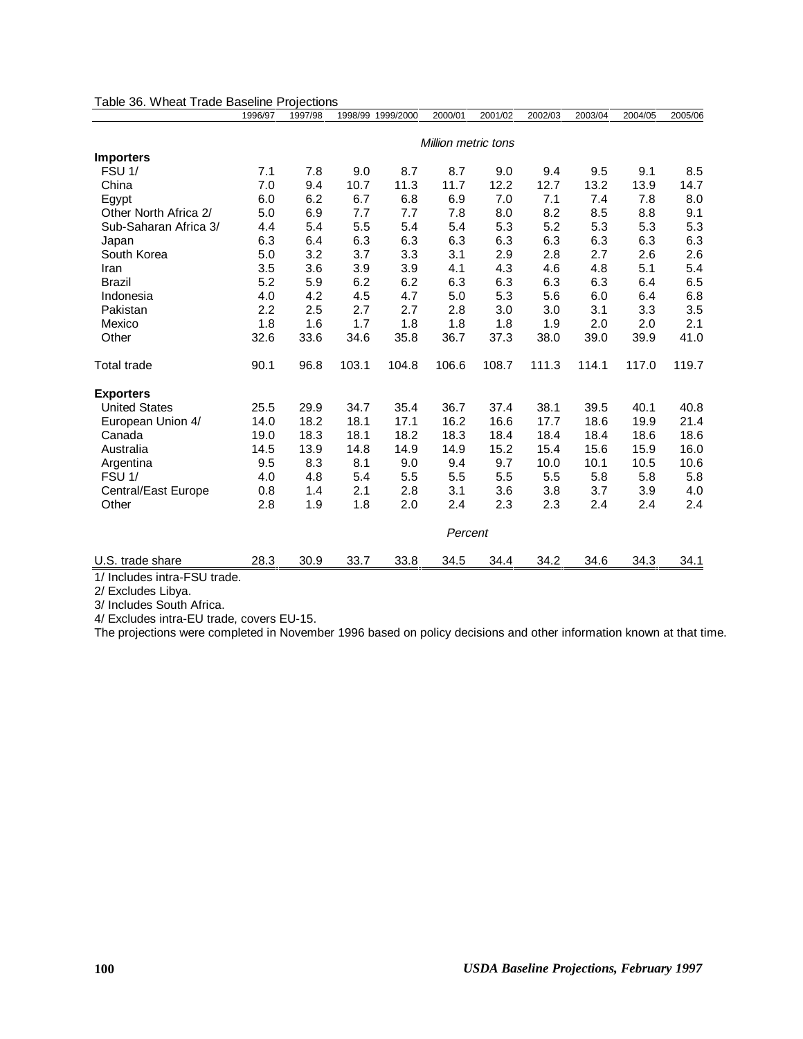Table 36. Wheat Trade Baseline Projections

| | 1996/97 | 1997/98 | 1998/99 | 1999/2000 | 2000/01 | 2001/02 | 2002/03 | 2003/04 | 2004/05 | 2005/06 |
|---|---|---|---|---|---|---|---|---|---|---|
| | *Million metric tons* | | | | | | | | | |
| **Importers** | | | | | | | | | | |
| FSU 1/ | 7.1 | 7.8 | 9.0 | 8.7 | 8.7 | 9.0 | 9.4 | 9.5 | 9.1 | 8.5 |
| China | 7.0 | 9.4 | 10.7 | 11.3 | 11.7 | 12.2 | 12.7 | 13.2 | 13.9 | 14.7 |
| Egypt | 6.0 | 6.2 | 6.7 | 6.8 | 6.9 | 7.0 | 7.1 | 7.4 | 7.8 | 8.0 |
| Other North Africa 2/ | 5.0 | 6.9 | 7.7 | 7.7 | 7.8 | 8.0 | 8.2 | 8.5 | 8.8 | 9.1 |
| Sub-Saharan Africa 3/ | 4.4 | 5.4 | 5.5 | 5.4 | 5.4 | 5.3 | 5.2 | 5.3 | 5.3 | 5.3 |
| Japan | 6.3 | 6.4 | 6.3 | 6.3 | 6.3 | 6.3 | 6.3 | 6.3 | 6.3 | 6.3 |
| South Korea | 5.0 | 3.2 | 3.7 | 3.3 | 3.1 | 2.9 | 2.8 | 2.7 | 2.6 | 2.6 |
| Iran | 3.5 | 3.6 | 3.9 | 3.9 | 4.1 | 4.3 | 4.6 | 4.8 | 5.1 | 5.4 |
| Brazil | 5.2 | 5.9 | 6.2 | 6.2 | 6.3 | 6.3 | 6.3 | 6.3 | 6.4 | 6.5 |
| Indonesia | 4.0 | 4.2 | 4.5 | 4.7 | 5.0 | 5.3 | 5.6 | 6.0 | 6.4 | 6.8 |
| Pakistan | 2.2 | 2.5 | 2.7 | 2.7 | 2.8 | 3.0 | 3.0 | 3.1 | 3.3 | 3.5 |
| Mexico | 1.8 | 1.6 | 1.7 | 1.8 | 1.8 | 1.8 | 1.9 | 2.0 | 2.0 | 2.1 |
| Other | 32.6 | 33.6 | 34.6 | 35.8 | 36.7 | 37.3 | 38.0 | 39.0 | 39.9 | 41.0 |
| Total trade | 90.1 | 96.8 | 103.1 | 104.8 | 106.6 | 108.7 | 111.3 | 114.1 | 117.0 | 119.7 |
| **Exporters** | | | | | | | | | | |
| United States | 25.5 | 29.9 | 34.7 | 35.4 | 36.7 | 37.4 | 38.1 | 39.5 | 40.1 | 40.8 |
| European Union 4/ | 14.0 | 18.2 | 18.1 | 17.1 | 16.2 | 16.6 | 17.7 | 18.6 | 19.9 | 21.4 |
| Canada | 19.0 | 18.3 | 18.1 | 18.2 | 18.3 | 18.4 | 18.4 | 18.4 | 18.6 | 18.6 |
| Australia | 14.5 | 13.9 | 14.8 | 14.9 | 14.9 | 15.2 | 15.4 | 15.6 | 15.9 | 16.0 |
| Argentina | 9.5 | 8.3 | 8.1 | 9.0 | 9.4 | 9.7 | 10.0 | 10.1 | 10.5 | 10.6 |
| FSU 1/ | 4.0 | 4.8 | 5.4 | 5.5 | 5.5 | 5.5 | 5.5 | 5.8 | 5.8 | 5.8 |
| Central/East Europe | 0.8 | 1.4 | 2.1 | 2.8 | 3.1 | 3.6 | 3.8 | 3.7 | 3.9 | 4.0 |
| Other | 2.8 | 1.9 | 1.8 | 2.0 | 2.4 | 2.3 | 2.3 | 2.4 | 2.4 | 2.4 |
| | *Percent* | | | | | | | | | |
| U.S. trade share | 28.3 | 30.9 | 33.7 | 33.8 | 34.5 | 34.4 | 34.2 | 34.6 | 34.3 | 34.1 |

1/ Includes intra-FSU trade.
2/ Excludes Libya.
3/ Includes South Africa.
4/ Excludes intra-EU trade, covers EU-15.
The projections were completed in November 1996 based on policy decisions and other information known at that time.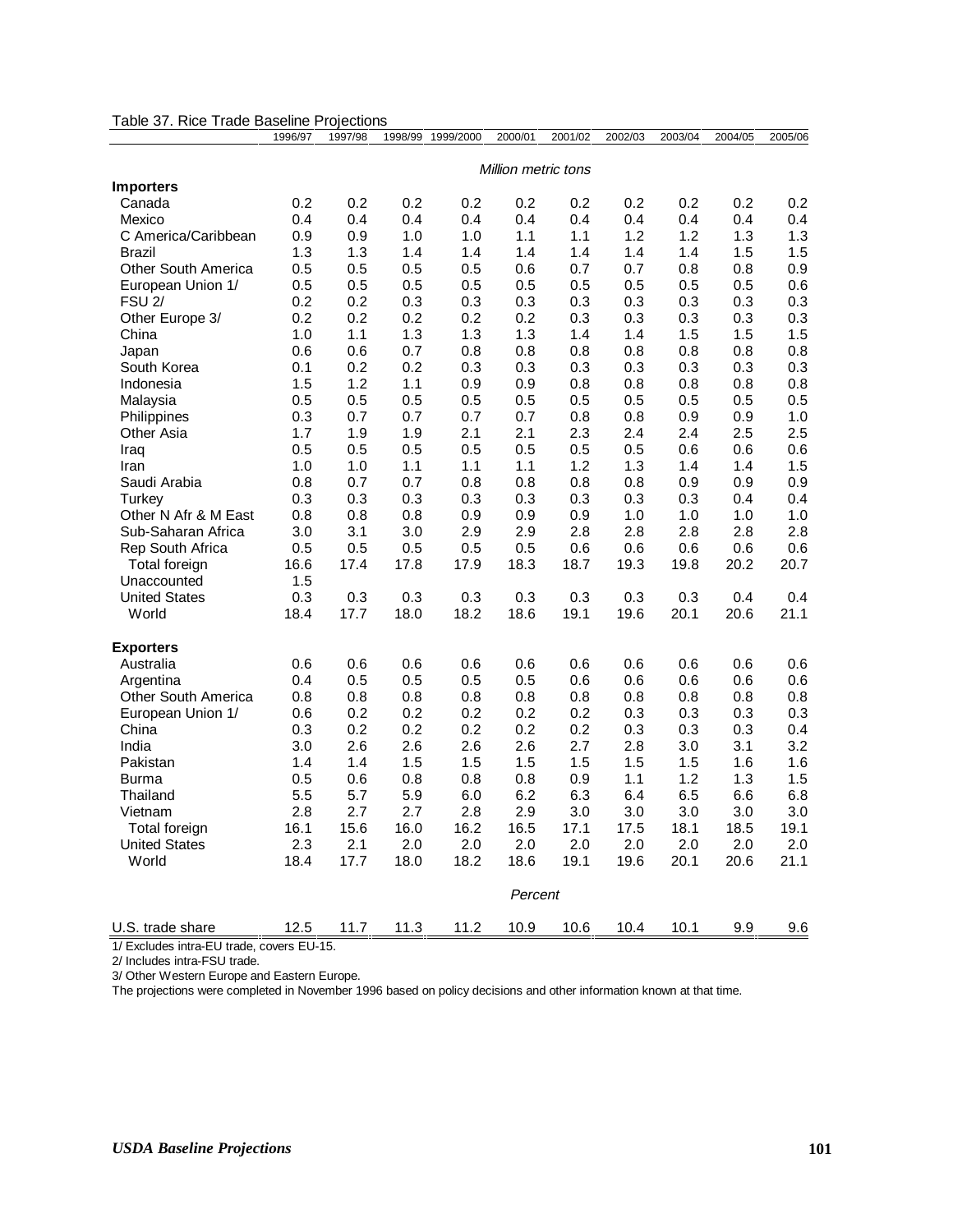Table 37. Rice Trade Baseline Projections

| | 1996/97 | 1997/98 | 1998/99 | 1999/2000 | 2000/01 | 2001/02 | 2002/03 | 2003/04 | 2004/05 | 2005/06 |
|---|---|---|---|---|---|---|---|---|---|---|
| | *Million metric tons* | | | | | | | | | |
| **Importers** | | | | | | | | | | |
| Canada | 0.2 | 0.2 | 0.2 | 0.2 | 0.2 | 0.2 | 0.2 | 0.2 | 0.2 | 0.2 |
| Mexico | 0.4 | 0.4 | 0.4 | 0.4 | 0.4 | 0.4 | 0.4 | 0.4 | 0.4 | 0.4 |
| C America/Caribbean | 0.9 | 0.9 | 1.0 | 1.0 | 1.1 | 1.1 | 1.2 | 1.2 | 1.3 | 1.3 |
| Brazil | 1.3 | 1.3 | 1.4 | 1.4 | 1.4 | 1.4 | 1.4 | 1.4 | 1.5 | 1.5 |
| Other South America | 0.5 | 0.5 | 0.5 | 0.5 | 0.6 | 0.7 | 0.7 | 0.8 | 0.8 | 0.9 |
| European Union 1/ | 0.5 | 0.5 | 0.5 | 0.5 | 0.5 | 0.5 | 0.5 | 0.5 | 0.5 | 0.6 |
| FSU 2/ | 0.2 | 0.2 | 0.3 | 0.3 | 0.3 | 0.3 | 0.3 | 0.3 | 0.3 | 0.3 |
| Other Europe 3/ | 0.2 | 0.2 | 0.2 | 0.2 | 0.2 | 0.3 | 0.3 | 0.3 | 0.3 | 0.3 |
| China | 1.0 | 1.1 | 1.3 | 1.3 | 1.3 | 1.4 | 1.4 | 1.5 | 1.5 | 1.5 |
| Japan | 0.6 | 0.6 | 0.7 | 0.8 | 0.8 | 0.8 | 0.8 | 0.8 | 0.8 | 0.8 |
| South Korea | 0.1 | 0.2 | 0.2 | 0.3 | 0.3 | 0.3 | 0.3 | 0.3 | 0.3 | 0.3 |
| Indonesia | 1.5 | 1.2 | 1.1 | 0.9 | 0.9 | 0.8 | 0.8 | 0.8 | 0.8 | 0.8 |
| Malaysia | 0.5 | 0.5 | 0.5 | 0.5 | 0.5 | 0.5 | 0.5 | 0.5 | 0.5 | 0.5 |
| Philippines | 0.3 | 0.7 | 0.7 | 0.7 | 0.7 | 0.8 | 0.8 | 0.9 | 0.9 | 1.0 |
| Other Asia | 1.7 | 1.9 | 1.9 | 2.1 | 2.1 | 2.3 | 2.4 | 2.4 | 2.5 | 2.5 |
| Iraq | 0.5 | 0.5 | 0.5 | 0.5 | 0.5 | 0.5 | 0.5 | 0.6 | 0.6 | 0.6 |
| Iran | 1.0 | 1.0 | 1.1 | 1.1 | 1.1 | 1.2 | 1.3 | 1.4 | 1.4 | 1.5 |
| Saudi Arabia | 0.8 | 0.7 | 0.7 | 0.8 | 0.8 | 0.8 | 0.8 | 0.9 | 0.9 | 0.9 |
| Turkey | 0.3 | 0.3 | 0.3 | 0.3 | 0.3 | 0.3 | 0.3 | 0.3 | 0.4 | 0.4 |
| Other N Afr & M East | 0.8 | 0.8 | 0.8 | 0.9 | 0.9 | 0.9 | 1.0 | 1.0 | 1.0 | 1.0 |
| Sub-Saharan Africa | 3.0 | 3.1 | 3.0 | 2.9 | 2.9 | 2.8 | 2.8 | 2.8 | 2.8 | 2.8 |
| Rep South Africa | 0.5 | 0.5 | 0.5 | 0.5 | 0.5 | 0.6 | 0.6 | 0.6 | 0.6 | 0.6 |
| Total foreign | 16.6 | 17.4 | 17.8 | 17.9 | 18.3 | 18.7 | 19.3 | 19.8 | 20.2 | 20.7 |
| Unaccounted | 1.5 | | | | | | | | | |
| United States | 0.3 | 0.3 | 0.3 | 0.3 | 0.3 | 0.3 | 0.3 | 0.3 | 0.4 | 0.4 |
| World | 18.4 | 17.7 | 18.0 | 18.2 | 18.6 | 19.1 | 19.6 | 20.1 | 20.6 | 21.1 |
| **Exporters** | | | | | | | | | | |
| Australia | 0.6 | 0.6 | 0.6 | 0.6 | 0.6 | 0.6 | 0.6 | 0.6 | 0.6 | 0.6 |
| Argentina | 0.4 | 0.5 | 0.5 | 0.5 | 0.5 | 0.6 | 0.6 | 0.6 | 0.6 | 0.6 |
| Other South America | 0.8 | 0.8 | 0.8 | 0.8 | 0.8 | 0.8 | 0.8 | 0.8 | 0.8 | 0.8 |
| European Union 1/ | 0.6 | 0.2 | 0.2 | 0.2 | 0.2 | 0.2 | 0.3 | 0.3 | 0.3 | 0.3 |
| China | 0.3 | 0.2 | 0.2 | 0.2 | 0.2 | 0.2 | 0.3 | 0.3 | 0.3 | 0.4 |
| India | 3.0 | 2.6 | 2.6 | 2.6 | 2.6 | 2.7 | 2.8 | 3.0 | 3.1 | 3.2 |
| Pakistan | 1.4 | 1.4 | 1.5 | 1.5 | 1.5 | 1.5 | 1.5 | 1.5 | 1.6 | 1.6 |
| Burma | 0.5 | 0.6 | 0.8 | 0.8 | 0.8 | 0.9 | 1.1 | 1.2 | 1.3 | 1.5 |
| Thailand | 5.5 | 5.7 | 5.9 | 6.0 | 6.2 | 6.3 | 6.4 | 6.5 | 6.6 | 6.8 |
| Vietnam | 2.8 | 2.7 | 2.7 | 2.8 | 2.9 | 3.0 | 3.0 | 3.0 | 3.0 | 3.0 |
| Total foreign | 16.1 | 15.6 | 16.0 | 16.2 | 16.5 | 17.1 | 17.5 | 18.1 | 18.5 | 19.1 |
| United States | 2.3 | 2.1 | 2.0 | 2.0 | 2.0 | 2.0 | 2.0 | 2.0 | 2.0 | 2.0 |
| World | 18.4 | 17.7 | 18.0 | 18.2 | 18.6 | 19.1 | 19.6 | 20.1 | 20.6 | 21.1 |
| | *Percent* | | | | | | | | | |
| U.S. trade share | 12.5 | 11.7 | 11.3 | 11.2 | 10.9 | 10.6 | 10.4 | 10.1 | 9.9 | 9.6 |

1/ Excludes intra-EU trade, covers EU-15.
2/ Includes intra-FSU trade.
3/ Other Western Europe and Eastern Europe.
The projections were completed in November 1996 based on policy decisions and other information known at that time.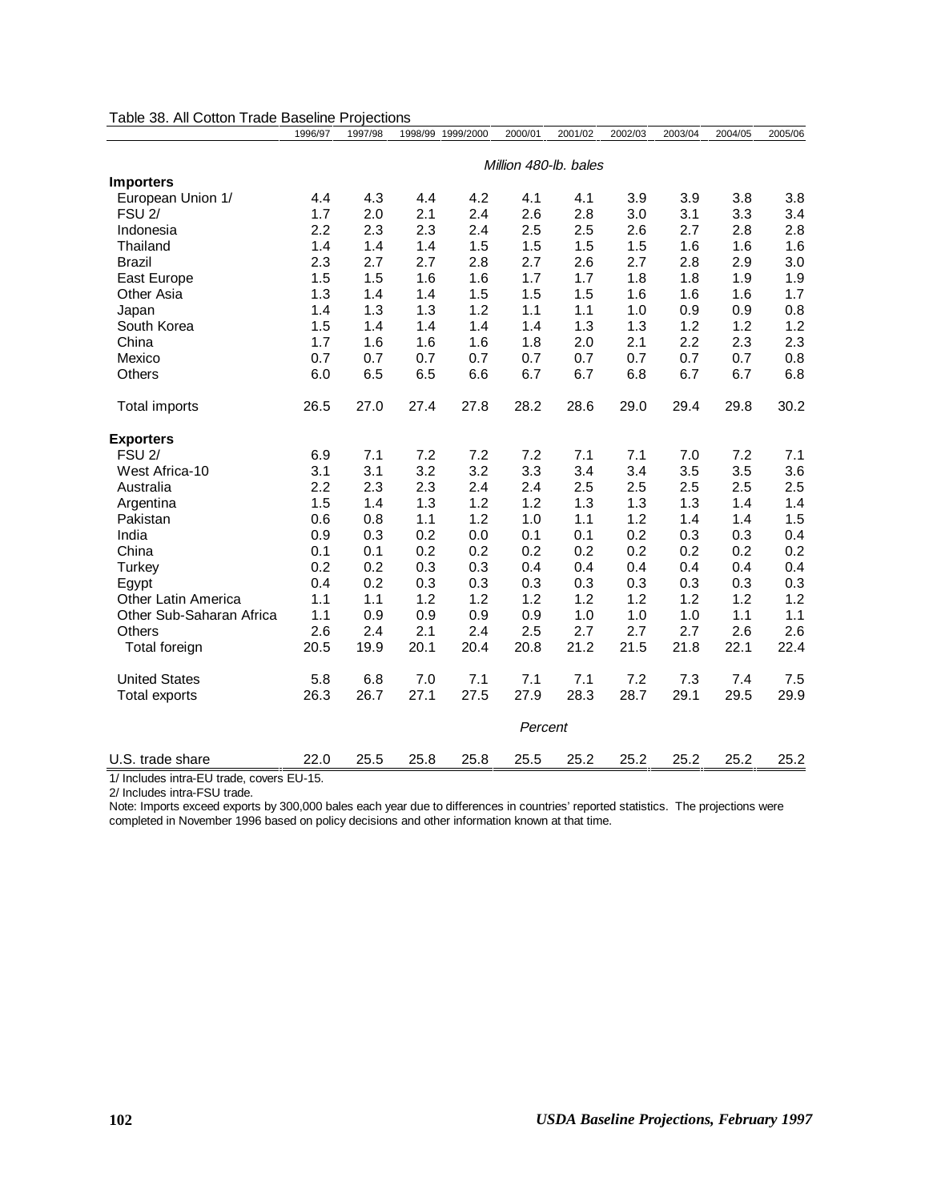Table 38. All Cotton Trade Baseline Projections

| | 1996/97 | 1997/98 | 1998/99 | 1999/2000 | 2000/01 | 2001/02 | 2002/03 | 2003/04 | 2004/05 | 2005/06 |
|---|---|---|---|---|---|---|---|---|---|---|
| | *Million 480-lb. bales* | | | | | | | | | |
| **Importers** | | | | | | | | | | |
| European Union 1/ | 4.4 | 4.3 | 4.4 | 4.2 | 4.1 | 4.1 | 3.9 | 3.9 | 3.8 | 3.8 |
| FSU 2/ | 1.7 | 2.0 | 2.1 | 2.4 | 2.6 | 2.8 | 3.0 | 3.1 | 3.3 | 3.4 |
| Indonesia | 2.2 | 2.3 | 2.3 | 2.4 | 2.5 | 2.5 | 2.6 | 2.7 | 2.8 | 2.8 |
| Thailand | 1.4 | 1.4 | 1.4 | 1.5 | 1.5 | 1.5 | 1.5 | 1.6 | 1.6 | 1.6 |
| Brazil | 2.3 | 2.7 | 2.7 | 2.8 | 2.7 | 2.6 | 2.7 | 2.8 | 2.9 | 3.0 |
| East Europe | 1.5 | 1.5 | 1.6 | 1.6 | 1.7 | 1.7 | 1.8 | 1.8 | 1.9 | 1.9 |
| Other Asia | 1.3 | 1.4 | 1.4 | 1.5 | 1.5 | 1.5 | 1.6 | 1.6 | 1.6 | 1.7 |
| Japan | 1.4 | 1.3 | 1.3 | 1.2 | 1.1 | 1.1 | 1.0 | 0.9 | 0.9 | 0.8 |
| South Korea | 1.5 | 1.4 | 1.4 | 1.4 | 1.4 | 1.3 | 1.3 | 1.2 | 1.2 | 1.2 |
| China | 1.7 | 1.6 | 1.6 | 1.6 | 1.8 | 2.0 | 2.1 | 2.2 | 2.3 | 2.3 |
| Mexico | 0.7 | 0.7 | 0.7 | 0.7 | 0.7 | 0.7 | 0.7 | 0.7 | 0.7 | 0.8 |
| Others | 6.0 | 6.5 | 6.5 | 6.6 | 6.7 | 6.7 | 6.8 | 6.7 | 6.7 | 6.8 |
| Total imports | 26.5 | 27.0 | 27.4 | 27.8 | 28.2 | 28.6 | 29.0 | 29.4 | 29.8 | 30.2 |
| **Exporters** | | | | | | | | | | |
| FSU 2/ | 6.9 | 7.1 | 7.2 | 7.2 | 7.2 | 7.1 | 7.1 | 7.0 | 7.2 | 7.1 |
| West Africa-10 | 3.1 | 3.1 | 3.2 | 3.2 | 3.3 | 3.4 | 3.4 | 3.5 | 3.5 | 3.6 |
| Australia | 2.2 | 2.3 | 2.3 | 2.4 | 2.4 | 2.5 | 2.5 | 2.5 | 2.5 | 2.5 |
| Argentina | 1.5 | 1.4 | 1.3 | 1.2 | 1.2 | 1.3 | 1.3 | 1.3 | 1.4 | 1.4 |
| Pakistan | 0.6 | 0.8 | 1.1 | 1.2 | 1.0 | 1.1 | 1.2 | 1.4 | 1.4 | 1.5 |
| India | 0.9 | 0.3 | 0.2 | 0.0 | 0.1 | 0.1 | 0.2 | 0.3 | 0.3 | 0.4 |
| China | 0.1 | 0.1 | 0.2 | 0.2 | 0.2 | 0.2 | 0.2 | 0.2 | 0.2 | 0.2 |
| Turkey | 0.2 | 0.2 | 0.3 | 0.3 | 0.4 | 0.4 | 0.4 | 0.4 | 0.4 | 0.4 |
| Egypt | 0.4 | 0.2 | 0.3 | 0.3 | 0.3 | 0.3 | 0.3 | 0.3 | 0.3 | 0.3 |
| Other Latin America | 1.1 | 1.1 | 1.2 | 1.2 | 1.2 | 1.2 | 1.2 | 1.2 | 1.2 | 1.2 |
| Other Sub-Saharan Africa | 1.1 | 0.9 | 0.9 | 0.9 | 0.9 | 1.0 | 1.0 | 1.0 | 1.1 | 1.1 |
| Others | 2.6 | 2.4 | 2.1 | 2.4 | 2.5 | 2.7 | 2.7 | 2.7 | 2.6 | 2.6 |
| Total foreign | 20.5 | 19.9 | 20.1 | 20.4 | 20.8 | 21.2 | 21.5 | 21.8 | 22.1 | 22.4 |
| United States | 5.8 | 6.8 | 7.0 | 7.1 | 7.1 | 7.1 | 7.2 | 7.3 | 7.4 | 7.5 |
| Total exports | 26.3 | 26.7 | 27.1 | 27.5 | 27.9 | 28.3 | 28.7 | 29.1 | 29.5 | 29.9 |
| | *Percent* | | | | | | | | | |
| U.S. trade share | 22.0 | 25.5 | 25.8 | 25.8 | 25.5 | 25.2 | 25.2 | 25.2 | 25.2 | 25.2 |

1/ Includes intra-EU trade, covers EU-15.

2/ Includes intra-FSU trade.

Note: Imports exceed exports by 300,000 bales each year due to differences in countries' reported statistics. The projections were completed in November 1996 based on policy decisions and other information known at that time.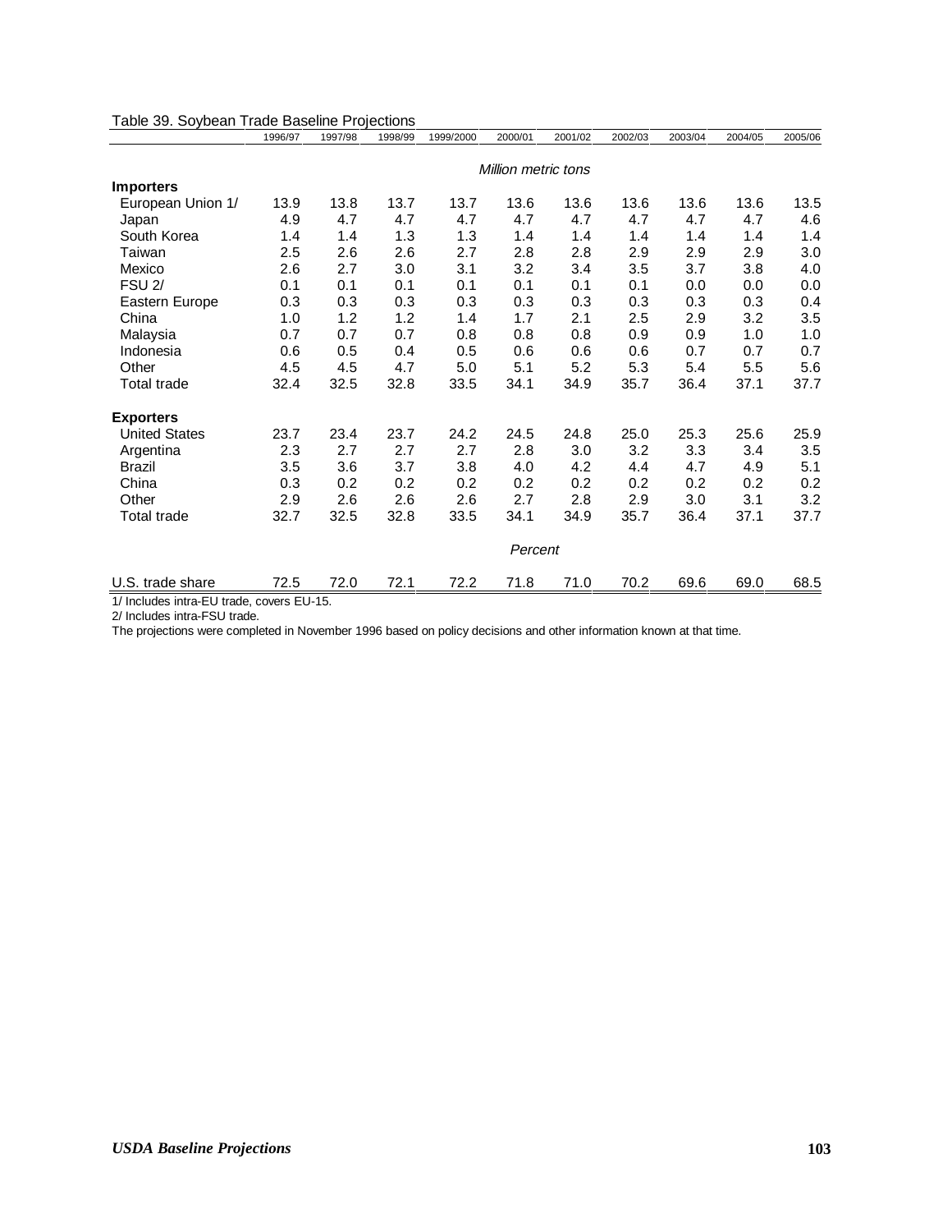Table 39. Soybean Trade Baseline Projections

| | 1996/97 | 1997/98 | 1998/99 | 1999/2000 | 2000/01 | 2001/02 | 2002/03 | 2003/04 | 2004/05 | 2005/06 |
|---|---|---|---|---|---|---|---|---|---|---|
| | *Million metric tons* | | | | | | | | | |
| **Importers** | | | | | | | | | | |
| European Union 1/ | 13.9 | 13.8 | 13.7 | 13.7 | 13.6 | 13.6 | 13.6 | 13.6 | 13.6 | 13.5 |
| Japan | 4.9 | 4.7 | 4.7 | 4.7 | 4.7 | 4.7 | 4.7 | 4.7 | 4.7 | 4.6 |
| South Korea | 1.4 | 1.4 | 1.3 | 1.3 | 1.4 | 1.4 | 1.4 | 1.4 | 1.4 | 1.4 |
| Taiwan | 2.5 | 2.6 | 2.6 | 2.7 | 2.8 | 2.8 | 2.9 | 2.9 | 2.9 | 3.0 |
| Mexico | 2.6 | 2.7 | 3.0 | 3.1 | 3.2 | 3.4 | 3.5 | 3.7 | 3.8 | 4.0 |
| FSU 2/ | 0.1 | 0.1 | 0.1 | 0.1 | 0.1 | 0.1 | 0.1 | 0.0 | 0.0 | 0.0 |
| Eastern Europe | 0.3 | 0.3 | 0.3 | 0.3 | 0.3 | 0.3 | 0.3 | 0.3 | 0.3 | 0.4 |
| China | 1.0 | 1.2 | 1.2 | 1.4 | 1.7 | 2.1 | 2.5 | 2.9 | 3.2 | 3.5 |
| Malaysia | 0.7 | 0.7 | 0.7 | 0.8 | 0.8 | 0.8 | 0.9 | 0.9 | 1.0 | 1.0 |
| Indonesia | 0.6 | 0.5 | 0.4 | 0.5 | 0.6 | 0.6 | 0.6 | 0.7 | 0.7 | 0.7 |
| Other | 4.5 | 4.5 | 4.7 | 5.0 | 5.1 | 5.2 | 5.3 | 5.4 | 5.5 | 5.6 |
| Total trade | 32.4 | 32.5 | 32.8 | 33.5 | 34.1 | 34.9 | 35.7 | 36.4 | 37.1 | 37.7 |
| **Exporters** | | | | | | | | | | |
| United States | 23.7 | 23.4 | 23.7 | 24.2 | 24.5 | 24.8 | 25.0 | 25.3 | 25.6 | 25.9 |
| Argentina | 2.3 | 2.7 | 2.7 | 2.7 | 2.8 | 3.0 | 3.2 | 3.3 | 3.4 | 3.5 |
| Brazil | 3.5 | 3.6 | 3.7 | 3.8 | 4.0 | 4.2 | 4.4 | 4.7 | 4.9 | 5.1 |
| China | 0.3 | 0.2 | 0.2 | 0.2 | 0.2 | 0.2 | 0.2 | 0.2 | 0.2 | 0.2 |
| Other | 2.9 | 2.6 | 2.6 | 2.6 | 2.7 | 2.8 | 2.9 | 3.0 | 3.1 | 3.2 |
| Total trade | 32.7 | 32.5 | 32.8 | 33.5 | 34.1 | 34.9 | 35.7 | 36.4 | 37.1 | 37.7 |
| | *Percent* | | | | | | | | | |
| U.S. trade share | 72.5 | 72.0 | 72.1 | 72.2 | 71.8 | 71.0 | 70.2 | 69.6 | 69.0 | 68.5 |

1/ Includes intra-EU trade, covers EU-15.

2/ Includes intra-FSU trade.

The projections were completed in November 1996 based on policy decisions and other information known at that time.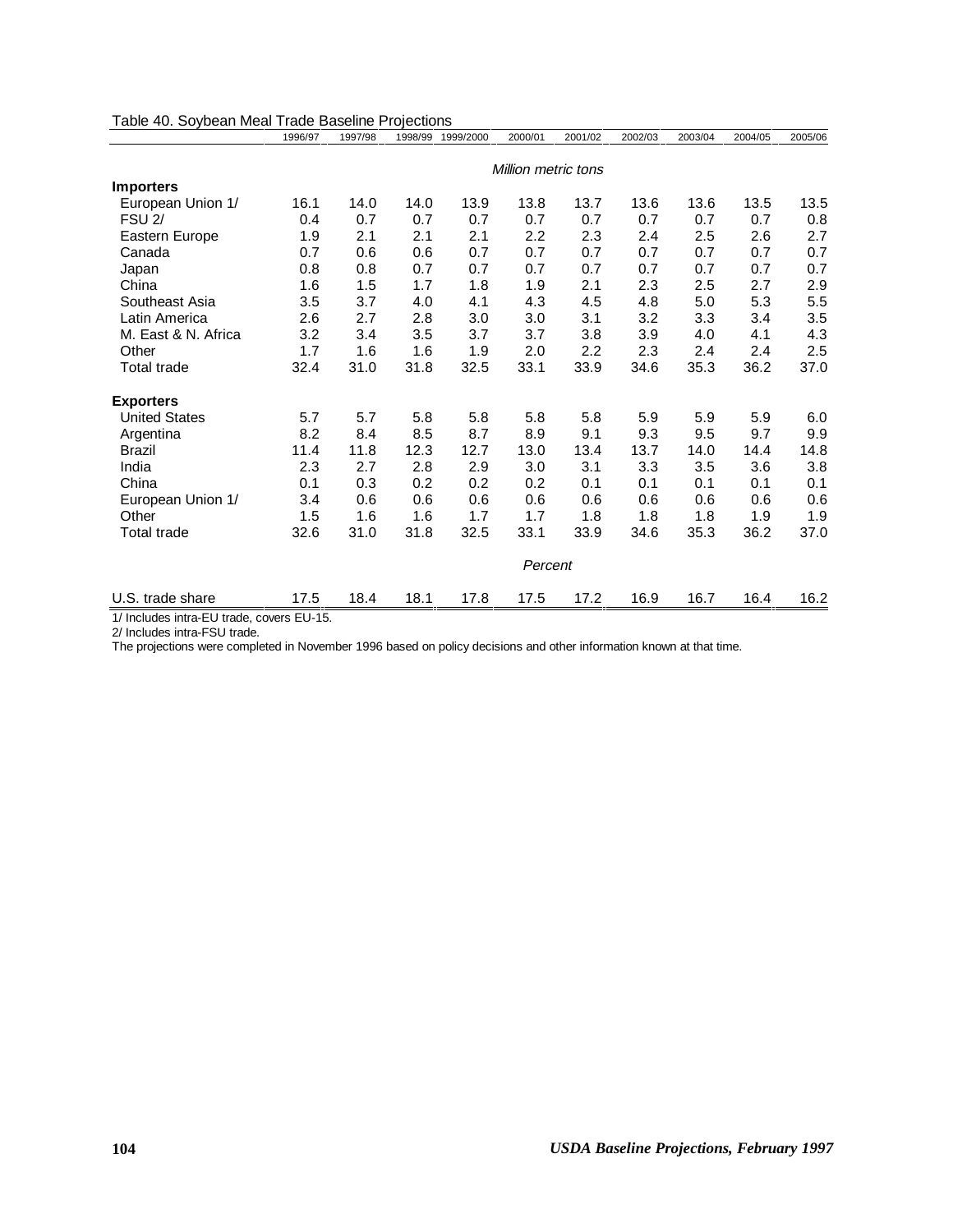Table 40. Soybean Meal Trade Baseline Projections

| | 1996/97 | 1997/98 | 1998/99 | 1999/2000 | 2000/01 | 2001/02 | 2002/03 | 2003/04 | 2004/05 | 2005/06 |
|---|---|---|---|---|---|---|---|---|---|---|
| | *Million metric tons* | | | | | | | | | |
| **Importers** | | | | | | | | | | |
| European Union 1/ | 16.1 | 14.0 | 14.0 | 13.9 | 13.8 | 13.7 | 13.6 | 13.6 | 13.5 | 13.5 |
| FSU 2/ | 0.4 | 0.7 | 0.7 | 0.7 | 0.7 | 0.7 | 0.7 | 0.7 | 0.7 | 0.8 |
| Eastern Europe | 1.9 | 2.1 | 2.1 | 2.1 | 2.2 | 2.3 | 2.4 | 2.5 | 2.6 | 2.7 |
| Canada | 0.7 | 0.6 | 0.6 | 0.7 | 0.7 | 0.7 | 0.7 | 0.7 | 0.7 | 0.7 |
| Japan | 0.8 | 0.8 | 0.7 | 0.7 | 0.7 | 0.7 | 0.7 | 0.7 | 0.7 | 0.7 |
| China | 1.6 | 1.5 | 1.7 | 1.8 | 1.9 | 2.1 | 2.3 | 2.5 | 2.7 | 2.9 |
| Southeast Asia | 3.5 | 3.7 | 4.0 | 4.1 | 4.3 | 4.5 | 4.8 | 5.0 | 5.3 | 5.5 |
| Latin America | 2.6 | 2.7 | 2.8 | 3.0 | 3.0 | 3.1 | 3.2 | 3.3 | 3.4 | 3.5 |
| M. East & N. Africa | 3.2 | 3.4 | 3.5 | 3.7 | 3.7 | 3.8 | 3.9 | 4.0 | 4.1 | 4.3 |
| Other | 1.7 | 1.6 | 1.6 | 1.9 | 2.0 | 2.2 | 2.3 | 2.4 | 2.4 | 2.5 |
| Total trade | 32.4 | 31.0 | 31.8 | 32.5 | 33.1 | 33.9 | 34.6 | 35.3 | 36.2 | 37.0 |
| **Exporters** | | | | | | | | | | |
| United States | 5.7 | 5.7 | 5.8 | 5.8 | 5.8 | 5.8 | 5.9 | 5.9 | 5.9 | 6.0 |
| Argentina | 8.2 | 8.4 | 8.5 | 8.7 | 8.9 | 9.1 | 9.3 | 9.5 | 9.7 | 9.9 |
| Brazil | 11.4 | 11.8 | 12.3 | 12.7 | 13.0 | 13.4 | 13.7 | 14.0 | 14.4 | 14.8 |
| India | 2.3 | 2.7 | 2.8 | 2.9 | 3.0 | 3.1 | 3.3 | 3.5 | 3.6 | 3.8 |
| China | 0.1 | 0.3 | 0.2 | 0.2 | 0.2 | 0.1 | 0.1 | 0.1 | 0.1 | 0.1 |
| European Union 1/ | 3.4 | 0.6 | 0.6 | 0.6 | 0.6 | 0.6 | 0.6 | 0.6 | 0.6 | 0.6 |
| Other | 1.5 | 1.6 | 1.6 | 1.7 | 1.7 | 1.8 | 1.8 | 1.8 | 1.9 | 1.9 |
| Total trade | 32.6 | 31.0 | 31.8 | 32.5 | 33.1 | 33.9 | 34.6 | 35.3 | 36.2 | 37.0 |
| | *Percent* | | | | | | | | | |
| U.S. trade share | 17.5 | 18.4 | 18.1 | 17.8 | 17.5 | 17.2 | 16.9 | 16.7 | 16.4 | 16.2 |

1/ Includes intra-EU trade, covers EU-15.

2/ Includes intra-FSU trade.

The projections were completed in November 1996 based on policy decisions and other information known at that time.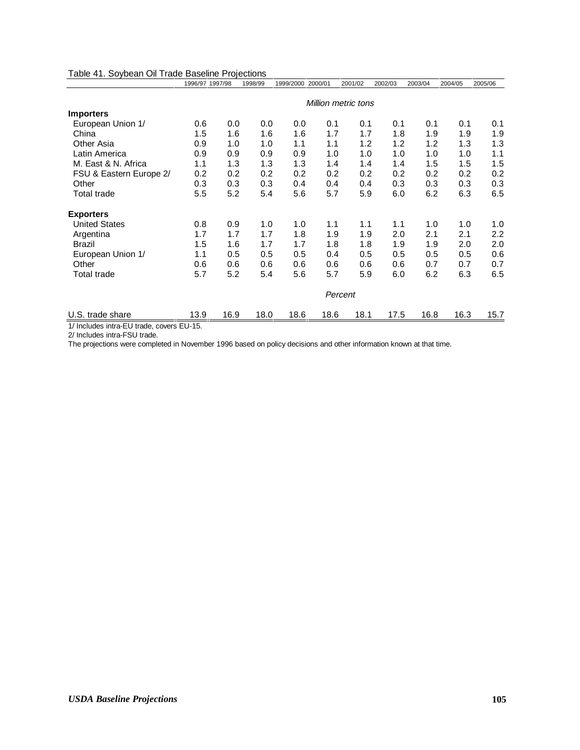Table 41. Soybean Oil Trade Baseline Projections

| | 1996/97 | 1997/98 | 1998/99 | 1999/2000 | 2000/01 | 2001/02 | 2002/03 | 2003/04 | 2004/05 | 2005/06 |
|---|---|---|---|---|---|---|---|---|---|---|
| | *Million metric tons* | | | | | | | | | |
| **Importers** | | | | | | | | | | |
| European Union 1/ | 0.6 | 0.0 | 0.0 | 0.0 | 0.1 | 0.1 | 0.1 | 0.1 | 0.1 | 0.1 |
| China | 1.5 | 1.6 | 1.6 | 1.6 | 1.7 | 1.7 | 1.8 | 1.9 | 1.9 | 1.9 |
| Other Asia | 0.9 | 1.0 | 1.0 | 1.1 | 1.1 | 1.2 | 1.2 | 1.2 | 1.3 | 1.3 |
| Latin America | 0.9 | 0.9 | 0.9 | 0.9 | 1.0 | 1.0 | 1.0 | 1.0 | 1.0 | 1.1 |
| M. East & N. Africa | 1.1 | 1.3 | 1.3 | 1.3 | 1.4 | 1.4 | 1.4 | 1.5 | 1.5 | 1.5 |
| FSU & Eastern Europe 2/ | 0.2 | 0.2 | 0.2 | 0.2 | 0.2 | 0.2 | 0.2 | 0.2 | 0.2 | 0.2 |
| Other | 0.3 | 0.3 | 0.3 | 0.4 | 0.4 | 0.4 | 0.3 | 0.3 | 0.3 | 0.3 |
| Total trade | 5.5 | 5.2 | 5.4 | 5.6 | 5.7 | 5.9 | 6.0 | 6.2 | 6.3 | 6.5 |
| **Exporters** | | | | | | | | | | |
| United States | 0.8 | 0.9 | 1.0 | 1.0 | 1.1 | 1.1 | 1.1 | 1.0 | 1.0 | 1.0 |
| Argentina | 1.7 | 1.7 | 1.7 | 1.8 | 1.9 | 1.9 | 2.0 | 2.1 | 2.1 | 2.2 |
| Brazil | 1.5 | 1.6 | 1.7 | 1.7 | 1.8 | 1.8 | 1.9 | 1.9 | 2.0 | 2.0 |
| European Union 1/ | 1.1 | 0.5 | 0.5 | 0.5 | 0.4 | 0.5 | 0.5 | 0.5 | 0.5 | 0.6 |
| Other | 0.6 | 0.6 | 0.6 | 0.6 | 0.6 | 0.6 | 0.6 | 0.7 | 0.7 | 0.7 |
| Total trade | 5.7 | 5.2 | 5.4 | 5.6 | 5.7 | 5.9 | 6.0 | 6.2 | 6.3 | 6.5 |
| | *Percent* | | | | | | | | | |
| U.S. trade share | 13.9 | 16.9 | 18.0 | 18.6 | 18.6 | 18.1 | 17.5 | 16.8 | 16.3 | 15.7 |

1/ Includes intra-EU trade, covers EU-15.

2/ Includes intra-FSU trade.

The projections were completed in November 1996 based on policy decisions and other information known at that time.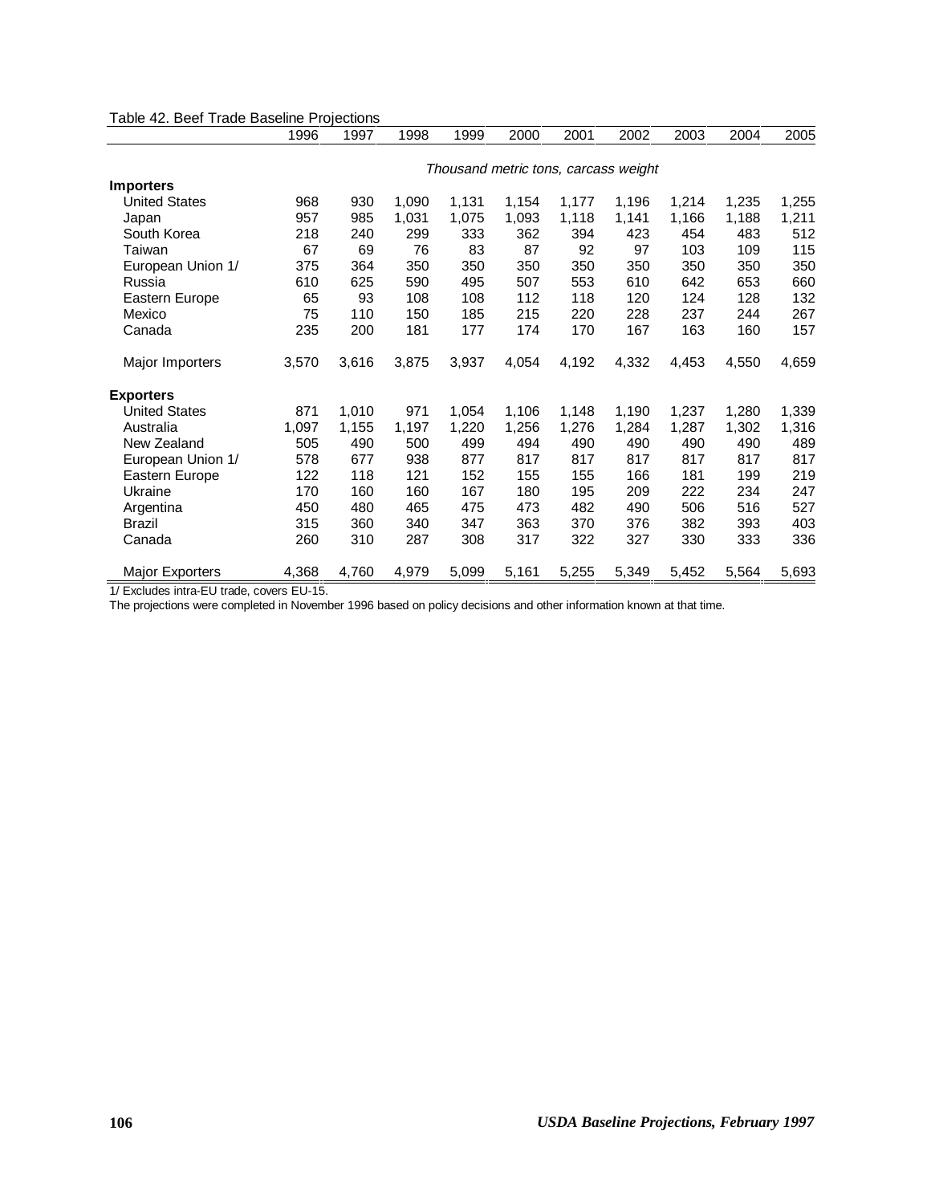Table 42. Beef Trade Baseline Projections

| | 1996 | 1997 | 1998 | 1999 | 2000 | 2001 | 2002 | 2003 | 2004 | 2005 |
|---|---|---|---|---|---|---|---|---|---|---|
| | *Thousand metric tons, carcass weight* | | | | | | | | | |
| **Importers** | | | | | | | | | | |
| United States | 968 | 930 | 1,090 | 1,131 | 1,154 | 1,177 | 1,196 | 1,214 | 1,235 | 1,255 |
| Japan | 957 | 985 | 1,031 | 1,075 | 1,093 | 1,118 | 1,141 | 1,166 | 1,188 | 1,211 |
| South Korea | 218 | 240 | 299 | 333 | 362 | 394 | 423 | 454 | 483 | 512 |
| Taiwan | 67 | 69 | 76 | 83 | 87 | 92 | 97 | 103 | 109 | 115 |
| European Union 1/ | 375 | 364 | 350 | 350 | 350 | 350 | 350 | 350 | 350 | 350 |
| Russia | 610 | 625 | 590 | 495 | 507 | 553 | 610 | 642 | 653 | 660 |
| Eastern Europe | 65 | 93 | 108 | 108 | 112 | 118 | 120 | 124 | 128 | 132 |
| Mexico | 75 | 110 | 150 | 185 | 215 | 220 | 228 | 237 | 244 | 267 |
| Canada | 235 | 200 | 181 | 177 | 174 | 170 | 167 | 163 | 160 | 157 |
| Major Importers | 3,570 | 3,616 | 3,875 | 3,937 | 4,054 | 4,192 | 4,332 | 4,453 | 4,550 | 4,659 |
| **Exporters** | | | | | | | | | | |
| United States | 871 | 1,010 | 971 | 1,054 | 1,106 | 1,148 | 1,190 | 1,237 | 1,280 | 1,339 |
| Australia | 1,097 | 1,155 | 1,197 | 1,220 | 1,256 | 1,276 | 1,284 | 1,287 | 1,302 | 1,316 |
| New Zealand | 505 | 490 | 500 | 499 | 494 | 490 | 490 | 490 | 490 | 489 |
| European Union 1/ | 578 | 677 | 938 | 877 | 817 | 817 | 817 | 817 | 817 | 817 |
| Eastern Europe | 122 | 118 | 121 | 152 | 155 | 155 | 166 | 181 | 199 | 219 |
| Ukraine | 170 | 160 | 160 | 167 | 180 | 195 | 209 | 222 | 234 | 247 |
| Argentina | 450 | 480 | 465 | 475 | 473 | 482 | 490 | 506 | 516 | 527 |
| Brazil | 315 | 360 | 340 | 347 | 363 | 370 | 376 | 382 | 393 | 403 |
| Canada | 260 | 310 | 287 | 308 | 317 | 322 | 327 | 330 | 333 | 336 |
| Major Exporters | 4,368 | 4,760 | 4,979 | 5,099 | 5,161 | 5,255 | 5,349 | 5,452 | 5,564 | 5,693 |

1/ Excludes intra-EU trade, covers EU-15.

The projections were completed in November 1996 based on policy decisions and other information known at that time.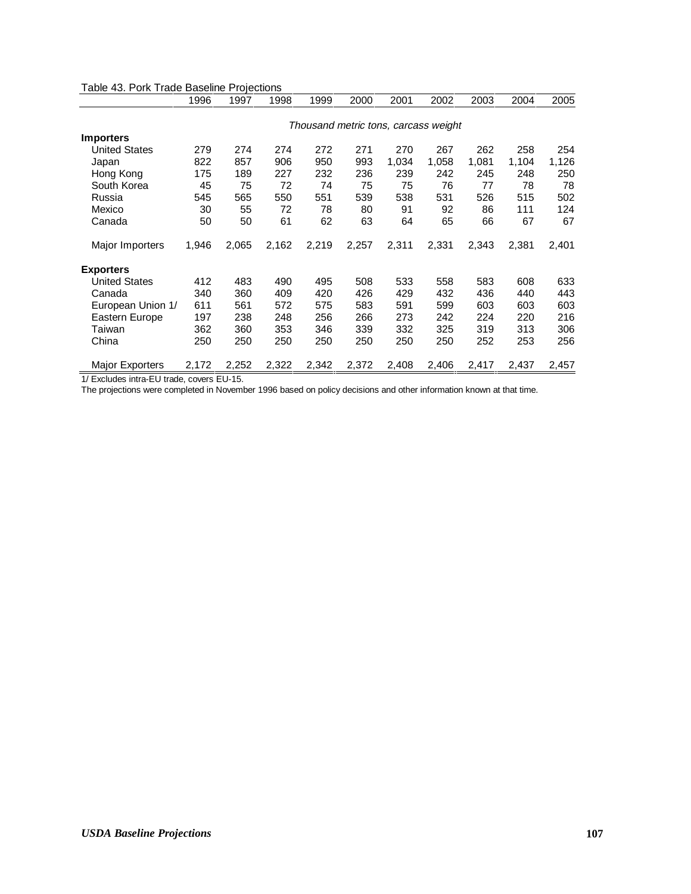Table 43. Pork Trade Baseline Projections

| | 1996 | 1997 | 1998 | 1999 | 2000 | 2001 | 2002 | 2003 | 2004 | 2005 |
|---|---|---|---|---|---|---|---|---|---|---|
| | *Thousand metric tons, carcass weight* | | | | | | | | | |
| **Importers** | | | | | | | | | | |
| United States | 279 | 274 | 274 | 272 | 271 | 270 | 267 | 262 | 258 | 254 |
| Japan | 822 | 857 | 906 | 950 | 993 | 1,034 | 1,058 | 1,081 | 1,104 | 1,126 |
| Hong Kong | 175 | 189 | 227 | 232 | 236 | 239 | 242 | 245 | 248 | 250 |
| South Korea | 45 | 75 | 72 | 74 | 75 | 75 | 76 | 77 | 78 | 78 |
| Russia | 545 | 565 | 550 | 551 | 539 | 538 | 531 | 526 | 515 | 502 |
| Mexico | 30 | 55 | 72 | 78 | 80 | 91 | 92 | 86 | 111 | 124 |
| Canada | 50 | 50 | 61 | 62 | 63 | 64 | 65 | 66 | 67 | 67 |
| Major Importers | 1,946 | 2,065 | 2,162 | 2,219 | 2,257 | 2,311 | 2,331 | 2,343 | 2,381 | 2,401 |
| **Exporters** | | | | | | | | | | |
| United States | 412 | 483 | 490 | 495 | 508 | 533 | 558 | 583 | 608 | 633 |
| Canada | 340 | 360 | 409 | 420 | 426 | 429 | 432 | 436 | 440 | 443 |
| European Union 1/ | 611 | 561 | 572 | 575 | 583 | 591 | 599 | 603 | 603 | 603 |
| Eastern Europe | 197 | 238 | 248 | 256 | 266 | 273 | 242 | 224 | 220 | 216 |
| Taiwan | 362 | 360 | 353 | 346 | 339 | 332 | 325 | 319 | 313 | 306 |
| China | 250 | 250 | 250 | 250 | 250 | 250 | 250 | 252 | 253 | 256 |
| Major Exporters | 2,172 | 2,252 | 2,322 | 2,342 | 2,372 | 2,408 | 2,406 | 2,417 | 2,437 | 2,457 |

1/ Excludes intra-EU trade, covers EU-15.

The projections were completed in November 1996 based on policy decisions and other information known at that time.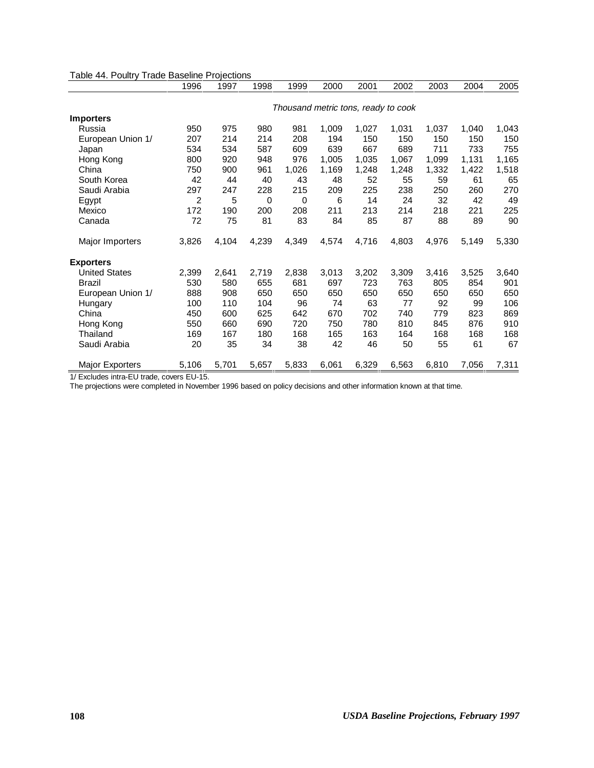Table 44. Poultry Trade Baseline Projections

| | 1996 | 1997 | 1998 | 1999 | 2000 | 2001 | 2002 | 2003 | 2004 | 2005 |
|---|---|---|---|---|---|---|---|---|---|---|
| | *Thousand metric tons, ready to cook* | | | | | | | | | |
| **Importers** | | | | | | | | | | |
| Russia | 950 | 975 | 980 | 981 | 1,009 | 1,027 | 1,031 | 1,037 | 1,040 | 1,043 |
| European Union 1/ | 207 | 214 | 214 | 208 | 194 | 150 | 150 | 150 | 150 | 150 |
| Japan | 534 | 534 | 587 | 609 | 639 | 667 | 689 | 711 | 733 | 755 |
| Hong Kong | 800 | 920 | 948 | 976 | 1,005 | 1,035 | 1,067 | 1,099 | 1,131 | 1,165 |
| China | 750 | 900 | 961 | 1,026 | 1,169 | 1,248 | 1,248 | 1,332 | 1,422 | 1,518 |
| South Korea | 42 | 44 | 40 | 43 | 48 | 52 | 55 | 59 | 61 | 65 |
| Saudi Arabia | 297 | 247 | 228 | 215 | 209 | 225 | 238 | 250 | 260 | 270 |
| Egypt | 2 | 5 | 0 | 0 | 6 | 14 | 24 | 32 | 42 | 49 |
| Mexico | 172 | 190 | 200 | 208 | 211 | 213 | 214 | 218 | 221 | 225 |
| Canada | 72 | 75 | 81 | 83 | 84 | 85 | 87 | 88 | 89 | 90 |
| Major Importers | 3,826 | 4,104 | 4,239 | 4,349 | 4,574 | 4,716 | 4,803 | 4,976 | 5,149 | 5,330 |
| **Exporters** | | | | | | | | | | |
| United States | 2,399 | 2,641 | 2,719 | 2,838 | 3,013 | 3,202 | 3,309 | 3,416 | 3,525 | 3,640 |
| Brazil | 530 | 580 | 655 | 681 | 697 | 723 | 763 | 805 | 854 | 901 |
| European Union 1/ | 888 | 908 | 650 | 650 | 650 | 650 | 650 | 650 | 650 | 650 |
| Hungary | 100 | 110 | 104 | 96 | 74 | 63 | 77 | 92 | 99 | 106 |
| China | 450 | 600 | 625 | 642 | 670 | 702 | 740 | 779 | 823 | 869 |
| Hong Kong | 550 | 660 | 690 | 720 | 750 | 780 | 810 | 845 | 876 | 910 |
| Thailand | 169 | 167 | 180 | 168 | 165 | 163 | 164 | 168 | 168 | 168 |
| Saudi Arabia | 20 | 35 | 34 | 38 | 42 | 46 | 50 | 55 | 61 | 67 |
| Major Exporters | 5,106 | 5,701 | 5,657 | 5,833 | 6,061 | 6,329 | 6,563 | 6,810 | 7,056 | 7,311 |

1/ Excludes intra-EU trade, covers EU-15.

The projections were completed in November 1996 based on policy decisions and other information known at that time.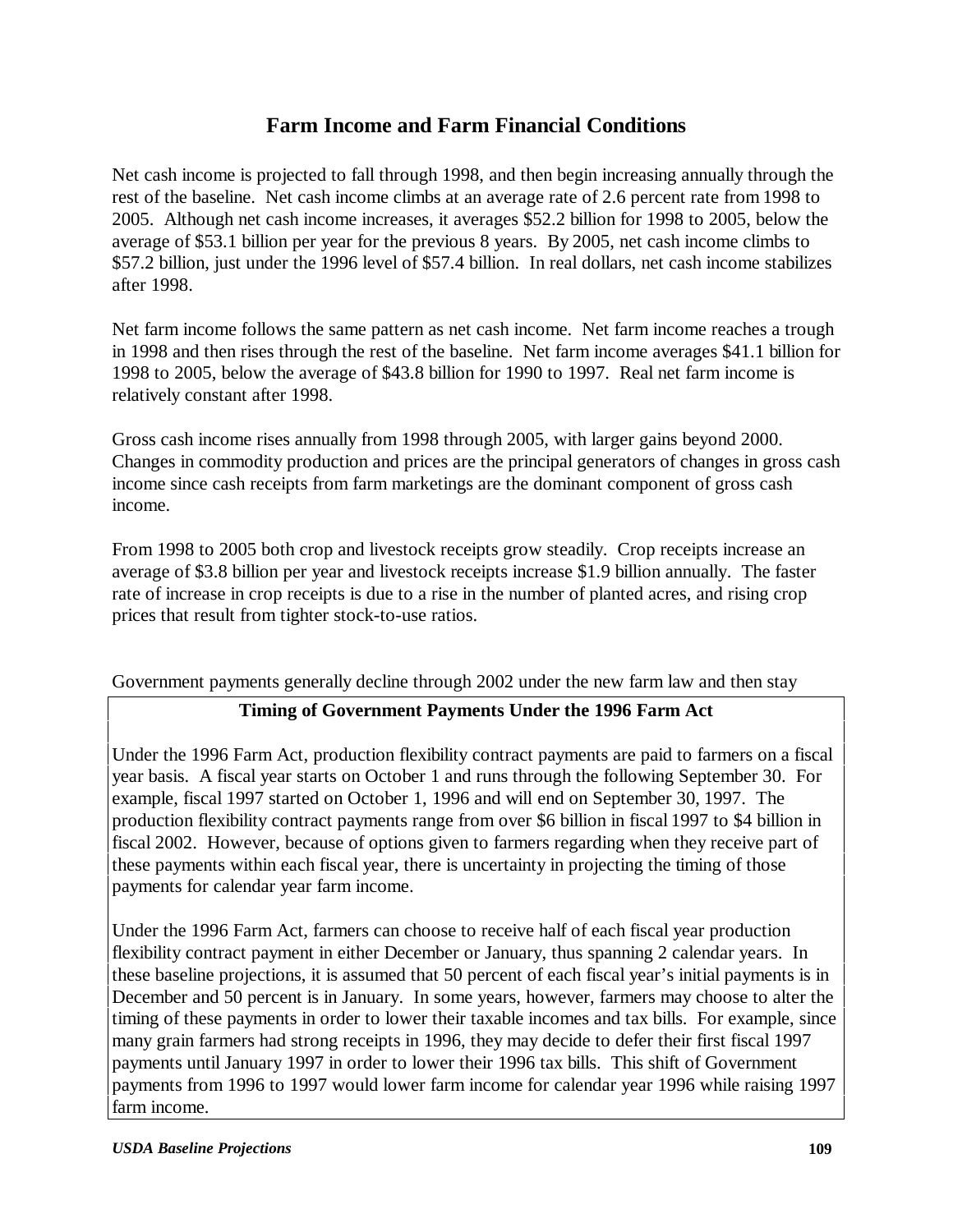## Farm Income and Farm Financial Conditions

Net cash income is projected to fall through 1998, and then begin increasing annually through the rest of the baseline. Net cash income climbs at an average rate of 2.6 percent rate from 1998 to 2005. Although net cash income increases, it averages $52.2 billion for 1998 to 2005, below the average of $53.1 billion per year for the previous 8 years. By 2005, net cash income climbs to $57.2 billion, just under the 1996 level of $57.4 billion. In real dollars, net cash income stabilizes after 1998.

Net farm income follows the same pattern as net cash income. Net farm income reaches a trough in 1998 and then rises through the rest of the baseline. Net farm income averages $41.1 billion for 1998 to 2005, below the average of $43.8 billion for 1990 to 1997. Real net farm income is relatively constant after 1998.

Gross cash income rises annually from 1998 through 2005, with larger gains beyond 2000. Changes in commodity production and prices are the principal generators of changes in gross cash income since cash receipts from farm marketings are the dominant component of gross cash income.

From 1998 to 2005 both crop and livestock receipts grow steadily. Crop receipts increase an average of $3.8 billion per year and livestock receipts increase $1.9 billion annually. The faster rate of increase in crop receipts is due to a rise in the number of planted acres, and rising crop prices that result from tighter stock-to-use ratios.

Government payments generally decline through 2002 under the new farm law and then stay

> **Timing of Government Payments Under the 1996 Farm Act**
>
> Under the 1996 Farm Act, production flexibility contract payments are paid to farmers on a fiscal year basis. A fiscal year starts on October 1 and runs through the following September 30. For example, fiscal 1997 started on October 1, 1996 and will end on September 30, 1997. The production flexibility contract payments range from over $6 billion in fiscal 1997 to $4 billion in fiscal 2002. However, because of options given to farmers regarding when they receive part of these payments within each fiscal year, there is uncertainty in projecting the timing of those payments for calendar year farm income.
>
> Under the 1996 Farm Act, farmers can choose to receive half of each fiscal year production flexibility contract payment in either December or January, thus spanning 2 calendar years. In these baseline projections, it is assumed that 50 percent of each fiscal year's initial payments is in December and 50 percent is in January. In some years, however, farmers may choose to alter the timing of these payments in order to lower their taxable incomes and tax bills. For example, since many grain farmers had strong receipts in 1996, they may decide to defer their first fiscal 1997 payments until January 1997 in order to lower their 1996 tax bills. This shift of Government payments from 1996 to 1997 would lower farm income for calendar year 1996 while raising 1997 farm income.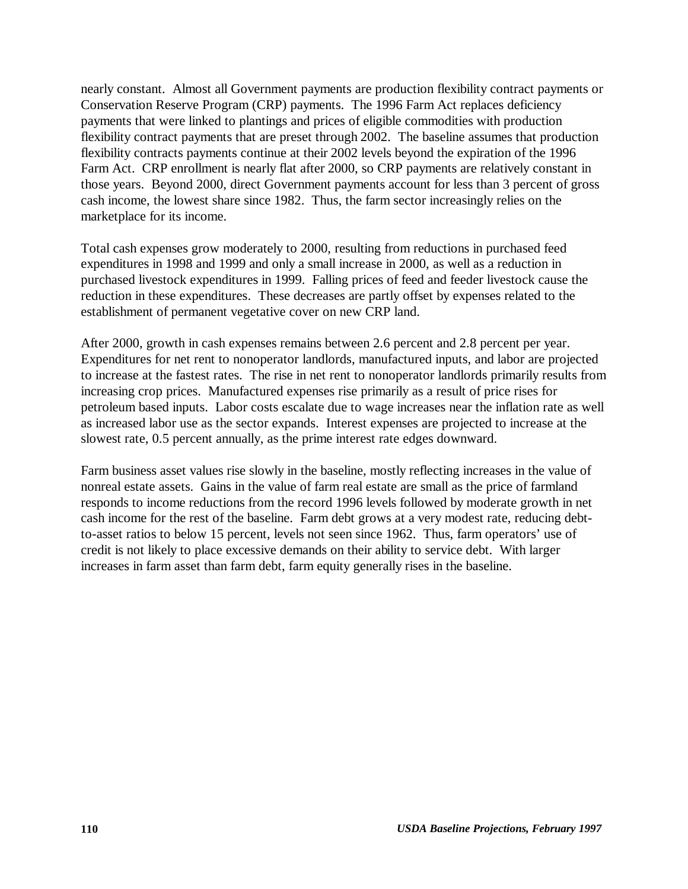nearly constant. Almost all Government payments are production flexibility contract payments or Conservation Reserve Program (CRP) payments. The 1996 Farm Act replaces deficiency payments that were linked to plantings and prices of eligible commodities with production flexibility contract payments that are preset through 2002. The baseline assumes that production flexibility contracts payments continue at their 2002 levels beyond the expiration of the 1996 Farm Act. CRP enrollment is nearly flat after 2000, so CRP payments are relatively constant in those years. Beyond 2000, direct Government payments account for less than 3 percent of gross cash income, the lowest share since 1982. Thus, the farm sector increasingly relies on the marketplace for its income.

Total cash expenses grow moderately to 2000, resulting from reductions in purchased feed expenditures in 1998 and 1999 and only a small increase in 2000, as well as a reduction in purchased livestock expenditures in 1999. Falling prices of feed and feeder livestock cause the reduction in these expenditures. These decreases are partly offset by expenses related to the establishment of permanent vegetative cover on new CRP land.

After 2000, growth in cash expenses remains between 2.6 percent and 2.8 percent per year. Expenditures for net rent to nonoperator landlords, manufactured inputs, and labor are projected to increase at the fastest rates. The rise in net rent to nonoperator landlords primarily results from increasing crop prices. Manufactured expenses rise primarily as a result of price rises for petroleum based inputs. Labor costs escalate due to wage increases near the inflation rate as well as increased labor use as the sector expands. Interest expenses are projected to increase at the slowest rate, 0.5 percent annually, as the prime interest rate edges downward.

Farm business asset values rise slowly in the baseline, mostly reflecting increases in the value of nonreal estate assets. Gains in the value of farm real estate are small as the price of farmland responds to income reductions from the record 1996 levels followed by moderate growth in net cash income for the rest of the baseline. Farm debt grows at a very modest rate, reducing debt-to-asset ratios to below 15 percent, levels not seen since 1962. Thus, farm operators' use of credit is not likely to place excessive demands on their ability to service debt. With larger increases in farm asset than farm debt, farm equity generally rises in the baseline.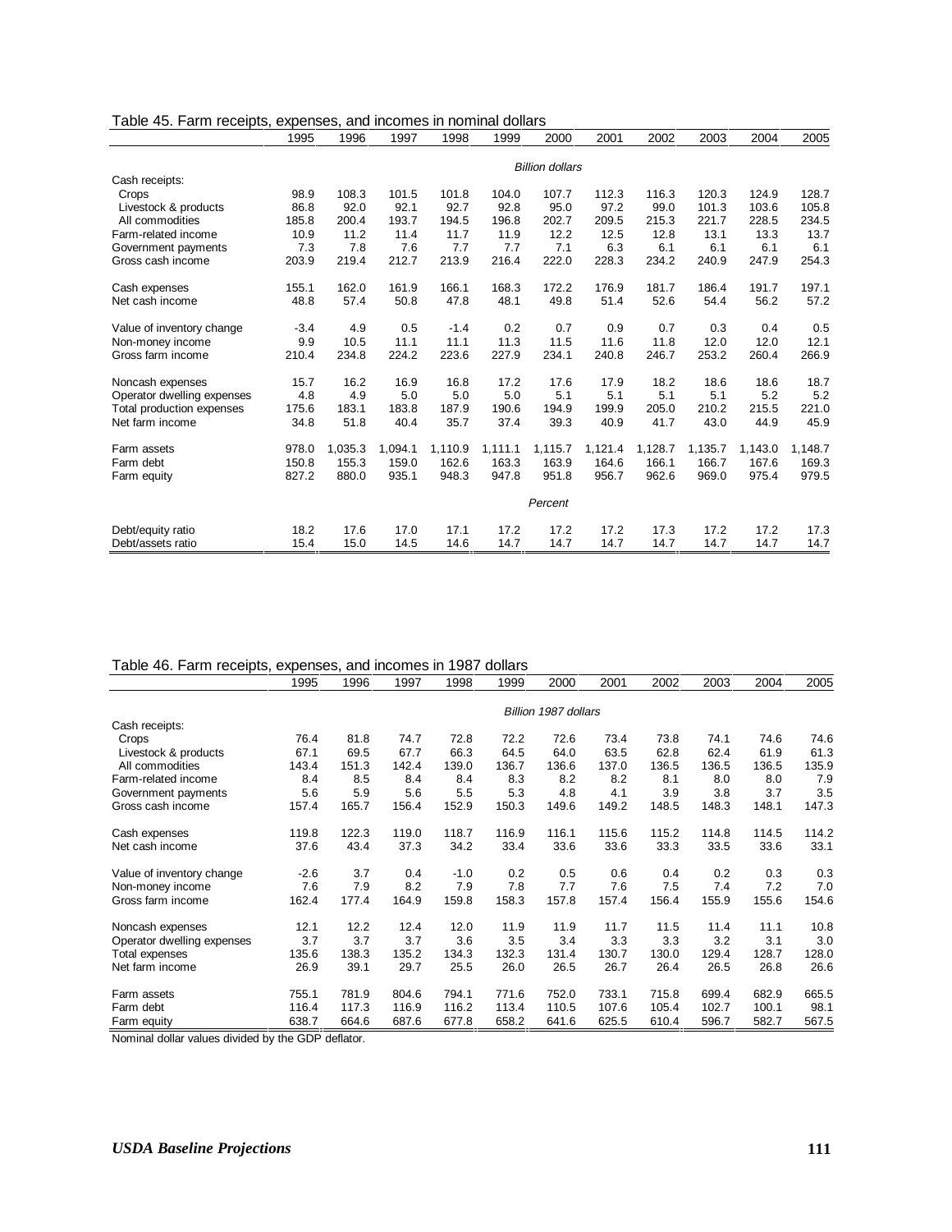Table 45. Farm receipts, expenses, and incomes in nominal dollars

| | 1995 | 1996 | 1997 | 1998 | 1999 | 2000 | 2001 | 2002 | 2003 | 2004 | 2005 |
|---|---|---|---|---|---|---|---|---|---|---|---|
| | | | | | | *Billion dollars* | | | | | |
| Cash receipts: | | | | | | | | | | | |
| Crops | 98.9 | 108.3 | 101.5 | 101.8 | 104.0 | 107.7 | 112.3 | 116.3 | 120.3 | 124.9 | 128.7 |
| Livestock & products | 86.8 | 92.0 | 92.1 | 92.7 | 92.8 | 95.0 | 97.2 | 99.0 | 101.3 | 103.6 | 105.8 |
| All commodities | 185.8 | 200.4 | 193.7 | 194.5 | 196.8 | 202.7 | 209.5 | 215.3 | 221.7 | 228.5 | 234.5 |
| Farm-related income | 10.9 | 11.2 | 11.4 | 11.7 | 11.9 | 12.2 | 12.5 | 12.8 | 13.1 | 13.3 | 13.7 |
| Government payments | 7.3 | 7.8 | 7.6 | 7.7 | 7.7 | 7.1 | 6.3 | 6.1 | 6.1 | 6.1 | 6.1 |
| Gross cash income | 203.9 | 219.4 | 212.7 | 213.9 | 216.4 | 222.0 | 228.3 | 234.2 | 240.9 | 247.9 | 254.3 |
| Cash expenses | 155.1 | 162.0 | 161.9 | 166.1 | 168.3 | 172.2 | 176.9 | 181.7 | 186.4 | 191.7 | 197.1 |
| Net cash income | 48.8 | 57.4 | 50.8 | 47.8 | 48.1 | 49.8 | 51.4 | 52.6 | 54.4 | 56.2 | 57.2 |
| Value of inventory change | -3.4 | 4.9 | 0.5 | -1.4 | 0.2 | 0.7 | 0.9 | 0.7 | 0.3 | 0.4 | 0.5 |
| Non-money income | 9.9 | 10.5 | 11.1 | 11.1 | 11.3 | 11.5 | 11.6 | 11.8 | 12.0 | 12.0 | 12.1 |
| Gross farm income | 210.4 | 234.8 | 224.2 | 223.6 | 227.9 | 234.1 | 240.8 | 246.7 | 253.2 | 260.4 | 266.9 |
| Noncash expenses | 15.7 | 16.2 | 16.9 | 16.8 | 17.2 | 17.6 | 17.9 | 18.2 | 18.6 | 18.6 | 18.7 |
| Operator dwelling expenses | 4.8 | 4.9 | 5.0 | 5.0 | 5.0 | 5.1 | 5.1 | 5.1 | 5.1 | 5.2 | 5.2 |
| Total production expenses | 175.6 | 183.1 | 183.8 | 187.9 | 190.6 | 194.9 | 199.9 | 205.0 | 210.2 | 215.5 | 221.0 |
| Net farm income | 34.8 | 51.8 | 40.4 | 35.7 | 37.4 | 39.3 | 40.9 | 41.7 | 43.0 | 44.9 | 45.9 |
| Farm assets | 978.0 | 1,035.3 | 1,094.1 | 1,110.9 | 1,111.1 | 1,115.7 | 1,121.4 | 1,128.7 | 1,135.7 | 1,143.0 | 1,148.7 |
| Farm debt | 150.8 | 155.3 | 159.0 | 162.6 | 163.3 | 163.9 | 164.6 | 166.1 | 166.7 | 167.6 | 169.3 |
| Farm equity | 827.2 | 880.0 | 935.1 | 948.3 | 947.8 | 951.8 | 956.7 | 962.6 | 969.0 | 975.4 | 979.5 |
| | | | | | | *Percent* | | | | | |
| Debt/equity ratio | 18.2 | 17.6 | 17.0 | 17.1 | 17.2 | 17.2 | 17.2 | 17.3 | 17.2 | 17.2 | 17.3 |
| Debt/assets ratio | 15.4 | 15.0 | 14.5 | 14.6 | 14.7 | 14.7 | 14.7 | 14.7 | 14.7 | 14.7 | 14.7 |

Table 46. Farm receipts, expenses, and incomes in 1987 dollars

| | 1995 | 1996 | 1997 | 1998 | 1999 | 2000 | 2001 | 2002 | 2003 | 2004 | 2005 |
|---|---|---|---|---|---|---|---|---|---|---|---|
| | | | | | | *Billion 1987 dollars* | | | | | |
| Cash receipts: | | | | | | | | | | | |
| Crops | 76.4 | 81.8 | 74.7 | 72.8 | 72.2 | 72.6 | 73.4 | 73.8 | 74.1 | 74.6 | 74.6 |
| Livestock & products | 67.1 | 69.5 | 67.7 | 66.3 | 64.5 | 64.0 | 63.5 | 62.8 | 62.4 | 61.9 | 61.3 |
| All commodities | 143.4 | 151.3 | 142.4 | 139.0 | 136.7 | 136.6 | 137.0 | 136.5 | 136.5 | 136.5 | 135.9 |
| Farm-related income | 8.4 | 8.5 | 8.4 | 8.4 | 8.3 | 8.2 | 8.2 | 8.1 | 8.0 | 8.0 | 7.9 |
| Government payments | 5.6 | 5.9 | 5.6 | 5.5 | 5.3 | 4.8 | 4.1 | 3.9 | 3.8 | 3.7 | 3.5 |
| Gross cash income | 157.4 | 165.7 | 156.4 | 152.9 | 150.3 | 149.6 | 149.2 | 148.5 | 148.3 | 148.1 | 147.3 |
| Cash expenses | 119.8 | 122.3 | 119.0 | 118.7 | 116.9 | 116.1 | 115.6 | 115.2 | 114.8 | 114.5 | 114.2 |
| Net cash income | 37.6 | 43.4 | 37.3 | 34.2 | 33.4 | 33.6 | 33.6 | 33.3 | 33.5 | 33.6 | 33.1 |
| Value of inventory change | -2.6 | 3.7 | 0.4 | -1.0 | 0.2 | 0.5 | 0.6 | 0.4 | 0.2 | 0.3 | 0.3 |
| Non-money income | 7.6 | 7.9 | 8.2 | 7.9 | 7.8 | 7.7 | 7.6 | 7.5 | 7.4 | 7.2 | 7.0 |
| Gross farm income | 162.4 | 177.4 | 164.9 | 159.8 | 158.3 | 157.8 | 157.4 | 156.4 | 155.9 | 155.6 | 154.6 |
| Noncash expenses | 12.1 | 12.2 | 12.4 | 12.0 | 11.9 | 11.9 | 11.7 | 11.5 | 11.4 | 11.1 | 10.8 |
| Operator dwelling expenses | 3.7 | 3.7 | 3.7 | 3.6 | 3.5 | 3.4 | 3.3 | 3.3 | 3.2 | 3.1 | 3.0 |
| Total expenses | 135.6 | 138.3 | 135.2 | 134.3 | 132.3 | 131.4 | 130.7 | 130.0 | 129.4 | 128.7 | 128.0 |
| Net farm income | 26.9 | 39.1 | 29.7 | 25.5 | 26.0 | 26.5 | 26.7 | 26.4 | 26.5 | 26.8 | 26.6 |
| Farm assets | 755.1 | 781.9 | 804.6 | 794.1 | 771.6 | 752.0 | 733.1 | 715.8 | 699.4 | 682.9 | 665.5 |
| Farm debt | 116.4 | 117.3 | 116.9 | 116.2 | 113.4 | 110.5 | 107.6 | 105.4 | 102.7 | 100.1 | 98.1 |
| Farm equity | 638.7 | 664.6 | 687.6 | 677.8 | 658.2 | 641.6 | 625.5 | 610.4 | 596.7 | 582.7 | 567.5 |

Nominal dollar values divided by the GDP deflator.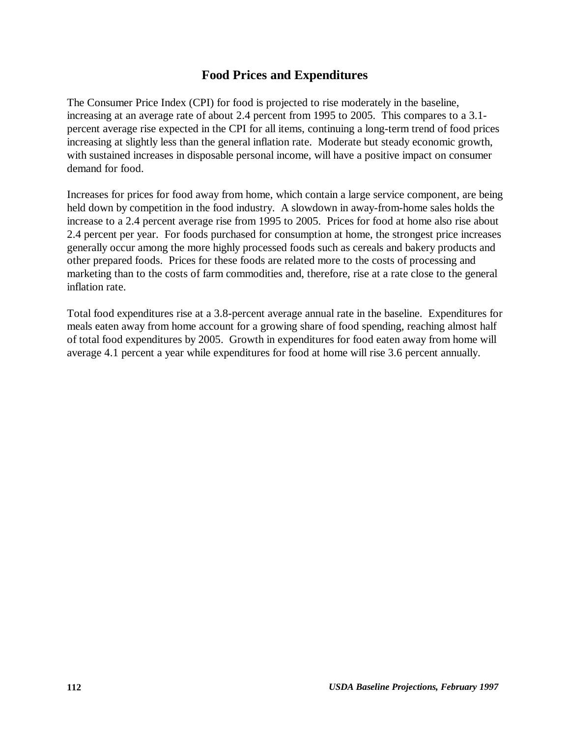# Food Prices and Expenditures

The Consumer Price Index (CPI) for food is projected to rise moderately in the baseline, increasing at an average rate of about 2.4 percent from 1995 to 2005. This compares to a 3.1-percent average rise expected in the CPI for all items, continuing a long-term trend of food prices increasing at slightly less than the general inflation rate. Moderate but steady economic growth, with sustained increases in disposable personal income, will have a positive impact on consumer demand for food.

Increases for prices for food away from home, which contain a large service component, are being held down by competition in the food industry. A slowdown in away-from-home sales holds the increase to a 2.4 percent average rise from 1995 to 2005. Prices for food at home also rise about 2.4 percent per year. For foods purchased for consumption at home, the strongest price increases generally occur among the more highly processed foods such as cereals and bakery products and other prepared foods. Prices for these foods are related more to the costs of processing and marketing than to the costs of farm commodities and, therefore, rise at a rate close to the general inflation rate.

Total food expenditures rise at a 3.8-percent average annual rate in the baseline. Expenditures for meals eaten away from home account for a growing share of food spending, reaching almost half of total food expenditures by 2005. Growth in expenditures for food eaten away from home will average 4.1 percent a year while expenditures for food at home will rise 3.6 percent annually.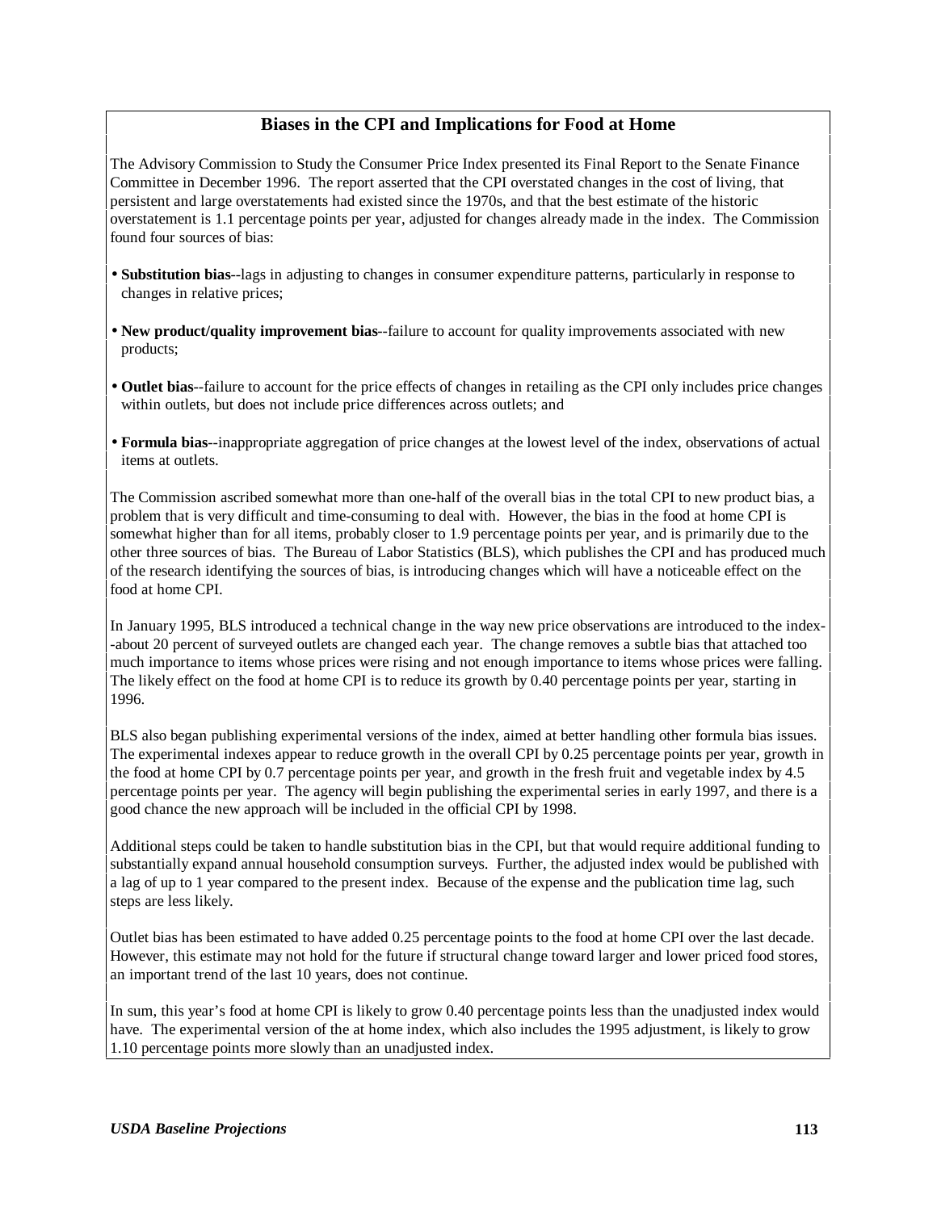## Biases in the CPI and Implications for Food at Home

The Advisory Commission to Study the Consumer Price Index presented its Final Report to the Senate Finance Committee in December 1996. The report asserted that the CPI overstated changes in the cost of living, that persistent and large overstatements had existed since the 1970s, and that the best estimate of the historic overstatement is 1.1 percentage points per year, adjusted for changes already made in the index. The Commission found four sources of bias:

- **Substitution bias**--lags in adjusting to changes in consumer expenditure patterns, particularly in response to changes in relative prices;
- **New product/quality improvement bias**--failure to account for quality improvements associated with new products;
- **Outlet bias**--failure to account for the price effects of changes in retailing as the CPI only includes price changes within outlets, but does not include price differences across outlets; and
- **Formula bias**--inappropriate aggregation of price changes at the lowest level of the index, observations of actual items at outlets.

The Commission ascribed somewhat more than one-half of the overall bias in the total CPI to new product bias, a problem that is very difficult and time-consuming to deal with. However, the bias in the food at home CPI is somewhat higher than for all items, probably closer to 1.9 percentage points per year, and is primarily due to the other three sources of bias. The Bureau of Labor Statistics (BLS), which publishes the CPI and has produced much of the research identifying the sources of bias, is introducing changes which will have a noticeable effect on the food at home CPI.

In January 1995, BLS introduced a technical change in the way new price observations are introduced to the index--about 20 percent of surveyed outlets are changed each year. The change removes a subtle bias that attached too much importance to items whose prices were rising and not enough importance to items whose prices were falling. The likely effect on the food at home CPI is to reduce its growth by 0.40 percentage points per year, starting in 1996.

BLS also began publishing experimental versions of the index, aimed at better handling other formula bias issues. The experimental indexes appear to reduce growth in the overall CPI by 0.25 percentage points per year, growth in the food at home CPI by 0.7 percentage points per year, and growth in the fresh fruit and vegetable index by 4.5 percentage points per year. The agency will begin publishing the experimental series in early 1997, and there is a good chance the new approach will be included in the official CPI by 1998.

Additional steps could be taken to handle substitution bias in the CPI, but that would require additional funding to substantially expand annual household consumption surveys. Further, the adjusted index would be published with a lag of up to 1 year compared to the present index. Because of the expense and the publication time lag, such steps are less likely.

Outlet bias has been estimated to have added 0.25 percentage points to the food at home CPI over the last decade. However, this estimate may not hold for the future if structural change toward larger and lower priced food stores, an important trend of the last 10 years, does not continue.

In sum, this year's food at home CPI is likely to grow 0.40 percentage points less than the unadjusted index would have. The experimental version of the at home index, which also includes the 1995 adjustment, is likely to grow 1.10 percentage points more slowly than an unadjusted index.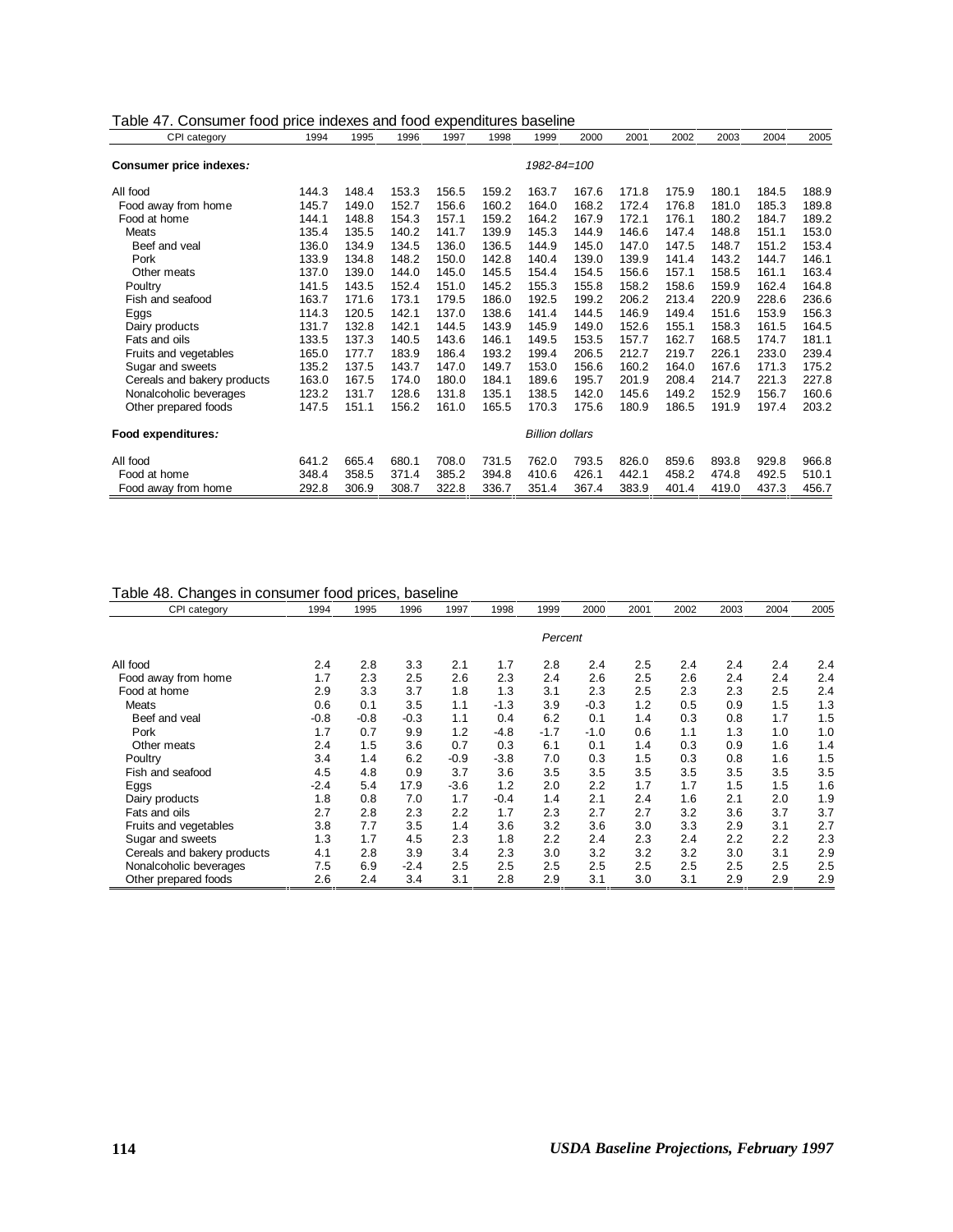Table 47. Consumer food price indexes and food expenditures baseline

| CPI category | 1994 | 1995 | 1996 | 1997 | 1998 | 1999 | 2000 | 2001 | 2002 | 2003 | 2004 | 2005 |
|---|---|---|---|---|---|---|---|---|---|---|---|---|
| **Consumer price indexes:** | | | | | | *1982-84=100* | | | | | | |
| All food | 144.3 | 148.4 | 153.3 | 156.5 | 159.2 | 163.7 | 167.6 | 171.8 | 175.9 | 180.1 | 184.5 | 188.9 |
| Food away from home | 145.7 | 149.0 | 152.7 | 156.6 | 160.2 | 164.0 | 168.2 | 172.4 | 176.8 | 181.0 | 185.3 | 189.8 |
| Food at home | 144.1 | 148.8 | 154.3 | 157.1 | 159.2 | 164.2 | 167.9 | 172.1 | 176.1 | 180.2 | 184.7 | 189.2 |
| Meats | 135.4 | 135.5 | 140.2 | 141.7 | 139.9 | 145.3 | 144.9 | 146.6 | 147.4 | 148.8 | 151.1 | 153.0 |
| Beef and veal | 136.0 | 134.9 | 134.5 | 136.0 | 136.5 | 144.9 | 145.0 | 147.0 | 147.5 | 148.7 | 151.2 | 153.4 |
| Pork | 133.9 | 134.8 | 148.2 | 150.0 | 142.8 | 140.4 | 139.0 | 139.9 | 141.4 | 143.2 | 144.7 | 146.1 |
| Other meats | 137.0 | 139.0 | 144.0 | 145.0 | 145.5 | 154.4 | 154.5 | 156.6 | 157.1 | 158.5 | 161.1 | 163.4 |
| Poultry | 141.5 | 143.5 | 152.4 | 151.0 | 145.2 | 155.3 | 155.8 | 158.2 | 158.6 | 159.9 | 162.4 | 164.8 |
| Fish and seafood | 163.7 | 171.6 | 173.1 | 179.5 | 186.0 | 192.5 | 199.2 | 206.2 | 213.4 | 220.9 | 228.6 | 236.6 |
| Eggs | 114.3 | 120.5 | 142.1 | 137.0 | 138.6 | 141.4 | 144.5 | 146.9 | 149.4 | 151.6 | 153.9 | 156.3 |
| Dairy products | 131.7 | 132.8 | 142.1 | 144.5 | 143.9 | 145.9 | 149.0 | 152.6 | 155.1 | 158.3 | 161.5 | 164.5 |
| Fats and oils | 133.5 | 137.3 | 140.5 | 143.6 | 146.1 | 149.5 | 153.5 | 157.7 | 162.7 | 168.5 | 174.7 | 181.1 |
| Fruits and vegetables | 165.0 | 177.7 | 183.9 | 186.4 | 193.2 | 199.4 | 206.5 | 212.7 | 219.7 | 226.1 | 233.0 | 239.4 |
| Sugar and sweets | 135.2 | 137.5 | 143.7 | 147.0 | 149.7 | 153.0 | 156.6 | 160.2 | 164.0 | 167.6 | 171.3 | 175.2 |
| Cereals and bakery products | 163.0 | 167.5 | 174.0 | 180.0 | 184.1 | 189.6 | 195.7 | 201.9 | 208.4 | 214.7 | 221.3 | 227.8 |
| Nonalcoholic beverages | 123.2 | 131.7 | 128.6 | 131.8 | 135.1 | 138.5 | 142.0 | 145.6 | 149.2 | 152.9 | 156.7 | 160.6 |
| Other prepared foods | 147.5 | 151.1 | 156.2 | 161.0 | 165.5 | 170.3 | 175.6 | 180.9 | 186.5 | 191.9 | 197.4 | 203.2 |
| **Food expenditures:** | | | | | | *Billion dollars* | | | | | | |
| All food | 641.2 | 665.4 | 680.1 | 708.0 | 731.5 | 762.0 | 793.5 | 826.0 | 859.6 | 893.8 | 929.8 | 966.8 |
| Food at home | 348.4 | 358.5 | 371.4 | 385.2 | 394.8 | 410.6 | 426.1 | 442.1 | 458.2 | 474.8 | 492.5 | 510.1 |
| Food away from home | 292.8 | 306.9 | 308.7 | 322.8 | 336.7 | 351.4 | 367.4 | 383.9 | 401.4 | 419.0 | 437.3 | 456.7 |

Table 48. Changes in consumer food prices, baseline

| CPI category | 1994 | 1995 | 1996 | 1997 | 1998 | 1999 | 2000 | 2001 | 2002 | 2003 | 2004 | 2005 |
|---|---|---|---|---|---|---|---|---|---|---|---|---|
| | | | | | | *Percent* | | | | | | |
| All food | 2.4 | 2.8 | 3.3 | 2.1 | 1.7 | 2.8 | 2.4 | 2.5 | 2.4 | 2.4 | 2.4 | 2.4 |
| Food away from home | 1.7 | 2.3 | 2.5 | 2.6 | 2.3 | 2.4 | 2.6 | 2.5 | 2.6 | 2.4 | 2.4 | 2.4 |
| Food at home | 2.9 | 3.3 | 3.7 | 1.8 | 1.3 | 3.1 | 2.3 | 2.5 | 2.3 | 2.3 | 2.5 | 2.4 |
| Meats | 0.6 | 0.1 | 3.5 | 1.1 | -1.3 | 3.9 | -0.3 | 1.2 | 0.5 | 0.9 | 1.5 | 1.3 |
| Beef and veal | -0.8 | -0.8 | -0.3 | 1.1 | 0.4 | 6.2 | 0.1 | 1.4 | 0.3 | 0.8 | 1.7 | 1.5 |
| Pork | 1.7 | 0.7 | 9.9 | 1.2 | -4.8 | -1.7 | -1.0 | 0.6 | 1.1 | 1.3 | 1.0 | 1.0 |
| Other meats | 2.4 | 1.5 | 3.6 | 0.7 | 0.3 | 6.1 | 0.1 | 1.4 | 0.3 | 0.9 | 1.6 | 1.4 |
| Poultry | 3.4 | 1.4 | 6.2 | -0.9 | -3.8 | 7.0 | 0.3 | 1.5 | 0.3 | 0.8 | 1.6 | 1.5 |
| Fish and seafood | 4.5 | 4.8 | 0.9 | 3.7 | 3.6 | 3.5 | 3.5 | 3.5 | 3.5 | 3.5 | 3.5 | 3.5 |
| Eggs | -2.4 | 5.4 | 17.9 | -3.6 | 1.2 | 2.0 | 2.2 | 1.7 | 1.7 | 1.5 | 1.5 | 1.6 |
| Dairy products | 1.8 | 0.8 | 7.0 | 1.7 | -0.4 | 1.4 | 2.1 | 2.4 | 1.6 | 2.1 | 2.0 | 1.9 |
| Fats and oils | 2.7 | 2.8 | 2.3 | 2.2 | 1.7 | 2.3 | 2.7 | 2.7 | 3.2 | 3.6 | 3.7 | 3.7 |
| Fruits and vegetables | 3.8 | 7.7 | 3.5 | 1.4 | 3.6 | 3.2 | 3.6 | 3.0 | 3.3 | 2.9 | 3.1 | 2.7 |
| Sugar and sweets | 1.3 | 1.7 | 4.5 | 2.3 | 1.8 | 2.2 | 2.4 | 2.3 | 2.4 | 2.2 | 2.2 | 2.3 |
| Cereals and bakery products | 4.1 | 2.8 | 3.9 | 3.4 | 2.3 | 3.0 | 3.2 | 3.2 | 3.2 | 3.0 | 3.1 | 2.9 |
| Nonalcoholic beverages | 7.5 | 6.9 | -2.4 | 2.5 | 2.5 | 2.5 | 2.5 | 2.5 | 2.5 | 2.5 | 2.5 | 2.5 |
| Other prepared foods | 2.6 | 2.4 | 3.4 | 3.1 | 2.8 | 2.9 | 3.1 | 3.0 | 3.1 | 2.9 | 2.9 | 2.9 |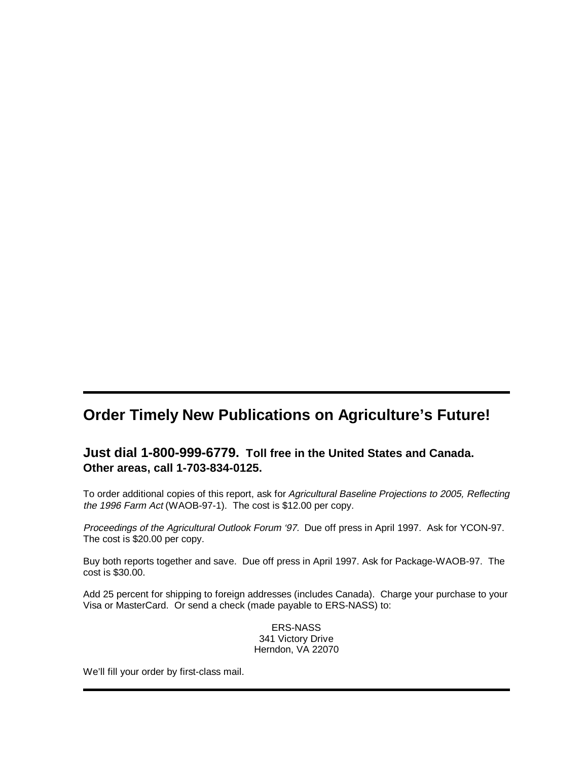---

## Order Timely New Publications on Agriculture's Future!

### Just dial 1-800-999-6779. **Toll free in the United States and Canada. Other areas, call 1-703-834-0125.**

To order additional copies of this report, ask for *Agricultural Baseline Projections to 2005, Reflecting the 1996 Farm Act* (WAOB-97-1). The cost is $12.00 per copy.

*Proceedings of the Agricultural Outlook Forum '97.* Due off press in April 1997. Ask for YCON-97. The cost is $20.00 per copy.

Buy both reports together and save. Due off press in April 1997. Ask for Package-WAOB-97. The cost is $30.00.

Add 25 percent for shipping to foreign addresses (includes Canada). Charge your purchase to your Visa or MasterCard. Or send a check (made payable to ERS-NASS) to:

ERS-NASS
341 Victory Drive
Herndon, VA 22070

We'll fill your order by first-class mail.

---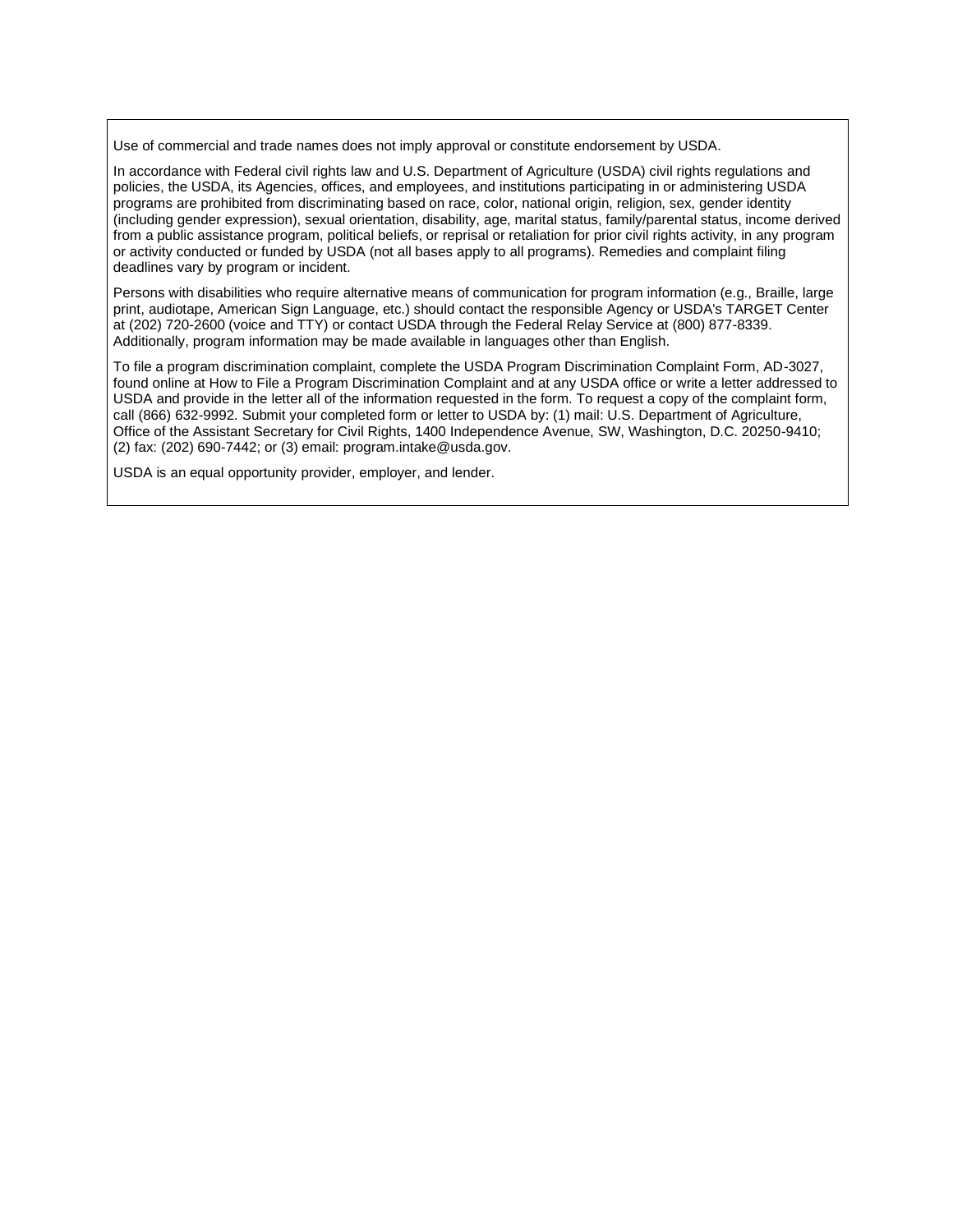Use of commercial and trade names does not imply approval or constitute endorsement by USDA.

In accordance with Federal civil rights law and U.S. Department of Agriculture (USDA) civil rights regulations and policies, the USDA, its Agencies, offices, and employees, and institutions participating in or administering USDA programs are prohibited from discriminating based on race, color, national origin, religion, sex, gender identity (including gender expression), sexual orientation, disability, age, marital status, family/parental status, income derived from a public assistance program, political beliefs, or reprisal or retaliation for prior civil rights activity, in any program or activity conducted or funded by USDA (not all bases apply to all programs). Remedies and complaint filing deadlines vary by program or incident.

Persons with disabilities who require alternative means of communication for program information (e.g., Braille, large print, audiotape, American Sign Language, etc.) should contact the responsible Agency or USDA's TARGET Center at (202) 720-2600 (voice and TTY) or contact USDA through the Federal Relay Service at (800) 877-8339. Additionally, program information may be made available in languages other than English.

To file a program discrimination complaint, complete the USDA Program Discrimination Complaint Form, AD-3027, found online at How to File a Program Discrimination Complaint and at any USDA office or write a letter addressed to USDA and provide in the letter all of the information requested in the form. To request a copy of the complaint form, call (866) 632-9992. Submit your completed form or letter to USDA by: (1) mail: U.S. Department of Agriculture, Office of the Assistant Secretary for Civil Rights, 1400 Independence Avenue, SW, Washington, D.C. 20250-9410; (2) fax: (202) 690-7442; or (3) email: program.intake@usda.gov.

USDA is an equal opportunity provider, employer, and lender.